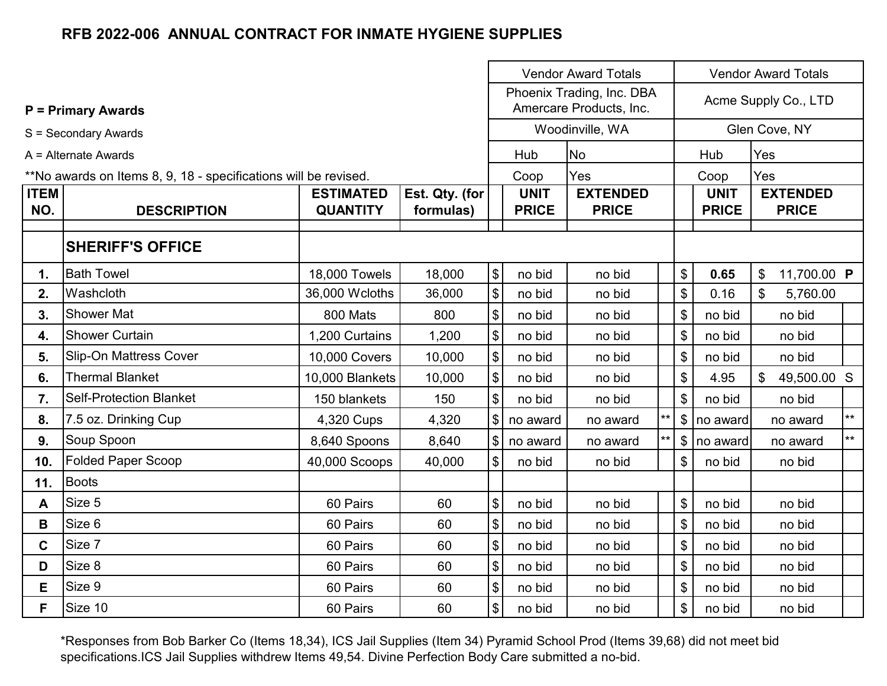# RFB 2022-006 ANNUAL CONTRACT FOR INMATE HYGIENE SUPPLIES

**P = Primary Awards**

S = Secondary Awards

A = Alternate Awards

**No awards on Items 8, 9, 18 - specifications will be revised.

| ITEM NO. | DESCRIPTION | ESTIMATED QUANTITY | Est. Qty. (for formulas) | Vendor Award Totals: Phoenix Trading, Inc. DBA Amercare Products, Inc., Woodinville, WA (Hub: No; Coop: Yes) UNIT PRICE | EXTENDED PRICE | | Vendor Award Totals: Acme Supply Co., LTD, Glen Cove, NY (Hub: Yes; Coop: Yes) UNIT PRICE | EXTENDED PRICE | |
|---|---|---|---|---|---|---|---|---|---|
| | **SHERIFF'S OFFICE** | | | | | | | | |
| 1. | Bath Towel | 18,000 Towels | 18,000 | $ no bid | no bid | | $ **0.65** | $ 11,700.00 | **P** |
| 2. | Washcloth | 36,000 Wcloths | 36,000 | $ no bid | no bid | | $ 0.16 | $ 5,760.00 | |
| 3. | Shower Mat | 800 Mats | 800 | $ no bid | no bid | | $ no bid | no bid | |
| 4. | Shower Curtain | 1,200 Curtains | 1,200 | $ no bid | no bid | | $ no bid | no bid | |
| 5. | Slip-On Mattress Cover | 10,000 Covers | 10,000 | $ no bid | no bid | | $ no bid | no bid | |
| 6. | Thermal Blanket | 10,000 Blankets | 10,000 | $ no bid | no bid | | $ 4.95 | $ 49,500.00 | S |
| 7. | Self-Protection Blanket | 150 blankets | 150 | $ no bid | no bid | | $ no bid | no bid | |
| 8. | 7.5 oz. Drinking Cup | 4,320 Cups | 4,320 | $ no award | no award | ** | $ no award | no award | ** |
| 9. | Soup Spoon | 8,640 Spoons | 8,640 | $ no award | no award | ** | $ no award | no award | ** |
| 10. | Folded Paper Scoop | 40,000 Scoops | 40,000 | $ no bid | no bid | | $ no bid | no bid | |
| 11. | Boots | | | | | | | | |
| A | Size 5 | 60 Pairs | 60 | $ no bid | no bid | | $ no bid | no bid | |
| B | Size 6 | 60 Pairs | 60 | $ no bid | no bid | | $ no bid | no bid | |
| C | Size 7 | 60 Pairs | 60 | $ no bid | no bid | | $ no bid | no bid | |
| D | Size 8 | 60 Pairs | 60 | $ no bid | no bid | | $ no bid | no bid | |
| E | Size 9 | 60 Pairs | 60 | $ no bid | no bid | | $ no bid | no bid | |
| F | Size 10 | 60 Pairs | 60 | $ no bid | no bid | | $ no bid | no bid | |

*Responses from Bob Barker Co (Items 18,34), ICS Jail Supplies (Item 34) Pyramid School Prod (Items 39,68) did not meet bid specifications.ICS Jail Supplies withdrew Items 49,54. Divine Perfection Body Care submitted a no-bid.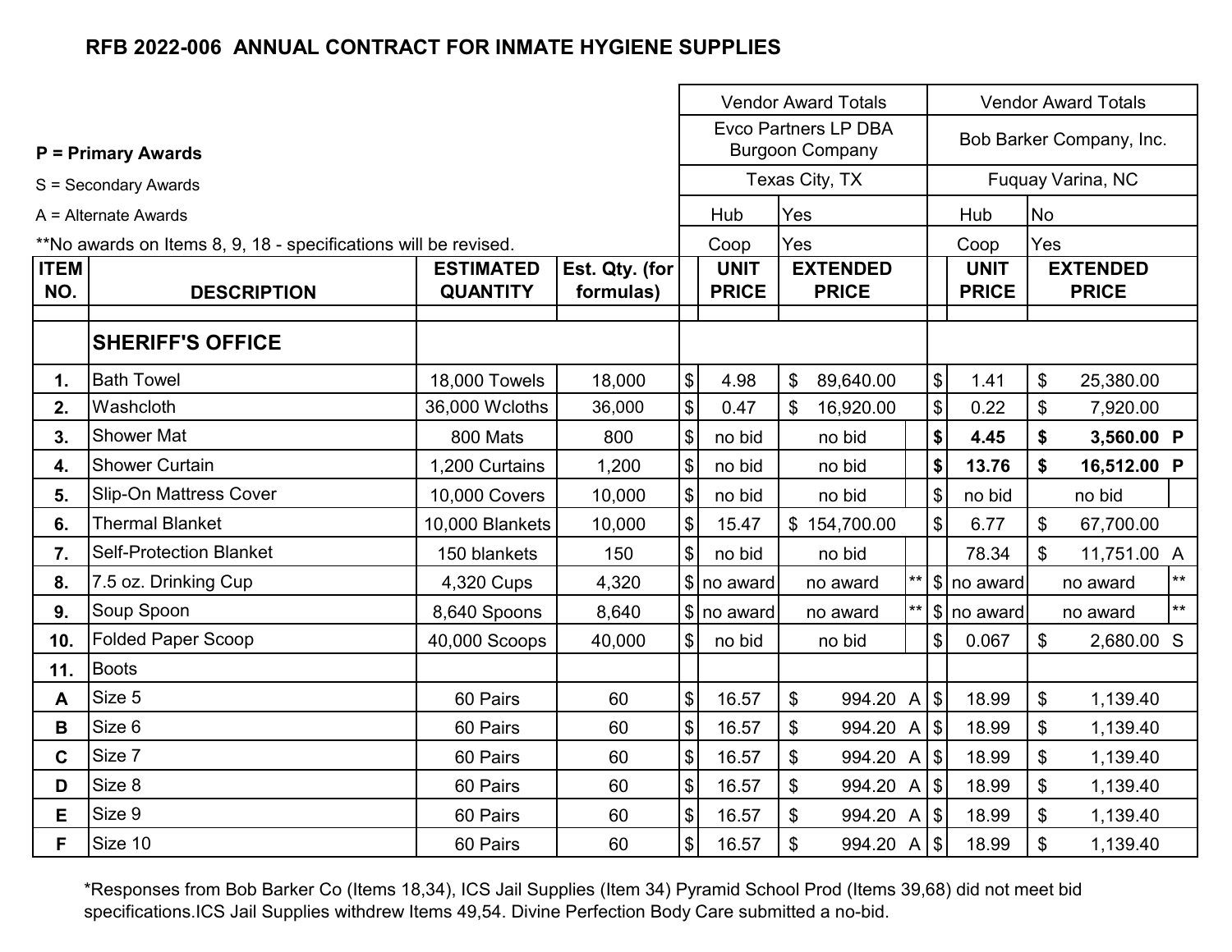# RFB 2022-006 ANNUAL CONTRACT FOR INMATE HYGIENE SUPPLIES

**P = Primary Awards**

S = Secondary Awards

A = Alternate Awards

**No awards on Items 8, 9, 18 - specifications will be revised.

| ITEM NO. | DESCRIPTION | ESTIMATED QUANTITY | Est. Qty. (for formulas) | Vendor Award Totals: Evco Partners LP DBA Burgoon Company, Texas City, TX (Hub: Yes; Coop: Yes) UNIT PRICE | EXTENDED PRICE | | Vendor Award Totals: Bob Barker Company, Inc., Fuquay Varina, NC (Hub: No; Coop: Yes) UNIT PRICE | EXTENDED PRICE | |
|---|---|---|---|---|---|---|---|---|---|
| | **SHERIFF'S OFFICE** | | | | | | | | |
| 1. | Bath Towel | 18,000 Towels | 18,000 | $ 4.98 | $ 89,640.00 | | $ 1.41 | $ 25,380.00 | |
| 2. | Washcloth | 36,000 Wcloths | 36,000 | $ 0.47 | $ 16,920.00 | | $ 0.22 | $ 7,920.00 | |
| 3. | Shower Mat | 800 Mats | 800 | $ no bid | no bid | | **$ 4.45** | **$ 3,560.00** | **P** |
| 4. | Shower Curtain | 1,200 Curtains | 1,200 | $ no bid | no bid | | **$ 13.76** | **$ 16,512.00** | **P** |
| 5. | Slip-On Mattress Cover | 10,000 Covers | 10,000 | $ no bid | no bid | | $ no bid | no bid | |
| 6. | Thermal Blanket | 10,000 Blankets | 10,000 | $ 15.47 | $ 154,700.00 | | $ 6.77 | $ 67,700.00 | |
| 7. | Self-Protection Blanket | 150 blankets | 150 | $ no bid | no bid | | 78.34 | $ 11,751.00 | A |
| 8. | 7.5 oz. Drinking Cup | 4,320 Cups | 4,320 | $ no award | no award | ** | $ no award | no award | ** |
| 9. | Soup Spoon | 8,640 Spoons | 8,640 | $ no award | no award | ** | $ no award | no award | ** |
| 10. | Folded Paper Scoop | 40,000 Scoops | 40,000 | $ no bid | no bid | | $ 0.067 | $ 2,680.00 | S |
| 11. | Boots | | | | | | | | |
| A | Size 5 | 60 Pairs | 60 | $ 16.57 | $ 994.20 | A | $ 18.99 | $ 1,139.40 | |
| B | Size 6 | 60 Pairs | 60 | $ 16.57 | $ 994.20 | A | $ 18.99 | $ 1,139.40 | |
| C | Size 7 | 60 Pairs | 60 | $ 16.57 | $ 994.20 | A | $ 18.99 | $ 1,139.40 | |
| D | Size 8 | 60 Pairs | 60 | $ 16.57 | $ 994.20 | A | $ 18.99 | $ 1,139.40 | |
| E | Size 9 | 60 Pairs | 60 | $ 16.57 | $ 994.20 | A | $ 18.99 | $ 1,139.40 | |
| F | Size 10 | 60 Pairs | 60 | $ 16.57 | $ 994.20 | A | $ 18.99 | $ 1,139.40 | |

*Responses from Bob Barker Co (Items 18,34), ICS Jail Supplies (Item 34) Pyramid School Prod (Items 39,68) did not meet bid specifications.ICS Jail Supplies withdrew Items 49,54. Divine Perfection Body Care submitted a no-bid.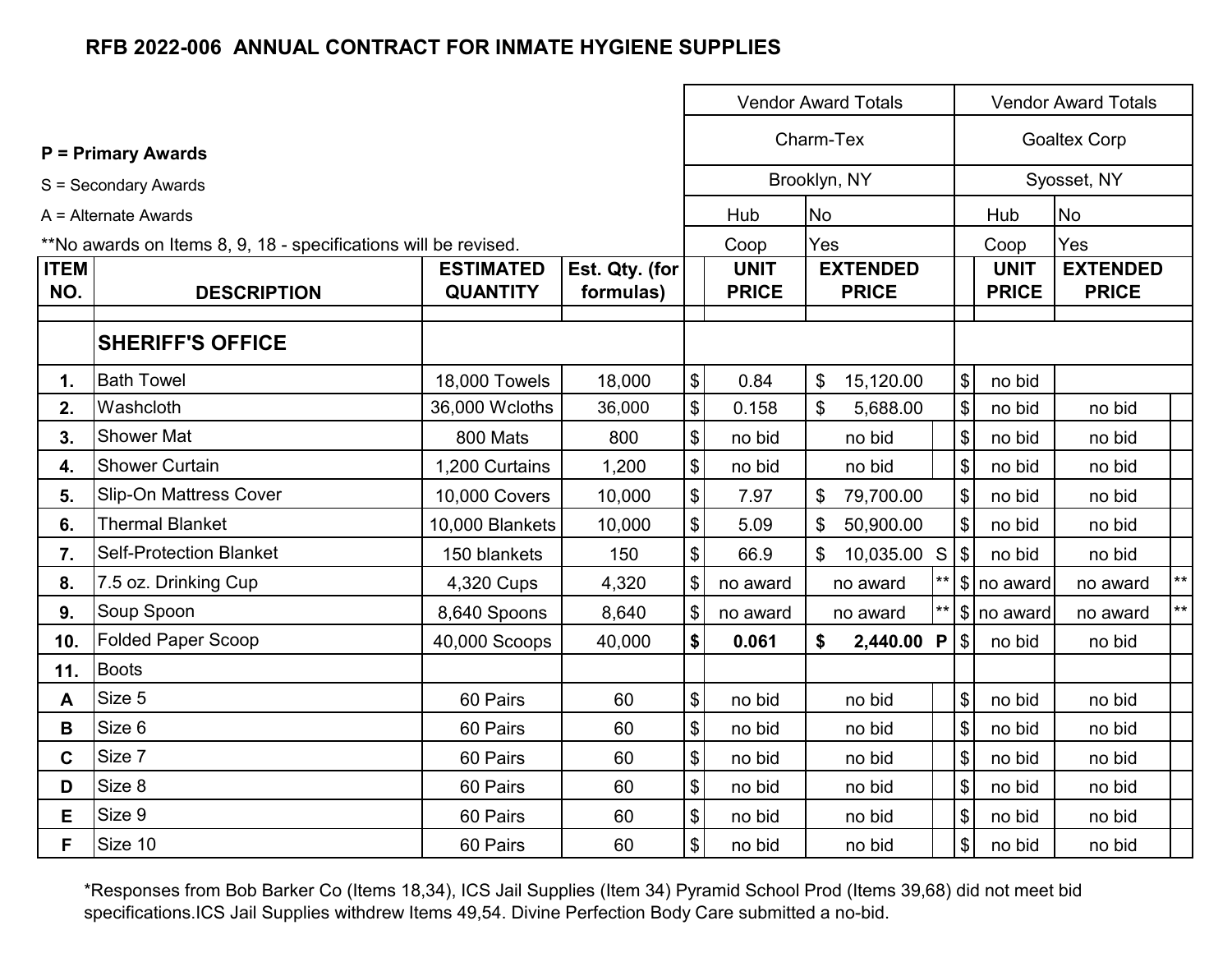# RFB 2022-006 ANNUAL CONTRACT FOR INMATE HYGIENE SUPPLIES

**P = Primary Awards**

S = Secondary Awards

A = Alternate Awards

**No awards on Items 8, 9, 18 - specifications will be revised.

| ITEM NO. | DESCRIPTION | ESTIMATED QUANTITY | Est. Qty. (for formulas) | | Vendor Award Totals | | | | Vendor Award Totals | | |
|---|---|---|---|---|---|---|---|---|---|---|---|
| | | | | | Charm-Tex | | | | Goaltex Corp | | |
| | | | | | Brooklyn, NY | | | | Syosset, NY | | |
| | | | | | Hub | No | | | Hub | No | |
| | | | | | Coop | Yes | | | Coop | Yes | |
| | | | | | UNIT PRICE | EXTENDED PRICE | | | UNIT PRICE | EXTENDED PRICE | |
| | **SHERIFF'S OFFICE** | | | | | | | | | | |
| 1. | Bath Towel | 18,000 Towels | 18,000 | $ | 0.84 | $ 15,120.00 | | $ | no bid | | |
| 2. | Washcloth | 36,000 Wcloths | 36,000 | $ | 0.158 | $ 5,688.00 | | $ | no bid | no bid | |
| 3. | Shower Mat | 800 Mats | 800 | $ | no bid | no bid | | $ | no bid | no bid | |
| 4. | Shower Curtain | 1,200 Curtains | 1,200 | $ | no bid | no bid | | $ | no bid | no bid | |
| 5. | Slip-On Mattress Cover | 10,000 Covers | 10,000 | $ | 7.97 | $ 79,700.00 | | $ | no bid | no bid | |
| 6. | Thermal Blanket | 10,000 Blankets | 10,000 | $ | 5.09 | $ 50,900.00 | | $ | no bid | no bid | |
| 7. | Self-Protection Blanket | 150 blankets | 150 | $ | 66.9 | $ 10,035.00 | S | $ | no bid | no bid | |
| 8. | 7.5 oz. Drinking Cup | 4,320 Cups | 4,320 | $ | no award | no award | ** | $ | no award | no award | ** |
| 9. | Soup Spoon | 8,640 Spoons | 8,640 | $ | no award | no award | ** | $ | no award | no award | ** |
| 10. | Folded Paper Scoop | 40,000 Scoops | 40,000 | **$** | **0.061** | **$ 2,440.00** | **P** | $ | no bid | no bid | |
| 11. | Boots | | | | | | | | | | |
| A | Size 5 | 60 Pairs | 60 | $ | no bid | no bid | | $ | no bid | no bid | |
| B | Size 6 | 60 Pairs | 60 | $ | no bid | no bid | | $ | no bid | no bid | |
| C | Size 7 | 60 Pairs | 60 | $ | no bid | no bid | | $ | no bid | no bid | |
| D | Size 8 | 60 Pairs | 60 | $ | no bid | no bid | | $ | no bid | no bid | |
| E | Size 9 | 60 Pairs | 60 | $ | no bid | no bid | | $ | no bid | no bid | |
| F | Size 10 | 60 Pairs | 60 | $ | no bid | no bid | | $ | no bid | no bid | |

*Responses from Bob Barker Co (Items 18,34), ICS Jail Supplies (Item 34) Pyramid School Prod (Items 39,68) did not meet bid specifications.ICS Jail Supplies withdrew Items 49,54. Divine Perfection Body Care submitted a no-bid.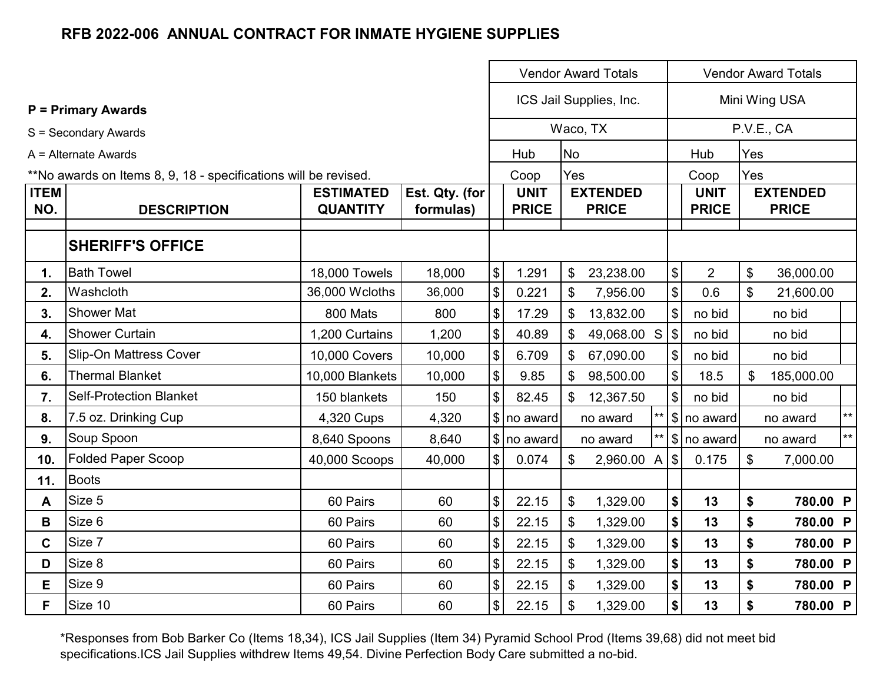# RFB 2022-006 ANNUAL CONTRACT FOR INMATE HYGIENE SUPPLIES

**P = Primary Awards**

S = Secondary Awards

A = Alternate Awards

**No awards on Items 8, 9, 18 - specifications will be revised.

| | | | | Vendor Award Totals | | | | | Vendor Award Totals | | | |
|---|---|---|---|---|---|---|---|---|---|---|---|---|
| | | | | ICS Jail Supplies, Inc. | | | | | Mini Wing USA | | | |
| | | | | Waco, TX | | | | | P.V.E., CA | | | |
| | | | | Hub | No | | | | Hub | Yes | | |
| | | | | Coop | Yes | | | | Coop | Yes | | |
| **ITEM NO.** | **DESCRIPTION** | **ESTIMATED QUANTITY** | **Est. Qty. (for formulas)** | | **UNIT PRICE** | | **EXTENDED PRICE** | | | **UNIT PRICE** | **EXTENDED PRICE** | |
| | **SHERIFF'S OFFICE** | | | | | | | | | | | |
| **1.** | Bath Towel | 18,000 Towels | 18,000 | $ | 1.291 | $ | 23,238.00 | | $ | 2 | $ 36,000.00 | |
| **2.** | Washcloth | 36,000 Wcloths | 36,000 | $ | 0.221 | $ | 7,956.00 | | $ | 0.6 | $ 21,600.00 | |
| **3.** | Shower Mat | 800 Mats | 800 | $ | 17.29 | $ | 13,832.00 | | $ | no bid | no bid | |
| **4.** | Shower Curtain | 1,200 Curtains | 1,200 | $ | 40.89 | $ | 49,068.00 | S | $ | no bid | no bid | |
| **5.** | Slip-On Mattress Cover | 10,000 Covers | 10,000 | $ | 6.709 | $ | 67,090.00 | | $ | no bid | no bid | |
| **6.** | Thermal Blanket | 10,000 Blankets | 10,000 | $ | 9.85 | $ | 98,500.00 | | $ | 18.5 | $ 185,000.00 | |
| **7.** | Self-Protection Blanket | 150 blankets | 150 | $ | 82.45 | $ | 12,367.50 | | $ | no bid | no bid | |
| **8.** | 7.5 oz. Drinking Cup | 4,320 Cups | 4,320 | $ | no award | | no award | ** | $ | no award | no award | ** |
| **9.** | Soup Spoon | 8,640 Spoons | 8,640 | $ | no award | | no award | ** | $ | no award | no award | ** |
| **10.** | Folded Paper Scoop | 40,000 Scoops | 40,000 | $ | 0.074 | $ | 2,960.00 | A | $ | 0.175 | $ 7,000.00 | |
| **11.** | Boots | | | | | | | | | | | |
| **A** | Size 5 | 60 Pairs | 60 | $ | 22.15 | $ | 1,329.00 | | **$** | **13** | **$ 780.00** | **P** |
| **B** | Size 6 | 60 Pairs | 60 | $ | 22.15 | $ | 1,329.00 | | **$** | **13** | **$ 780.00** | **P** |
| **C** | Size 7 | 60 Pairs | 60 | $ | 22.15 | $ | 1,329.00 | | **$** | **13** | **$ 780.00** | **P** |
| **D** | Size 8 | 60 Pairs | 60 | $ | 22.15 | $ | 1,329.00 | | **$** | **13** | **$ 780.00** | **P** |
| **E** | Size 9 | 60 Pairs | 60 | $ | 22.15 | $ | 1,329.00 | | **$** | **13** | **$ 780.00** | **P** |
| **F** | Size 10 | 60 Pairs | 60 | $ | 22.15 | $ | 1,329.00 | | **$** | **13** | **$ 780.00** | **P** |

*Responses from Bob Barker Co (Items 18,34), ICS Jail Supplies (Item 34) Pyramid School Prod (Items 39,68) did not meet bid specifications.ICS Jail Supplies withdrew Items 49,54. Divine Perfection Body Care submitted a no-bid.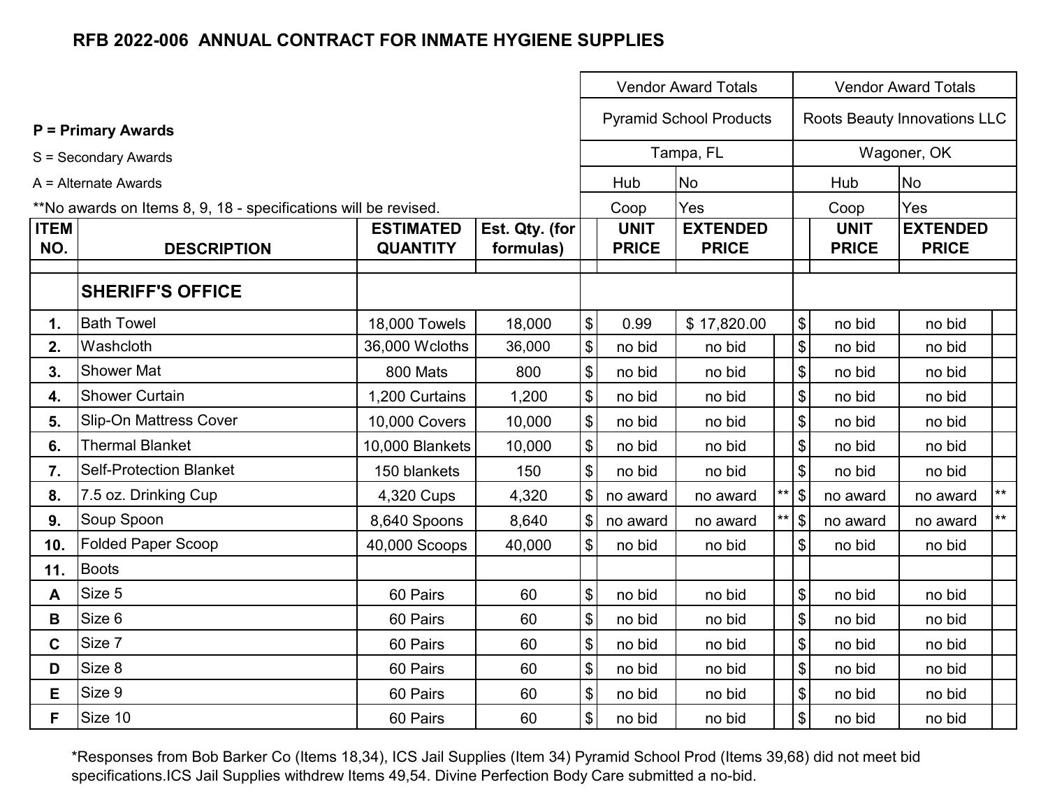# RFB 2022-006 ANNUAL CONTRACT FOR INMATE HYGIENE SUPPLIES

**P = Primary Awards**

S = Secondary Awards

A = Alternate Awards

**No awards on Items 8, 9, 18 - specifications will be revised.

| | | | | Vendor Award Totals | | | | Vendor Award Totals | | |
|---|---|---|---|---|---|---|---|---|---|---|
| | | | | Pyramid School Products | | | | Roots Beauty Innovations LLC | | |
| | | | | Tampa, FL | | | | Wagoner, OK | | |
| | | | | Hub | No | | | Hub | No | |
| | | | | Coop | Yes | | | Coop | Yes | |
| **ITEM NO.** | **DESCRIPTION** | **ESTIMATED QUANTITY** | **Est. Qty. (for formulas)** | **UNIT PRICE** | **EXTENDED PRICE** | | | **UNIT PRICE** | **EXTENDED PRICE** | |
| | **SHERIFF'S OFFICE** | | | | | | | | | |
| **1.** | Bath Towel | 18,000 Towels | 18,000 | $ 0.99 | $ 17,820.00 | | $ | no bid | no bid | |
| **2.** | Washcloth | 36,000 Wcloths | 36,000 | $ no bid | no bid | | $ | no bid | no bid | |
| **3.** | Shower Mat | 800 Mats | 800 | $ no bid | no bid | | $ | no bid | no bid | |
| **4.** | Shower Curtain | 1,200 Curtains | 1,200 | $ no bid | no bid | | $ | no bid | no bid | |
| **5.** | Slip-On Mattress Cover | 10,000 Covers | 10,000 | $ no bid | no bid | | $ | no bid | no bid | |
| **6.** | Thermal Blanket | 10,000 Blankets | 10,000 | $ no bid | no bid | | $ | no bid | no bid | |
| **7.** | Self-Protection Blanket | 150 blankets | 150 | $ no bid | no bid | | $ | no bid | no bid | |
| **8.** | 7.5 oz. Drinking Cup | 4,320 Cups | 4,320 | $ no award | no award | ** | $ | no award | no award | ** |
| **9.** | Soup Spoon | 8,640 Spoons | 8,640 | $ no award | no award | ** | $ | no award | no award | ** |
| **10.** | Folded Paper Scoop | 40,000 Scoops | 40,000 | $ no bid | no bid | | $ | no bid | no bid | |
| **11.** | Boots | | | | | | | | | |
| **A** | Size 5 | 60 Pairs | 60 | $ no bid | no bid | | $ | no bid | no bid | |
| **B** | Size 6 | 60 Pairs | 60 | $ no bid | no bid | | $ | no bid | no bid | |
| **C** | Size 7 | 60 Pairs | 60 | $ no bid | no bid | | $ | no bid | no bid | |
| **D** | Size 8 | 60 Pairs | 60 | $ no bid | no bid | | $ | no bid | no bid | |
| **E** | Size 9 | 60 Pairs | 60 | $ no bid | no bid | | $ | no bid | no bid | |
| **F** | Size 10 | 60 Pairs | 60 | $ no bid | no bid | | $ | no bid | no bid | |

*Responses from Bob Barker Co (Items 18,34), ICS Jail Supplies (Item 34) Pyramid School Prod (Items 39,68) did not meet bid specifications.ICS Jail Supplies withdrew Items 49,54. Divine Perfection Body Care submitted a no-bid.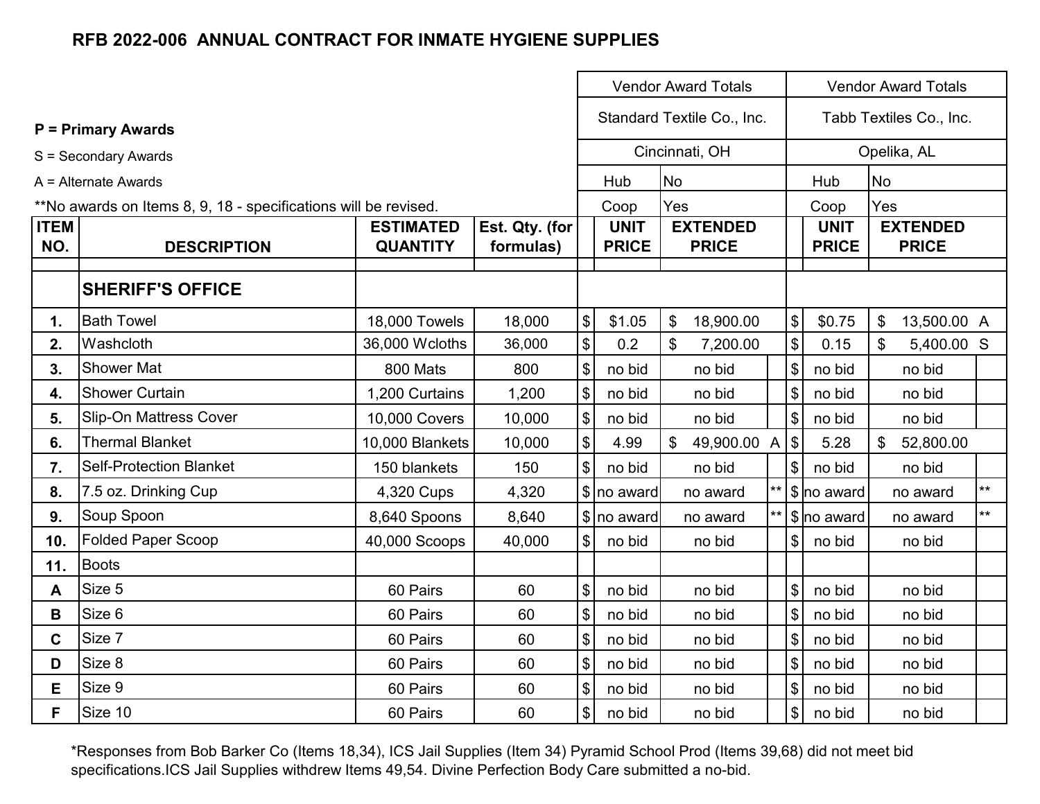**RFB 2022-006 ANNUAL CONTRACT FOR INMATE HYGIENE SUPPLIES**

**P = Primary Awards**

S = Secondary Awards

A = Alternate Awards

**No awards on Items 8, 9, 18 - specifications will be revised.

| ITEM NO. | DESCRIPTION | ESTIMATED QUANTITY | Est. Qty. (for formulas) | Vendor Award Totals | | | | Vendor Award Totals | | | |
|---|---|---|---|---|---|---|---|---|---|---|---|
| | | | | Standard Textile Co., Inc. | | | | Tabb Textiles Co., Inc. | | | |
| | | | | Cincinnati, OH | | | | Opelika, AL | | | |
| | | | | Hub | No | | | Hub | No | | |
| | | | | Coop | Yes | | | Coop | Yes | | |
| | | | | | UNIT PRICE | EXTENDED PRICE | | | UNIT PRICE | EXTENDED PRICE | |
| | **SHERIFF'S OFFICE** | | | | | | | | | | |
| 1. | Bath Towel | 18,000 Towels | 18,000 | $ | $1.05 | $ 18,900.00 | | $ | $0.75 | $ 13,500.00 | A |
| 2. | Washcloth | 36,000 Wcloths | 36,000 | $ | 0.2 | $ 7,200.00 | | $ | 0.15 | $ 5,400.00 | S |
| 3. | Shower Mat | 800 Mats | 800 | $ | no bid | no bid | | $ | no bid | no bid | |
| 4. | Shower Curtain | 1,200 Curtains | 1,200 | $ | no bid | no bid | | $ | no bid | no bid | |
| 5. | Slip-On Mattress Cover | 10,000 Covers | 10,000 | $ | no bid | no bid | | $ | no bid | no bid | |
| 6. | Thermal Blanket | 10,000 Blankets | 10,000 | $ | 4.99 | $ 49,900.00 | A | $ | 5.28 | $ 52,800.00 | |
| 7. | Self-Protection Blanket | 150 blankets | 150 | $ | no bid | no bid | | $ | no bid | no bid | |
| 8. | 7.5 oz. Drinking Cup | 4,320 Cups | 4,320 | $ | no award | no award | ** | $ | no award | no award | ** |
| 9. | Soup Spoon | 8,640 Spoons | 8,640 | $ | no award | no award | ** | $ | no award | no award | ** |
| 10. | Folded Paper Scoop | 40,000 Scoops | 40,000 | $ | no bid | no bid | | $ | no bid | no bid | |
| 11. | Boots | | | | | | | | | | |
| A | Size 5 | 60 Pairs | 60 | $ | no bid | no bid | | $ | no bid | no bid | |
| B | Size 6 | 60 Pairs | 60 | $ | no bid | no bid | | $ | no bid | no bid | |
| C | Size 7 | 60 Pairs | 60 | $ | no bid | no bid | | $ | no bid | no bid | |
| D | Size 8 | 60 Pairs | 60 | $ | no bid | no bid | | $ | no bid | no bid | |
| E | Size 9 | 60 Pairs | 60 | $ | no bid | no bid | | $ | no bid | no bid | |
| F | Size 10 | 60 Pairs | 60 | $ | no bid | no bid | | $ | no bid | no bid | |

*Responses from Bob Barker Co (Items 18,34), ICS Jail Supplies (Item 34) Pyramid School Prod (Items 39,68) did not meet bid specifications.ICS Jail Supplies withdrew Items 49,54. Divine Perfection Body Care submitted a no-bid.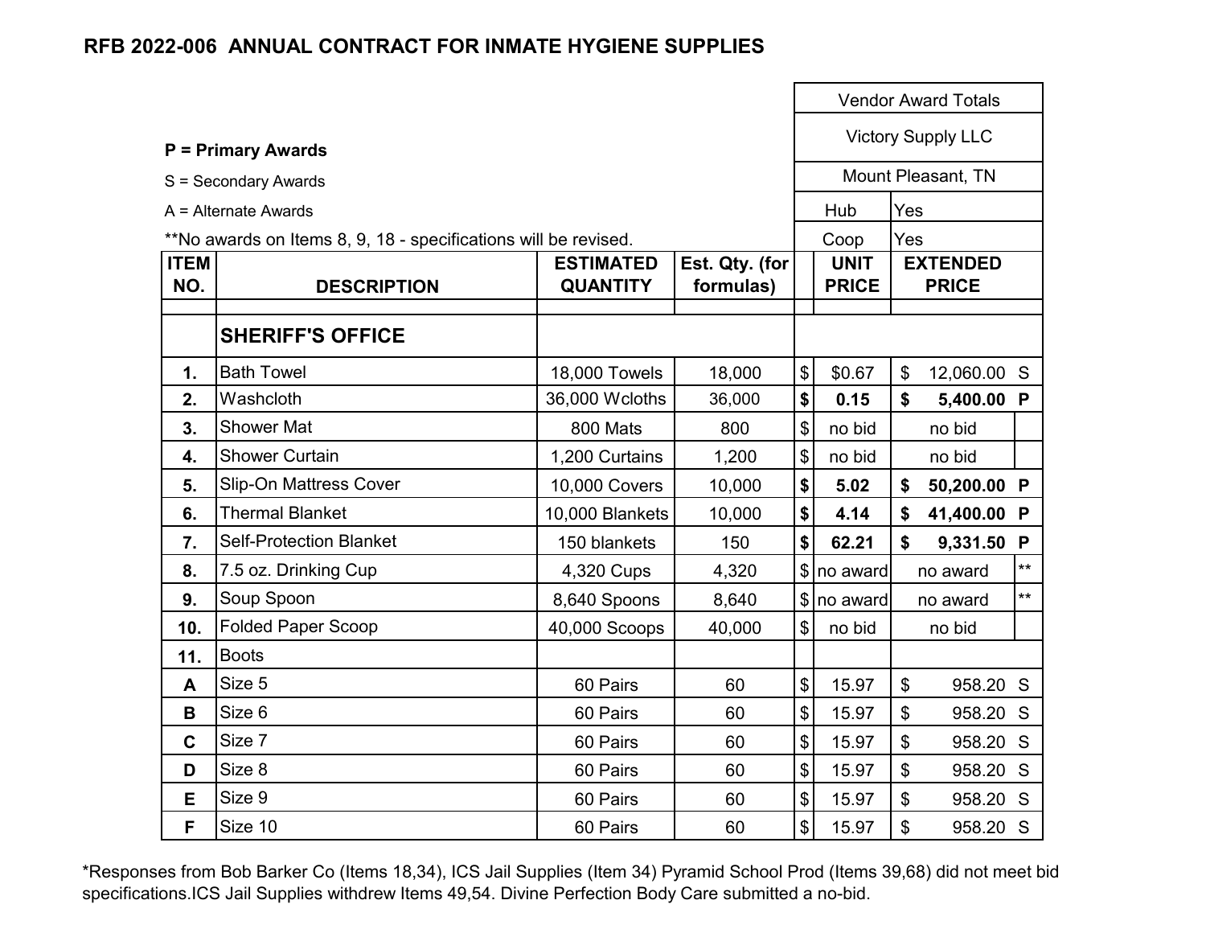# RFB 2022-006 ANNUAL CONTRACT FOR INMATE HYGIENE SUPPLIES

**P = Primary Awards**

S = Secondary Awards

A = Alternate Awards

**No awards on Items 8, 9, 18 - specifications will be revised.

| | | | | Vendor Award Totals | | |
|---|---|---|---|---|---|---|
| | | | | Victory Supply LLC | | |
| | | | | Mount Pleasant, TN | | |
| | | | | Hub | Yes | |
| | | | | Coop | Yes | |
| **ITEM NO.** | **DESCRIPTION** | **ESTIMATED QUANTITY** | **Est. Qty. (for formulas)** | **UNIT PRICE** | **EXTENDED PRICE** | |
| | **SHERIFF'S OFFICE** | | | | | |
| **1.** | Bath Towel | 18,000 Towels | 18,000 | $ $0.67 | $ 12,060.00 | S |
| **2.** | Washcloth | 36,000 Wcloths | 36,000 | **$ 0.15** | **$ 5,400.00** | **P** |
| **3.** | Shower Mat | 800 Mats | 800 | $ no bid | no bid | |
| **4.** | Shower Curtain | 1,200 Curtains | 1,200 | $ no bid | no bid | |
| **5.** | Slip-On Mattress Cover | 10,000 Covers | 10,000 | **$ 5.02** | **$ 50,200.00** | **P** |
| **6.** | Thermal Blanket | 10,000 Blankets | 10,000 | **$ 4.14** | **$ 41,400.00** | **P** |
| **7.** | Self-Protection Blanket | 150 blankets | 150 | **$ 62.21** | **$ 9,331.50** | **P** |
| **8.** | 7.5 oz. Drinking Cup | 4,320 Cups | 4,320 | $ no award | no award | ** |
| **9.** | Soup Spoon | 8,640 Spoons | 8,640 | $ no award | no award | ** |
| **10.** | Folded Paper Scoop | 40,000 Scoops | 40,000 | $ no bid | no bid | |
| **11.** | Boots | | | | | |
| **A** | Size 5 | 60 Pairs | 60 | $ 15.97 | $ 958.20 | S |
| **B** | Size 6 | 60 Pairs | 60 | $ 15.97 | $ 958.20 | S |
| **C** | Size 7 | 60 Pairs | 60 | $ 15.97 | $ 958.20 | S |
| **D** | Size 8 | 60 Pairs | 60 | $ 15.97 | $ 958.20 | S |
| **E** | Size 9 | 60 Pairs | 60 | $ 15.97 | $ 958.20 | S |
| **F** | Size 10 | 60 Pairs | 60 | $ 15.97 | $ 958.20 | S |

*Responses from Bob Barker Co (Items 18,34), ICS Jail Supplies (Item 34) Pyramid School Prod (Items 39,68) did not meet bid specifications.ICS Jail Supplies withdrew Items 49,54. Divine Perfection Body Care submitted a no-bid.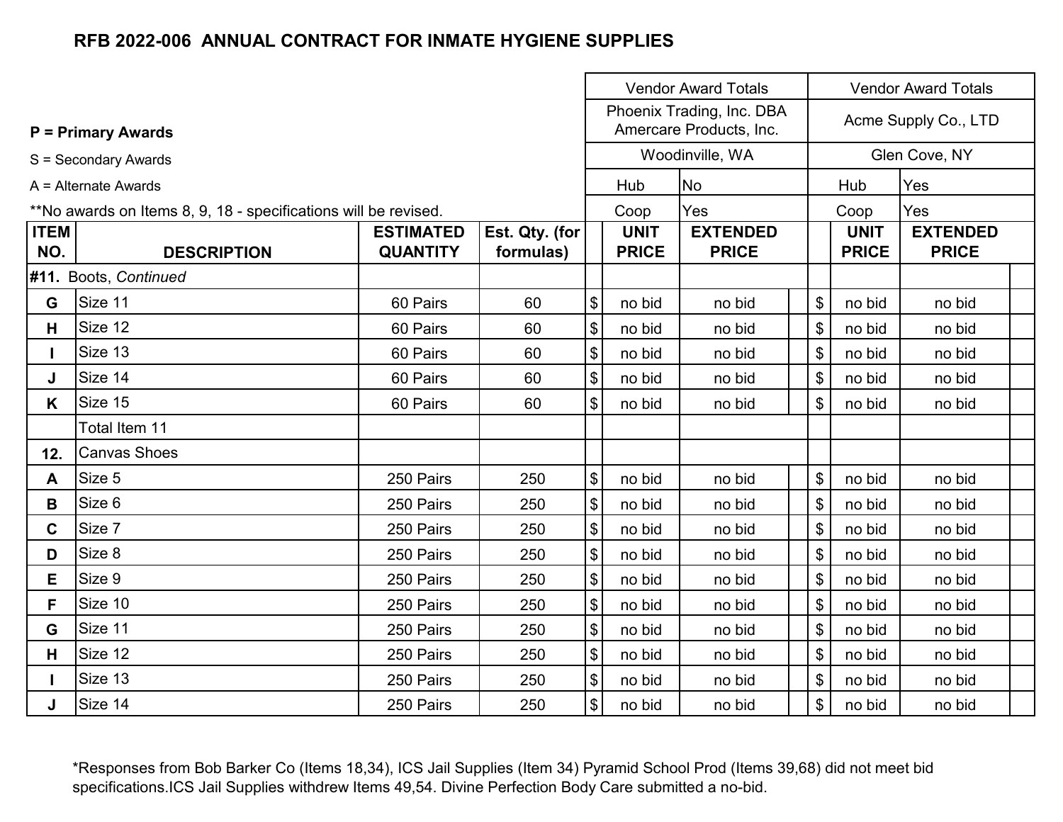## RFB 2022-006 ANNUAL CONTRACT FOR INMATE HYGIENE SUPPLIES

**P = Primary Awards**

S = Secondary Awards

A = Alternate Awards

**No awards on Items 8, 9, 18 - specifications will be revised.

| ITEM NO. | DESCRIPTION | ESTIMATED QUANTITY | Est. Qty. (for formulas) | Vendor Award Totals | | | Vendor Award Totals | | |
|---|---|---|---|---|---|---|---|---|---|
| | | | | Phoenix Trading, Inc. DBA Amercare Products, Inc. | | | Acme Supply Co., LTD | | |
| | | | | Woodinville, WA | | | Glen Cove, NY | | |
| | | | | Hub | No | | Hub | Yes | |
| | | | | Coop | Yes | | Coop | Yes | |
| | | | | | UNIT PRICE | EXTENDED PRICE | | UNIT PRICE | EXTENDED PRICE |
| **#11.** | Boots, *Continued* | | | | | | | | |
| **G** | Size 11 | 60 Pairs | 60 | $ | no bid | no bid | $ | no bid | no bid |
| **H** | Size 12 | 60 Pairs | 60 | $ | no bid | no bid | $ | no bid | no bid |
| **I** | Size 13 | 60 Pairs | 60 | $ | no bid | no bid | $ | no bid | no bid |
| **J** | Size 14 | 60 Pairs | 60 | $ | no bid | no bid | $ | no bid | no bid |
| **K** | Size 15 | 60 Pairs | 60 | $ | no bid | no bid | $ | no bid | no bid |
| | Total Item 11 | | | | | | | | |
| **12.** | Canvas Shoes | | | | | | | | |
| **A** | Size 5 | 250 Pairs | 250 | $ | no bid | no bid | $ | no bid | no bid |
| **B** | Size 6 | 250 Pairs | 250 | $ | no bid | no bid | $ | no bid | no bid |
| **C** | Size 7 | 250 Pairs | 250 | $ | no bid | no bid | $ | no bid | no bid |
| **D** | Size 8 | 250 Pairs | 250 | $ | no bid | no bid | $ | no bid | no bid |
| **E** | Size 9 | 250 Pairs | 250 | $ | no bid | no bid | $ | no bid | no bid |
| **F** | Size 10 | 250 Pairs | 250 | $ | no bid | no bid | $ | no bid | no bid |
| **G** | Size 11 | 250 Pairs | 250 | $ | no bid | no bid | $ | no bid | no bid |
| **H** | Size 12 | 250 Pairs | 250 | $ | no bid | no bid | $ | no bid | no bid |
| **I** | Size 13 | 250 Pairs | 250 | $ | no bid | no bid | $ | no bid | no bid |
| **J** | Size 14 | 250 Pairs | 250 | $ | no bid | no bid | $ | no bid | no bid |

*Responses from Bob Barker Co (Items 18,34), ICS Jail Supplies (Item 34) Pyramid School Prod (Items 39,68) did not meet bid specifications.ICS Jail Supplies withdrew Items 49,54. Divine Perfection Body Care submitted a no-bid.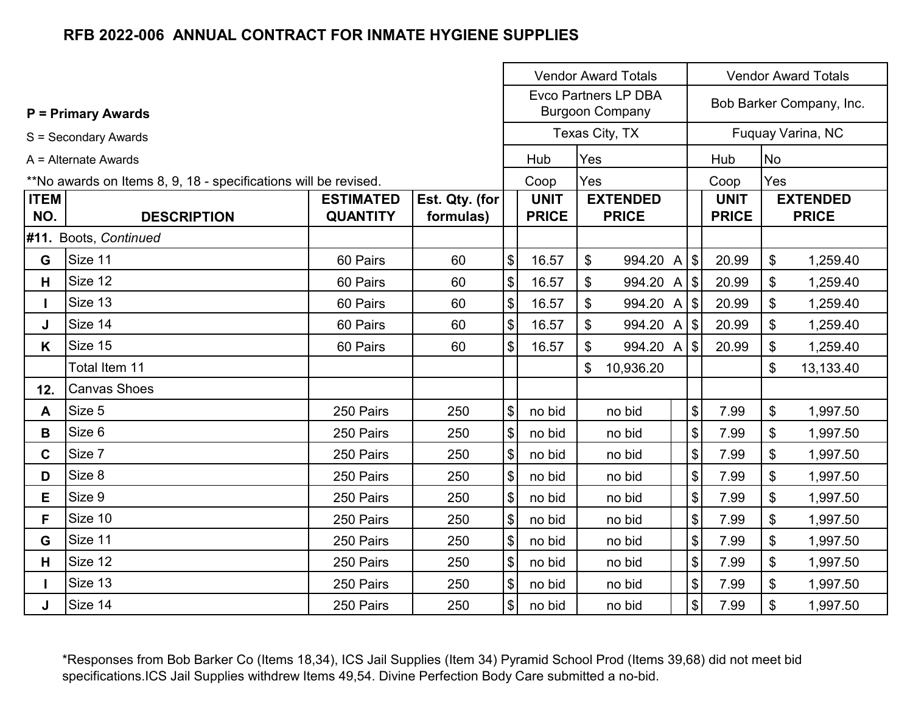**RFB 2022-006 ANNUAL CONTRACT FOR INMATE HYGIENE SUPPLIES**

**P = Primary Awards**

S = Secondary Awards

A = Alternate Awards

**No awards on Items 8, 9, 18 - specifications will be revised.

| ITEM NO. | DESCRIPTION | ESTIMATED QUANTITY | Est. Qty. (for formulas) | Vendor Award Totals | | | Vendor Award Totals | |
|---|---|---|---|---|---|---|---|---|
| | | | | Evco Partners LP DBA Burgoon Company | | | Bob Barker Company, Inc. | |
| | | | | Texas City, TX | | | Fuquay Varina, NC | |
| | | | | Hub | Yes | | Hub | No |
| | | | | Coop | Yes | | Coop | Yes |
| | | | | UNIT PRICE | EXTENDED PRICE | | UNIT PRICE | EXTENDED PRICE |
| #11. | Boots, *Continued* | | | | | | | |
| G | Size 11 | 60 Pairs | 60 | $ 16.57 | $ 994.20 | A | $ 20.99 | $ 1,259.40 |
| H | Size 12 | 60 Pairs | 60 | $ 16.57 | $ 994.20 | A | $ 20.99 | $ 1,259.40 |
| I | Size 13 | 60 Pairs | 60 | $ 16.57 | $ 994.20 | A | $ 20.99 | $ 1,259.40 |
| J | Size 14 | 60 Pairs | 60 | $ 16.57 | $ 994.20 | A | $ 20.99 | $ 1,259.40 |
| K | Size 15 | 60 Pairs | 60 | $ 16.57 | $ 994.20 | A | $ 20.99 | $ 1,259.40 |
| | Total Item 11 | | | | $ 10,936.20 | | | $ 13,133.40 |
| 12. | Canvas Shoes | | | | | | | |
| A | Size 5 | 250 Pairs | 250 | $ no bid | no bid | | $ 7.99 | $ 1,997.50 |
| B | Size 6 | 250 Pairs | 250 | $ no bid | no bid | | $ 7.99 | $ 1,997.50 |
| C | Size 7 | 250 Pairs | 250 | $ no bid | no bid | | $ 7.99 | $ 1,997.50 |
| D | Size 8 | 250 Pairs | 250 | $ no bid | no bid | | $ 7.99 | $ 1,997.50 |
| E | Size 9 | 250 Pairs | 250 | $ no bid | no bid | | $ 7.99 | $ 1,997.50 |
| F | Size 10 | 250 Pairs | 250 | $ no bid | no bid | | $ 7.99 | $ 1,997.50 |
| G | Size 11 | 250 Pairs | 250 | $ no bid | no bid | | $ 7.99 | $ 1,997.50 |
| H | Size 12 | 250 Pairs | 250 | $ no bid | no bid | | $ 7.99 | $ 1,997.50 |
| I | Size 13 | 250 Pairs | 250 | $ no bid | no bid | | $ 7.99 | $ 1,997.50 |
| J | Size 14 | 250 Pairs | 250 | $ no bid | no bid | | $ 7.99 | $ 1,997.50 |

*Responses from Bob Barker Co (Items 18,34), ICS Jail Supplies (Item 34) Pyramid School Prod (Items 39,68) did not meet bid specifications.ICS Jail Supplies withdrew Items 49,54. Divine Perfection Body Care submitted a no-bid.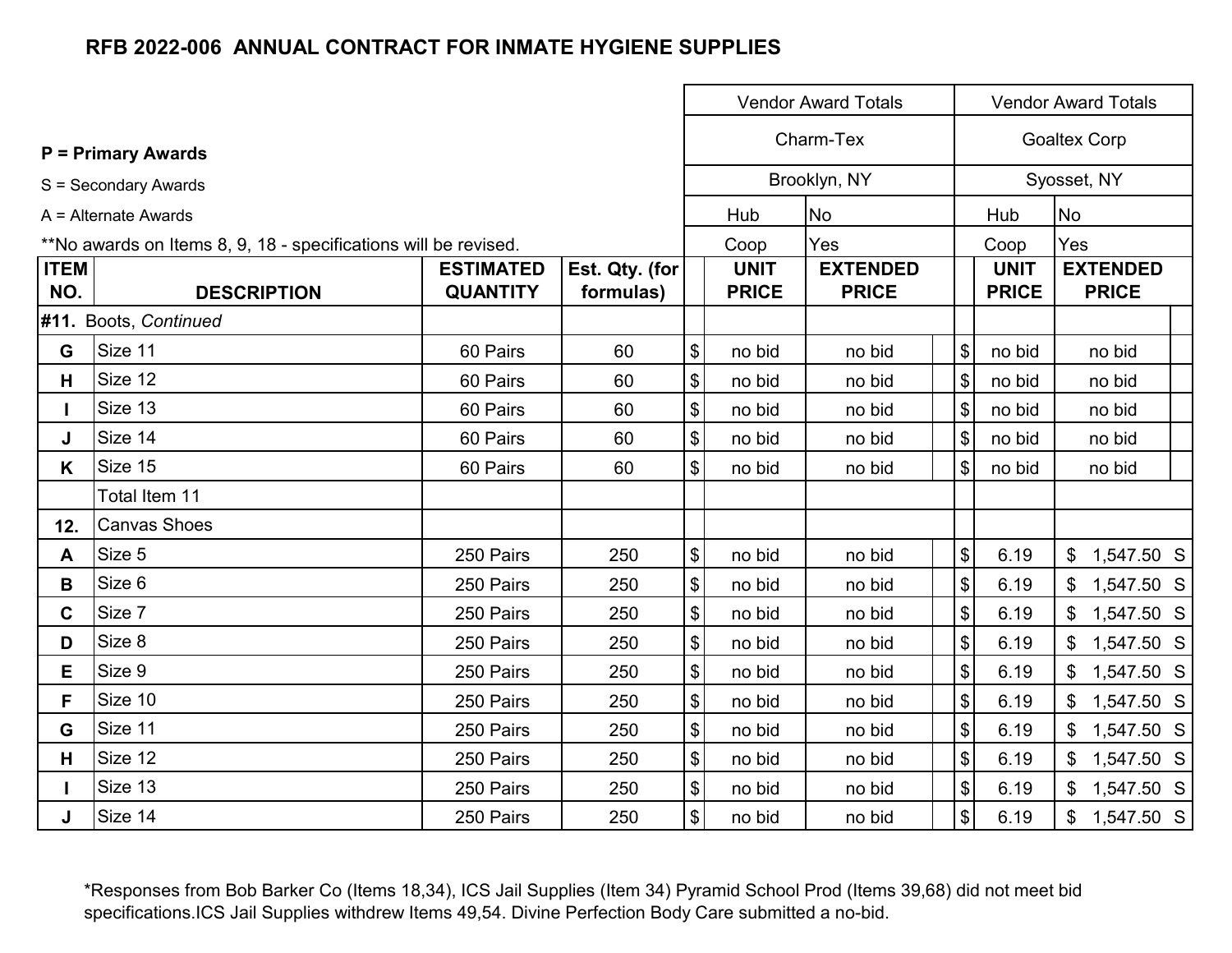# RFB 2022-006 ANNUAL CONTRACT FOR INMATE HYGIENE SUPPLIES

**P = Primary Awards**

S = Secondary Awards

A = Alternate Awards

**No awards on Items 8, 9, 18 - specifications will be revised.

| | | | | Vendor Award Totals | | | Vendor Award Totals | | |
|---|---|---|---|---|---|---|---|---|---|
| | | | | Charm-Tex | | | Goaltex Corp | | |
| | | | | Brooklyn, NY | | | Syosset, NY | | |
| | | | | Hub | No | | Hub | No | |
| | | | | Coop | Yes | | Coop | Yes | |
| **ITEM NO.** | **DESCRIPTION** | **ESTIMATED QUANTITY** | **Est. Qty. (for formulas)** | **UNIT PRICE** | **EXTENDED PRICE** | | **UNIT PRICE** | **EXTENDED PRICE** | |
| **#11.** | Boots, *Continued* | | | | | | | | |
| **G** | Size 11 | 60 Pairs | 60 | $ no bid | no bid | | $ no bid | no bid | |
| **H** | Size 12 | 60 Pairs | 60 | $ no bid | no bid | | $ no bid | no bid | |
| **I** | Size 13 | 60 Pairs | 60 | $ no bid | no bid | | $ no bid | no bid | |
| **J** | Size 14 | 60 Pairs | 60 | $ no bid | no bid | | $ no bid | no bid | |
| **K** | Size 15 | 60 Pairs | 60 | $ no bid | no bid | | $ no bid | no bid | |
| | Total Item 11 | | | | | | | | |
| **12.** | Canvas Shoes | | | | | | | | |
| **A** | Size 5 | 250 Pairs | 250 | $ no bid | no bid | | $ 6.19 | $ 1,547.50 | S |
| **B** | Size 6 | 250 Pairs | 250 | $ no bid | no bid | | $ 6.19 | $ 1,547.50 | S |
| **C** | Size 7 | 250 Pairs | 250 | $ no bid | no bid | | $ 6.19 | $ 1,547.50 | S |
| **D** | Size 8 | 250 Pairs | 250 | $ no bid | no bid | | $ 6.19 | $ 1,547.50 | S |
| **E** | Size 9 | 250 Pairs | 250 | $ no bid | no bid | | $ 6.19 | $ 1,547.50 | S |
| **F** | Size 10 | 250 Pairs | 250 | $ no bid | no bid | | $ 6.19 | $ 1,547.50 | S |
| **G** | Size 11 | 250 Pairs | 250 | $ no bid | no bid | | $ 6.19 | $ 1,547.50 | S |
| **H** | Size 12 | 250 Pairs | 250 | $ no bid | no bid | | $ 6.19 | $ 1,547.50 | S |
| **I** | Size 13 | 250 Pairs | 250 | $ no bid | no bid | | $ 6.19 | $ 1,547.50 | S |
| **J** | Size 14 | 250 Pairs | 250 | $ no bid | no bid | | $ 6.19 | $ 1,547.50 | S |

*Responses from Bob Barker Co (Items 18,34), ICS Jail Supplies (Item 34) Pyramid School Prod (Items 39,68) did not meet bid specifications.ICS Jail Supplies withdrew Items 49,54. Divine Perfection Body Care submitted a no-bid.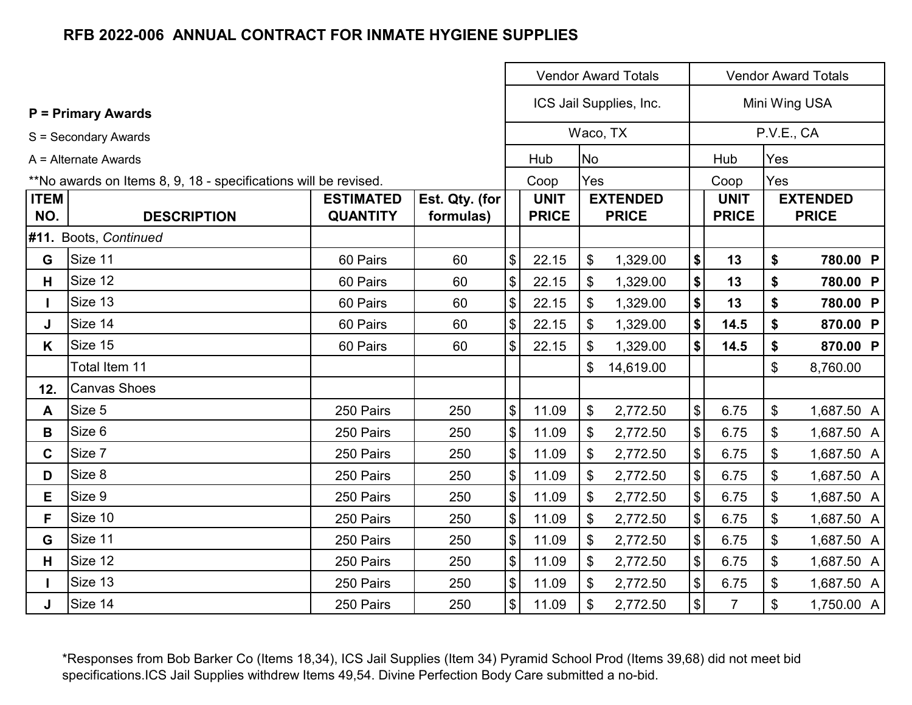# RFB 2022-006 ANNUAL CONTRACT FOR INMATE HYGIENE SUPPLIES

**P = Primary Awards**

S = Secondary Awards

A = Alternate Awards

**No awards on Items 8, 9, 18 - specifications will be revised.

| ITEM NO. | DESCRIPTION | ESTIMATED QUANTITY | Est. Qty. (for formulas) | Vendor Award Totals | | | | Vendor Award Totals | | | | |
|---|---|---|---|---|---|---|---|---|---|---|---|---|
| | | | | ICS Jail Supplies, Inc. | | | | Mini Wing USA | | | | |
| | | | | Waco, TX | | | | P.V.E., CA | | | | |
| | | | | Hub | No | | | Hub | Yes | | | |
| | | | | Coop | Yes | | | Coop | Yes | | | |
| | | | | | UNIT PRICE | | EXTENDED PRICE | | UNIT PRICE | | EXTENDED PRICE | |
| **#11.** | Boots, *Continued* | | | | | | | | | | | |
| G | Size 11 | 60 Pairs | 60 | $ | 22.15 | $ | 1,329.00 | **$** | **13** | **$** | **780.00** | **P** |
| H | Size 12 | 60 Pairs | 60 | $ | 22.15 | $ | 1,329.00 | **$** | **13** | **$** | **780.00** | **P** |
| I | Size 13 | 60 Pairs | 60 | $ | 22.15 | $ | 1,329.00 | **$** | **13** | **$** | **780.00** | **P** |
| J | Size 14 | 60 Pairs | 60 | $ | 22.15 | $ | 1,329.00 | **$** | **14.5** | **$** | **870.00** | **P** |
| K | Size 15 | 60 Pairs | 60 | $ | 22.15 | $ | 1,329.00 | **$** | **14.5** | **$** | **870.00** | **P** |
| | Total Item 11 | | | | | $ | 14,619.00 | | | $ | 8,760.00 | |
| 12. | Canvas Shoes | | | | | | | | | | | |
| A | Size 5 | 250 Pairs | 250 | $ | 11.09 | $ | 2,772.50 | $ | 6.75 | $ | 1,687.50 | A |
| B | Size 6 | 250 Pairs | 250 | $ | 11.09 | $ | 2,772.50 | $ | 6.75 | $ | 1,687.50 | A |
| C | Size 7 | 250 Pairs | 250 | $ | 11.09 | $ | 2,772.50 | $ | 6.75 | $ | 1,687.50 | A |
| D | Size 8 | 250 Pairs | 250 | $ | 11.09 | $ | 2,772.50 | $ | 6.75 | $ | 1,687.50 | A |
| E | Size 9 | 250 Pairs | 250 | $ | 11.09 | $ | 2,772.50 | $ | 6.75 | $ | 1,687.50 | A |
| F | Size 10 | 250 Pairs | 250 | $ | 11.09 | $ | 2,772.50 | $ | 6.75 | $ | 1,687.50 | A |
| G | Size 11 | 250 Pairs | 250 | $ | 11.09 | $ | 2,772.50 | $ | 6.75 | $ | 1,687.50 | A |
| H | Size 12 | 250 Pairs | 250 | $ | 11.09 | $ | 2,772.50 | $ | 6.75 | $ | 1,687.50 | A |
| I | Size 13 | 250 Pairs | 250 | $ | 11.09 | $ | 2,772.50 | $ | 6.75 | $ | 1,687.50 | A |
| J | Size 14 | 250 Pairs | 250 | $ | 11.09 | $ | 2,772.50 | $ | 7 | $ | 1,750.00 | A |

*Responses from Bob Barker Co (Items 18,34), ICS Jail Supplies (Item 34) Pyramid School Prod (Items 39,68) did not meet bid specifications.ICS Jail Supplies withdrew Items 49,54. Divine Perfection Body Care submitted a no-bid.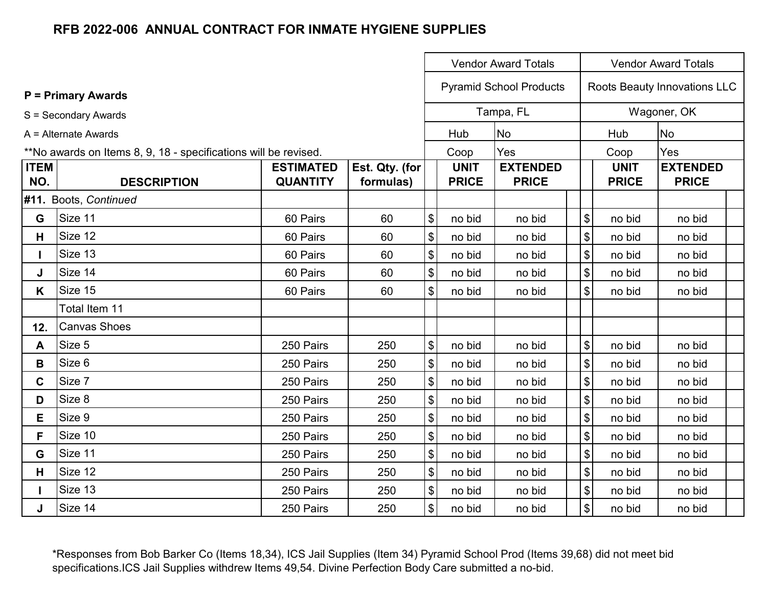## RFB 2022-006 ANNUAL CONTRACT FOR INMATE HYGIENE SUPPLIES

**P = Primary Awards**

S = Secondary Awards

A = Alternate Awards

**No awards on Items 8, 9, 18 - specifications will be revised.

| | | | | Vendor Award Totals | | | | Vendor Award Totals | | |
|---|---|---|---|---|---|---|---|---|---|---|
| | | | | Pyramid School Products | | | | Roots Beauty Innovations LLC | | |
| | | | | Tampa, FL | | | | Wagoner, OK | | |
| | | | | Hub | No | | | Hub | No | |
| | | | | Coop | Yes | | | Coop | Yes | |
| **ITEM NO.** | **DESCRIPTION** | **ESTIMATED QUANTITY** | **Est. Qty. (for formulas)** | | **UNIT PRICE** | **EXTENDED PRICE** | | **UNIT PRICE** | **EXTENDED PRICE** | |
| **#11.** | Boots, *Continued* | | | | | | | | | |
| **G** | Size 11 | 60 Pairs | 60 | $ | no bid | no bid | $ | no bid | no bid | |
| **H** | Size 12 | 60 Pairs | 60 | $ | no bid | no bid | $ | no bid | no bid | |
| **I** | Size 13 | 60 Pairs | 60 | $ | no bid | no bid | $ | no bid | no bid | |
| **J** | Size 14 | 60 Pairs | 60 | $ | no bid | no bid | $ | no bid | no bid | |
| **K** | Size 15 | 60 Pairs | 60 | $ | no bid | no bid | $ | no bid | no bid | |
| | Total Item 11 | | | | | | | | | |
| **12.** | Canvas Shoes | | | | | | | | | |
| **A** | Size 5 | 250 Pairs | 250 | $ | no bid | no bid | $ | no bid | no bid | |
| **B** | Size 6 | 250 Pairs | 250 | $ | no bid | no bid | $ | no bid | no bid | |
| **C** | Size 7 | 250 Pairs | 250 | $ | no bid | no bid | $ | no bid | no bid | |
| **D** | Size 8 | 250 Pairs | 250 | $ | no bid | no bid | $ | no bid | no bid | |
| **E** | Size 9 | 250 Pairs | 250 | $ | no bid | no bid | $ | no bid | no bid | |
| **F** | Size 10 | 250 Pairs | 250 | $ | no bid | no bid | $ | no bid | no bid | |
| **G** | Size 11 | 250 Pairs | 250 | $ | no bid | no bid | $ | no bid | no bid | |
| **H** | Size 12 | 250 Pairs | 250 | $ | no bid | no bid | $ | no bid | no bid | |
| **I** | Size 13 | 250 Pairs | 250 | $ | no bid | no bid | $ | no bid | no bid | |
| **J** | Size 14 | 250 Pairs | 250 | $ | no bid | no bid | $ | no bid | no bid | |

*Responses from Bob Barker Co (Items 18,34), ICS Jail Supplies (Item 34) Pyramid School Prod (Items 39,68) did not meet bid specifications.ICS Jail Supplies withdrew Items 49,54. Divine Perfection Body Care submitted a no-bid.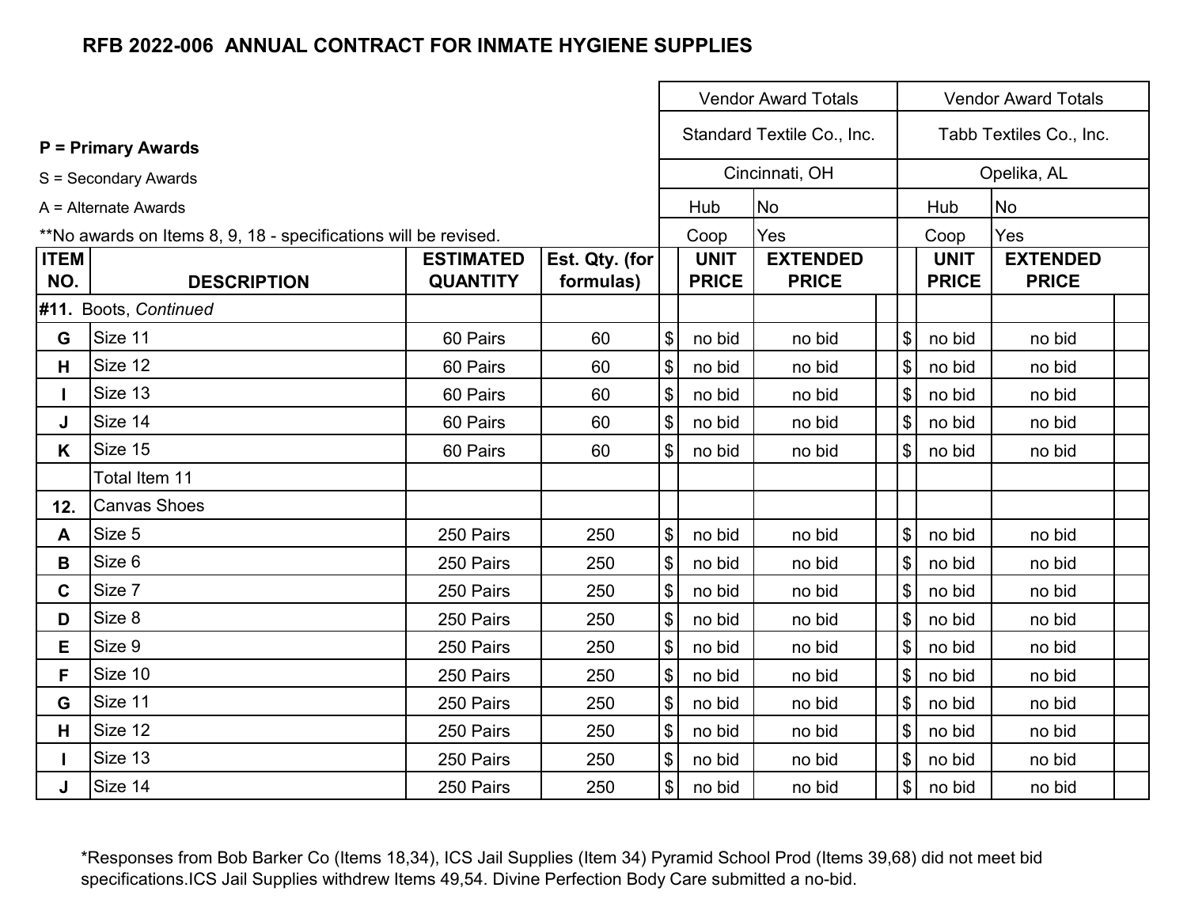## RFB 2022-006 ANNUAL CONTRACT FOR INMATE HYGIENE SUPPLIES

**P = Primary Awards**

S = Secondary Awards

A = Alternate Awards

**No awards on Items 8, 9, 18 - specifications will be revised.

| | | | | Vendor Award Totals | | | | Vendor Award Totals | | |
|---|---|---|---|---|---|---|---|---|---|---|
| | | | | Standard Textile Co., Inc. | | | | Tabb Textiles Co., Inc. | | |
| | | | | Cincinnati, OH | | | | Opelika, AL | | |
| | | | | Hub | No | | | Hub | No | |
| | | | | Coop | Yes | | | Coop | Yes | |
| **ITEM NO.** | **DESCRIPTION** | **ESTIMATED QUANTITY** | **Est. Qty. (for formulas)** | **UNIT PRICE** | **EXTENDED PRICE** | | | **UNIT PRICE** | **EXTENDED PRICE** | |
| **#11.** | Boots, *Continued* | | | | | | | | | |
| **G** | Size 11 | 60 Pairs | 60 | $ no bid | no bid | | | $ no bid | no bid | |
| **H** | Size 12 | 60 Pairs | 60 | $ no bid | no bid | | | $ no bid | no bid | |
| **I** | Size 13 | 60 Pairs | 60 | $ no bid | no bid | | | $ no bid | no bid | |
| **J** | Size 14 | 60 Pairs | 60 | $ no bid | no bid | | | $ no bid | no bid | |
| **K** | Size 15 | 60 Pairs | 60 | $ no bid | no bid | | | $ no bid | no bid | |
| | Total Item 11 | | | | | | | | | |
| **12.** | Canvas Shoes | | | | | | | | | |
| **A** | Size 5 | 250 Pairs | 250 | $ no bid | no bid | | | $ no bid | no bid | |
| **B** | Size 6 | 250 Pairs | 250 | $ no bid | no bid | | | $ no bid | no bid | |
| **C** | Size 7 | 250 Pairs | 250 | $ no bid | no bid | | | $ no bid | no bid | |
| **D** | Size 8 | 250 Pairs | 250 | $ no bid | no bid | | | $ no bid | no bid | |
| **E** | Size 9 | 250 Pairs | 250 | $ no bid | no bid | | | $ no bid | no bid | |
| **F** | Size 10 | 250 Pairs | 250 | $ no bid | no bid | | | $ no bid | no bid | |
| **G** | Size 11 | 250 Pairs | 250 | $ no bid | no bid | | | $ no bid | no bid | |
| **H** | Size 12 | 250 Pairs | 250 | $ no bid | no bid | | | $ no bid | no bid | |
| **I** | Size 13 | 250 Pairs | 250 | $ no bid | no bid | | | $ no bid | no bid | |
| **J** | Size 14 | 250 Pairs | 250 | $ no bid | no bid | | | $ no bid | no bid | |

*Responses from Bob Barker Co (Items 18,34), ICS Jail Supplies (Item 34) Pyramid School Prod (Items 39,68) did not meet bid specifications.ICS Jail Supplies withdrew Items 49,54. Divine Perfection Body Care submitted a no-bid.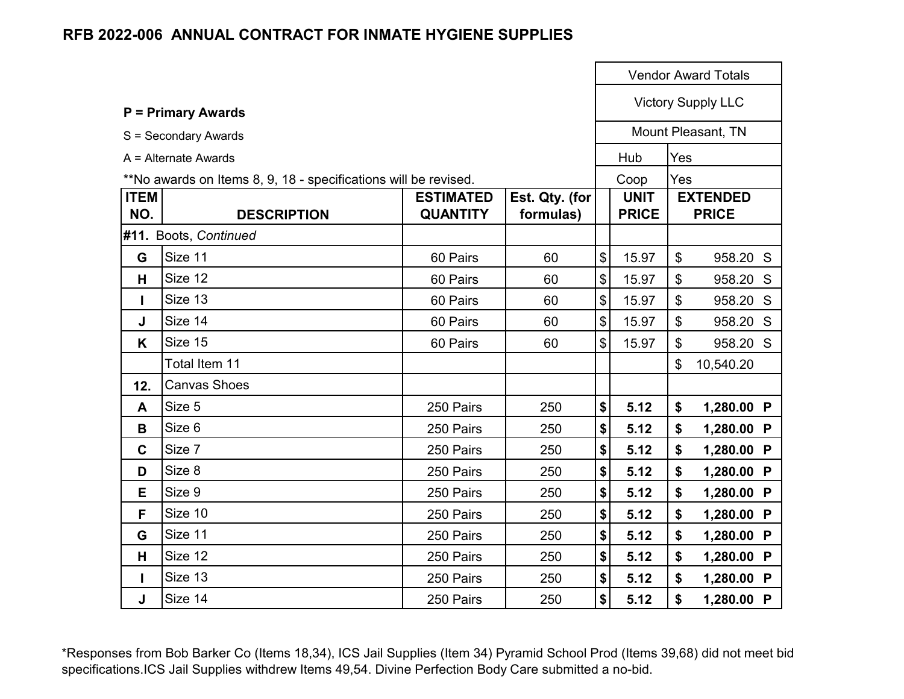# RFB 2022-006 ANNUAL CONTRACT FOR INMATE HYGIENE SUPPLIES

**P = Primary Awards**

S = Secondary Awards

A = Alternate Awards

**No awards on Items 8, 9, 18 - specifications will be revised.

| | | | | Vendor Award Totals | |
|---|---|---|---|---|---|
| | | | | Victory Supply LLC | |
| | | | | Mount Pleasant, TN | |
| | | | | Hub | Yes |
| | | | | Coop | Yes |
| **ITEM NO.** | **DESCRIPTION** | **ESTIMATED QUANTITY** | **Est. Qty. (for formulas)** | **UNIT PRICE** | **EXTENDED PRICE** |
| **#11.** | Boots, *Continued* | | | | |
| **G** | Size 11 | 60 Pairs | 60 | $ 15.97 | $ 958.20 S |
| **H** | Size 12 | 60 Pairs | 60 | $ 15.97 | $ 958.20 S |
| **I** | Size 13 | 60 Pairs | 60 | $ 15.97 | $ 958.20 S |
| **J** | Size 14 | 60 Pairs | 60 | $ 15.97 | $ 958.20 S |
| **K** | Size 15 | 60 Pairs | 60 | $ 15.97 | $ 958.20 S |
| | Total Item 11 | | | | $ 10,540.20 |
| **12.** | Canvas Shoes | | | | |
| **A** | Size 5 | 250 Pairs | 250 | **$ 5.12** | **$ 1,280.00 P** |
| **B** | Size 6 | 250 Pairs | 250 | **$ 5.12** | **$ 1,280.00 P** |
| **C** | Size 7 | 250 Pairs | 250 | **$ 5.12** | **$ 1,280.00 P** |
| **D** | Size 8 | 250 Pairs | 250 | **$ 5.12** | **$ 1,280.00 P** |
| **E** | Size 9 | 250 Pairs | 250 | **$ 5.12** | **$ 1,280.00 P** |
| **F** | Size 10 | 250 Pairs | 250 | **$ 5.12** | **$ 1,280.00 P** |
| **G** | Size 11 | 250 Pairs | 250 | **$ 5.12** | **$ 1,280.00 P** |
| **H** | Size 12 | 250 Pairs | 250 | **$ 5.12** | **$ 1,280.00 P** |
| **I** | Size 13 | 250 Pairs | 250 | **$ 5.12** | **$ 1,280.00 P** |
| **J** | Size 14 | 250 Pairs | 250 | **$ 5.12** | **$ 1,280.00 P** |

*Responses from Bob Barker Co (Items 18,34), ICS Jail Supplies (Item 34) Pyramid School Prod (Items 39,68) did not meet bid specifications.ICS Jail Supplies withdrew Items 49,54. Divine Perfection Body Care submitted a no-bid.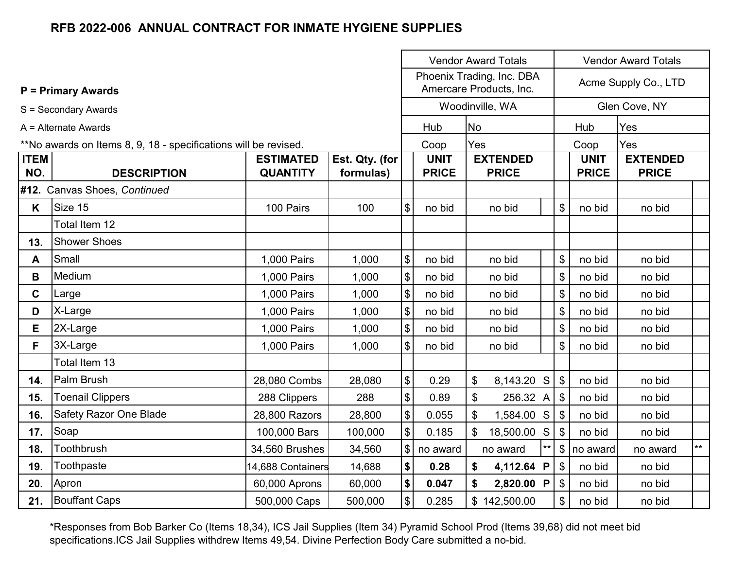# RFB 2022-006 ANNUAL CONTRACT FOR INMATE HYGIENE SUPPLIES

**P = Primary Awards**

S = Secondary Awards

A = Alternate Awards

**No awards on Items 8, 9, 18 - specifications will be revised.

| ITEM NO. | DESCRIPTION | ESTIMATED QUANTITY | Est. Qty. (for formulas) | Vendor Award Totals | | | | Vendor Award Totals | | | |
|---|---|---|---|---|---|---|---|---|---|---|---|
| | | | | Phoenix Trading, Inc. DBA Amercare Products, Inc. | | | | Acme Supply Co., LTD | | | |
| | | | | Woodinville, WA | | | | Glen Cove, NY | | | |
| | | | | Hub | No | | | Hub | Yes | | |
| | | | | Coop | Yes | | | Coop | Yes | | |
| | | | | | UNIT PRICE | EXTENDED PRICE | | | UNIT PRICE | EXTENDED PRICE | |
| #12. | Canvas Shoes, *Continued* | | | | | | | | | | |
| K | Size 15 | 100 Pairs | 100 | $ | no bid | no bid | | $ | no bid | no bid | |
| | Total Item 12 | | | | | | | | | | |
| 13. | Shower Shoes | | | | | | | | | | |
| A | Small | 1,000 Pairs | 1,000 | $ | no bid | no bid | | $ | no bid | no bid | |
| B | Medium | 1,000 Pairs | 1,000 | $ | no bid | no bid | | $ | no bid | no bid | |
| C | Large | 1,000 Pairs | 1,000 | $ | no bid | no bid | | $ | no bid | no bid | |
| D | X-Large | 1,000 Pairs | 1,000 | $ | no bid | no bid | | $ | no bid | no bid | |
| E | 2X-Large | 1,000 Pairs | 1,000 | $ | no bid | no bid | | $ | no bid | no bid | |
| F | 3X-Large | 1,000 Pairs | 1,000 | $ | no bid | no bid | | $ | no bid | no bid | |
| | Total Item 13 | | | | | | | | | | |
| 14. | Palm Brush | 28,080 Combs | 28,080 | $ | 0.29 | $ 8,143.20 | S | $ | no bid | no bid | |
| 15. | Toenail Clippers | 288 Clippers | 288 | $ | 0.89 | $ 256.32 | A | $ | no bid | no bid | |
| 16. | Safety Razor One Blade | 28,800 Razors | 28,800 | $ | 0.055 | $ 1,584.00 | S | $ | no bid | no bid | |
| 17. | Soap | 100,000 Bars | 100,000 | $ | 0.185 | $ 18,500.00 | S | $ | no bid | no bid | |
| 18. | Toothbrush | 34,560 Brushes | 34,560 | $ | no award | no award | ** | $ | no award | no award | ** |
| 19. | Toothpaste | 14,688 Containers | 14,688 | **$** | **0.28** | **$ 4,112.64** | **P** | $ | no bid | no bid | |
| 20. | Apron | 60,000 Aprons | 60,000 | **$** | **0.047** | **$ 2,820.00** | **P** | $ | no bid | no bid | |
| 21. | Bouffant Caps | 500,000 Caps | 500,000 | $ | 0.285 | $ 142,500.00 | | $ | no bid | no bid | |

*Responses from Bob Barker Co (Items 18,34), ICS Jail Supplies (Item 34) Pyramid School Prod (Items 39,68) did not meet bid specifications.ICS Jail Supplies withdrew Items 49,54. Divine Perfection Body Care submitted a no-bid.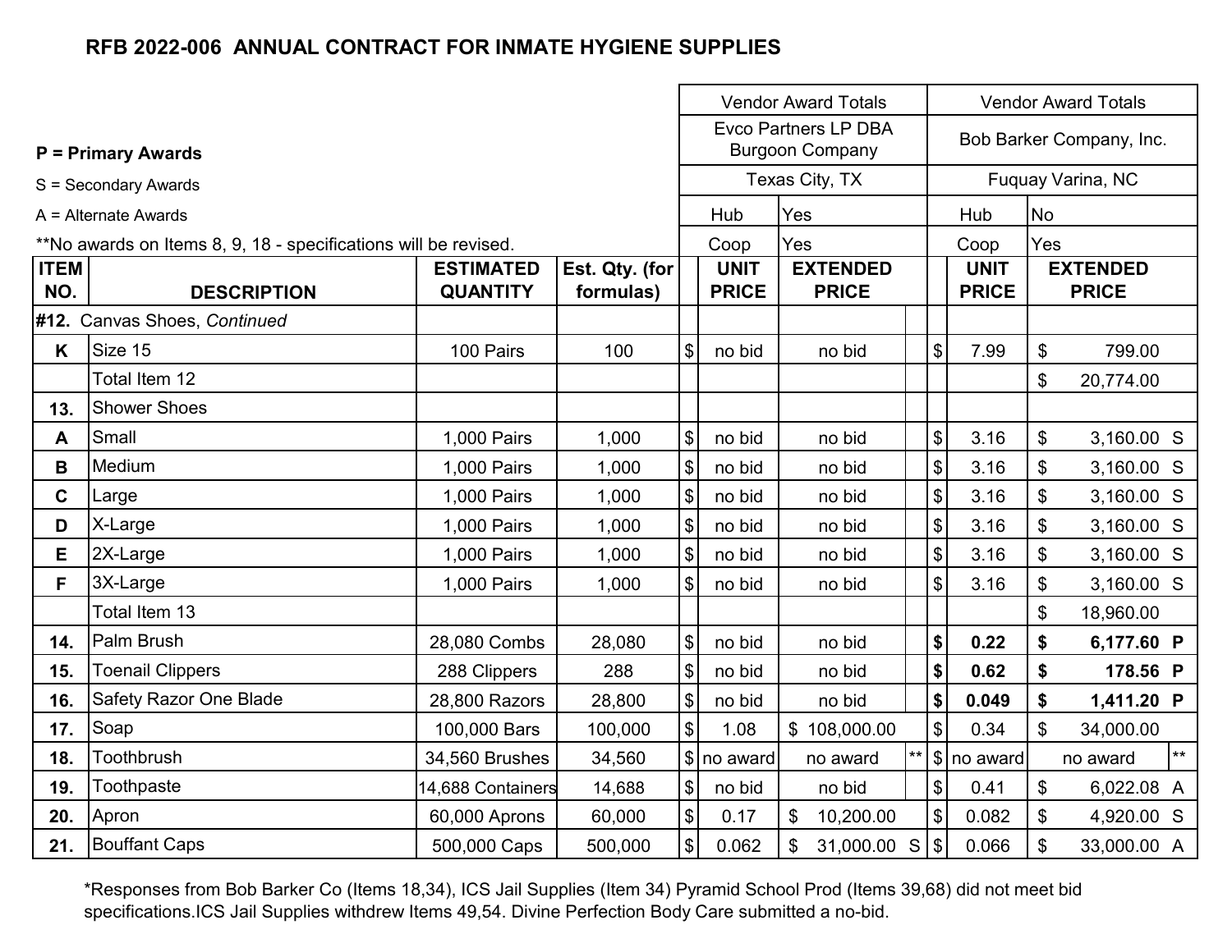## RFB 2022-006 ANNUAL CONTRACT FOR INMATE HYGIENE SUPPLIES

**P = Primary Awards**

S = Secondary Awards

A = Alternate Awards

**No awards on Items 8, 9, 18 - specifications will be revised.

| ITEM NO. | DESCRIPTION | ESTIMATED QUANTITY | Est. Qty. (for formulas) | Vendor Award Totals: Evco Partners LP DBA Burgoon Company, Texas City, TX (Hub: Yes; Coop: Yes) UNIT PRICE | EXTENDED PRICE | | Vendor Award Totals: Bob Barker Company, Inc., Fuquay Varina, NC (Hub: No; Coop: Yes) UNIT PRICE | EXTENDED PRICE | |
|---|---|---|---|---|---|---|---|---|---|
| **#12.** | Canvas Shoes, *Continued* | | | | | | | | |
| **K** | Size 15 | 100 Pairs | 100 | $ no bid | no bid | | $ 7.99 | $ 799.00 | |
| | Total Item 12 | | | | | | | $ 20,774.00 | |
| **13.** | Shower Shoes | | | | | | | | |
| **A** | Small | 1,000 Pairs | 1,000 | $ no bid | no bid | | $ 3.16 | $ 3,160.00 | S |
| **B** | Medium | 1,000 Pairs | 1,000 | $ no bid | no bid | | $ 3.16 | $ 3,160.00 | S |
| **C** | Large | 1,000 Pairs | 1,000 | $ no bid | no bid | | $ 3.16 | $ 3,160.00 | S |
| **D** | X-Large | 1,000 Pairs | 1,000 | $ no bid | no bid | | $ 3.16 | $ 3,160.00 | S |
| **E** | 2X-Large | 1,000 Pairs | 1,000 | $ no bid | no bid | | $ 3.16 | $ 3,160.00 | S |
| **F** | 3X-Large | 1,000 Pairs | 1,000 | $ no bid | no bid | | $ 3.16 | $ 3,160.00 | S |
| | Total Item 13 | | | | | | | $ 18,960.00 | |
| **14.** | Palm Brush | 28,080 Combs | 28,080 | $ no bid | no bid | | **$ 0.22** | **$ 6,177.60** | **P** |
| **15.** | Toenail Clippers | 288 Clippers | 288 | $ no bid | no bid | | **$ 0.62** | **$ 178.56** | **P** |
| **16.** | Safety Razor One Blade | 28,800 Razors | 28,800 | $ no bid | no bid | | **$ 0.049** | **$ 1,411.20** | **P** |
| **17.** | Soap | 100,000 Bars | 100,000 | $ 1.08 | $ 108,000.00 | | $ 0.34 | $ 34,000.00 | |
| **18.** | Toothbrush | 34,560 Brushes | 34,560 | $ no award | no award | ** | $ no award | no award | ** |
| **19.** | Toothpaste | 14,688 Containers | 14,688 | $ no bid | no bid | | $ 0.41 | $ 6,022.08 | A |
| **20.** | Apron | 60,000 Aprons | 60,000 | $ 0.17 | $ 10,200.00 | | $ 0.082 | $ 4,920.00 | S |
| **21.** | Bouffant Caps | 500,000 Caps | 500,000 | $ 0.062 | $ 31,000.00 | S | $ 0.066 | $ 33,000.00 | A |

*Responses from Bob Barker Co (Items 18,34), ICS Jail Supplies (Item 34) Pyramid School Prod (Items 39,68) did not meet bid specifications.ICS Jail Supplies withdrew Items 49,54. Divine Perfection Body Care submitted a no-bid.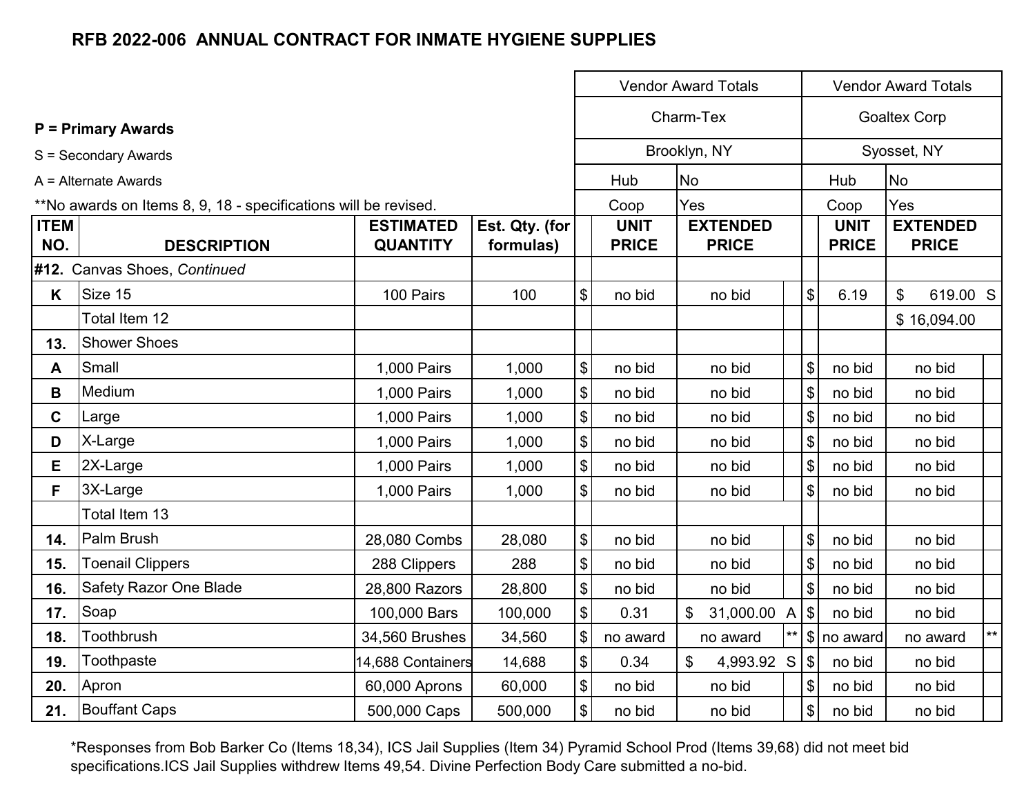# RFB 2022-006 ANNUAL CONTRACT FOR INMATE HYGIENE SUPPLIES

**P = Primary Awards**

S = Secondary Awards

A = Alternate Awards

**No awards on Items 8, 9, 18 - specifications will be revised.

| ITEM NO. | DESCRIPTION | ESTIMATED QUANTITY | Est. Qty. (for formulas) | Vendor Award Totals | | | | Vendor Award Totals | | | |
|---|---|---|---|---|---|---|---|---|---|---|---|
| | | | | Charm-Tex | | | | Goaltex Corp | | | |
| | | | | Brooklyn, NY | | | | Syosset, NY | | | |
| | | | | Hub | No | | | Hub | No | | |
| | | | | Coop | Yes | | | Coop | Yes | | |
| | | | | | UNIT PRICE | EXTENDED PRICE | | | UNIT PRICE | EXTENDED PRICE | |
| **#12.** | Canvas Shoes, *Continued* | | | | | | | | | | |
| **K** | Size 15 | 100 Pairs | 100 | $ | no bid | no bid | | $ | 6.19 | $ 619.00 | S |
| | Total Item 12 | | | | | | | | | $ 16,094.00 | |
| **13.** | Shower Shoes | | | | | | | | | | |
| **A** | Small | 1,000 Pairs | 1,000 | $ | no bid | no bid | | $ | no bid | no bid | |
| **B** | Medium | 1,000 Pairs | 1,000 | $ | no bid | no bid | | $ | no bid | no bid | |
| **C** | Large | 1,000 Pairs | 1,000 | $ | no bid | no bid | | $ | no bid | no bid | |
| **D** | X-Large | 1,000 Pairs | 1,000 | $ | no bid | no bid | | $ | no bid | no bid | |
| **E** | 2X-Large | 1,000 Pairs | 1,000 | $ | no bid | no bid | | $ | no bid | no bid | |
| **F** | 3X-Large | 1,000 Pairs | 1,000 | $ | no bid | no bid | | $ | no bid | no bid | |
| | Total Item 13 | | | | | | | | | | |
| **14.** | Palm Brush | 28,080 Combs | 28,080 | $ | no bid | no bid | | $ | no bid | no bid | |
| **15.** | Toenail Clippers | 288 Clippers | 288 | $ | no bid | no bid | | $ | no bid | no bid | |
| **16.** | Safety Razor One Blade | 28,800 Razors | 28,800 | $ | no bid | no bid | | $ | no bid | no bid | |
| **17.** | Soap | 100,000 Bars | 100,000 | $ | 0.31 | $ 31,000.00 | A | $ | no bid | no bid | |
| **18.** | Toothbrush | 34,560 Brushes | 34,560 | $ | no award | no award | ** | $ | no award | no award | ** |
| **19.** | Toothpaste | 14,688 Containers | 14,688 | $ | 0.34 | $ 4,993.92 | S | $ | no bid | no bid | |
| **20.** | Apron | 60,000 Aprons | 60,000 | $ | no bid | no bid | | $ | no bid | no bid | |
| **21.** | Bouffant Caps | 500,000 Caps | 500,000 | $ | no bid | no bid | | $ | no bid | no bid | |

*Responses from Bob Barker Co (Items 18,34), ICS Jail Supplies (Item 34) Pyramid School Prod (Items 39,68) did not meet bid specifications.ICS Jail Supplies withdrew Items 49,54. Divine Perfection Body Care submitted a no-bid.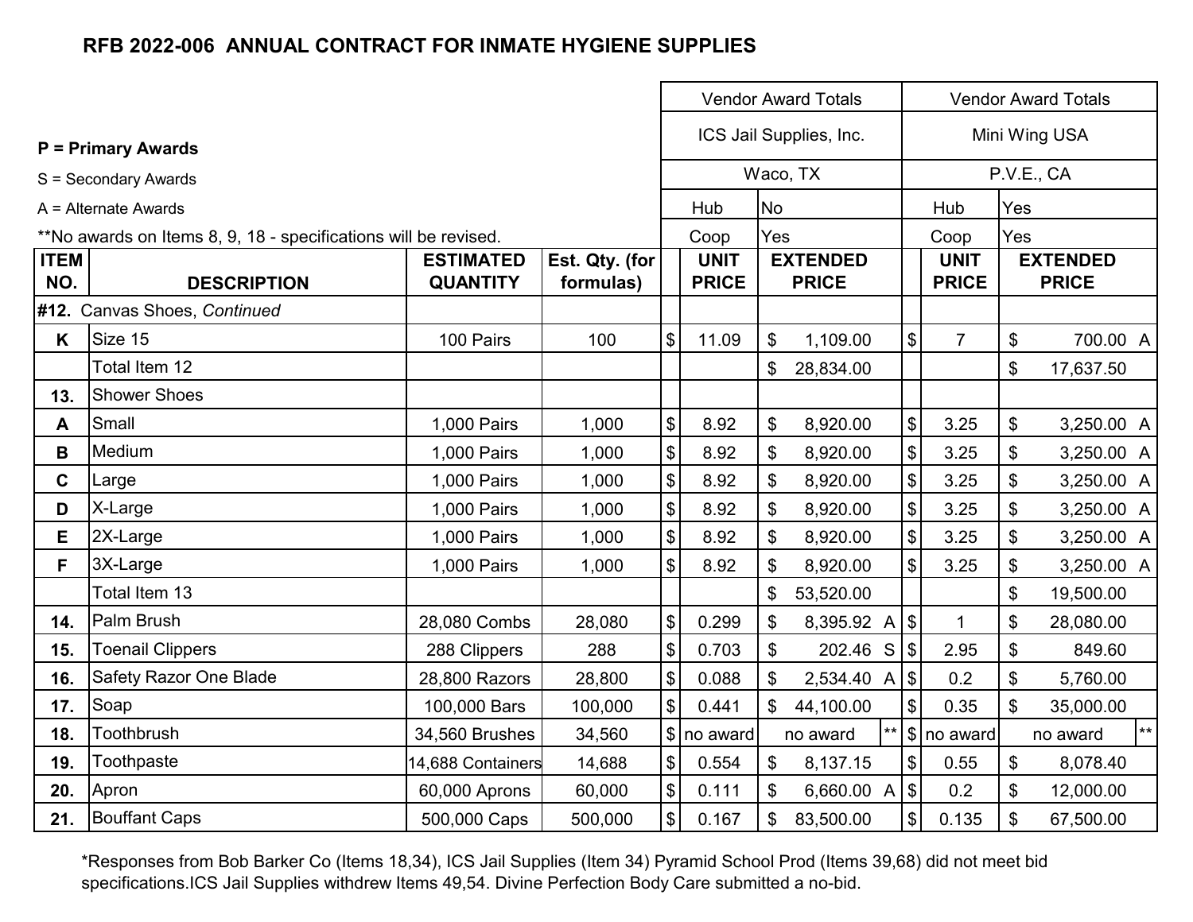## RFB 2022-006 ANNUAL CONTRACT FOR INMATE HYGIENE SUPPLIES

**P = Primary Awards**

S = Secondary Awards

A = Alternate Awards

**No awards on Items 8, 9, 18 - specifications will be revised.

| ITEM NO. | DESCRIPTION | ESTIMATED QUANTITY | Est. Qty. (for formulas) | Vendor Award Totals | | | | Vendor Award Totals | | | |
|---|---|---|---|---|---|---|---|---|---|---|---|
| | | | | ICS Jail Supplies, Inc. | | | | Mini Wing USA | | | |
| | | | | Waco, TX | | | | P.V.E., CA | | | |
| | | | | Hub | No | | | Hub | Yes | | |
| | | | | Coop | Yes | | | Coop | Yes | | |
| | | | | UNIT PRICE | EXTENDED PRICE | | | UNIT PRICE | EXTENDED PRICE | | |
| **#12.** | Canvas Shoes, *Continued* | | | | | | | | | | |
| K | Size 15 | 100 Pairs | 100 | $ 11.09 | $ 1,109.00 | | | $ 7 | $ 700.00 | A | |
| | Total Item 12 | | | | $ 28,834.00 | | | | $ 17,637.50 | | |
| 13. | Shower Shoes | | | | | | | | | | |
| A | Small | 1,000 Pairs | 1,000 | $ 8.92 | $ 8,920.00 | | | $ 3.25 | $ 3,250.00 | A | |
| B | Medium | 1,000 Pairs | 1,000 | $ 8.92 | $ 8,920.00 | | | $ 3.25 | $ 3,250.00 | A | |
| C | Large | 1,000 Pairs | 1,000 | $ 8.92 | $ 8,920.00 | | | $ 3.25 | $ 3,250.00 | A | |
| D | X-Large | 1,000 Pairs | 1,000 | $ 8.92 | $ 8,920.00 | | | $ 3.25 | $ 3,250.00 | A | |
| E | 2X-Large | 1,000 Pairs | 1,000 | $ 8.92 | $ 8,920.00 | | | $ 3.25 | $ 3,250.00 | A | |
| F | 3X-Large | 1,000 Pairs | 1,000 | $ 8.92 | $ 8,920.00 | | | $ 3.25 | $ 3,250.00 | A | |
| | Total Item 13 | | | | $ 53,520.00 | | | | $ 19,500.00 | | |
| 14. | Palm Brush | 28,080 Combs | 28,080 | $ 0.299 | $ 8,395.92 | A | | $ 1 | $ 28,080.00 | | |
| 15. | Toenail Clippers | 288 Clippers | 288 | $ 0.703 | $ 202.46 | S | | $ 2.95 | $ 849.60 | | |
| 16. | Safety Razor One Blade | 28,800 Razors | 28,800 | $ 0.088 | $ 2,534.40 | A | | $ 0.2 | $ 5,760.00 | | |
| 17. | Soap | 100,000 Bars | 100,000 | $ 0.441 | $ 44,100.00 | | | $ 0.35 | $ 35,000.00 | | |
| 18. | Toothbrush | 34,560 Brushes | 34,560 | $ no award | no award | | ** | $ no award | no award | | ** |
| 19. | Toothpaste | 14,688 Containers | 14,688 | $ 0.554 | $ 8,137.15 | | | $ 0.55 | $ 8,078.40 | | |
| 20. | Apron | 60,000 Aprons | 60,000 | $ 0.111 | $ 6,660.00 | A | | $ 0.2 | $ 12,000.00 | | |
| 21. | Bouffant Caps | 500,000 Caps | 500,000 | $ 0.167 | $ 83,500.00 | | | $ 0.135 | $ 67,500.00 | | |

*Responses from Bob Barker Co (Items 18,34), ICS Jail Supplies (Item 34) Pyramid School Prod (Items 39,68) did not meet bid specifications.ICS Jail Supplies withdrew Items 49,54. Divine Perfection Body Care submitted a no-bid.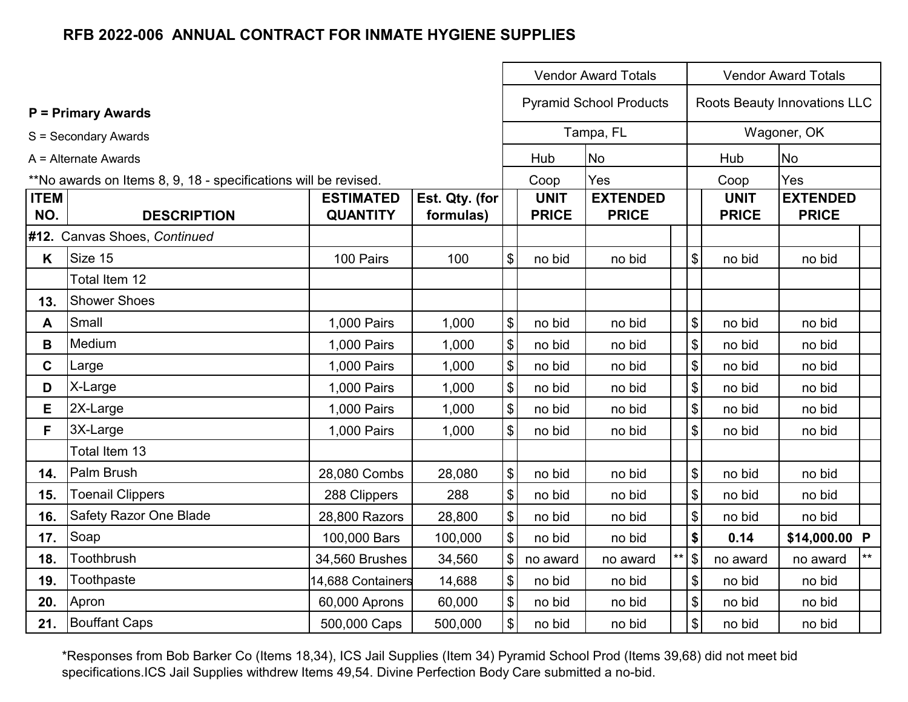# RFB 2022-006 ANNUAL CONTRACT FOR INMATE HYGIENE SUPPLIES

**P = Primary Awards**

S = Secondary Awards

A = Alternate Awards

**No awards on Items 8, 9, 18 - specifications will be revised.

| ITEM NO. | DESCRIPTION | ESTIMATED QUANTITY | Est. Qty. (for formulas) | | Vendor Award Totals | | | | Vendor Award Totals | | |
|---|---|---|---|---|---|---|---|---|---|---|---|
| | | | | | Pyramid School Products | | | | Roots Beauty Innovations LLC | | |
| | | | | | Tampa, FL | | | | Wagoner, OK | | |
| | | | | | Hub | No | | | Hub | No | |
| | | | | | Coop | Yes | | | Coop | Yes | |
| | | | | | UNIT PRICE | EXTENDED PRICE | | | UNIT PRICE | EXTENDED PRICE | |
| #12. | Canvas Shoes, *Continued* | | | | | | | | | | |
| K | Size 15 | 100 Pairs | 100 | $ | no bid | no bid | | $ | no bid | no bid | |
| | Total Item 12 | | | | | | | | | | |
| 13. | Shower Shoes | | | | | | | | | | |
| A | Small | 1,000 Pairs | 1,000 | $ | no bid | no bid | | $ | no bid | no bid | |
| B | Medium | 1,000 Pairs | 1,000 | $ | no bid | no bid | | $ | no bid | no bid | |
| C | Large | 1,000 Pairs | 1,000 | $ | no bid | no bid | | $ | no bid | no bid | |
| D | X-Large | 1,000 Pairs | 1,000 | $ | no bid | no bid | | $ | no bid | no bid | |
| E | 2X-Large | 1,000 Pairs | 1,000 | $ | no bid | no bid | | $ | no bid | no bid | |
| F | 3X-Large | 1,000 Pairs | 1,000 | $ | no bid | no bid | | $ | no bid | no bid | |
| | Total Item 13 | | | | | | | | | | |
| 14. | Palm Brush | 28,080 Combs | 28,080 | $ | no bid | no bid | | $ | no bid | no bid | |
| 15. | Toenail Clippers | 288 Clippers | 288 | $ | no bid | no bid | | $ | no bid | no bid | |
| 16. | Safety Razor One Blade | 28,800 Razors | 28,800 | $ | no bid | no bid | | $ | no bid | no bid | |
| 17. | Soap | 100,000 Bars | 100,000 | $ | no bid | no bid | | **$** | **0.14** | **$14,000.00** | **P** |
| 18. | Toothbrush | 34,560 Brushes | 34,560 | $ | no award | no award | ** | $ | no award | no award | ** |
| 19. | Toothpaste | 14,688 Containers | 14,688 | $ | no bid | no bid | | $ | no bid | no bid | |
| 20. | Apron | 60,000 Aprons | 60,000 | $ | no bid | no bid | | $ | no bid | no bid | |
| 21. | Bouffant Caps | 500,000 Caps | 500,000 | $ | no bid | no bid | | $ | no bid | no bid | |

*Responses from Bob Barker Co (Items 18,34), ICS Jail Supplies (Item 34) Pyramid School Prod (Items 39,68) did not meet bid specifications.ICS Jail Supplies withdrew Items 49,54. Divine Perfection Body Care submitted a no-bid.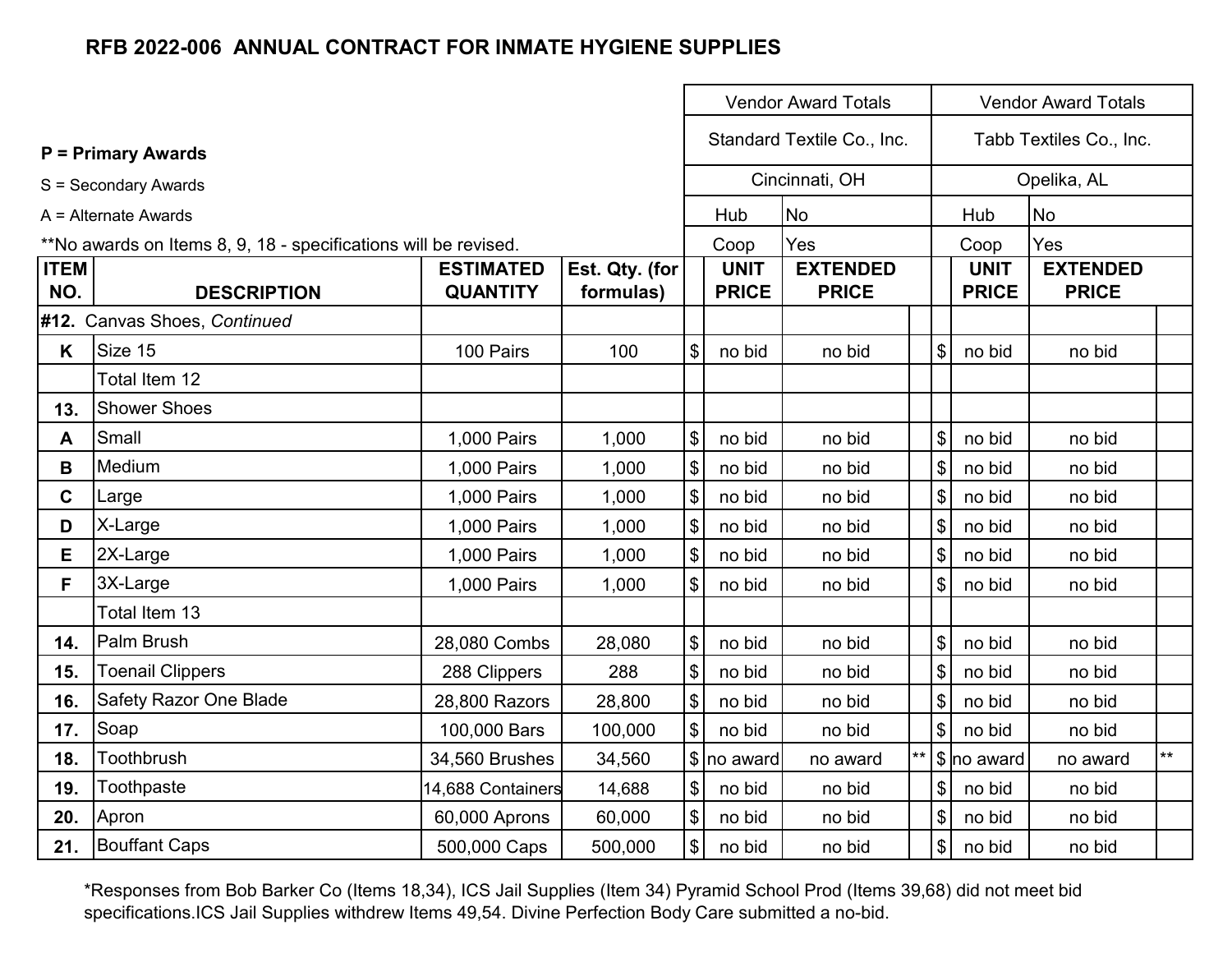# RFB 2022-006 ANNUAL CONTRACT FOR INMATE HYGIENE SUPPLIES

**P = Primary Awards**

S = Secondary Awards

A = Alternate Awards

**No awards on Items 8, 9, 18 - specifications will be revised.

| | | | | Vendor Award Totals | | | | Vendor Award Totals | | | |
|---|---|---|---|---|---|---|---|---|---|---|---|
| | | | | Standard Textile Co., Inc. | | | | Tabb Textiles Co., Inc. | | | |
| | | | | Cincinnati, OH | | | | Opelika, AL | | | |
| | | | | Hub | No | | | Hub | No | | |
| | | | | Coop | Yes | | | Coop | Yes | | |
| **ITEM NO.** | **DESCRIPTION** | **ESTIMATED QUANTITY** | **Est. Qty. (for formulas)** | | **UNIT PRICE** | **EXTENDED PRICE** | | | **UNIT PRICE** | **EXTENDED PRICE** | |
| **#12.** | Canvas Shoes, *Continued* | | | | | | | | | | |
| **K** | Size 15 | 100 Pairs | 100 | $ | no bid | no bid | | $ | no bid | no bid | |
| | Total Item 12 | | | | | | | | | | |
| **13.** | Shower Shoes | | | | | | | | | | |
| **A** | Small | 1,000 Pairs | 1,000 | $ | no bid | no bid | | $ | no bid | no bid | |
| **B** | Medium | 1,000 Pairs | 1,000 | $ | no bid | no bid | | $ | no bid | no bid | |
| **C** | Large | 1,000 Pairs | 1,000 | $ | no bid | no bid | | $ | no bid | no bid | |
| **D** | X-Large | 1,000 Pairs | 1,000 | $ | no bid | no bid | | $ | no bid | no bid | |
| **E** | 2X-Large | 1,000 Pairs | 1,000 | $ | no bid | no bid | | $ | no bid | no bid | |
| **F** | 3X-Large | 1,000 Pairs | 1,000 | $ | no bid | no bid | | $ | no bid | no bid | |
| | Total Item 13 | | | | | | | | | | |
| **14.** | Palm Brush | 28,080 Combs | 28,080 | $ | no bid | no bid | | $ | no bid | no bid | |
| **15.** | Toenail Clippers | 288 Clippers | 288 | $ | no bid | no bid | | $ | no bid | no bid | |
| **16.** | Safety Razor One Blade | 28,800 Razors | 28,800 | $ | no bid | no bid | | $ | no bid | no bid | |
| **17.** | Soap | 100,000 Bars | 100,000 | $ | no bid | no bid | | $ | no bid | no bid | |
| **18.** | Toothbrush | 34,560 Brushes | 34,560 | $ | no award | no award | ** | $ | no award | no award | ** |
| **19.** | Toothpaste | 14,688 Containers | 14,688 | $ | no bid | no bid | | $ | no bid | no bid | |
| **20.** | Apron | 60,000 Aprons | 60,000 | $ | no bid | no bid | | $ | no bid | no bid | |
| **21.** | Bouffant Caps | 500,000 Caps | 500,000 | $ | no bid | no bid | | $ | no bid | no bid | |

*Responses from Bob Barker Co (Items 18,34), ICS Jail Supplies (Item 34) Pyramid School Prod (Items 39,68) did not meet bid specifications.ICS Jail Supplies withdrew Items 49,54. Divine Perfection Body Care submitted a no-bid.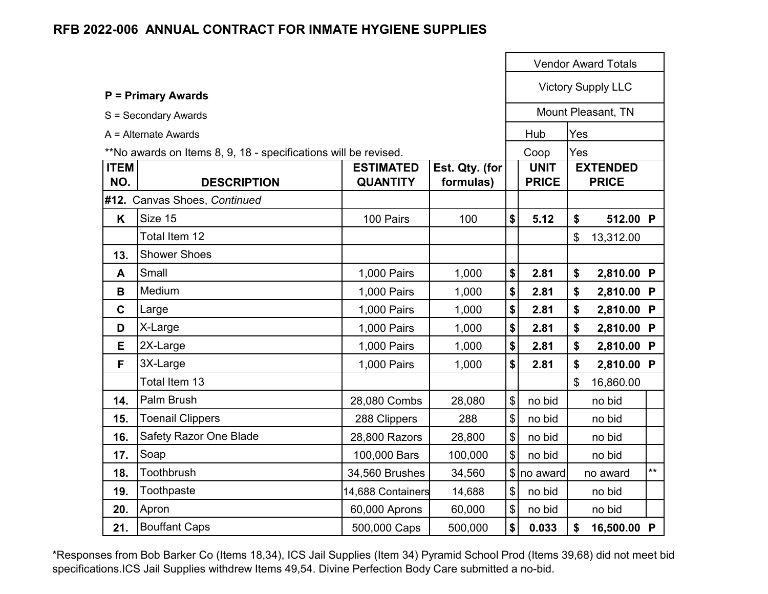**RFB 2022-006 ANNUAL CONTRACT FOR INMATE HYGIENE SUPPLIES**

**P = Primary Awards**

S = Secondary Awards

A = Alternate Awards

**No awards on Items 8, 9, 18 - specifications will be revised.

| ITEM NO. | DESCRIPTION | ESTIMATED QUANTITY | Est. Qty. (for formulas) | Vendor Award Totals: Victory Supply LLC, Mount Pleasant, TN (Hub: Yes; Coop: Yes) UNIT PRICE | EXTENDED PRICE | |
|---|---|---|---|---|---|---|
| **#12.** | Canvas Shoes, *Continued* | | | | | |
| **K** | Size 15 | 100 Pairs | 100 | **$ 5.12** | **$ 512.00** | **P** |
| | Total Item 12 | | | | $ 13,312.00 | |
| **13.** | Shower Shoes | | | | | |
| **A** | Small | 1,000 Pairs | 1,000 | **$ 2.81** | **$ 2,810.00** | **P** |
| **B** | Medium | 1,000 Pairs | 1,000 | **$ 2.81** | **$ 2,810.00** | **P** |
| **C** | Large | 1,000 Pairs | 1,000 | **$ 2.81** | **$ 2,810.00** | **P** |
| **D** | X-Large | 1,000 Pairs | 1,000 | **$ 2.81** | **$ 2,810.00** | **P** |
| **E** | 2X-Large | 1,000 Pairs | 1,000 | **$ 2.81** | **$ 2,810.00** | **P** |
| **F** | 3X-Large | 1,000 Pairs | 1,000 | **$ 2.81** | **$ 2,810.00** | **P** |
| | Total Item 13 | | | | $ 16,860.00 | |
| **14.** | Palm Brush | 28,080 Combs | 28,080 | $ no bid | no bid | |
| **15.** | Toenail Clippers | 288 Clippers | 288 | $ no bid | no bid | |
| **16.** | Safety Razor One Blade | 28,800 Razors | 28,800 | $ no bid | no bid | |
| **17.** | Soap | 100,000 Bars | 100,000 | $ no bid | no bid | |
| **18.** | Toothbrush | 34,560 Brushes | 34,560 | $ no award | no award | ** |
| **19.** | Toothpaste | 14,688 Containers | 14,688 | $ no bid | no bid | |
| **20.** | Apron | 60,000 Aprons | 60,000 | $ no bid | no bid | |
| **21.** | Bouffant Caps | 500,000 Caps | 500,000 | **$ 0.033** | **$ 16,500.00** | **P** |

*Responses from Bob Barker Co (Items 18,34), ICS Jail Supplies (Item 34) Pyramid School Prod (Items 39,68) did not meet bid specifications.ICS Jail Supplies withdrew Items 49,54. Divine Perfection Body Care submitted a no-bid.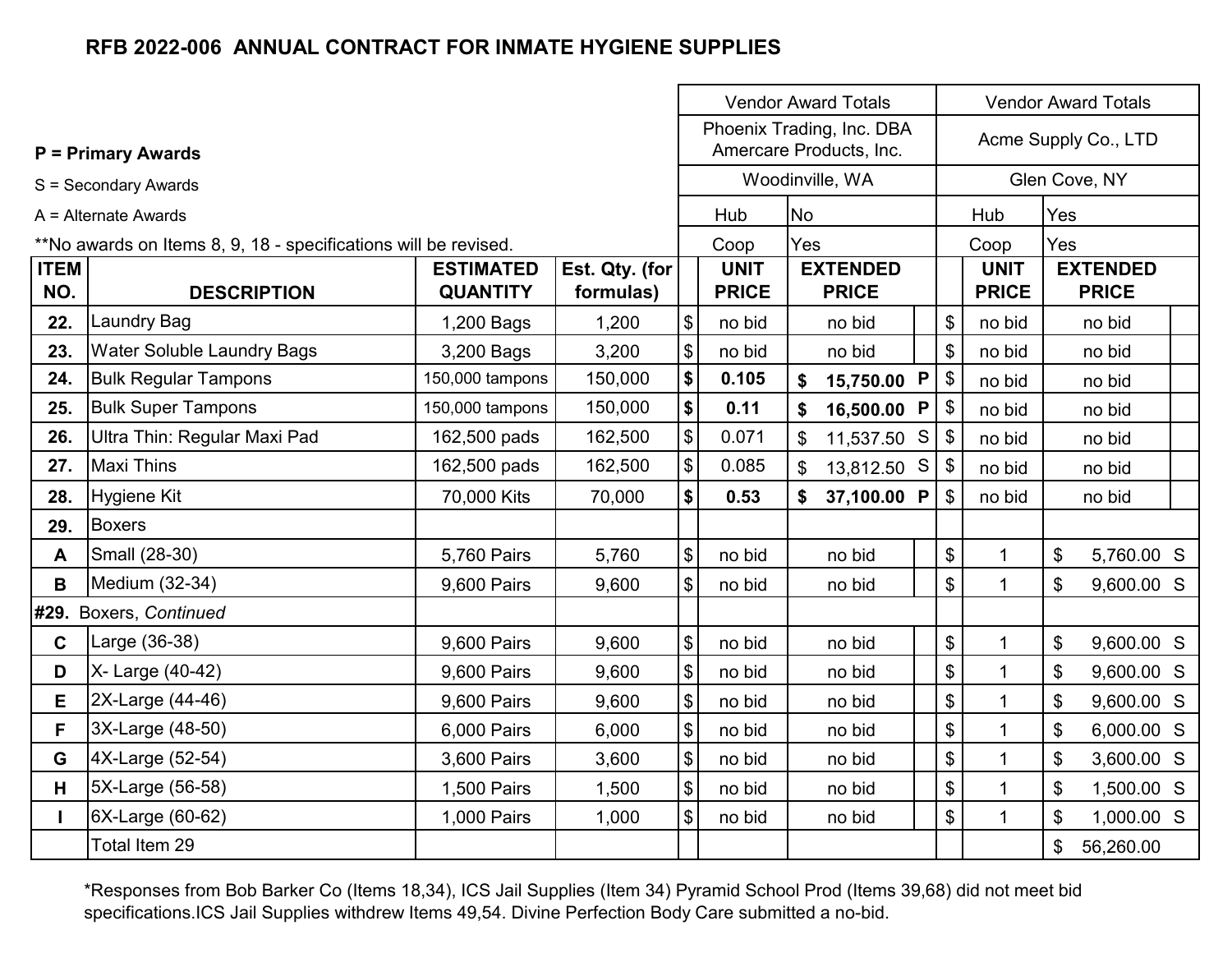# RFB 2022-006 ANNUAL CONTRACT FOR INMATE HYGIENE SUPPLIES

**P = Primary Awards**

S = Secondary Awards

A = Alternate Awards

**No awards on Items 8, 9, 18 - specifications will be revised.

| ITEM NO. | DESCRIPTION | ESTIMATED QUANTITY | Est. Qty. (for formulas) | Vendor Award Totals | | | | Vendor Award Totals | | | |
|---|---|---|---|---|---|---|---|---|---|---|---|
| | | | | Phoenix Trading, Inc. DBA Amercare Products, Inc. | | | | Acme Supply Co., LTD | | | |
| | | | | Woodinville, WA | | | | Glen Cove, NY | | | |
| | | | | Hub | No | | | Hub | Yes | | |
| | | | | Coop | Yes | | | Coop | Yes | | |
| | | | | | UNIT PRICE | EXTENDED PRICE | | | UNIT PRICE | EXTENDED PRICE | |
| **22.** | Laundry Bag | 1,200 Bags | 1,200 | $ | no bid | no bid | | $ | no bid | no bid | |
| **23.** | Water Soluble Laundry Bags | 3,200 Bags | 3,200 | $ | no bid | no bid | | $ | no bid | no bid | |
| **24.** | Bulk Regular Tampons | 150,000 tampons | 150,000 | **$** | **0.105** | **$ 15,750.00** | **P** | $ | no bid | no bid | |
| **25.** | Bulk Super Tampons | 150,000 tampons | 150,000 | **$** | **0.11** | **$ 16,500.00** | **P** | $ | no bid | no bid | |
| **26.** | Ultra Thin: Regular Maxi Pad | 162,500 pads | 162,500 | $ | 0.071 | $ 11,537.50 | S | $ | no bid | no bid | |
| **27.** | Maxi Thins | 162,500 pads | 162,500 | $ | 0.085 | $ 13,812.50 | S | $ | no bid | no bid | |
| **28.** | Hygiene Kit | 70,000 Kits | 70,000 | **$** | **0.53** | **$ 37,100.00** | **P** | $ | no bid | no bid | |
| **29.** | Boxers | | | | | | | | | | |
| **A** | Small (28-30) | 5,760 Pairs | 5,760 | $ | no bid | no bid | | $ | 1 | $ 5,760.00 | S |
| **B** | Medium (32-34) | 9,600 Pairs | 9,600 | $ | no bid | no bid | | $ | 1 | $ 9,600.00 | S |
| **#29.** Boxers, *Continued* | | | | | | | | | | | |
| **C** | Large (36-38) | 9,600 Pairs | 9,600 | $ | no bid | no bid | | $ | 1 | $ 9,600.00 | S |
| **D** | X- Large (40-42) | 9,600 Pairs | 9,600 | $ | no bid | no bid | | $ | 1 | $ 9,600.00 | S |
| **E** | 2X-Large (44-46) | 9,600 Pairs | 9,600 | $ | no bid | no bid | | $ | 1 | $ 9,600.00 | S |
| **F** | 3X-Large (48-50) | 6,000 Pairs | 6,000 | $ | no bid | no bid | | $ | 1 | $ 6,000.00 | S |
| **G** | 4X-Large (52-54) | 3,600 Pairs | 3,600 | $ | no bid | no bid | | $ | 1 | $ 3,600.00 | S |
| **H** | 5X-Large (56-58) | 1,500 Pairs | 1,500 | $ | no bid | no bid | | $ | 1 | $ 1,500.00 | S |
| **I** | 6X-Large (60-62) | 1,000 Pairs | 1,000 | $ | no bid | no bid | | $ | 1 | $ 1,000.00 | S |
| | Total Item 29 | | | | | | | | | $ 56,260.00 | |

*Responses from Bob Barker Co (Items 18,34), ICS Jail Supplies (Item 34) Pyramid School Prod (Items 39,68) did not meet bid specifications.ICS Jail Supplies withdrew Items 49,54. Divine Perfection Body Care submitted a no-bid.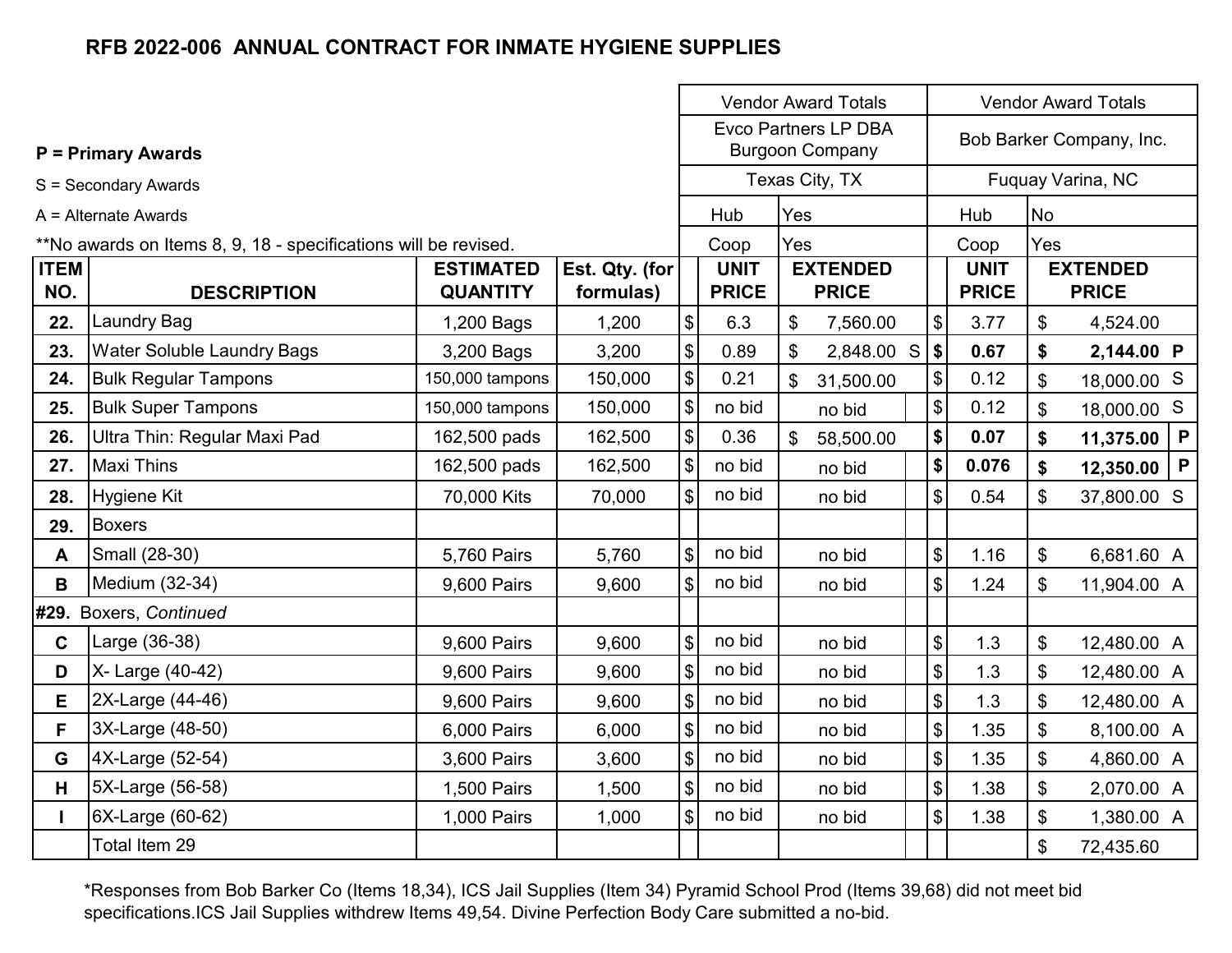## RFB 2022-006 ANNUAL CONTRACT FOR INMATE HYGIENE SUPPLIES

**P = Primary Awards**

S = Secondary Awards

A = Alternate Awards

**No awards on Items 8, 9, 18 - specifications will be revised.

| | | | | Vendor Award Totals | | | Vendor Award Totals | | |
|---|---|---|---|---|---|---|---|---|---|
| | | | | Evco Partners LP DBA Burgoon Company | | | Bob Barker Company, Inc. | | |
| | | | | Texas City, TX | | | Fuquay Varina, NC | | |
| | | | | Hub | Yes | | Hub | No | |
| | | | | Coop | Yes | | Coop | Yes | |
| **ITEM NO.** | **DESCRIPTION** | **ESTIMATED QUANTITY** | **Est. Qty. (for formulas)** | **UNIT PRICE** | **EXTENDED PRICE** | | **UNIT PRICE** | **EXTENDED PRICE** | |
| **22.** | Laundry Bag | 1,200 Bags | 1,200 | $ 6.3 | $ 7,560.00 | | $ 3.77 | $ 4,524.00 | |
| **23.** | Water Soluble Laundry Bags | 3,200 Bags | 3,200 | $ 0.89 | $ 2,848.00 | S | **$ 0.67** | **$ 2,144.00** | **P** |
| **24.** | Bulk Regular Tampons | 150,000 tampons | 150,000 | $ 0.21 | $ 31,500.00 | | $ 0.12 | $ 18,000.00 | S |
| **25.** | Bulk Super Tampons | 150,000 tampons | 150,000 | $ no bid | no bid | | $ 0.12 | $ 18,000.00 | S |
| **26.** | Ultra Thin: Regular Maxi Pad | 162,500 pads | 162,500 | $ 0.36 | $ 58,500.00 | | **$ 0.07** | **$ 11,375.00** | **P** |
| **27.** | Maxi Thins | 162,500 pads | 162,500 | $ no bid | no bid | | **$ 0.076** | **$ 12,350.00** | **P** |
| **28.** | Hygiene Kit | 70,000 Kits | 70,000 | $ no bid | no bid | | $ 0.54 | $ 37,800.00 | S |
| **29.** | Boxers | | | | | | | | |
| **A** | Small (28-30) | 5,760 Pairs | 5,760 | $ no bid | no bid | | $ 1.16 | $ 6,681.60 | A |
| **B** | Medium (32-34) | 9,600 Pairs | 9,600 | $ no bid | no bid | | $ 1.24 | $ 11,904.00 | A |
| **#29.** | Boxers, *Continued* | | | | | | | | |
| **C** | Large (36-38) | 9,600 Pairs | 9,600 | $ no bid | no bid | | $ 1.3 | $ 12,480.00 | A |
| **D** | X- Large (40-42) | 9,600 Pairs | 9,600 | $ no bid | no bid | | $ 1.3 | $ 12,480.00 | A |
| **E** | 2X-Large (44-46) | 9,600 Pairs | 9,600 | $ no bid | no bid | | $ 1.3 | $ 12,480.00 | A |
| **F** | 3X-Large (48-50) | 6,000 Pairs | 6,000 | $ no bid | no bid | | $ 1.35 | $ 8,100.00 | A |
| **G** | 4X-Large (52-54) | 3,600 Pairs | 3,600 | $ no bid | no bid | | $ 1.35 | $ 4,860.00 | A |
| **H** | 5X-Large (56-58) | 1,500 Pairs | 1,500 | $ no bid | no bid | | $ 1.38 | $ 2,070.00 | A |
| **I** | 6X-Large (60-62) | 1,000 Pairs | 1,000 | $ no bid | no bid | | $ 1.38 | $ 1,380.00 | A |
| | Total Item 29 | | | | | | | $ 72,435.60 | |

*Responses from Bob Barker Co (Items 18,34), ICS Jail Supplies (Item 34) Pyramid School Prod (Items 39,68) did not meet bid specifications.ICS Jail Supplies withdrew Items 49,54. Divine Perfection Body Care submitted a no-bid.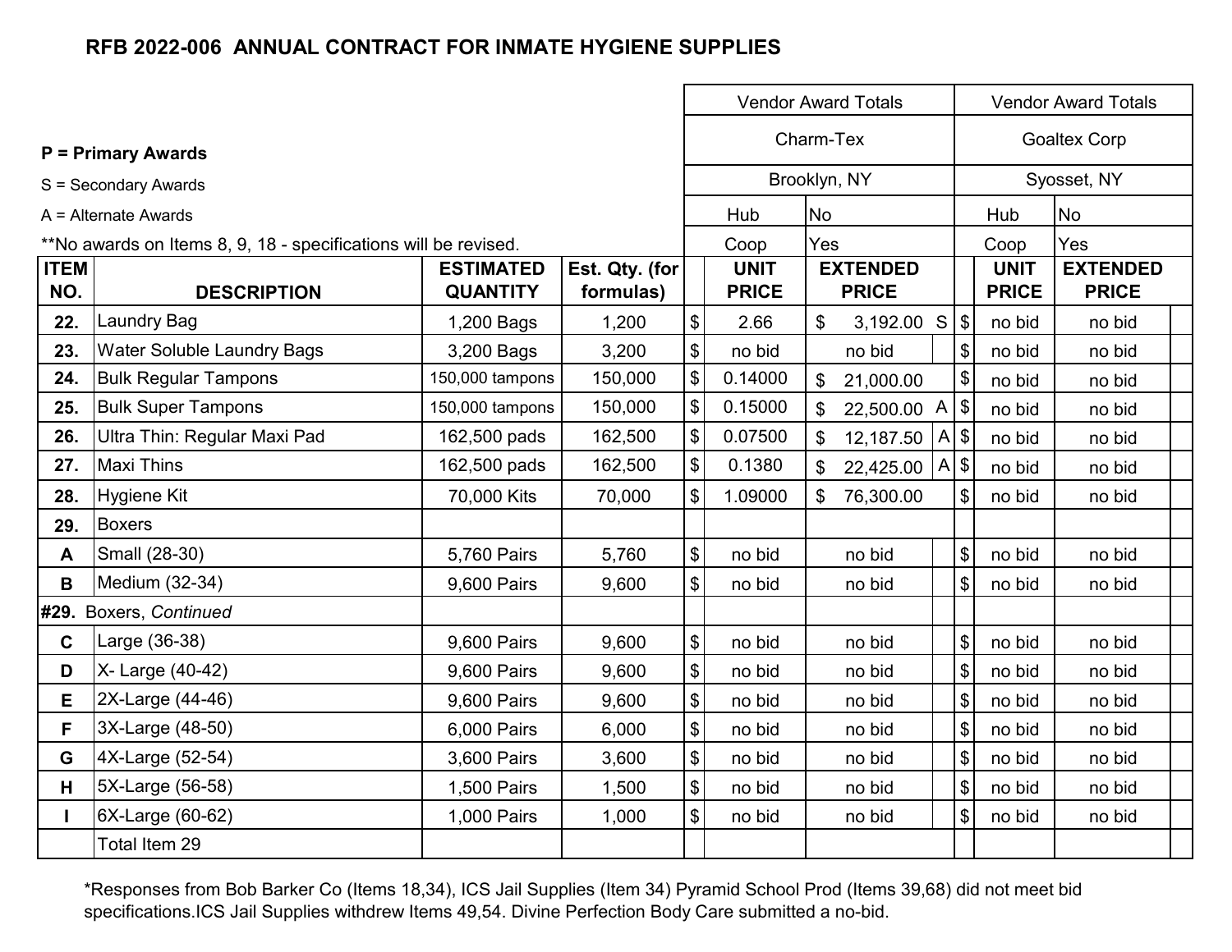## RFB 2022-006 ANNUAL CONTRACT FOR INMATE HYGIENE SUPPLIES

**P = Primary Awards**

S = Secondary Awards

A = Alternate Awards

**No awards on Items 8, 9, 18 - specifications will be revised.

| | | | | Vendor Award Totals | | | | Vendor Award Totals | | | |
|---|---|---|---|---|---|---|---|---|---|---|---|
| | | | | Charm-Tex | | | | Goaltex Corp | | | |
| | | | | Brooklyn, NY | | | | Syosset, NY | | | |
| | | | | Hub | No | | | Hub | No | | |
| | | | | Coop | Yes | | | Coop | Yes | | |
| **ITEM NO.** | **DESCRIPTION** | **ESTIMATED QUANTITY** | **Est. Qty. (for formulas)** | **UNIT PRICE** | **EXTENDED PRICE** | | | **UNIT PRICE** | **EXTENDED PRICE** | | |
| **22.** | Laundry Bag | 1,200 Bags | 1,200 | $ 2.66 | $ 3,192.00 | S | | $ no bid | no bid | | |
| **23.** | Water Soluble Laundry Bags | 3,200 Bags | 3,200 | $ no bid | no bid | | | $ no bid | no bid | | |
| **24.** | Bulk Regular Tampons | 150,000 tampons | 150,000 | $ 0.14000 | $ 21,000.00 | | | $ no bid | no bid | | |
| **25.** | Bulk Super Tampons | 150,000 tampons | 150,000 | $ 0.15000 | $ 22,500.00 | A | | $ no bid | no bid | | |
| **26.** | Ultra Thin: Regular Maxi Pad | 162,500 pads | 162,500 | $ 0.07500 | $ 12,187.50 | A | | $ no bid | no bid | | |
| **27.** | Maxi Thins | 162,500 pads | 162,500 | $ 0.1380 | $ 22,425.00 | A | | $ no bid | no bid | | |
| **28.** | Hygiene Kit | 70,000 Kits | 70,000 | $ 1.09000 | $ 76,300.00 | | | $ no bid | no bid | | |
| **29.** | Boxers | | | | | | | | | | |
| **A** | Small (28-30) | 5,760 Pairs | 5,760 | $ no bid | no bid | | | $ no bid | no bid | | |
| **B** | Medium (32-34) | 9,600 Pairs | 9,600 | $ no bid | no bid | | | $ no bid | no bid | | |
| **#29.** Boxers, *Continued* | | | | | | | | | | | |
| **C** | Large (36-38) | 9,600 Pairs | 9,600 | $ no bid | no bid | | | $ no bid | no bid | | |
| **D** | X- Large (40-42) | 9,600 Pairs | 9,600 | $ no bid | no bid | | | $ no bid | no bid | | |
| **E** | 2X-Large (44-46) | 9,600 Pairs | 9,600 | $ no bid | no bid | | | $ no bid | no bid | | |
| **F** | 3X-Large (48-50) | 6,000 Pairs | 6,000 | $ no bid | no bid | | | $ no bid | no bid | | |
| **G** | 4X-Large (52-54) | 3,600 Pairs | 3,600 | $ no bid | no bid | | | $ no bid | no bid | | |
| **H** | 5X-Large (56-58) | 1,500 Pairs | 1,500 | $ no bid | no bid | | | $ no bid | no bid | | |
| **I** | 6X-Large (60-62) | 1,000 Pairs | 1,000 | $ no bid | no bid | | | $ no bid | no bid | | |
| | Total Item 29 | | | | | | | | | | |

*Responses from Bob Barker Co (Items 18,34), ICS Jail Supplies (Item 34) Pyramid School Prod (Items 39,68) did not meet bid specifications.ICS Jail Supplies withdrew Items 49,54. Divine Perfection Body Care submitted a no-bid.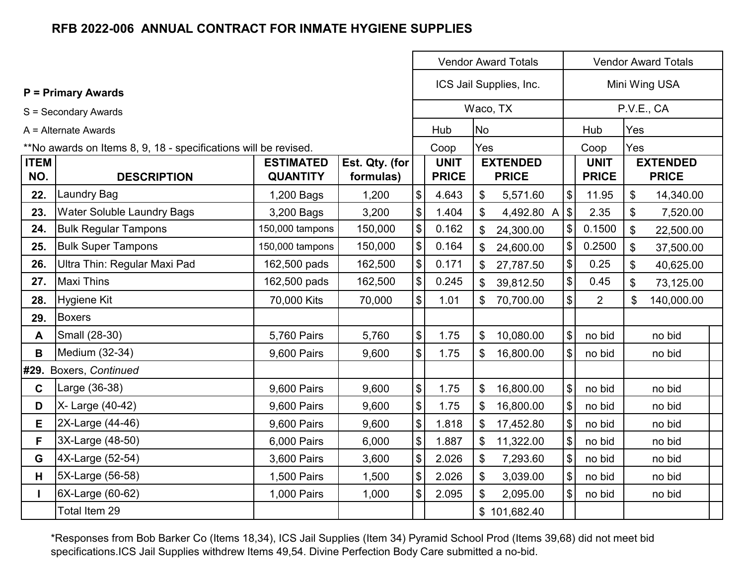# RFB 2022-006 ANNUAL CONTRACT FOR INMATE HYGIENE SUPPLIES

**P = Primary Awards**

S = Secondary Awards

A = Alternate Awards

**No awards on Items 8, 9, 18 - specifications will be revised.

| | | | | Vendor Award Totals | | | Vendor Award Totals | |
|---|---|---|---|---|---|---|---|---|
| | | | | ICS Jail Supplies, Inc. | | | Mini Wing USA | |
| | | | | Waco, TX | | | P.V.E., CA | |
| | | | | Hub | No | | Hub | Yes |
| | | | | Coop | Yes | | Coop | Yes |
| **ITEM NO.** | **DESCRIPTION** | **ESTIMATED QUANTITY** | **Est. Qty. (for formulas)** | **UNIT PRICE** | **EXTENDED PRICE** | | **UNIT PRICE** | **EXTENDED PRICE** |
| **22.** | Laundry Bag | 1,200 Bags | 1,200 | $ 4.643 | $ 5,571.60 | | $ 11.95 | $ 14,340.00 |
| **23.** | Water Soluble Laundry Bags | 3,200 Bags | 3,200 | $ 1.404 | $ 4,492.80 | A | $ 2.35 | $ 7,520.00 |
| **24.** | Bulk Regular Tampons | 150,000 tampons | 150,000 | $ 0.162 | $ 24,300.00 | | $ 0.1500 | $ 22,500.00 |
| **25.** | Bulk Super Tampons | 150,000 tampons | 150,000 | $ 0.164 | $ 24,600.00 | | $ 0.2500 | $ 37,500.00 |
| **26.** | Ultra Thin: Regular Maxi Pad | 162,500 pads | 162,500 | $ 0.171 | $ 27,787.50 | | $ 0.25 | $ 40,625.00 |
| **27.** | Maxi Thins | 162,500 pads | 162,500 | $ 0.245 | $ 39,812.50 | | $ 0.45 | $ 73,125.00 |
| **28.** | Hygiene Kit | 70,000 Kits | 70,000 | $ 1.01 | $ 70,700.00 | | $ 2 | $ 140,000.00 |
| **29.** | Boxers | | | | | | | |
| **A** | Small (28-30) | 5,760 Pairs | 5,760 | $ 1.75 | $ 10,080.00 | | $ no bid | no bid |
| **B** | Medium (32-34) | 9,600 Pairs | 9,600 | $ 1.75 | $ 16,800.00 | | $ no bid | no bid |
| **#29.** | Boxers, *Continued* | | | | | | | |
| **C** | Large (36-38) | 9,600 Pairs | 9,600 | $ 1.75 | $ 16,800.00 | | $ no bid | no bid |
| **D** | X- Large (40-42) | 9,600 Pairs | 9,600 | $ 1.75 | $ 16,800.00 | | $ no bid | no bid |
| **E** | 2X-Large (44-46) | 9,600 Pairs | 9,600 | $ 1.818 | $ 17,452.80 | | $ no bid | no bid |
| **F** | 3X-Large (48-50) | 6,000 Pairs | 6,000 | $ 1.887 | $ 11,322.00 | | $ no bid | no bid |
| **G** | 4X-Large (52-54) | 3,600 Pairs | 3,600 | $ 2.026 | $ 7,293.60 | | $ no bid | no bid |
| **H** | 5X-Large (56-58) | 1,500 Pairs | 1,500 | $ 2.026 | $ 3,039.00 | | $ no bid | no bid |
| **I** | 6X-Large (60-62) | 1,000 Pairs | 1,000 | $ 2.095 | $ 2,095.00 | | $ no bid | no bid |
| | Total Item 29 | | | | $ 101,682.40 | | | |

*Responses from Bob Barker Co (Items 18,34), ICS Jail Supplies (Item 34) Pyramid School Prod (Items 39,68) did not meet bid specifications.ICS Jail Supplies withdrew Items 49,54. Divine Perfection Body Care submitted a no-bid.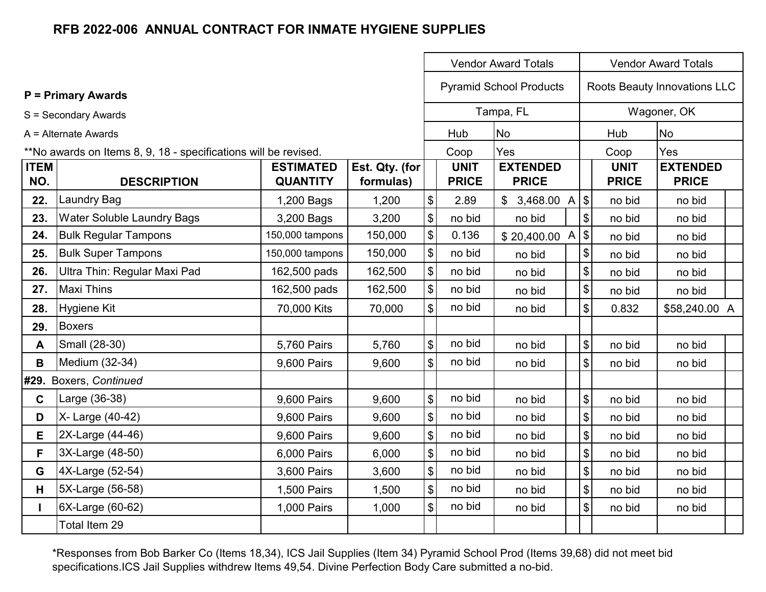## RFB 2022-006 ANNUAL CONTRACT FOR INMATE HYGIENE SUPPLIES

**P = Primary Awards**

S = Secondary Awards

A = Alternate Awards

**No awards on Items 8, 9, 18 - specifications will be revised.

| | | | | Vendor Award Totals | | | | Vendor Award Totals | | |
|---|---|---|---|---|---|---|---|---|---|---|
| | | | | Pyramid School Products | | | | Roots Beauty Innovations LLC | | |
| | | | | Tampa, FL | | | | Wagoner, OK | | |
| | | | | Hub | No | | | Hub | No | |
| | | | | Coop | Yes | | | Coop | Yes | |
| **ITEM NO.** | **DESCRIPTION** | **ESTIMATED QUANTITY** | **Est. Qty. (for formulas)** | **UNIT PRICE** | **EXTENDED PRICE** | | | **UNIT PRICE** | **EXTENDED PRICE** | |
| **22.** | Laundry Bag | 1,200 Bags | 1,200 | $ 2.89 | $ 3,468.00 | A | $ | no bid | no bid | |
| **23.** | Water Soluble Laundry Bags | 3,200 Bags | 3,200 | $ no bid | no bid | | $ | no bid | no bid | |
| **24.** | Bulk Regular Tampons | 150,000 tampons | 150,000 | $ 0.136 | $ 20,400.00 | A | $ | no bid | no bid | |
| **25.** | Bulk Super Tampons | 150,000 tampons | 150,000 | $ no bid | no bid | | $ | no bid | no bid | |
| **26.** | Ultra Thin: Regular Maxi Pad | 162,500 pads | 162,500 | $ no bid | no bid | | $ | no bid | no bid | |
| **27.** | Maxi Thins | 162,500 pads | 162,500 | $ no bid | no bid | | $ | no bid | no bid | |
| **28.** | Hygiene Kit | 70,000 Kits | 70,000 | $ no bid | no bid | | $ | 0.832 | $58,240.00 | A |
| **29.** | Boxers | | | | | | | | | |
| **A** | Small (28-30) | 5,760 Pairs | 5,760 | $ no bid | no bid | | $ | no bid | no bid | |
| **B** | Medium (32-34) | 9,600 Pairs | 9,600 | $ no bid | no bid | | $ | no bid | no bid | |
| **#29.** | Boxers, *Continued* | | | | | | | | | |
| **C** | Large (36-38) | 9,600 Pairs | 9,600 | $ no bid | no bid | | $ | no bid | no bid | |
| **D** | X- Large (40-42) | 9,600 Pairs | 9,600 | $ no bid | no bid | | $ | no bid | no bid | |
| **E** | 2X-Large (44-46) | 9,600 Pairs | 9,600 | $ no bid | no bid | | $ | no bid | no bid | |
| **F** | 3X-Large (48-50) | 6,000 Pairs | 6,000 | $ no bid | no bid | | $ | no bid | no bid | |
| **G** | 4X-Large (52-54) | 3,600 Pairs | 3,600 | $ no bid | no bid | | $ | no bid | no bid | |
| **H** | 5X-Large (56-58) | 1,500 Pairs | 1,500 | $ no bid | no bid | | $ | no bid | no bid | |
| **I** | 6X-Large (60-62) | 1,000 Pairs | 1,000 | $ no bid | no bid | | $ | no bid | no bid | |
| | Total Item 29 | | | | | | | | | |

*Responses from Bob Barker Co (Items 18,34), ICS Jail Supplies (Item 34) Pyramid School Prod (Items 39,68) did not meet bid specifications.ICS Jail Supplies withdrew Items 49,54. Divine Perfection Body Care submitted a no-bid.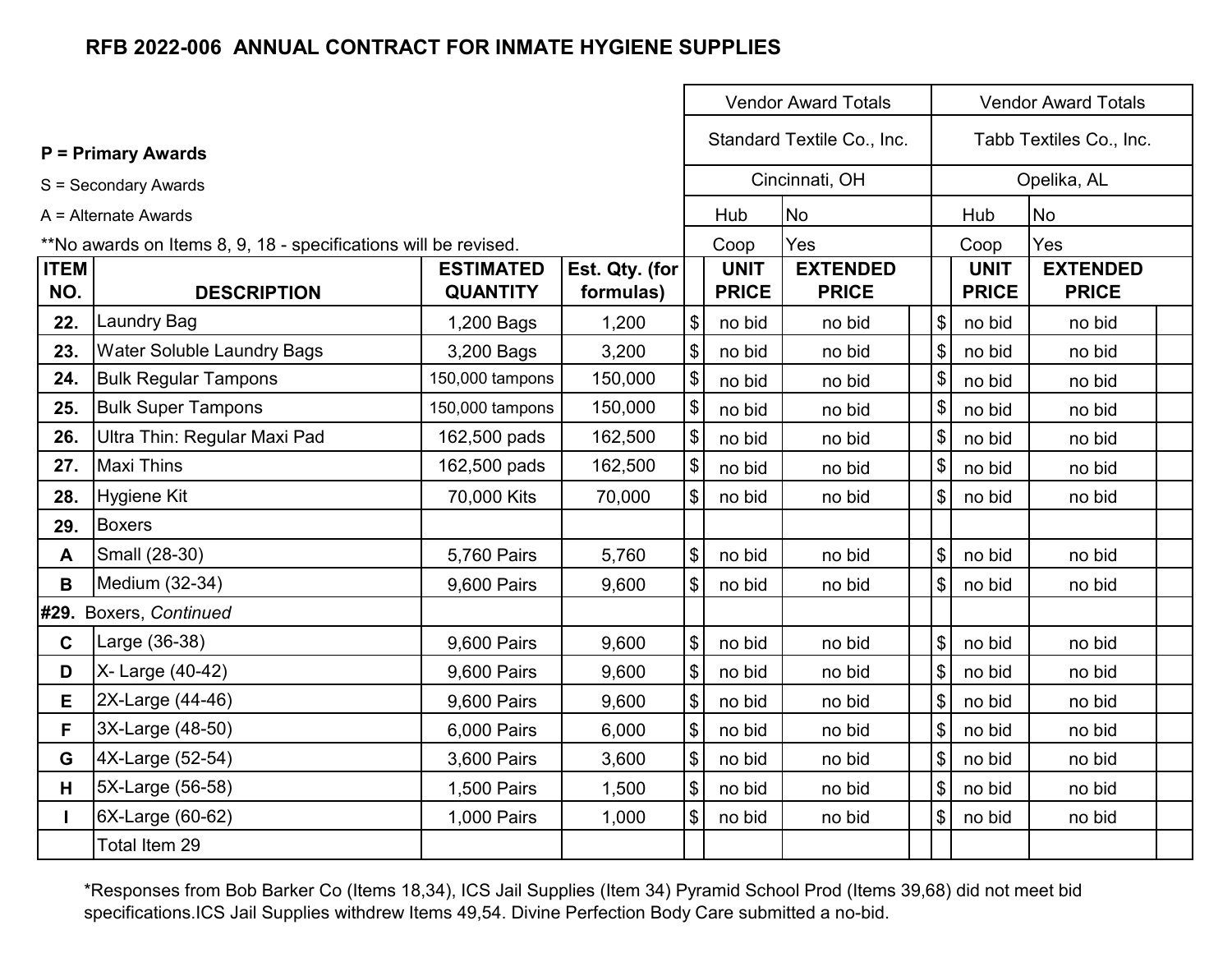**RFB 2022-006 ANNUAL CONTRACT FOR INMATE HYGIENE SUPPLIES**

**P = Primary Awards**

S = Secondary Awards

A = Alternate Awards

**No awards on Items 8, 9, 18 - specifications will be revised.

| ITEM NO. | DESCRIPTION | ESTIMATED QUANTITY | Est. Qty. (for formulas) | Standard Textile Co., Inc. — Cincinnati, OH — Hub Coop: No Yes | | | Tabb Textiles Co., Inc. — Opelika, AL — Hub Coop: No Yes | | |
|---|---|---|---|---|---|---|---|---|---|
| | | | | | UNIT PRICE | EXTENDED PRICE | | UNIT PRICE | EXTENDED PRICE |
| 22. | Laundry Bag | 1,200 Bags | 1,200 | $ | no bid | no bid | $ | no bid | no bid |
| 23. | Water Soluble Laundry Bags | 3,200 Bags | 3,200 | $ | no bid | no bid | $ | no bid | no bid |
| 24. | Bulk Regular Tampons | 150,000 tampons | 150,000 | $ | no bid | no bid | $ | no bid | no bid |
| 25. | Bulk Super Tampons | 150,000 tampons | 150,000 | $ | no bid | no bid | $ | no bid | no bid |
| 26. | Ultra Thin: Regular Maxi Pad | 162,500 pads | 162,500 | $ | no bid | no bid | $ | no bid | no bid |
| 27. | Maxi Thins | 162,500 pads | 162,500 | $ | no bid | no bid | $ | no bid | no bid |
| 28. | Hygiene Kit | 70,000 Kits | 70,000 | $ | no bid | no bid | $ | no bid | no bid |
| 29. | Boxers | | | | | | | | |
| A | Small (28-30) | 5,760 Pairs | 5,760 | $ | no bid | no bid | $ | no bid | no bid |
| B | Medium (32-34) | 9,600 Pairs | 9,600 | $ | no bid | no bid | $ | no bid | no bid |
| #29. | Boxers, *Continued* | | | | | | | | |
| C | Large (36-38) | 9,600 Pairs | 9,600 | $ | no bid | no bid | $ | no bid | no bid |
| D | X- Large (40-42) | 9,600 Pairs | 9,600 | $ | no bid | no bid | $ | no bid | no bid |
| E | 2X-Large (44-46) | 9,600 Pairs | 9,600 | $ | no bid | no bid | $ | no bid | no bid |
| F | 3X-Large (48-50) | 6,000 Pairs | 6,000 | $ | no bid | no bid | $ | no bid | no bid |
| G | 4X-Large (52-54) | 3,600 Pairs | 3,600 | $ | no bid | no bid | $ | no bid | no bid |
| H | 5X-Large (56-58) | 1,500 Pairs | 1,500 | $ | no bid | no bid | $ | no bid | no bid |
| I | 6X-Large (60-62) | 1,000 Pairs | 1,000 | $ | no bid | no bid | $ | no bid | no bid |
| | Total Item 29 | | | | | | | | |

*Responses from Bob Barker Co (Items 18,34), ICS Jail Supplies (Item 34) Pyramid School Prod (Items 39,68) did not meet bid specifications.ICS Jail Supplies withdrew Items 49,54. Divine Perfection Body Care submitted a no-bid.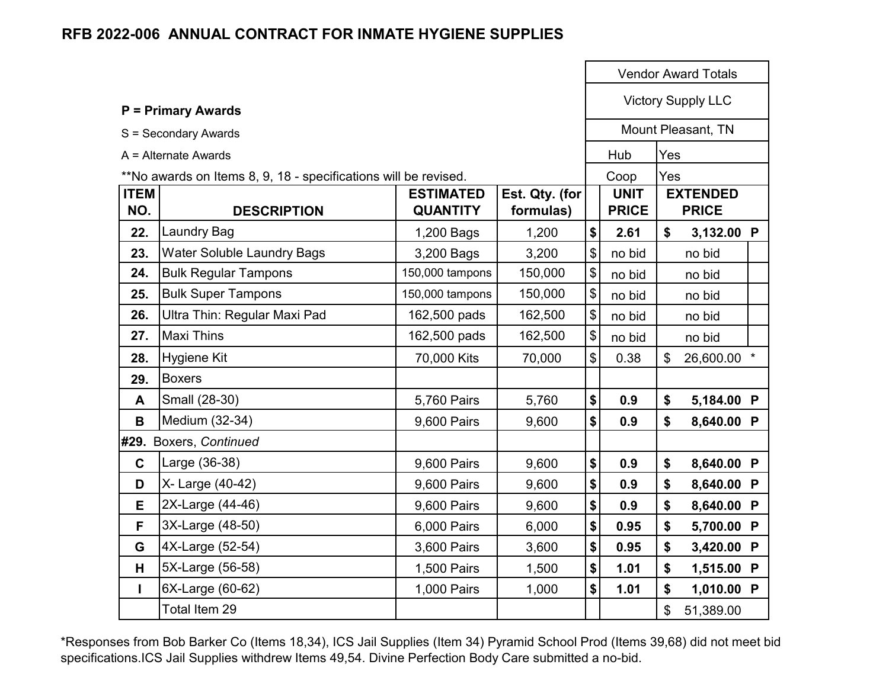## RFB 2022-006 ANNUAL CONTRACT FOR INMATE HYGIENE SUPPLIES

**P = Primary Awards**

S = Secondary Awards

A = Alternate Awards

**No awards on Items 8, 9, 18 - specifications will be revised.

| ITEM NO. | DESCRIPTION | ESTIMATED QUANTITY | Est. Qty. (for formulas) | Vendor Award Totals | | | |
|---|---|---|---|---|---|---|---|
| | | | | Victory Supply LLC | | | |
| | | | | Mount Pleasant, TN | | | |
| | | | | Hub | Yes | | |
| | | | | Coop | Yes | | |
| | | | | | UNIT PRICE | EXTENDED PRICE | |
| 22. | Laundry Bag | 1,200 Bags | 1,200 | $ | **2.61** | **$ 3,132.00** | **P** |
| 23. | Water Soluble Laundry Bags | 3,200 Bags | 3,200 | $ | no bid | no bid | |
| 24. | Bulk Regular Tampons | 150,000 tampons | 150,000 | $ | no bid | no bid | |
| 25. | Bulk Super Tampons | 150,000 tampons | 150,000 | $ | no bid | no bid | |
| 26. | Ultra Thin: Regular Maxi Pad | 162,500 pads | 162,500 | $ | no bid | no bid | |
| 27. | Maxi Thins | 162,500 pads | 162,500 | $ | no bid | no bid | |
| 28. | Hygiene Kit | 70,000 Kits | 70,000 | $ | 0.38 | $ 26,600.00 | * |
| 29. | Boxers | | | | | | |
| A | Small (28-30) | 5,760 Pairs | 5,760 | $ | **0.9** | **$ 5,184.00** | **P** |
| B | Medium (32-34) | 9,600 Pairs | 9,600 | $ | **0.9** | **$ 8,640.00** | **P** |
| #29. | Boxers, *Continued* | | | | | | |
| C | Large (36-38) | 9,600 Pairs | 9,600 | $ | **0.9** | **$ 8,640.00** | **P** |
| D | X- Large (40-42) | 9,600 Pairs | 9,600 | $ | **0.9** | **$ 8,640.00** | **P** |
| E | 2X-Large (44-46) | 9,600 Pairs | 9,600 | $ | **0.9** | **$ 8,640.00** | **P** |
| F | 3X-Large (48-50) | 6,000 Pairs | 6,000 | $ | **0.95** | **$ 5,700.00** | **P** |
| G | 4X-Large (52-54) | 3,600 Pairs | 3,600 | $ | **0.95** | **$ 3,420.00** | **P** |
| H | 5X-Large (56-58) | 1,500 Pairs | 1,500 | $ | **1.01** | **$ 1,515.00** | **P** |
| I | 6X-Large (60-62) | 1,000 Pairs | 1,000 | $ | **1.01** | **$ 1,010.00** | **P** |
| | Total Item 29 | | | | | $ 51,389.00 | |

*Responses from Bob Barker Co (Items 18,34), ICS Jail Supplies (Item 34) Pyramid School Prod (Items 39,68) did not meet bid specifications.ICS Jail Supplies withdrew Items 49,54. Divine Perfection Body Care submitted a no-bid.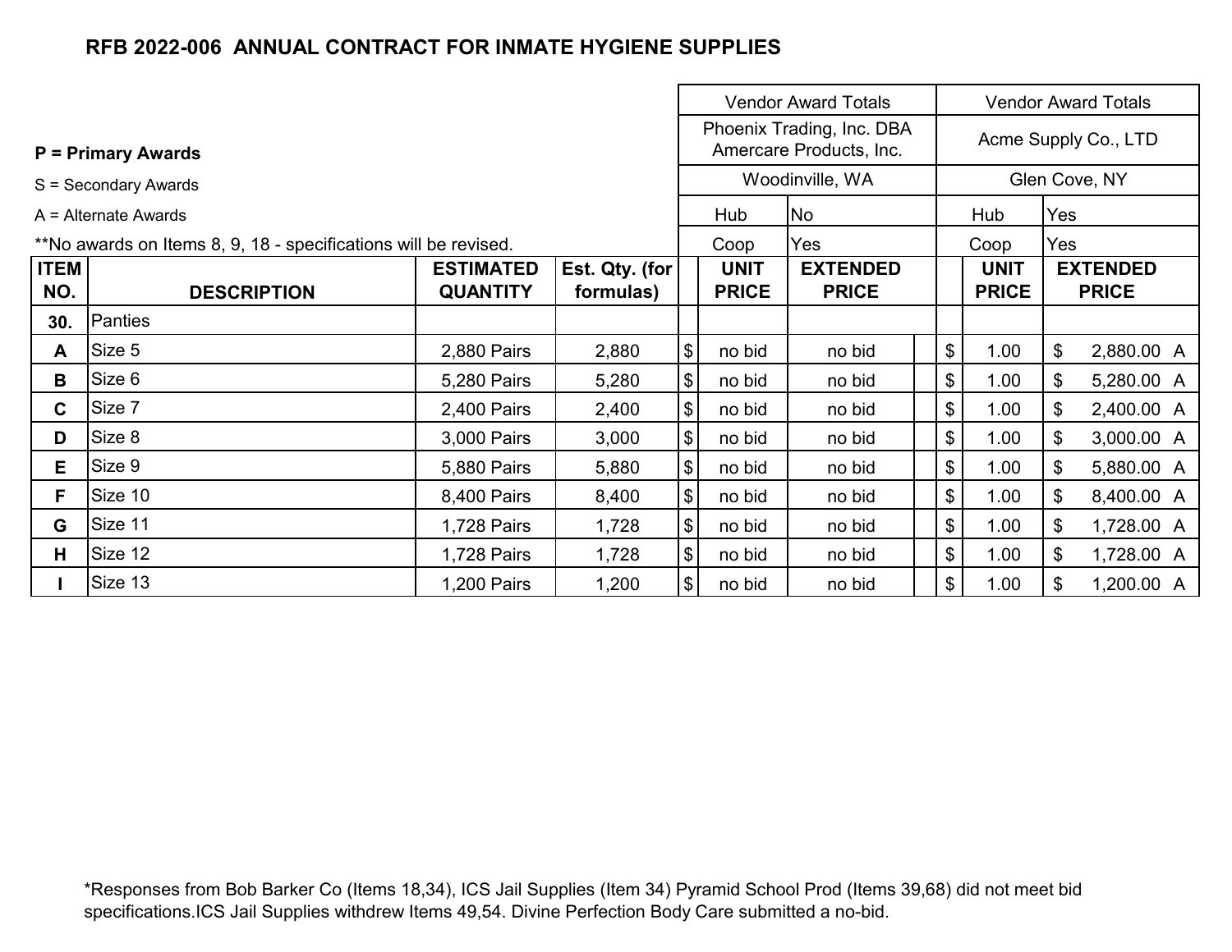## RFB 2022-006 ANNUAL CONTRACT FOR INMATE HYGIENE SUPPLIES

**P = Primary Awards**

S = Secondary Awards

A = Alternate Awards

**No awards on Items 8, 9, 18 - specifications will be revised.

| | | | | Vendor Award Totals | | | | Vendor Award Totals | | | |
|---|---|---|---|---|---|---|---|---|---|---|---|
| | | | | Phoenix Trading, Inc. DBA Amercare Products, Inc. | | | | Acme Supply Co., LTD | | | |
| | | | | Woodinville, WA | | | | Glen Cove, NY | | | |
| | | | | Hub | No | | | Hub | Yes | | |
| | | | | Coop | Yes | | | Coop | Yes | | |
| **ITEM NO.** | **DESCRIPTION** | **ESTIMATED QUANTITY** | **Est. Qty. (for formulas)** | | **UNIT PRICE** | **EXTENDED PRICE** | | | **UNIT PRICE** | **EXTENDED PRICE** | |
| **30.** | Panties | | | | | | | | | | |
| **A** | Size 5 | 2,880 Pairs | 2,880 | $ | no bid | no bid | | $ | 1.00 | $ 2,880.00 | A |
| **B** | Size 6 | 5,280 Pairs | 5,280 | $ | no bid | no bid | | $ | 1.00 | $ 5,280.00 | A |
| **C** | Size 7 | 2,400 Pairs | 2,400 | $ | no bid | no bid | | $ | 1.00 | $ 2,400.00 | A |
| **D** | Size 8 | 3,000 Pairs | 3,000 | $ | no bid | no bid | | $ | 1.00 | $ 3,000.00 | A |
| **E** | Size 9 | 5,880 Pairs | 5,880 | $ | no bid | no bid | | $ | 1.00 | $ 5,880.00 | A |
| **F** | Size 10 | 8,400 Pairs | 8,400 | $ | no bid | no bid | | $ | 1.00 | $ 8,400.00 | A |
| **G** | Size 11 | 1,728 Pairs | 1,728 | $ | no bid | no bid | | $ | 1.00 | $ 1,728.00 | A |
| **H** | Size 12 | 1,728 Pairs | 1,728 | $ | no bid | no bid | | $ | 1.00 | $ 1,728.00 | A |
| **I** | Size 13 | 1,200 Pairs | 1,200 | $ | no bid | no bid | | $ | 1.00 | $ 1,200.00 | A |

*Responses from Bob Barker Co (Items 18,34), ICS Jail Supplies (Item 34) Pyramid School Prod (Items 39,68) did not meet bid specifications.ICS Jail Supplies withdrew Items 49,54. Divine Perfection Body Care submitted a no-bid.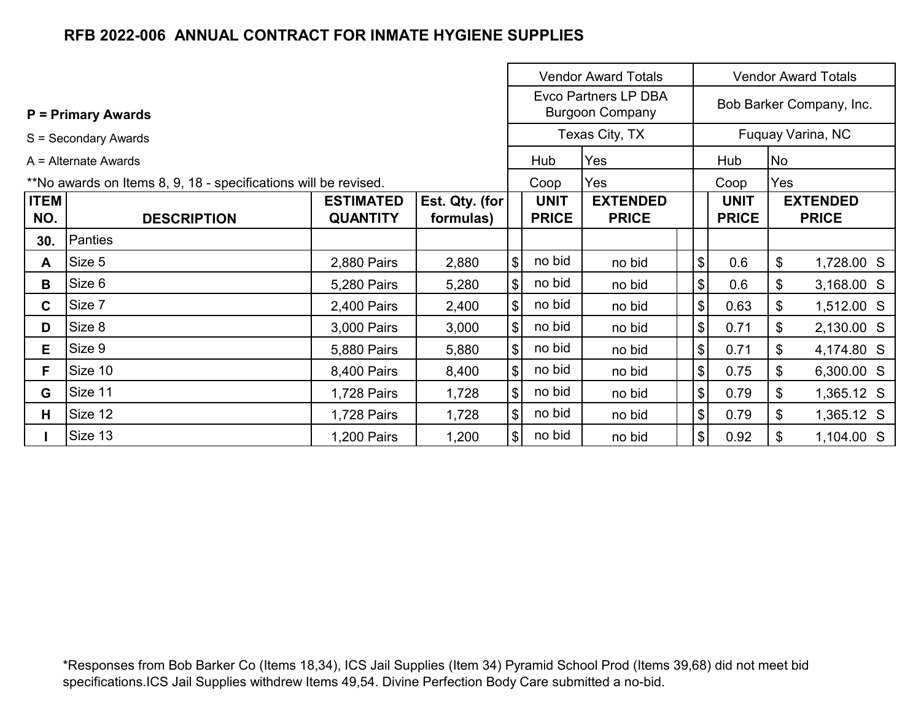# RFB 2022-006 ANNUAL CONTRACT FOR INMATE HYGIENE SUPPLIES

**P = Primary Awards**

S = Secondary Awards

A = Alternate Awards

**No awards on Items 8, 9, 18 - specifications will be revised.

| | | | | Vendor Award Totals | | | Vendor Award Totals | | |
|---|---|---|---|---|---|---|---|---|---|
| | | | | Evco Partners LP DBA Burgoon Company | | | Bob Barker Company, Inc. | | |
| | | | | Texas City, TX | | | Fuquay Varina, NC | | |
| | | | | Hub | Yes | | Hub | No | |
| | | | | Coop | Yes | | Coop | Yes | |
| **ITEM NO.** | **DESCRIPTION** | **ESTIMATED QUANTITY** | **Est. Qty. (for formulas)** | **UNIT PRICE** | **EXTENDED PRICE** | | **UNIT PRICE** | **EXTENDED PRICE** | |
| **30.** | Panties | | | | | | | | |
| **A** | Size 5 | 2,880 Pairs | 2,880 | $ no bid | no bid | | $ 0.6 | $ 1,728.00 | S |
| **B** | Size 6 | 5,280 Pairs | 5,280 | $ no bid | no bid | | $ 0.6 | $ 3,168.00 | S |
| **C** | Size 7 | 2,400 Pairs | 2,400 | $ no bid | no bid | | $ 0.63 | $ 1,512.00 | S |
| **D** | Size 8 | 3,000 Pairs | 3,000 | $ no bid | no bid | | $ 0.71 | $ 2,130.00 | S |
| **E** | Size 9 | 5,880 Pairs | 5,880 | $ no bid | no bid | | $ 0.71 | $ 4,174.80 | S |
| **F** | Size 10 | 8,400 Pairs | 8,400 | $ no bid | no bid | | $ 0.75 | $ 6,300.00 | S |
| **G** | Size 11 | 1,728 Pairs | 1,728 | $ no bid | no bid | | $ 0.79 | $ 1,365.12 | S |
| **H** | Size 12 | 1,728 Pairs | 1,728 | $ no bid | no bid | | $ 0.79 | $ 1,365.12 | S |
| **I** | Size 13 | 1,200 Pairs | 1,200 | $ no bid | no bid | | $ 0.92 | $ 1,104.00 | S |

*Responses from Bob Barker Co (Items 18,34), ICS Jail Supplies (Item 34) Pyramid School Prod (Items 39,68) did not meet bid specifications.ICS Jail Supplies withdrew Items 49,54. Divine Perfection Body Care submitted a no-bid.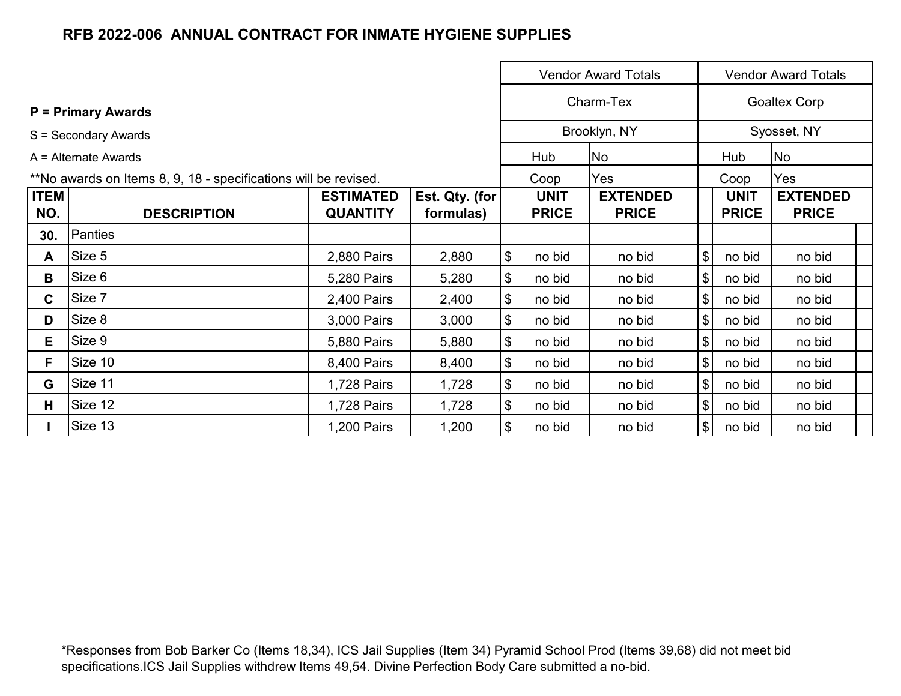# RFB 2022-006 ANNUAL CONTRACT FOR INMATE HYGIENE SUPPLIES

**P = Primary Awards**

S = Secondary Awards

A = Alternate Awards

**No awards on Items 8, 9, 18 - specifications will be revised.

| | | | | Vendor Award Totals | | | Vendor Award Totals | | |
|---|---|---|---|---|---|---|---|---|---|
| | | | | Charm-Tex | | | Goaltex Corp | | |
| | | | | Brooklyn, NY | | | Syosset, NY | | |
| | | | | Hub | No | | Hub | No | |
| | | | | Coop | Yes | | Coop | Yes | |
| **ITEM NO.** | **DESCRIPTION** | **ESTIMATED QUANTITY** | **Est. Qty. (for formulas)** | | **UNIT PRICE** | **EXTENDED PRICE** | | **UNIT PRICE** | **EXTENDED PRICE** |
| **30.** | Panties | | | | | | | | |
| **A** | Size 5 | 2,880 Pairs | 2,880 | $ | no bid | no bid | $ | no bid | no bid |
| **B** | Size 6 | 5,280 Pairs | 5,280 | $ | no bid | no bid | $ | no bid | no bid |
| **C** | Size 7 | 2,400 Pairs | 2,400 | $ | no bid | no bid | $ | no bid | no bid |
| **D** | Size 8 | 3,000 Pairs | 3,000 | $ | no bid | no bid | $ | no bid | no bid |
| **E** | Size 9 | 5,880 Pairs | 5,880 | $ | no bid | no bid | $ | no bid | no bid |
| **F** | Size 10 | 8,400 Pairs | 8,400 | $ | no bid | no bid | $ | no bid | no bid |
| **G** | Size 11 | 1,728 Pairs | 1,728 | $ | no bid | no bid | $ | no bid | no bid |
| **H** | Size 12 | 1,728 Pairs | 1,728 | $ | no bid | no bid | $ | no bid | no bid |
| **I** | Size 13 | 1,200 Pairs | 1,200 | $ | no bid | no bid | $ | no bid | no bid |

*Responses from Bob Barker Co (Items 18,34), ICS Jail Supplies (Item 34) Pyramid School Prod (Items 39,68) did not meet bid specifications.ICS Jail Supplies withdrew Items 49,54. Divine Perfection Body Care submitted a no-bid.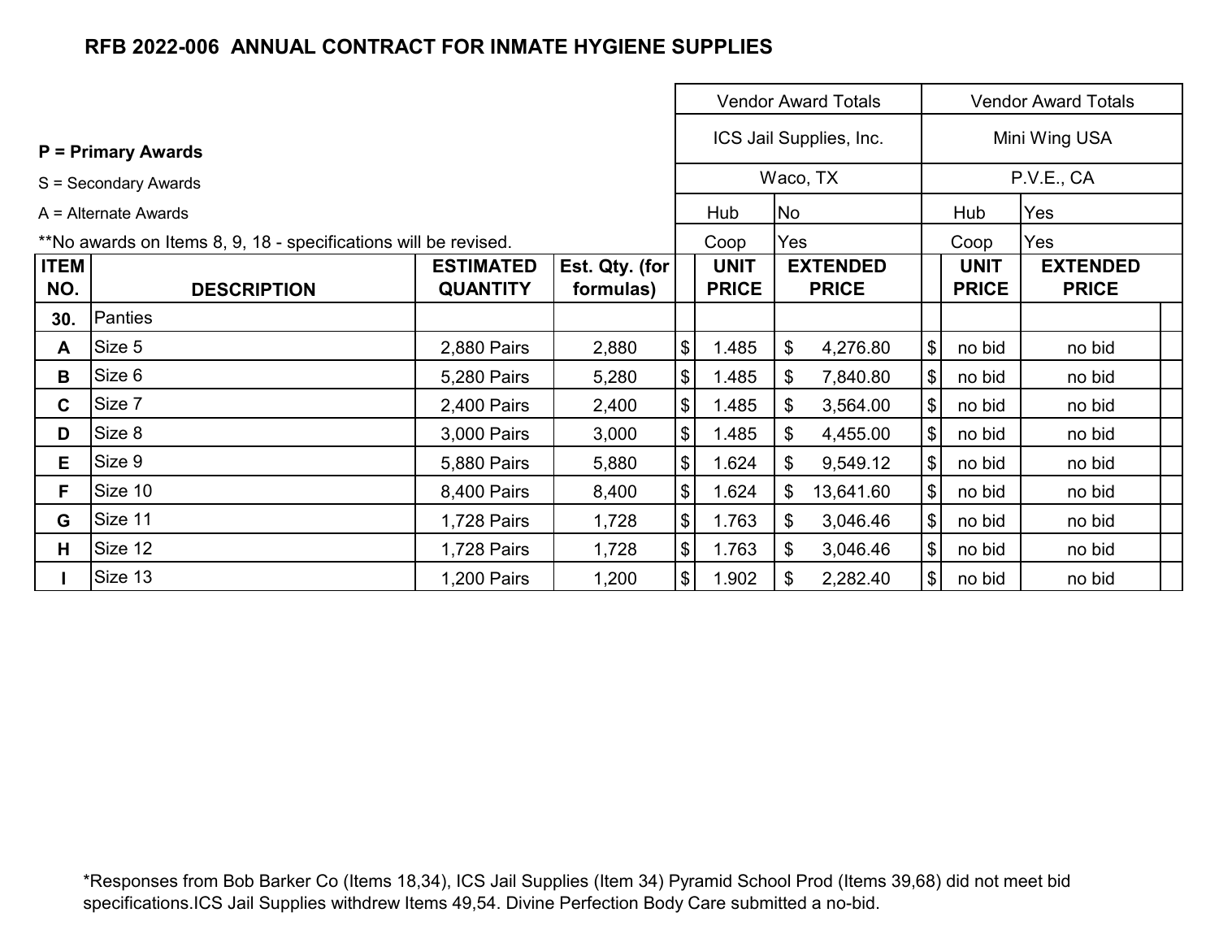## RFB 2022-006 ANNUAL CONTRACT FOR INMATE HYGIENE SUPPLIES

**P = Primary Awards**

S = Secondary Awards

A = Alternate Awards

**No awards on Items 8, 9, 18 - specifications will be revised.

| ITEM NO. | DESCRIPTION | ESTIMATED QUANTITY | Est. Qty. (for formulas) | Vendor Award Totals<br>ICS Jail Supplies, Inc.<br>Waco, TX<br>Hub: No<br>Coop: Yes<br>UNIT PRICE | EXTENDED PRICE | Vendor Award Totals<br>Mini Wing USA<br>P.V.E., CA<br>Hub: Yes<br>Coop: Yes<br>UNIT PRICE | EXTENDED PRICE |
|---|---|---|---|---|---|---|---|
| 30. | Panties | | | | | | |
| A | Size 5 | 2,880 Pairs | 2,880 | $ 1.485 | $ 4,276.80 | $ no bid | no bid |
| B | Size 6 | 5,280 Pairs | 5,280 | $ 1.485 | $ 7,840.80 | $ no bid | no bid |
| C | Size 7 | 2,400 Pairs | 2,400 | $ 1.485 | $ 3,564.00 | $ no bid | no bid |
| D | Size 8 | 3,000 Pairs | 3,000 | $ 1.485 | $ 4,455.00 | $ no bid | no bid |
| E | Size 9 | 5,880 Pairs | 5,880 | $ 1.624 | $ 9,549.12 | $ no bid | no bid |
| F | Size 10 | 8,400 Pairs | 8,400 | $ 1.624 | $ 13,641.60 | $ no bid | no bid |
| G | Size 11 | 1,728 Pairs | 1,728 | $ 1.763 | $ 3,046.46 | $ no bid | no bid |
| H | Size 12 | 1,728 Pairs | 1,728 | $ 1.763 | $ 3,046.46 | $ no bid | no bid |
| I | Size 13 | 1,200 Pairs | 1,200 | $ 1.902 | $ 2,282.40 | $ no bid | no bid |

*Responses from Bob Barker Co (Items 18,34), ICS Jail Supplies (Item 34) Pyramid School Prod (Items 39,68) did not meet bid specifications.ICS Jail Supplies withdrew Items 49,54. Divine Perfection Body Care submitted a no-bid.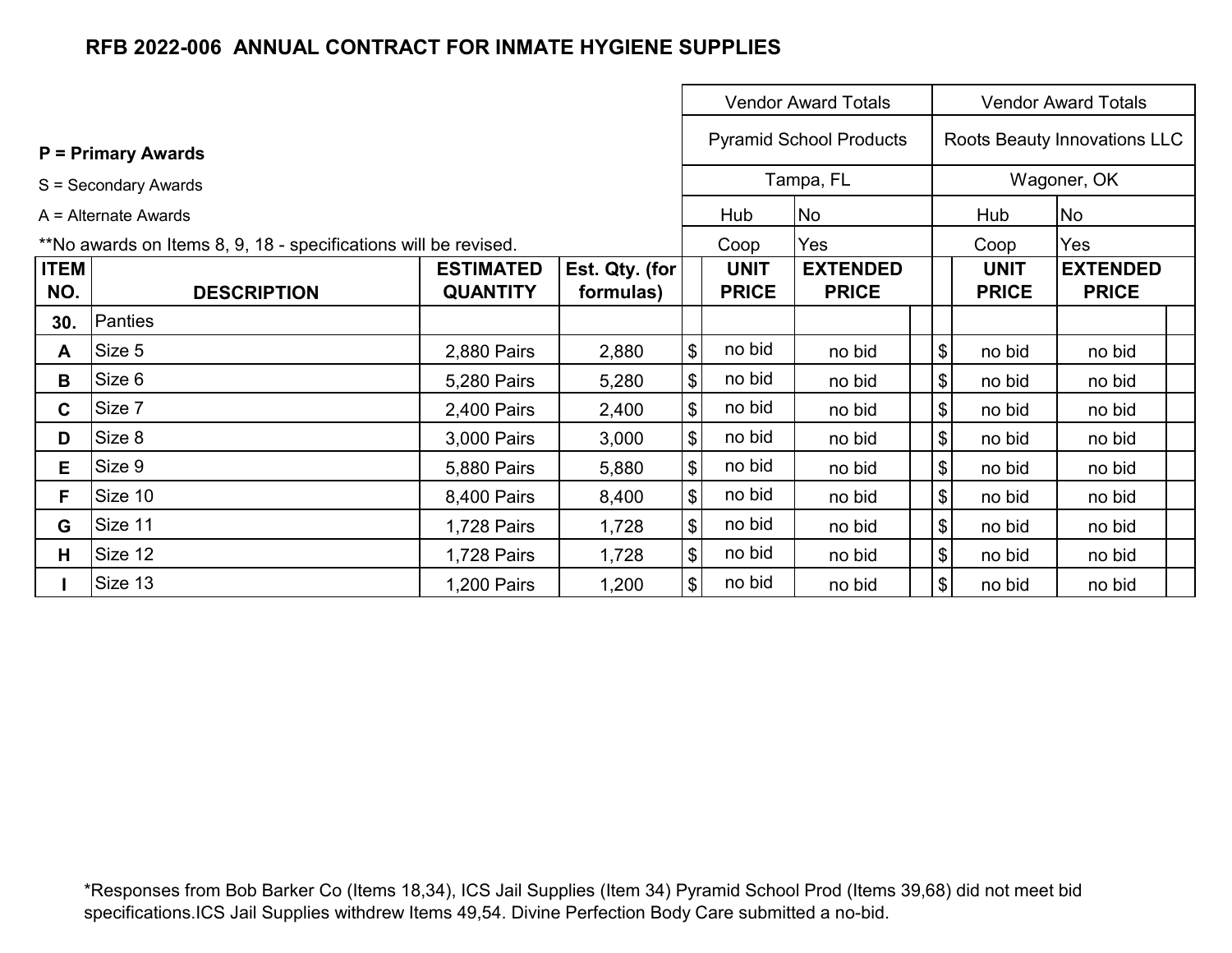## RFB 2022-006 ANNUAL CONTRACT FOR INMATE HYGIENE SUPPLIES

**P = Primary Awards**

S = Secondary Awards

A = Alternate Awards

**No awards on Items 8, 9, 18 - specifications will be revised.

| | | | | Vendor Award Totals | | Vendor Award Totals | |
|---|---|---|---|---|---|---|---|
| | | | | Pyramid School Products | | Roots Beauty Innovations LLC | |
| | | | | Tampa, FL | | Wagoner, OK | |
| | | | | Hub | No | Hub | No |
| | | | | Coop | Yes | Coop | Yes |
| **ITEM NO.** | **DESCRIPTION** | **ESTIMATED QUANTITY** | **Est. Qty. (for formulas)** | **UNIT PRICE** | **EXTENDED PRICE** | **UNIT PRICE** | **EXTENDED PRICE** |
| **30.** | Panties | | | | | | |
| **A** | Size 5 | 2,880 Pairs | 2,880 | $ no bid | no bid | $ no bid | no bid |
| **B** | Size 6 | 5,280 Pairs | 5,280 | $ no bid | no bid | $ no bid | no bid |
| **C** | Size 7 | 2,400 Pairs | 2,400 | $ no bid | no bid | $ no bid | no bid |
| **D** | Size 8 | 3,000 Pairs | 3,000 | $ no bid | no bid | $ no bid | no bid |
| **E** | Size 9 | 5,880 Pairs | 5,880 | $ no bid | no bid | $ no bid | no bid |
| **F** | Size 10 | 8,400 Pairs | 8,400 | $ no bid | no bid | $ no bid | no bid |
| **G** | Size 11 | 1,728 Pairs | 1,728 | $ no bid | no bid | $ no bid | no bid |
| **H** | Size 12 | 1,728 Pairs | 1,728 | $ no bid | no bid | $ no bid | no bid |
| **I** | Size 13 | 1,200 Pairs | 1,200 | $ no bid | no bid | $ no bid | no bid |

*Responses from Bob Barker Co (Items 18,34), ICS Jail Supplies (Item 34) Pyramid School Prod (Items 39,68) did not meet bid specifications.ICS Jail Supplies withdrew Items 49,54. Divine Perfection Body Care submitted a no-bid.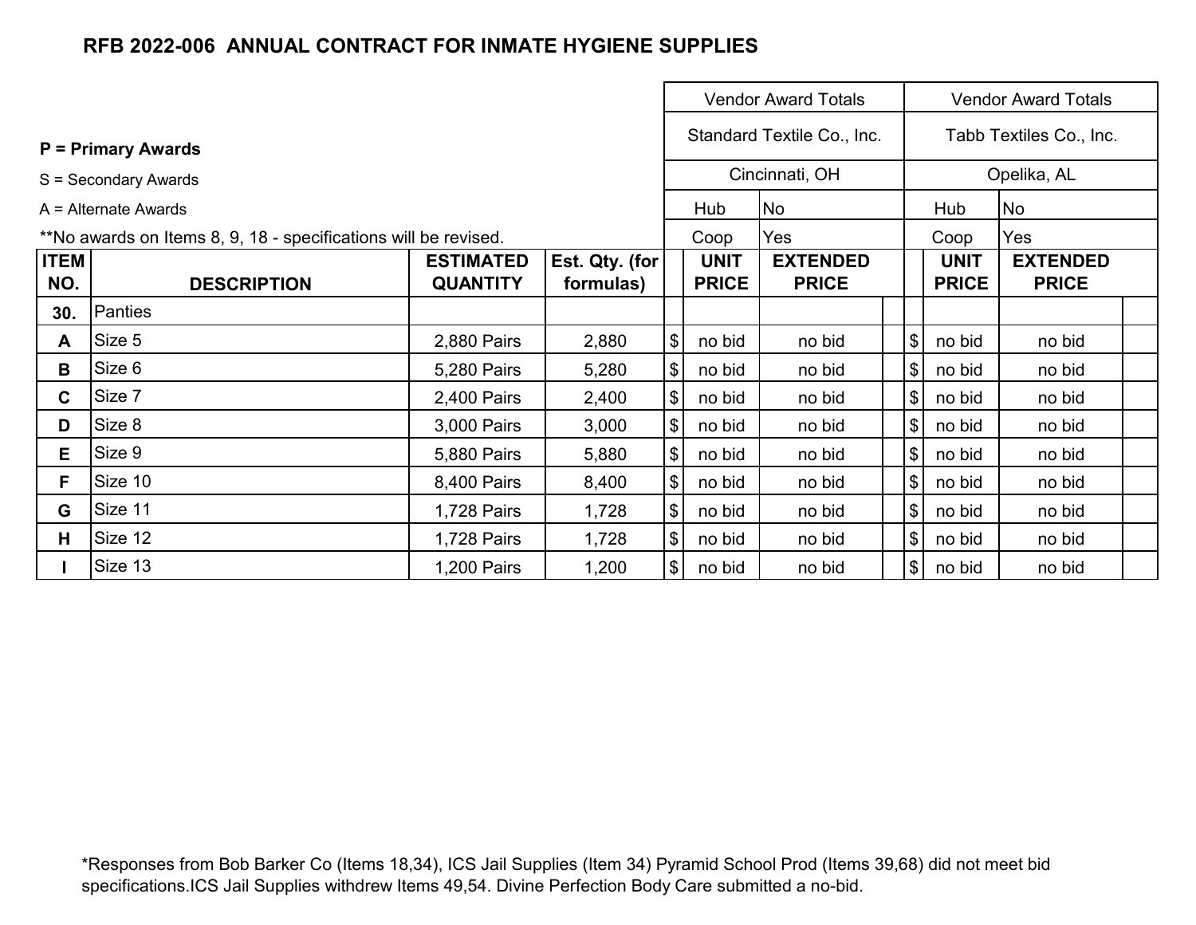## RFB 2022-006 ANNUAL CONTRACT FOR INMATE HYGIENE SUPPLIES

**P = Primary Awards**

S = Secondary Awards

A = Alternate Awards

**No awards on Items 8, 9, 18 - specifications will be revised.

| ITEM NO. | DESCRIPTION | ESTIMATED QUANTITY | Est. Qty. (for formulas) | Vendor Award Totals | | | Vendor Award Totals | | |
|---|---|---|---|---|---|---|---|---|---|
| | | | | Standard Textile Co., Inc. | | | Tabb Textiles Co., Inc. | | |
| | | | | Cincinnati, OH | | | Opelika, AL | | |
| | | | | | Hub | No | | Hub | No |
| | | | | | Coop | Yes | | Coop | Yes |
| | | | | | UNIT PRICE | EXTENDED PRICE | | UNIT PRICE | EXTENDED PRICE |
| **30.** | Panties | | | | | | | | |
| **A** | Size 5 | 2,880 Pairs | 2,880 | $ | no bid | no bid | $ | no bid | no bid |
| **B** | Size 6 | 5,280 Pairs | 5,280 | $ | no bid | no bid | $ | no bid | no bid |
| **C** | Size 7 | 2,400 Pairs | 2,400 | $ | no bid | no bid | $ | no bid | no bid |
| **D** | Size 8 | 3,000 Pairs | 3,000 | $ | no bid | no bid | $ | no bid | no bid |
| **E** | Size 9 | 5,880 Pairs | 5,880 | $ | no bid | no bid | $ | no bid | no bid |
| **F** | Size 10 | 8,400 Pairs | 8,400 | $ | no bid | no bid | $ | no bid | no bid |
| **G** | Size 11 | 1,728 Pairs | 1,728 | $ | no bid | no bid | $ | no bid | no bid |
| **H** | Size 12 | 1,728 Pairs | 1,728 | $ | no bid | no bid | $ | no bid | no bid |
| **I** | Size 13 | 1,200 Pairs | 1,200 | $ | no bid | no bid | $ | no bid | no bid |

*Responses from Bob Barker Co (Items 18,34), ICS Jail Supplies (Item 34) Pyramid School Prod (Items 39,68) did not meet bid specifications.ICS Jail Supplies withdrew Items 49,54. Divine Perfection Body Care submitted a no-bid.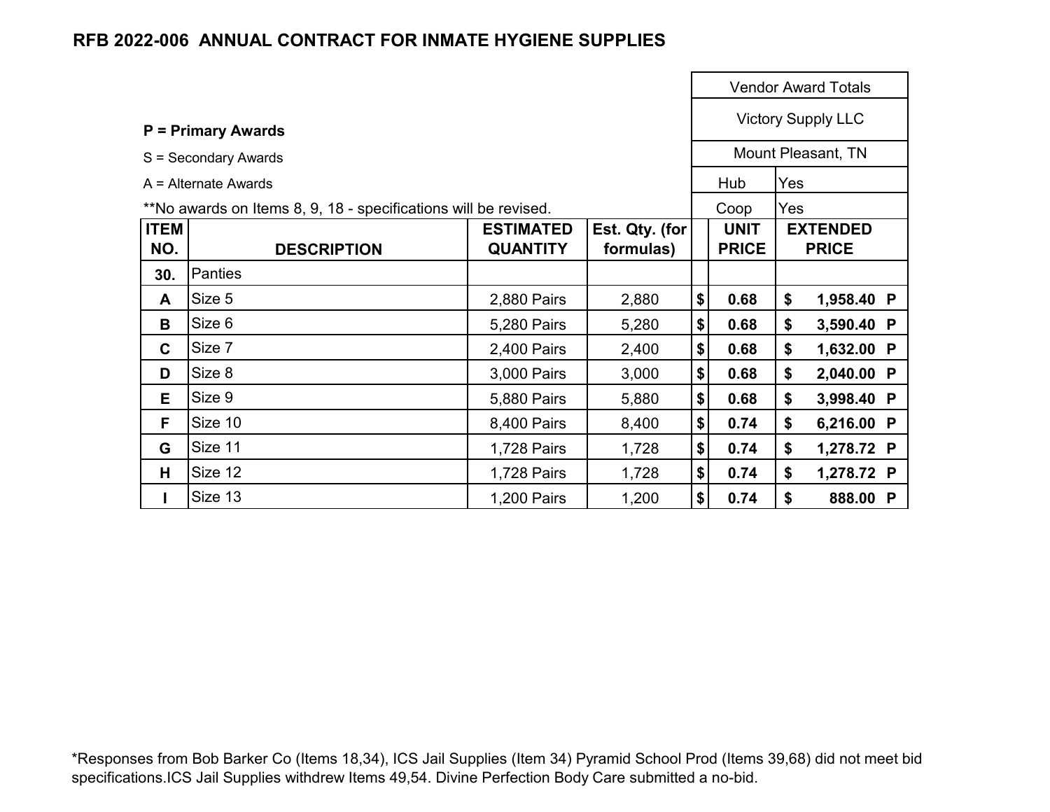# RFB 2022-006 ANNUAL CONTRACT FOR INMATE HYGIENE SUPPLIES

**P = Primary Awards**

S = Secondary Awards

A = Alternate Awards

**No awards on Items 8, 9, 18 - specifications will be revised.

| | | | | Vendor Award Totals | | |
|---|---|---|---|---|---|---|
| | | | | Victory Supply LLC | | |
| | | | | Mount Pleasant, TN | | |
| | | | | Hub | Yes | |
| | | | | Coop | Yes | |
| **ITEM NO.** | **DESCRIPTION** | **ESTIMATED QUANTITY** | **Est. Qty. (for formulas)** | **UNIT PRICE** | **EXTENDED PRICE** | |
| **30.** | Panties | | | | | |
| **A** | Size 5 | 2,880 Pairs | 2,880 | **$ 0.68** | **$ 1,958.40** | **P** |
| **B** | Size 6 | 5,280 Pairs | 5,280 | **$ 0.68** | **$ 3,590.40** | **P** |
| **C** | Size 7 | 2,400 Pairs | 2,400 | **$ 0.68** | **$ 1,632.00** | **P** |
| **D** | Size 8 | 3,000 Pairs | 3,000 | **$ 0.68** | **$ 2,040.00** | **P** |
| **E** | Size 9 | 5,880 Pairs | 5,880 | **$ 0.68** | **$ 3,998.40** | **P** |
| **F** | Size 10 | 8,400 Pairs | 8,400 | **$ 0.74** | **$ 6,216.00** | **P** |
| **G** | Size 11 | 1,728 Pairs | 1,728 | **$ 0.74** | **$ 1,278.72** | **P** |
| **H** | Size 12 | 1,728 Pairs | 1,728 | **$ 0.74** | **$ 1,278.72** | **P** |
| **I** | Size 13 | 1,200 Pairs | 1,200 | **$ 0.74** | **$ 888.00** | **P** |

*Responses from Bob Barker Co (Items 18,34), ICS Jail Supplies (Item 34) Pyramid School Prod (Items 39,68) did not meet bid specifications.ICS Jail Supplies withdrew Items 49,54. Divine Perfection Body Care submitted a no-bid.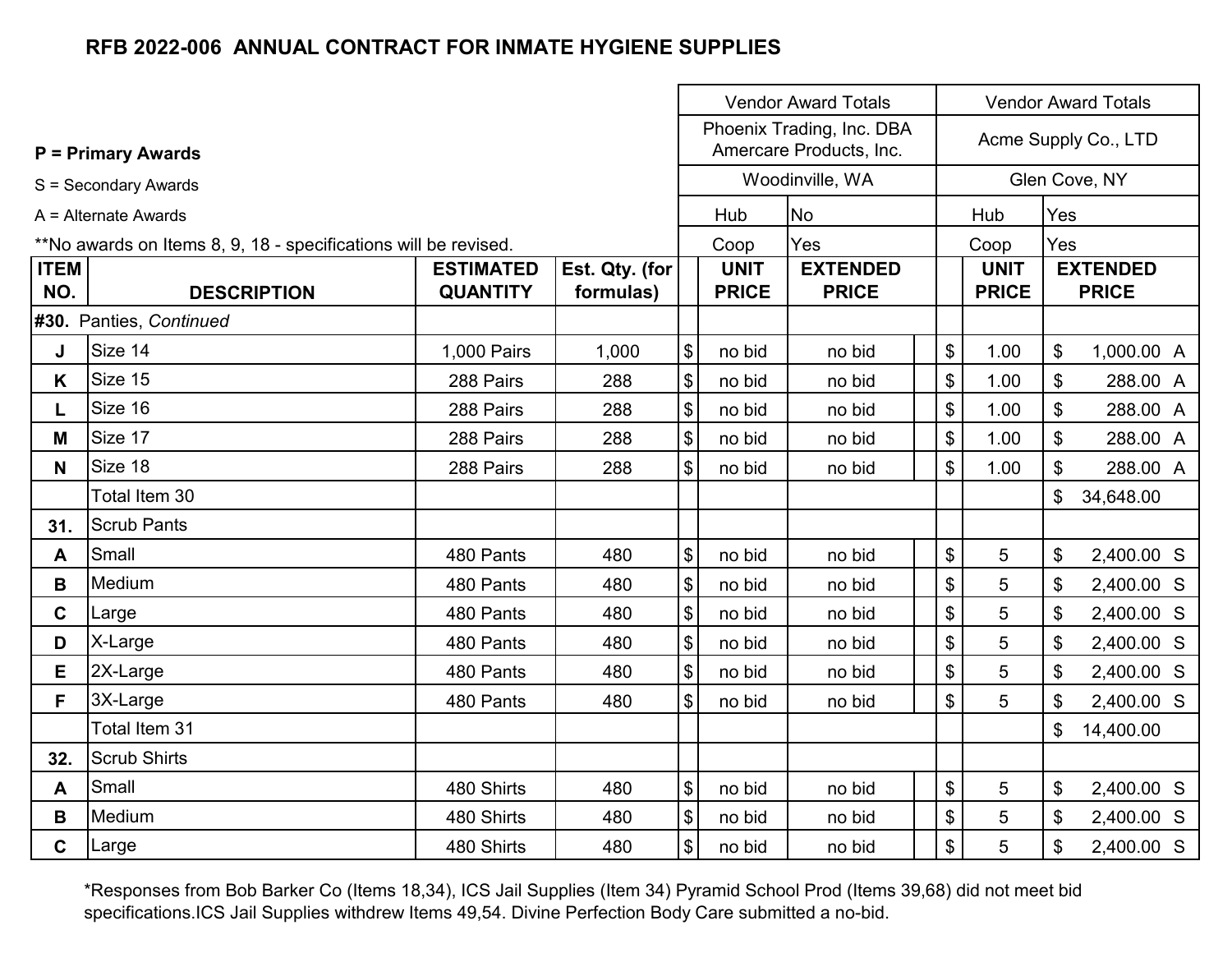## RFB 2022-006 ANNUAL CONTRACT FOR INMATE HYGIENE SUPPLIES

**P = Primary Awards**

S = Secondary Awards

A = Alternate Awards

**No awards on Items 8, 9, 18 - specifications will be revised.

| | | | | Vendor Award Totals | | | Vendor Award Totals | | |
|---|---|---|---|---|---|---|---|---|---|
| | | | | Phoenix Trading, Inc. DBA Amercare Products, Inc. | | | Acme Supply Co., LTD | | |
| | | | | Woodinville, WA | | | Glen Cove, NY | | |
| | | | | Hub | No | | Hub | Yes | |
| | | | | Coop | Yes | | Coop | Yes | |
| **ITEM NO.** | **DESCRIPTION** | **ESTIMATED QUANTITY** | **Est. Qty. (for formulas)** | **UNIT PRICE** | **EXTENDED PRICE** | | **UNIT PRICE** | **EXTENDED PRICE** | |
| **#30.** | Panties, *Continued* | | | | | | | | |
| **J** | Size 14 | 1,000 Pairs | 1,000 | $ no bid | no bid | | $ 1.00 | $ 1,000.00 | A |
| **K** | Size 15 | 288 Pairs | 288 | $ no bid | no bid | | $ 1.00 | $ 288.00 | A |
| **L** | Size 16 | 288 Pairs | 288 | $ no bid | no bid | | $ 1.00 | $ 288.00 | A |
| **M** | Size 17 | 288 Pairs | 288 | $ no bid | no bid | | $ 1.00 | $ 288.00 | A |
| **N** | Size 18 | 288 Pairs | 288 | $ no bid | no bid | | $ 1.00 | $ 288.00 | A |
| | Total Item 30 | | | | | | | $ 34,648.00 | |
| **31.** | Scrub Pants | | | | | | | | |
| **A** | Small | 480 Pants | 480 | $ no bid | no bid | | $ 5 | $ 2,400.00 | S |
| **B** | Medium | 480 Pants | 480 | $ no bid | no bid | | $ 5 | $ 2,400.00 | S |
| **C** | Large | 480 Pants | 480 | $ no bid | no bid | | $ 5 | $ 2,400.00 | S |
| **D** | X-Large | 480 Pants | 480 | $ no bid | no bid | | $ 5 | $ 2,400.00 | S |
| **E** | 2X-Large | 480 Pants | 480 | $ no bid | no bid | | $ 5 | $ 2,400.00 | S |
| **F** | 3X-Large | 480 Pants | 480 | $ no bid | no bid | | $ 5 | $ 2,400.00 | S |
| | Total Item 31 | | | | | | | $ 14,400.00 | |
| **32.** | Scrub Shirts | | | | | | | | |
| **A** | Small | 480 Shirts | 480 | $ no bid | no bid | | $ 5 | $ 2,400.00 | S |
| **B** | Medium | 480 Shirts | 480 | $ no bid | no bid | | $ 5 | $ 2,400.00 | S |
| **C** | Large | 480 Shirts | 480 | $ no bid | no bid | | $ 5 | $ 2,400.00 | S |

*Responses from Bob Barker Co (Items 18,34), ICS Jail Supplies (Item 34) Pyramid School Prod (Items 39,68) did not meet bid specifications.ICS Jail Supplies withdrew Items 49,54. Divine Perfection Body Care submitted a no-bid.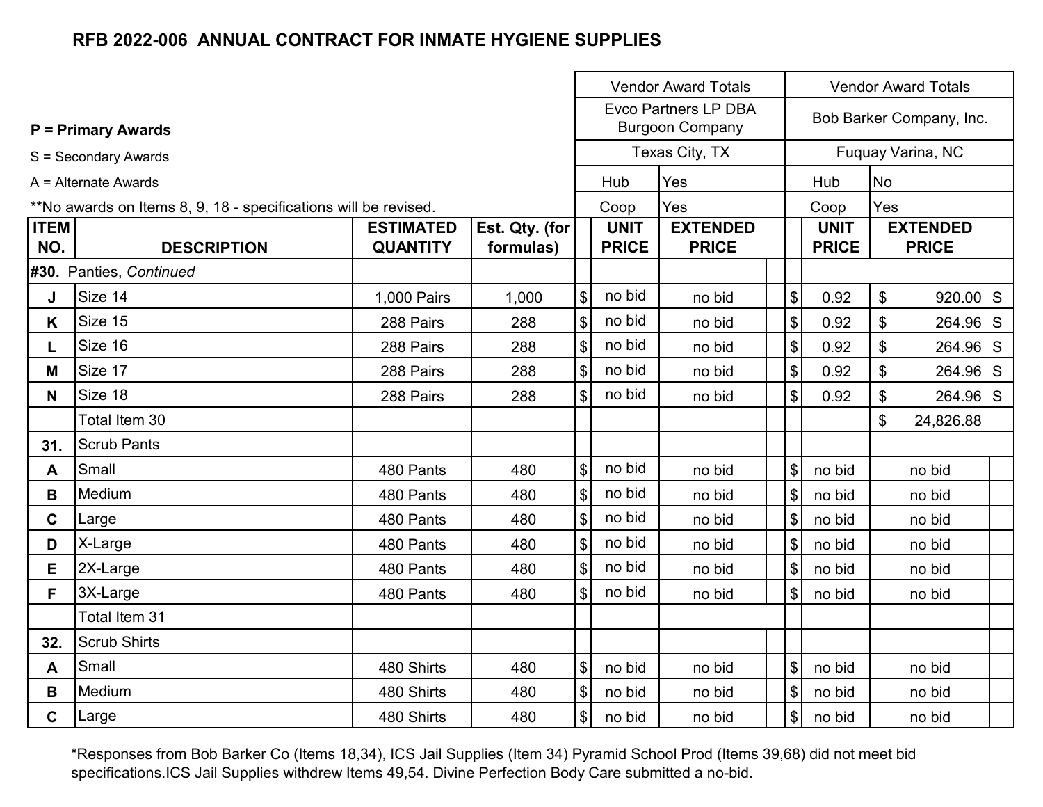## RFB 2022-006 ANNUAL CONTRACT FOR INMATE HYGIENE SUPPLIES

**P = Primary Awards**

S = Secondary Awards

A = Alternate Awards

**No awards on Items 8, 9, 18 - specifications will be revised.

| ITEM NO. | DESCRIPTION | ESTIMATED QUANTITY | Est. Qty. (for formulas) | Vendor Award Totals | | | Vendor Award Totals | | |
|---|---|---|---|---|---|---|---|---|---|
| | | | | Evco Partners LP DBA Burgoon Company | | | Bob Barker Company, Inc. | | |
| | | | | Texas City, TX | | | Fuquay Varina, NC | | |
| | | | | Hub | Yes | | Hub | No | |
| | | | | Coop | Yes | | Coop | Yes | |
| | | | | UNIT PRICE | EXTENDED PRICE | | UNIT PRICE | EXTENDED PRICE | |
| **#30.** | Panties, *Continued* | | | | | | | | |
| J | Size 14 | 1,000 Pairs | 1,000 | $ no bid | no bid | | $ 0.92 | $ 920.00 | S |
| K | Size 15 | 288 Pairs | 288 | $ no bid | no bid | | $ 0.92 | $ 264.96 | S |
| L | Size 16 | 288 Pairs | 288 | $ no bid | no bid | | $ 0.92 | $ 264.96 | S |
| M | Size 17 | 288 Pairs | 288 | $ no bid | no bid | | $ 0.92 | $ 264.96 | S |
| N | Size 18 | 288 Pairs | 288 | $ no bid | no bid | | $ 0.92 | $ 264.96 | S |
| | Total Item 30 | | | | | | | $ 24,826.88 | |
| **31.** | Scrub Pants | | | | | | | | |
| A | Small | 480 Pants | 480 | $ no bid | no bid | | $ no bid | no bid | |
| B | Medium | 480 Pants | 480 | $ no bid | no bid | | $ no bid | no bid | |
| C | Large | 480 Pants | 480 | $ no bid | no bid | | $ no bid | no bid | |
| D | X-Large | 480 Pants | 480 | $ no bid | no bid | | $ no bid | no bid | |
| E | 2X-Large | 480 Pants | 480 | $ no bid | no bid | | $ no bid | no bid | |
| F | 3X-Large | 480 Pants | 480 | $ no bid | no bid | | $ no bid | no bid | |
| | Total Item 31 | | | | | | | | |
| **32.** | Scrub Shirts | | | | | | | | |
| A | Small | 480 Shirts | 480 | $ no bid | no bid | | $ no bid | no bid | |
| B | Medium | 480 Shirts | 480 | $ no bid | no bid | | $ no bid | no bid | |
| C | Large | 480 Shirts | 480 | $ no bid | no bid | | $ no bid | no bid | |

*Responses from Bob Barker Co (Items 18,34), ICS Jail Supplies (Item 34) Pyramid School Prod (Items 39,68) did not meet bid specifications.ICS Jail Supplies withdrew Items 49,54. Divine Perfection Body Care submitted a no-bid.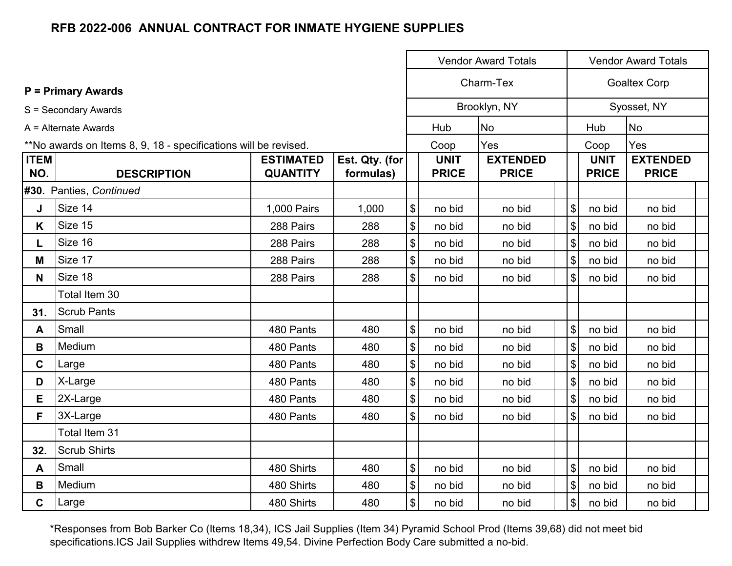# RFB 2022-006 ANNUAL CONTRACT FOR INMATE HYGIENE SUPPLIES

**P = Primary Awards**

S = Secondary Awards

A = Alternate Awards

**No awards on Items 8, 9, 18 - specifications will be revised.

| ITEM NO. | DESCRIPTION | ESTIMATED QUANTITY | Est. Qty. (for formulas) | | Vendor Award Totals | | | | Vendor Award Totals | | |
|---|---|---|---|---|---|---|---|---|---|---|---|
| | | | | | Charm-Tex | | | | Goaltex Corp | | |
| | | | | | Brooklyn, NY | | | | Syosset, NY | | |
| | | | | | Hub | No | | | Hub | No | |
| | | | | | Coop | Yes | | | Coop | Yes | |
| | | | | | UNIT PRICE | EXTENDED PRICE | | | UNIT PRICE | EXTENDED PRICE | |
| #30. | Panties, *Continued* | | | | | | | | | | |
| J | Size 14 | 1,000 Pairs | 1,000 | $ | no bid | no bid | | $ | no bid | no bid | |
| K | Size 15 | 288 Pairs | 288 | $ | no bid | no bid | | $ | no bid | no bid | |
| L | Size 16 | 288 Pairs | 288 | $ | no bid | no bid | | $ | no bid | no bid | |
| M | Size 17 | 288 Pairs | 288 | $ | no bid | no bid | | $ | no bid | no bid | |
| N | Size 18 | 288 Pairs | 288 | $ | no bid | no bid | | $ | no bid | no bid | |
| | Total Item 30 | | | | | | | | | | |
| 31. | Scrub Pants | | | | | | | | | | |
| A | Small | 480 Pants | 480 | $ | no bid | no bid | | $ | no bid | no bid | |
| B | Medium | 480 Pants | 480 | $ | no bid | no bid | | $ | no bid | no bid | |
| C | Large | 480 Pants | 480 | $ | no bid | no bid | | $ | no bid | no bid | |
| D | X-Large | 480 Pants | 480 | $ | no bid | no bid | | $ | no bid | no bid | |
| E | 2X-Large | 480 Pants | 480 | $ | no bid | no bid | | $ | no bid | no bid | |
| F | 3X-Large | 480 Pants | 480 | $ | no bid | no bid | | $ | no bid | no bid | |
| | Total Item 31 | | | | | | | | | | |
| 32. | Scrub Shirts | | | | | | | | | | |
| A | Small | 480 Shirts | 480 | $ | no bid | no bid | | $ | no bid | no bid | |
| B | Medium | 480 Shirts | 480 | $ | no bid | no bid | | $ | no bid | no bid | |
| C | Large | 480 Shirts | 480 | $ | no bid | no bid | | $ | no bid | no bid | |

*Responses from Bob Barker Co (Items 18,34), ICS Jail Supplies (Item 34) Pyramid School Prod (Items 39,68) did not meet bid specifications.ICS Jail Supplies withdrew Items 49,54. Divine Perfection Body Care submitted a no-bid.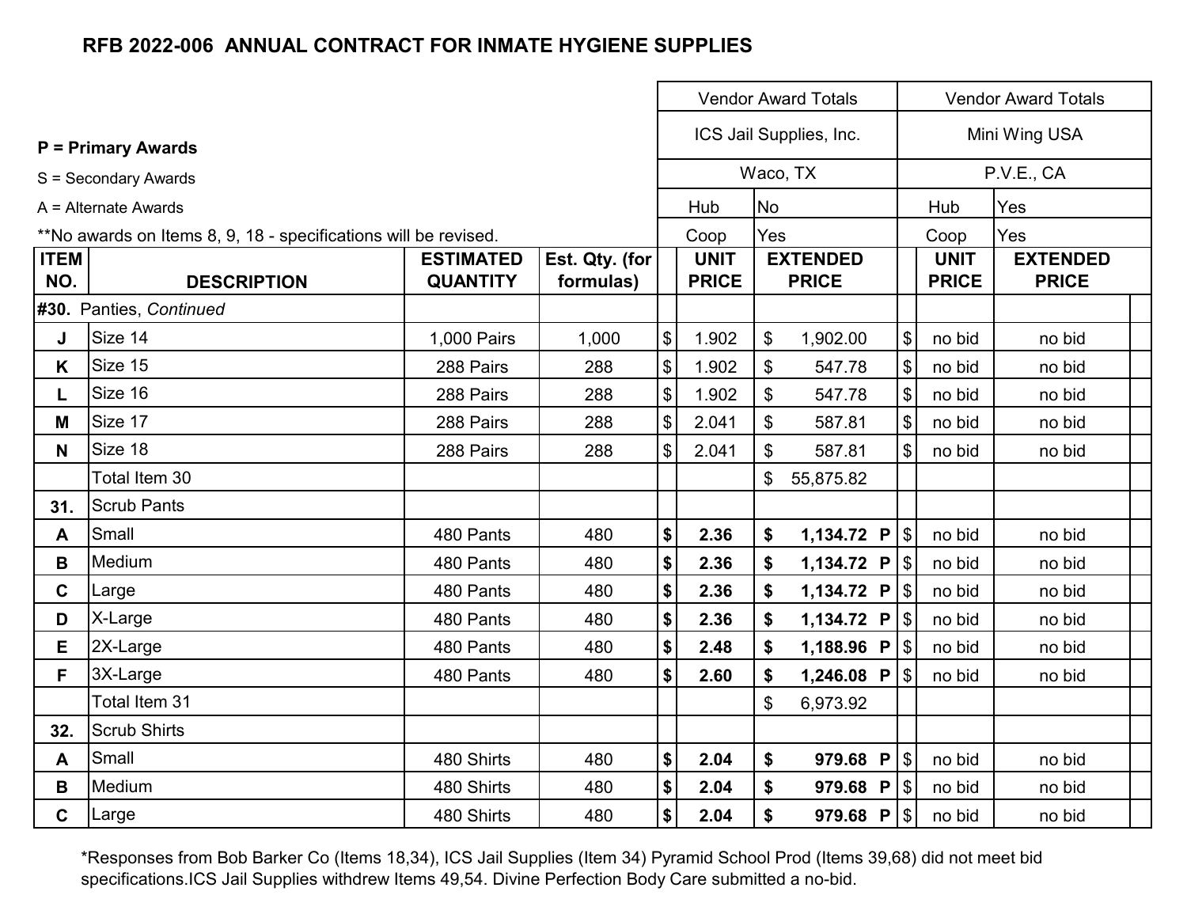# RFB 2022-006 ANNUAL CONTRACT FOR INMATE HYGIENE SUPPLIES

**P = Primary Awards**

S = Secondary Awards

A = Alternate Awards

**No awards on Items 8, 9, 18 - specifications will be revised.

| ITEM NO. | DESCRIPTION | ESTIMATED QUANTITY | Est. Qty. (for formulas) | | Vendor Award Totals | | | Vendor Award Totals | |
|---|---|---|---|---|---|---|---|---|---|
| | | | | | ICS Jail Supplies, Inc. | | | Mini Wing USA | |
| | | | | | Waco, TX | | | P.V.E., CA | |
| | | | | | Hub | No | | Hub | Yes |
| | | | | | Coop | Yes | | Coop | Yes |
| | | | | | UNIT PRICE | EXTENDED PRICE | | UNIT PRICE | EXTENDED PRICE |
| **#30.** | Panties, *Continued* | | | | | | | | |
| **J** | Size 14 | 1,000 Pairs | 1,000 | $ | 1.902 | $ 1,902.00 | $ | no bid | no bid |
| **K** | Size 15 | 288 Pairs | 288 | $ | 1.902 | $ 547.78 | $ | no bid | no bid |
| **L** | Size 16 | 288 Pairs | 288 | $ | 1.902 | $ 547.78 | $ | no bid | no bid |
| **M** | Size 17 | 288 Pairs | 288 | $ | 2.041 | $ 587.81 | $ | no bid | no bid |
| **N** | Size 18 | 288 Pairs | 288 | $ | 2.041 | $ 587.81 | $ | no bid | no bid |
| | Total Item 30 | | | | | $ 55,875.82 | | | |
| **31.** | Scrub Pants | | | | | | | | |
| **A** | Small | 480 Pants | 480 | **$** | **2.36** | **$ 1,134.72 P** | $ | no bid | no bid |
| **B** | Medium | 480 Pants | 480 | **$** | **2.36** | **$ 1,134.72 P** | $ | no bid | no bid |
| **C** | Large | 480 Pants | 480 | **$** | **2.36** | **$ 1,134.72 P** | $ | no bid | no bid |
| **D** | X-Large | 480 Pants | 480 | **$** | **2.36** | **$ 1,134.72 P** | $ | no bid | no bid |
| **E** | 2X-Large | 480 Pants | 480 | **$** | **2.48** | **$ 1,188.96 P** | $ | no bid | no bid |
| **F** | 3X-Large | 480 Pants | 480 | **$** | **2.60** | **$ 1,246.08 P** | $ | no bid | no bid |
| | Total Item 31 | | | | | $ 6,973.92 | | | |
| **32.** | Scrub Shirts | | | | | | | | |
| **A** | Small | 480 Shirts | 480 | **$** | **2.04** | **$ 979.68 P** | $ | no bid | no bid |
| **B** | Medium | 480 Shirts | 480 | **$** | **2.04** | **$ 979.68 P** | $ | no bid | no bid |
| **C** | Large | 480 Shirts | 480 | **$** | **2.04** | **$ 979.68 P** | $ | no bid | no bid |

*Responses from Bob Barker Co (Items 18,34), ICS Jail Supplies (Item 34) Pyramid School Prod (Items 39,68) did not meet bid specifications.ICS Jail Supplies withdrew Items 49,54. Divine Perfection Body Care submitted a no-bid.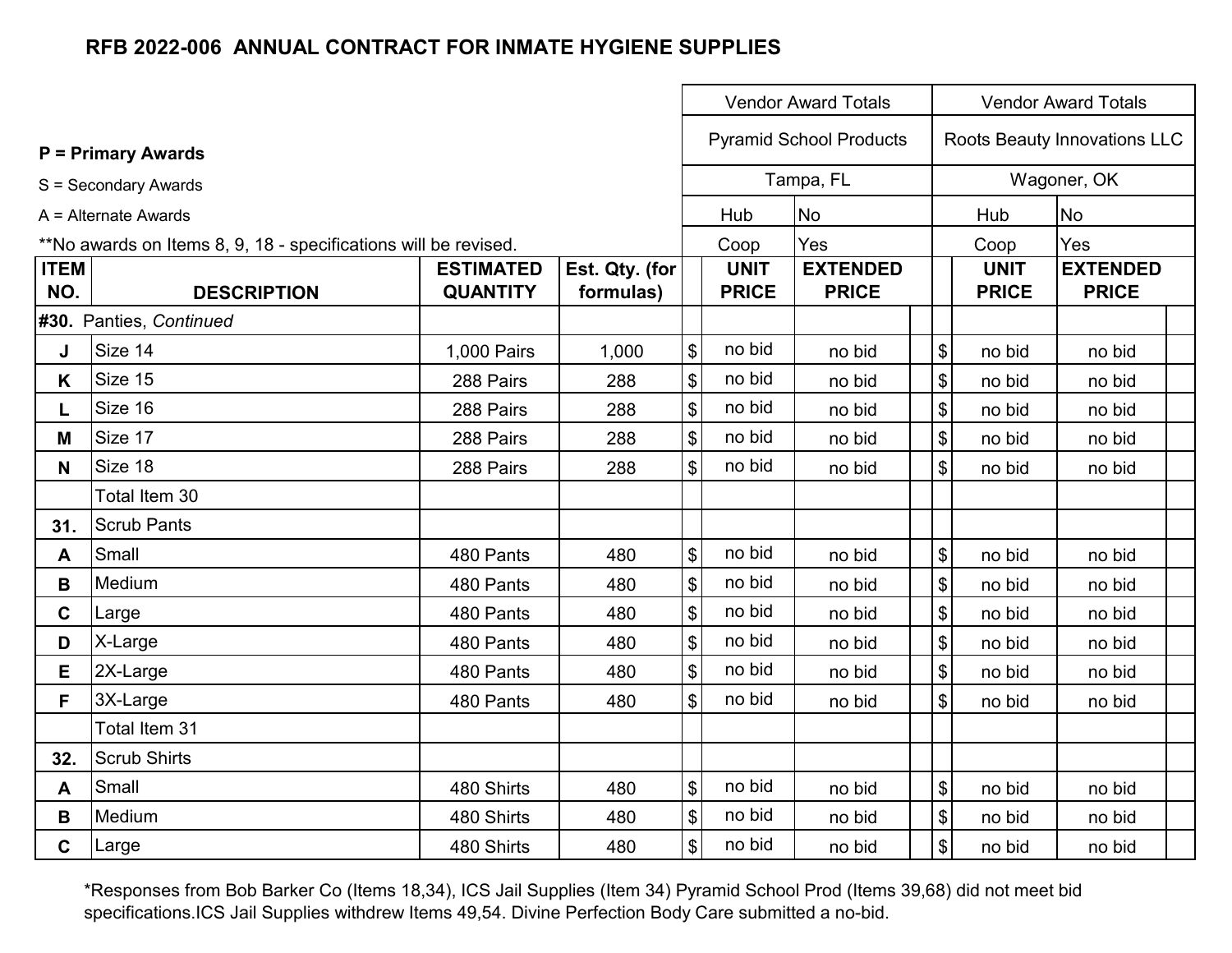# RFB 2022-006 ANNUAL CONTRACT FOR INMATE HYGIENE SUPPLIES

**P = Primary Awards**

S = Secondary Awards

A = Alternate Awards

**No awards on Items 8, 9, 18 - specifications will be revised.

| | | | | Vendor Award Totals | | | Vendor Award Totals | | |
|---|---|---|---|---|---|---|---|---|---|
| | | | | Pyramid School Products | | | Roots Beauty Innovations LLC | | |
| | | | | Tampa, FL | | | Wagoner, OK | | |
| | | | | Hub | No | | Hub | No | |
| | | | | Coop | Yes | | Coop | Yes | |
| **ITEM NO.** | **DESCRIPTION** | **ESTIMATED QUANTITY** | **Est. Qty. (for formulas)** | | **UNIT PRICE** | **EXTENDED PRICE** | | **UNIT PRICE** | **EXTENDED PRICE** |
| **#30.** | Panties, *Continued* | | | | | | | | |
| **J** | Size 14 | 1,000 Pairs | 1,000 | $ | no bid | no bid | $ | no bid | no bid |
| **K** | Size 15 | 288 Pairs | 288 | $ | no bid | no bid | $ | no bid | no bid |
| **L** | Size 16 | 288 Pairs | 288 | $ | no bid | no bid | $ | no bid | no bid |
| **M** | Size 17 | 288 Pairs | 288 | $ | no bid | no bid | $ | no bid | no bid |
| **N** | Size 18 | 288 Pairs | 288 | $ | no bid | no bid | $ | no bid | no bid |
| | Total Item 30 | | | | | | | | |
| **31.** | Scrub Pants | | | | | | | | |
| **A** | Small | 480 Pants | 480 | $ | no bid | no bid | $ | no bid | no bid |
| **B** | Medium | 480 Pants | 480 | $ | no bid | no bid | $ | no bid | no bid |
| **C** | Large | 480 Pants | 480 | $ | no bid | no bid | $ | no bid | no bid |
| **D** | X-Large | 480 Pants | 480 | $ | no bid | no bid | $ | no bid | no bid |
| **E** | 2X-Large | 480 Pants | 480 | $ | no bid | no bid | $ | no bid | no bid |
| **F** | 3X-Large | 480 Pants | 480 | $ | no bid | no bid | $ | no bid | no bid |
| | Total Item 31 | | | | | | | | |
| **32.** | Scrub Shirts | | | | | | | | |
| **A** | Small | 480 Shirts | 480 | $ | no bid | no bid | $ | no bid | no bid |
| **B** | Medium | 480 Shirts | 480 | $ | no bid | no bid | $ | no bid | no bid |
| **C** | Large | 480 Shirts | 480 | $ | no bid | no bid | $ | no bid | no bid |

*Responses from Bob Barker Co (Items 18,34), ICS Jail Supplies (Item 34) Pyramid School Prod (Items 39,68) did not meet bid specifications.ICS Jail Supplies withdrew Items 49,54. Divine Perfection Body Care submitted a no-bid.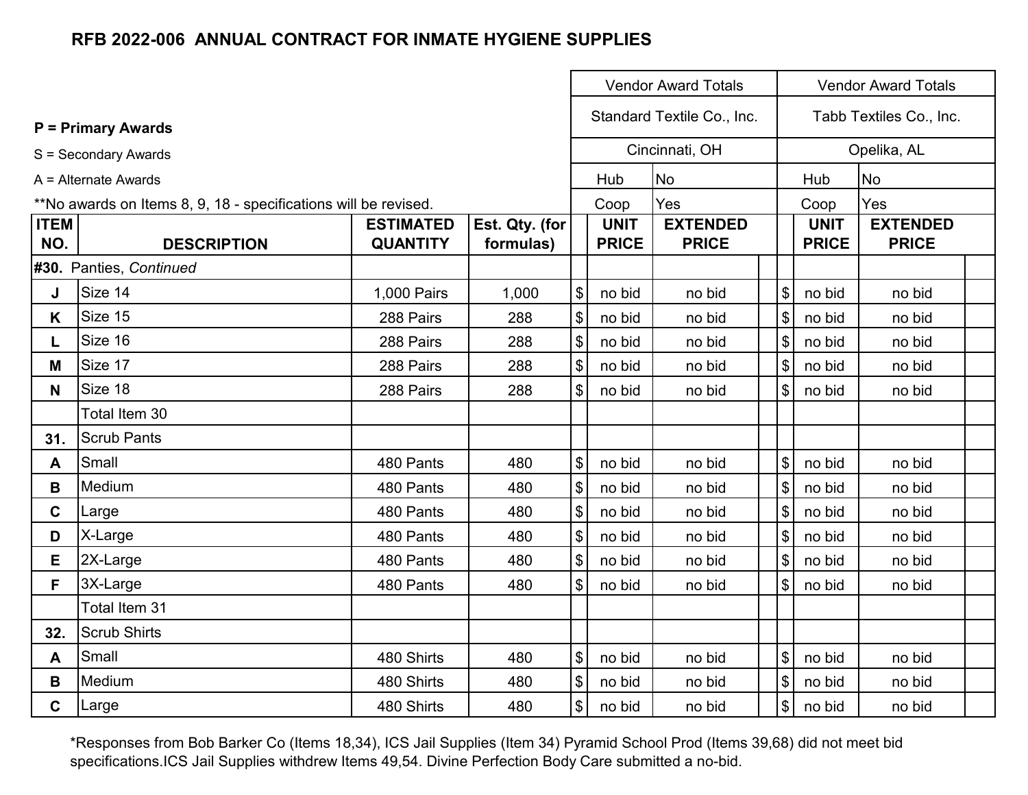## RFB 2022-006 ANNUAL CONTRACT FOR INMATE HYGIENE SUPPLIES

**P = Primary Awards**

S = Secondary Awards

A = Alternate Awards

**No awards on Items 8, 9, 18 - specifications will be revised.

| | | | | Vendor Award Totals | | | | Vendor Award Totals | | |
|---|---|---|---|---|---|---|---|---|---|---|
| | | | | Standard Textile Co., Inc. | | | | Tabb Textiles Co., Inc. | | |
| | | | | Cincinnati, OH | | | | Opelika, AL | | |
| | | | | Hub | No | | | Hub | No | |
| | | | | Coop | Yes | | | Coop | Yes | |
| **ITEM NO.** | **DESCRIPTION** | **ESTIMATED QUANTITY** | **Est. Qty. (for formulas)** | **UNIT PRICE** | **EXTENDED PRICE** | | | **UNIT PRICE** | **EXTENDED PRICE** | |
| **#30.** | Panties, *Continued* | | | | | | | | | |
| **J** | Size 14 | 1,000 Pairs | 1,000 | $ no bid | no bid | | | $ no bid | no bid | |
| **K** | Size 15 | 288 Pairs | 288 | $ no bid | no bid | | | $ no bid | no bid | |
| **L** | Size 16 | 288 Pairs | 288 | $ no bid | no bid | | | $ no bid | no bid | |
| **M** | Size 17 | 288 Pairs | 288 | $ no bid | no bid | | | $ no bid | no bid | |
| **N** | Size 18 | 288 Pairs | 288 | $ no bid | no bid | | | $ no bid | no bid | |
| | Total Item 30 | | | | | | | | | |
| **31.** | Scrub Pants | | | | | | | | | |
| **A** | Small | 480 Pants | 480 | $ no bid | no bid | | | $ no bid | no bid | |
| **B** | Medium | 480 Pants | 480 | $ no bid | no bid | | | $ no bid | no bid | |
| **C** | Large | 480 Pants | 480 | $ no bid | no bid | | | $ no bid | no bid | |
| **D** | X-Large | 480 Pants | 480 | $ no bid | no bid | | | $ no bid | no bid | |
| **E** | 2X-Large | 480 Pants | 480 | $ no bid | no bid | | | $ no bid | no bid | |
| **F** | 3X-Large | 480 Pants | 480 | $ no bid | no bid | | | $ no bid | no bid | |
| | Total Item 31 | | | | | | | | | |
| **32.** | Scrub Shirts | | | | | | | | | |
| **A** | Small | 480 Shirts | 480 | $ no bid | no bid | | | $ no bid | no bid | |
| **B** | Medium | 480 Shirts | 480 | $ no bid | no bid | | | $ no bid | no bid | |
| **C** | Large | 480 Shirts | 480 | $ no bid | no bid | | | $ no bid | no bid | |

*Responses from Bob Barker Co (Items 18,34), ICS Jail Supplies (Item 34) Pyramid School Prod (Items 39,68) did not meet bid specifications.ICS Jail Supplies withdrew Items 49,54. Divine Perfection Body Care submitted a no-bid.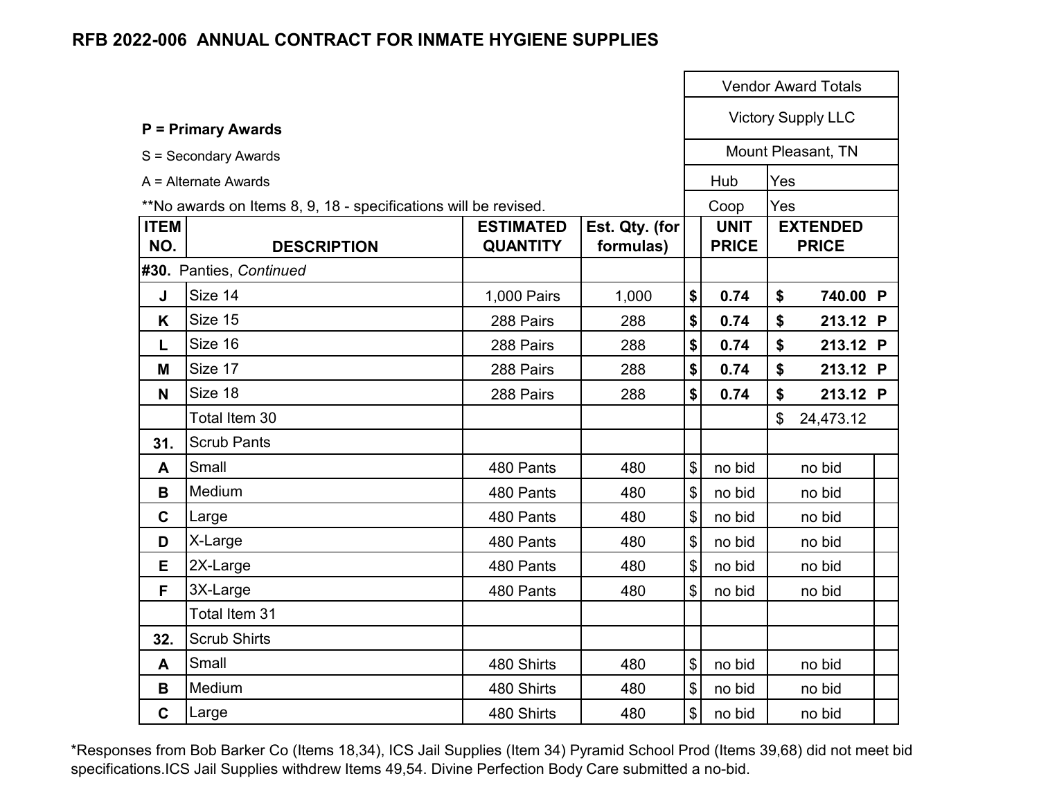## RFB 2022-006 ANNUAL CONTRACT FOR INMATE HYGIENE SUPPLIES

**P = Primary Awards**

S = Secondary Awards

A = Alternate Awards

**No awards on Items 8, 9, 18 - specifications will be revised.

| ITEM NO. | DESCRIPTION | ESTIMATED QUANTITY | Est. Qty. (for formulas) | Vendor Award Totals | | | |
|---|---|---|---|---|---|---|---|
| | | | | Victory Supply LLC | | | |
| | | | | Mount Pleasant, TN | | | |
| | | | | Hub | Yes | | |
| | | | | Coop | Yes | | |
| | | | | | UNIT PRICE | EXTENDED PRICE | |
| **#30.** | Panties, *Continued* | | | | | | |
| **J** | Size 14 | 1,000 Pairs | 1,000 | **$** | **0.74** | **$ 740.00** | **P** |
| **K** | Size 15 | 288 Pairs | 288 | **$** | **0.74** | **$ 213.12** | **P** |
| **L** | Size 16 | 288 Pairs | 288 | **$** | **0.74** | **$ 213.12** | **P** |
| **M** | Size 17 | 288 Pairs | 288 | **$** | **0.74** | **$ 213.12** | **P** |
| **N** | Size 18 | 288 Pairs | 288 | **$** | **0.74** | **$ 213.12** | **P** |
| | Total Item 30 | | | | | $ 24,473.12 | |
| **31.** | Scrub Pants | | | | | | |
| **A** | Small | 480 Pants | 480 | $ | no bid | no bid | |
| **B** | Medium | 480 Pants | 480 | $ | no bid | no bid | |
| **C** | Large | 480 Pants | 480 | $ | no bid | no bid | |
| **D** | X-Large | 480 Pants | 480 | $ | no bid | no bid | |
| **E** | 2X-Large | 480 Pants | 480 | $ | no bid | no bid | |
| **F** | 3X-Large | 480 Pants | 480 | $ | no bid | no bid | |
| | Total Item 31 | | | | | | |
| **32.** | Scrub Shirts | | | | | | |
| **A** | Small | 480 Shirts | 480 | $ | no bid | no bid | |
| **B** | Medium | 480 Shirts | 480 | $ | no bid | no bid | |
| **C** | Large | 480 Shirts | 480 | $ | no bid | no bid | |

*Responses from Bob Barker Co (Items 18,34), ICS Jail Supplies (Item 34) Pyramid School Prod (Items 39,68) did not meet bid specifications.ICS Jail Supplies withdrew Items 49,54. Divine Perfection Body Care submitted a no-bid.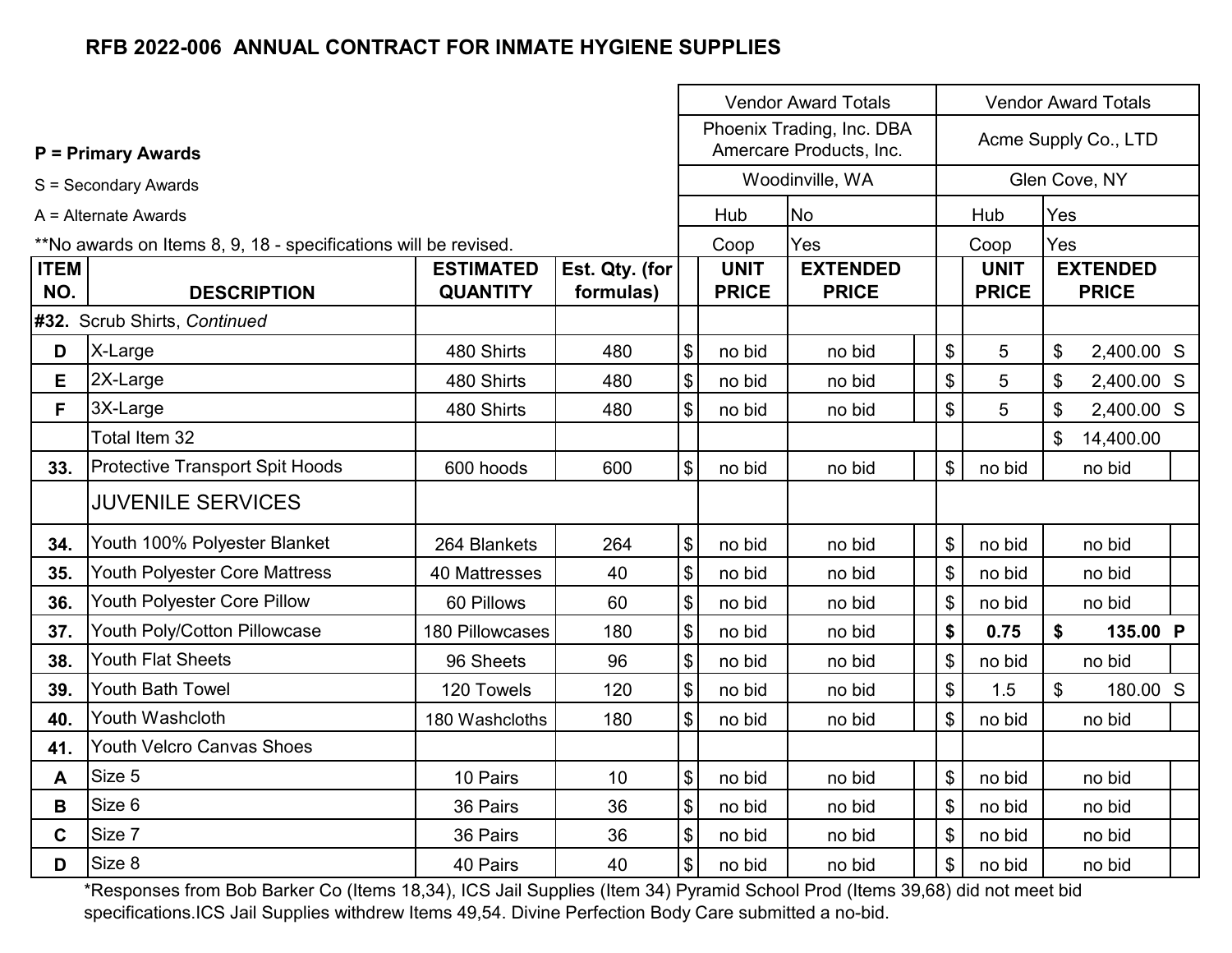# RFB 2022-006 ANNUAL CONTRACT FOR INMATE HYGIENE SUPPLIES

**P = Primary Awards**

S = Secondary Awards

A = Alternate Awards

**No awards on Items 8, 9, 18 - specifications will be revised.

| ITEM NO. | DESCRIPTION | ESTIMATED QUANTITY | Est. Qty. (for formulas) | Vendor Award Totals: Phoenix Trading, Inc. DBA Amercare Products, Inc. — Woodinville, WA — Hub: No — Coop: Yes | | | Vendor Award Totals: Acme Supply Co., LTD — Glen Cove, NY — Hub: Yes — Coop: Yes | | |
|---|---|---|---|---|---|---|---|---|---|
| | | | | | UNIT PRICE | EXTENDED PRICE | | UNIT PRICE | EXTENDED PRICE |
| **#32.** | Scrub Shirts, *Continued* | | | | | | | | |
| D | X-Large | 480 Shirts | 480 | $ | no bid | no bid | $ | 5 | $ 2,400.00 S |
| E | 2X-Large | 480 Shirts | 480 | $ | no bid | no bid | $ | 5 | $ 2,400.00 S |
| F | 3X-Large | 480 Shirts | 480 | $ | no bid | no bid | $ | 5 | $ 2,400.00 S |
| | Total Item 32 | | | | | | | | $ 14,400.00 |
| 33. | Protective Transport Spit Hoods | 600 hoods | 600 | $ | no bid | no bid | $ | no bid | no bid |
| | JUVENILE SERVICES | | | | | | | | |
| 34. | Youth 100% Polyester Blanket | 264 Blankets | 264 | $ | no bid | no bid | $ | no bid | no bid |
| 35. | Youth Polyester Core Mattress | 40 Mattresses | 40 | $ | no bid | no bid | $ | no bid | no bid |
| 36. | Youth Polyester Core Pillow | 60 Pillows | 60 | $ | no bid | no bid | $ | no bid | no bid |
| 37. | Youth Poly/Cotton Pillowcase | 180 Pillowcases | 180 | $ | no bid | no bid | **$** | **0.75** | **$ 135.00 P** |
| 38. | Youth Flat Sheets | 96 Sheets | 96 | $ | no bid | no bid | $ | no bid | no bid |
| 39. | Youth Bath Towel | 120 Towels | 120 | $ | no bid | no bid | $ | 1.5 | $ 180.00 S |
| 40. | Youth Washcloth | 180 Washcloths | 180 | $ | no bid | no bid | $ | no bid | no bid |
| 41. | Youth Velcro Canvas Shoes | | | | | | | | |
| A | Size 5 | 10 Pairs | 10 | $ | no bid | no bid | $ | no bid | no bid |
| B | Size 6 | 36 Pairs | 36 | $ | no bid | no bid | $ | no bid | no bid |
| C | Size 7 | 36 Pairs | 36 | $ | no bid | no bid | $ | no bid | no bid |
| D | Size 8 | 40 Pairs | 40 | $ | no bid | no bid | $ | no bid | no bid |

*Responses from Bob Barker Co (Items 18,34), ICS Jail Supplies (Item 34) Pyramid School Prod (Items 39,68) did not meet bid specifications.ICS Jail Supplies withdrew Items 49,54. Divine Perfection Body Care submitted a no-bid.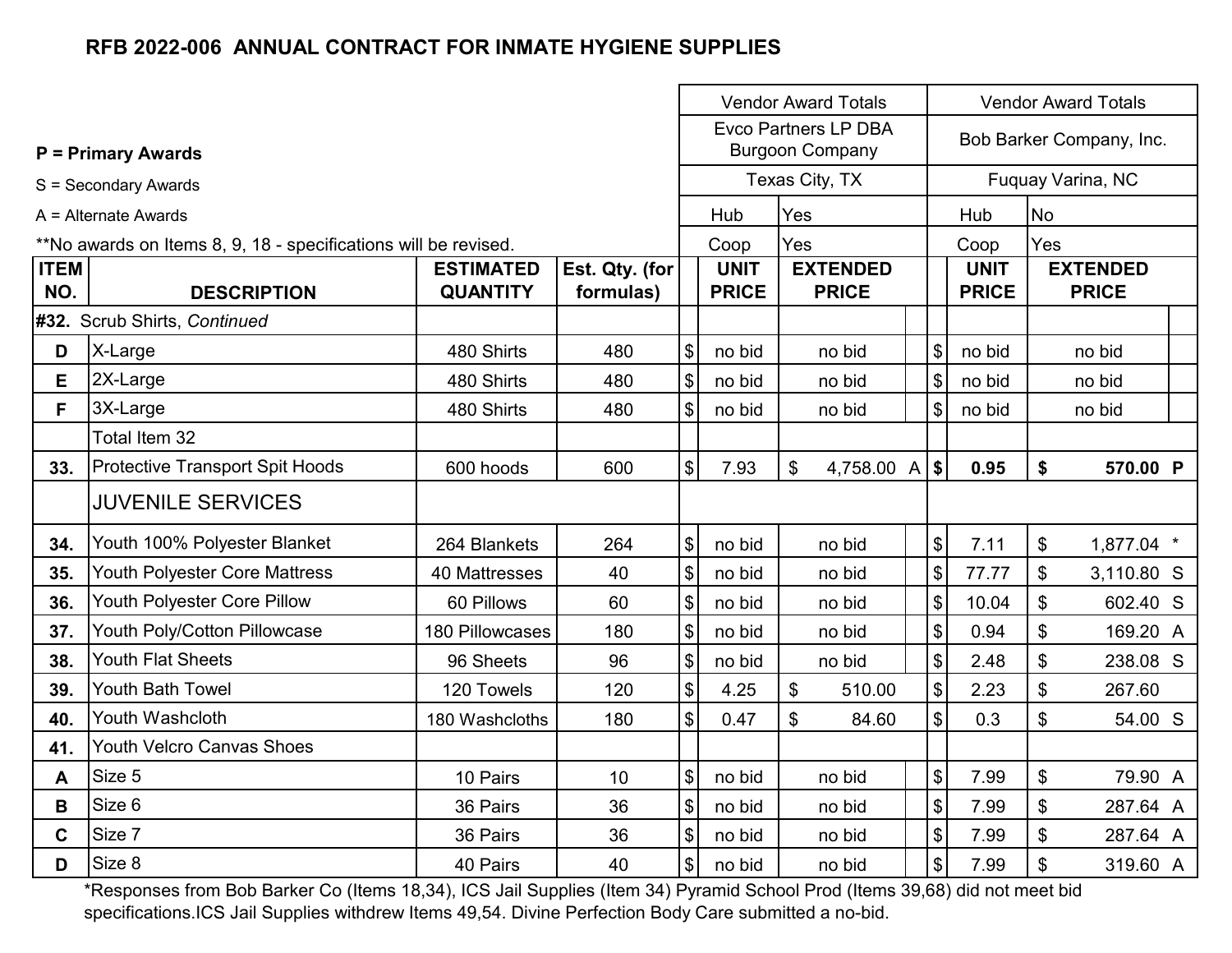# RFB 2022-006 ANNUAL CONTRACT FOR INMATE HYGIENE SUPPLIES

**P = Primary Awards**

S = Secondary Awards

A = Alternate Awards

**No awards on Items 8, 9, 18 - specifications will be revised.

| ITEM NO. | DESCRIPTION | ESTIMATED QUANTITY | Est. Qty. (for formulas) | Vendor Award Totals: Evco Partners LP DBA Burgoon Company, Texas City, TX (Hub: Yes, Coop: Yes) | | | Vendor Award Totals: Bob Barker Company, Inc., Fuquay Varina, NC (Hub: No, Coop: Yes) | | |
|---|---|---|---|---|---|---|---|---|---|
| | | | | UNIT PRICE | EXTENDED PRICE | | UNIT PRICE | EXTENDED PRICE | |
| **#32.** | Scrub Shirts, *Continued* | | | | | | | | |
| D | X-Large | 480 Shirts | 480 | $ no bid | no bid | | $ no bid | no bid | |
| E | 2X-Large | 480 Shirts | 480 | $ no bid | no bid | | $ no bid | no bid | |
| F | 3X-Large | 480 Shirts | 480 | $ no bid | no bid | | $ no bid | no bid | |
| | Total Item 32 | | | | | | | | |
| **33.** | Protective Transport Spit Hoods | 600 hoods | 600 | $ 7.93 | $ 4,758.00 | A | **$ 0.95** | **$ 570.00** | **P** |
| | JUVENILE SERVICES | | | | | | | | |
| **34.** | Youth 100% Polyester Blanket | 264 Blankets | 264 | $ no bid | no bid | | $ 7.11 | $ 1,877.04 | * |
| **35.** | Youth Polyester Core Mattress | 40 Mattresses | 40 | $ no bid | no bid | | $ 77.77 | $ 3,110.80 | S |
| **36.** | Youth Polyester Core Pillow | 60 Pillows | 60 | $ no bid | no bid | | $ 10.04 | $ 602.40 | S |
| **37.** | Youth Poly/Cotton Pillowcase | 180 Pillowcases | 180 | $ no bid | no bid | | $ 0.94 | $ 169.20 | A |
| **38.** | Youth Flat Sheets | 96 Sheets | 96 | $ no bid | no bid | | $ 2.48 | $ 238.08 | S |
| **39.** | Youth Bath Towel | 120 Towels | 120 | $ 4.25 | $ 510.00 | | $ 2.23 | $ 267.60 | |
| **40.** | Youth Washcloth | 180 Washcloths | 180 | $ 0.47 | $ 84.60 | | $ 0.3 | $ 54.00 | S |
| **41.** | Youth Velcro Canvas Shoes | | | | | | | | |
| A | Size 5 | 10 Pairs | 10 | $ no bid | no bid | | $ 7.99 | $ 79.90 | A |
| B | Size 6 | 36 Pairs | 36 | $ no bid | no bid | | $ 7.99 | $ 287.64 | A |
| C | Size 7 | 36 Pairs | 36 | $ no bid | no bid | | $ 7.99 | $ 287.64 | A |
| D | Size 8 | 40 Pairs | 40 | $ no bid | no bid | | $ 7.99 | $ 319.60 | A |

*Responses from Bob Barker Co (Items 18,34), ICS Jail Supplies (Item 34) Pyramid School Prod (Items 39,68) did not meet bid specifications.ICS Jail Supplies withdrew Items 49,54. Divine Perfection Body Care submitted a no-bid.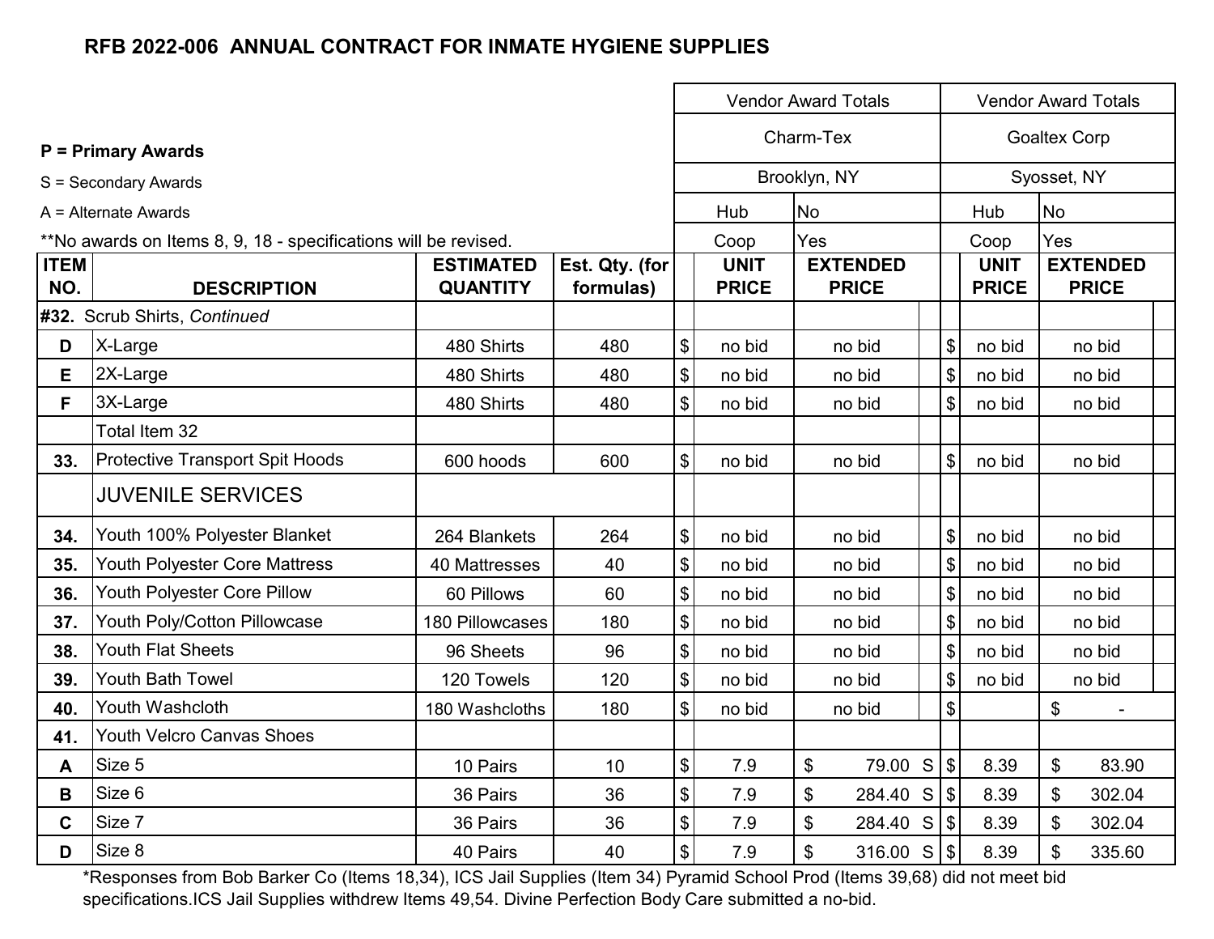## RFB 2022-006 ANNUAL CONTRACT FOR INMATE HYGIENE SUPPLIES

**P = Primary Awards**

S = Secondary Awards

A = Alternate Awards

**No awards on Items 8, 9, 18 - specifications will be revised.

| ITEM NO. | DESCRIPTION | ESTIMATED QUANTITY | Est. Qty. (for formulas) | Vendor Award Totals | | | | Vendor Award Totals | | | |
|---|---|---|---|---|---|---|---|---|---|---|---|
| | | | | Charm-Tex | | | | Goaltex Corp | | | |
| | | | | Brooklyn, NY | | | | Syosset, NY | | | |
| | | | | Hub | No | | | Hub | No | | |
| | | | | Coop | Yes | | | Coop | Yes | | |
| | | | | | UNIT PRICE | EXTENDED PRICE | | | UNIT PRICE | EXTENDED PRICE | |
| #32. | Scrub Shirts, *Continued* | | | | | | | | | | |
| D | X-Large | 480 Shirts | 480 | $ | no bid | no bid | | $ | no bid | no bid | |
| E | 2X-Large | 480 Shirts | 480 | $ | no bid | no bid | | $ | no bid | no bid | |
| F | 3X-Large | 480 Shirts | 480 | $ | no bid | no bid | | $ | no bid | no bid | |
| | Total Item 32 | | | | | | | | | | |
| 33. | Protective Transport Spit Hoods | 600 hoods | 600 | $ | no bid | no bid | | $ | no bid | no bid | |
| | JUVENILE SERVICES | | | | | | | | | | |
| 34. | Youth 100% Polyester Blanket | 264 Blankets | 264 | $ | no bid | no bid | | $ | no bid | no bid | |
| 35. | Youth Polyester Core Mattress | 40 Mattresses | 40 | $ | no bid | no bid | | $ | no bid | no bid | |
| 36. | Youth Polyester Core Pillow | 60 Pillows | 60 | $ | no bid | no bid | | $ | no bid | no bid | |
| 37. | Youth Poly/Cotton Pillowcase | 180 Pillowcases | 180 | $ | no bid | no bid | | $ | no bid | no bid | |
| 38. | Youth Flat Sheets | 96 Sheets | 96 | $ | no bid | no bid | | $ | no bid | no bid | |
| 39. | Youth Bath Towel | 120 Towels | 120 | $ | no bid | no bid | | $ | no bid | no bid | |
| 40. | Youth Washcloth | 180 Washcloths | 180 | $ | no bid | no bid | | $ | | $ - | |
| 41. | Youth Velcro Canvas Shoes | | | | | | | | | | |
| A | Size 5 | 10 Pairs | 10 | $ | 7.9 | $ 79.00 | S | $ | 8.39 | $ 83.90 | |
| B | Size 6 | 36 Pairs | 36 | $ | 7.9 | $ 284.40 | S | $ | 8.39 | $ 302.04 | |
| C | Size 7 | 36 Pairs | 36 | $ | 7.9 | $ 284.40 | S | $ | 8.39 | $ 302.04 | |
| D | Size 8 | 40 Pairs | 40 | $ | 7.9 | $ 316.00 | S | $ | 8.39 | $ 335.60 | |

*Responses from Bob Barker Co (Items 18,34), ICS Jail Supplies (Item 34) Pyramid School Prod (Items 39,68) did not meet bid specifications.ICS Jail Supplies withdrew Items 49,54. Divine Perfection Body Care submitted a no-bid.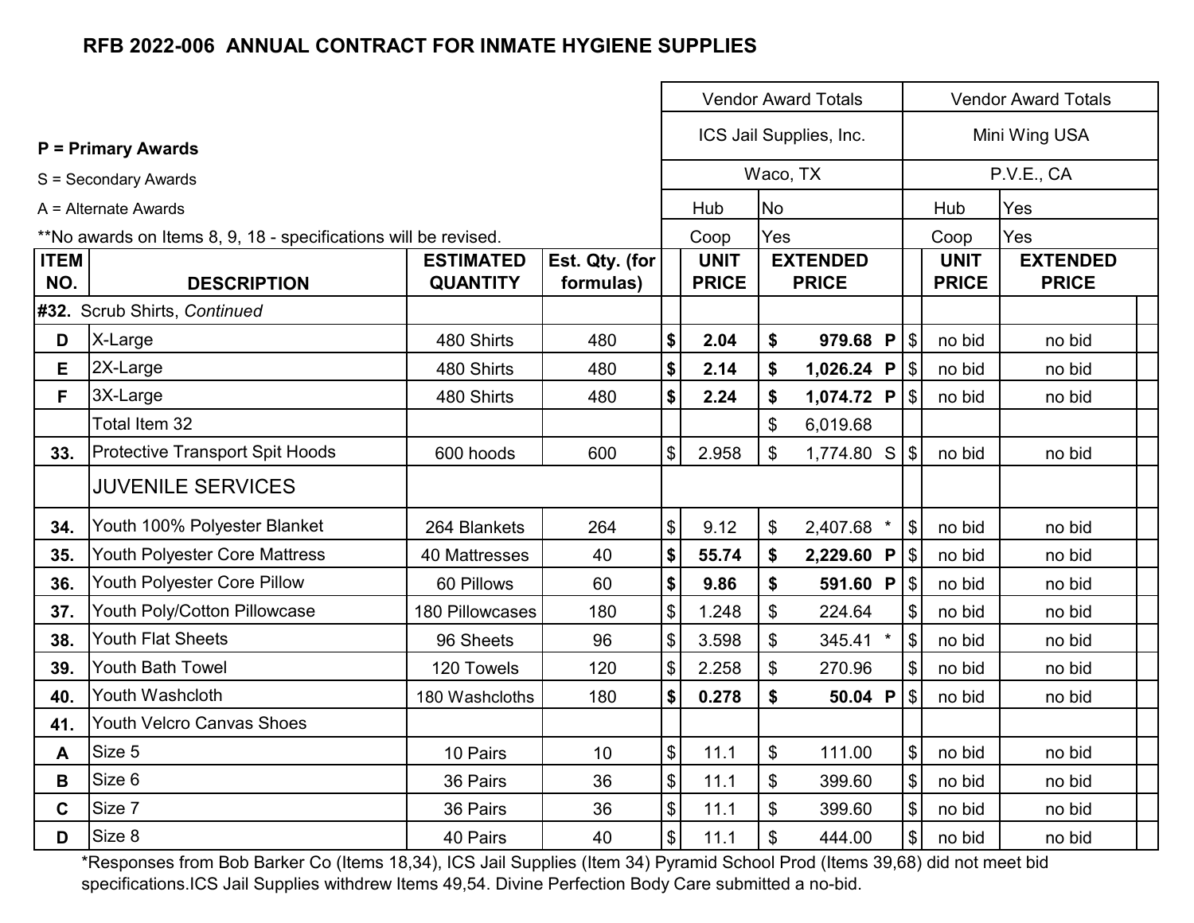# RFB 2022-006 ANNUAL CONTRACT FOR INMATE HYGIENE SUPPLIES

**P = Primary Awards**

S = Secondary Awards

A = Alternate Awards

**No awards on Items 8, 9, 18 - specifications will be revised.

| ITEM NO. | DESCRIPTION | ESTIMATED QUANTITY | Est. Qty. (for formulas) | Vendor Award Totals | | | | Vendor Award Totals | | | |
|---|---|---|---|---|---|---|---|---|---|---|---|
| | | | | ICS Jail Supplies, Inc. | | | | Mini Wing USA | | | |
| | | | | Waco, TX | | | | P.V.E., CA | | | |
| | | | | Hub | No | | | Hub | Yes | | |
| | | | | Coop | Yes | | | Coop | Yes | | |
| | | | | | UNIT PRICE | | EXTENDED PRICE | | UNIT PRICE | | EXTENDED PRICE |
| **#32.** | Scrub Shirts, *Continued* | | | | | | | | | | |
| **D** | X-Large | 480 Shirts | 480 | **$** | **2.04** | **$** | **979.68 P** | $ | no bid | | no bid |
| **E** | 2X-Large | 480 Shirts | 480 | **$** | **2.14** | **$** | **1,026.24 P** | $ | no bid | | no bid |
| **F** | 3X-Large | 480 Shirts | 480 | **$** | **2.24** | **$** | **1,074.72 P** | $ | no bid | | no bid |
| | Total Item 32 | | | | | $ | 6,019.68 | | | | |
| **33.** | Protective Transport Spit Hoods | 600 hoods | 600 | $ | 2.958 | $ | 1,774.80 S | $ | no bid | | no bid |
| | JUVENILE SERVICES | | | | | | | | | | |
| **34.** | Youth 100% Polyester Blanket | 264 Blankets | 264 | $ | 9.12 | $ | 2,407.68 * | $ | no bid | | no bid |
| **35.** | Youth Polyester Core Mattress | 40 Mattresses | 40 | **$** | **55.74** | **$** | **2,229.60 P** | $ | no bid | | no bid |
| **36.** | Youth Polyester Core Pillow | 60 Pillows | 60 | **$** | **9.86** | **$** | **591.60 P** | $ | no bid | | no bid |
| **37.** | Youth Poly/Cotton Pillowcase | 180 Pillowcases | 180 | $ | 1.248 | $ | 224.64 | $ | no bid | | no bid |
| **38.** | Youth Flat Sheets | 96 Sheets | 96 | $ | 3.598 | $ | 345.41 * | $ | no bid | | no bid |
| **39.** | Youth Bath Towel | 120 Towels | 120 | $ | 2.258 | $ | 270.96 | $ | no bid | | no bid |
| **40.** | Youth Washcloth | 180 Washcloths | 180 | **$** | **0.278** | **$** | **50.04 P** | $ | no bid | | no bid |
| **41.** | Youth Velcro Canvas Shoes | | | | | | | | | | |
| **A** | Size 5 | 10 Pairs | 10 | $ | 11.1 | $ | 111.00 | $ | no bid | | no bid |
| **B** | Size 6 | 36 Pairs | 36 | $ | 11.1 | $ | 399.60 | $ | no bid | | no bid |
| **C** | Size 7 | 36 Pairs | 36 | $ | 11.1 | $ | 399.60 | $ | no bid | | no bid |
| **D** | Size 8 | 40 Pairs | 40 | $ | 11.1 | $ | 444.00 | $ | no bid | | no bid |

*Responses from Bob Barker Co (Items 18,34), ICS Jail Supplies (Item 34) Pyramid School Prod (Items 39,68) did not meet bid specifications.ICS Jail Supplies withdrew Items 49,54. Divine Perfection Body Care submitted a no-bid.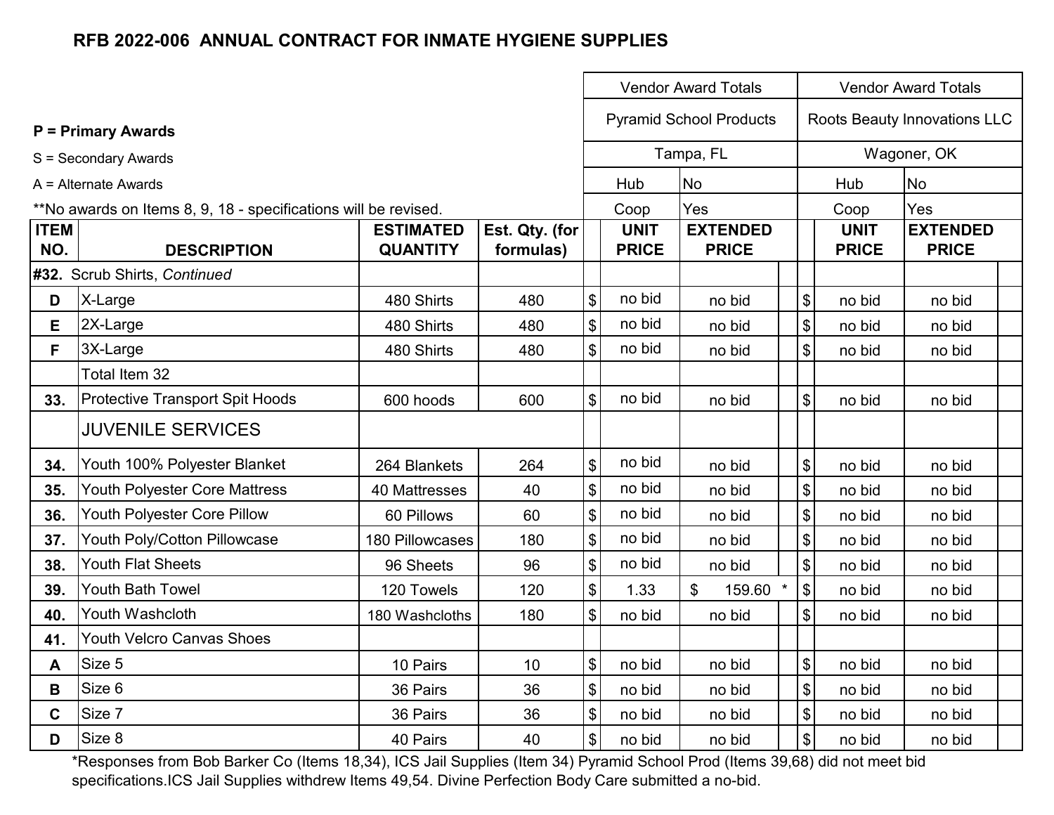## RFB 2022-006 ANNUAL CONTRACT FOR INMATE HYGIENE SUPPLIES

**P = Primary Awards**

S = Secondary Awards

A = Alternate Awards

**No awards on Items 8, 9, 18 - specifications will be revised.

| ITEM NO. | DESCRIPTION | ESTIMATED QUANTITY | Est. Qty. (for formulas) | Vendor Award Totals | | | | Vendor Award Totals | | | |
|---|---|---|---|---|---|---|---|---|---|---|---|
| | | | | Pyramid School Products | | | | Roots Beauty Innovations LLC | | | |
| | | | | Tampa, FL | | | | Wagoner, OK | | | |
| | | | | Hub | No | | | Hub | No | | |
| | | | | Coop | Yes | | | Coop | Yes | | |
| | | | | | UNIT PRICE | EXTENDED PRICE | | | UNIT PRICE | EXTENDED PRICE | |
| **#32.** | Scrub Shirts, *Continued* | | | | | | | | | | |
| **D** | X-Large | 480 Shirts | 480 | $ | no bid | no bid | | $ | no bid | no bid | |
| **E** | 2X-Large | 480 Shirts | 480 | $ | no bid | no bid | | $ | no bid | no bid | |
| **F** | 3X-Large | 480 Shirts | 480 | $ | no bid | no bid | | $ | no bid | no bid | |
| | Total Item 32 | | | | | | | | | | |
| **33.** | Protective Transport Spit Hoods | 600 hoods | 600 | $ | no bid | no bid | | $ | no bid | no bid | |
| | JUVENILE SERVICES | | | | | | | | | | |
| **34.** | Youth 100% Polyester Blanket | 264 Blankets | 264 | $ | no bid | no bid | | $ | no bid | no bid | |
| **35.** | Youth Polyester Core Mattress | 40 Mattresses | 40 | $ | no bid | no bid | | $ | no bid | no bid | |
| **36.** | Youth Polyester Core Pillow | 60 Pillows | 60 | $ | no bid | no bid | | $ | no bid | no bid | |
| **37.** | Youth Poly/Cotton Pillowcase | 180 Pillowcases | 180 | $ | no bid | no bid | | $ | no bid | no bid | |
| **38.** | Youth Flat Sheets | 96 Sheets | 96 | $ | no bid | no bid | | $ | no bid | no bid | |
| **39.** | Youth Bath Towel | 120 Towels | 120 | $ | 1.33 | $ 159.60 | * | $ | no bid | no bid | |
| **40.** | Youth Washcloth | 180 Washcloths | 180 | $ | no bid | no bid | | $ | no bid | no bid | |
| **41.** | Youth Velcro Canvas Shoes | | | | | | | | | | |
| **A** | Size 5 | 10 Pairs | 10 | $ | no bid | no bid | | $ | no bid | no bid | |
| **B** | Size 6 | 36 Pairs | 36 | $ | no bid | no bid | | $ | no bid | no bid | |
| **C** | Size 7 | 36 Pairs | 36 | $ | no bid | no bid | | $ | no bid | no bid | |
| **D** | Size 8 | 40 Pairs | 40 | $ | no bid | no bid | | $ | no bid | no bid | |

*Responses from Bob Barker Co (Items 18,34), ICS Jail Supplies (Item 34) Pyramid School Prod (Items 39,68) did not meet bid specifications.ICS Jail Supplies withdrew Items 49,54. Divine Perfection Body Care submitted a no-bid.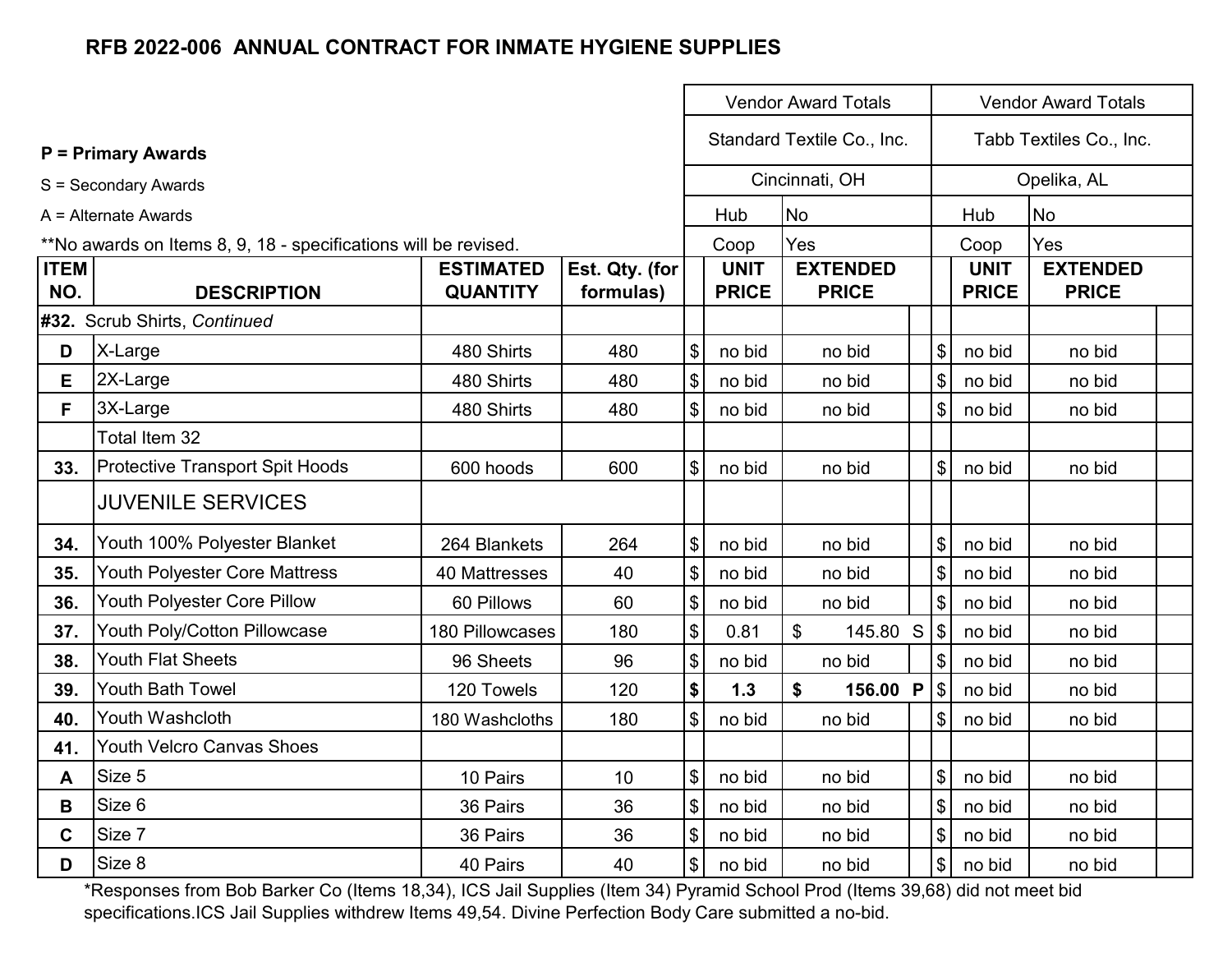# RFB 2022-006 ANNUAL CONTRACT FOR INMATE HYGIENE SUPPLIES

**P = Primary Awards**

S = Secondary Awards

A = Alternate Awards

**No awards on Items 8, 9, 18 - specifications will be revised.

| ITEM NO. | DESCRIPTION | ESTIMATED QUANTITY | Est. Qty. (for formulas) | | Vendor Award Totals | | | | Vendor Award Totals | | |
|---|---|---|---|---|---|---|---|---|---|---|---|
| | | | | | Standard Textile Co., Inc. | | | | Tabb Textiles Co., Inc. | | |
| | | | | | Cincinnati, OH | | | | Opelika, AL | | |
| | | | | | Hub | No | | | Hub | No | |
| | | | | | Coop | Yes | | | Coop | Yes | |
| | | | | | UNIT PRICE | EXTENDED PRICE | | | UNIT PRICE | EXTENDED PRICE | |
| **#32.** | Scrub Shirts, *Continued* | | | | | | | | | | |
| D | X-Large | 480 Shirts | 480 | $ | no bid | no bid | | $ | no bid | no bid | |
| E | 2X-Large | 480 Shirts | 480 | $ | no bid | no bid | | $ | no bid | no bid | |
| F | 3X-Large | 480 Shirts | 480 | $ | no bid | no bid | | $ | no bid | no bid | |
| | Total Item 32 | | | | | | | | | | |
| 33. | Protective Transport Spit Hoods | 600 hoods | 600 | $ | no bid | no bid | | $ | no bid | no bid | |
| | JUVENILE SERVICES | | | | | | | | | | |
| 34. | Youth 100% Polyester Blanket | 264 Blankets | 264 | $ | no bid | no bid | | $ | no bid | no bid | |
| 35. | Youth Polyester Core Mattress | 40 Mattresses | 40 | $ | no bid | no bid | | $ | no bid | no bid | |
| 36. | Youth Polyester Core Pillow | 60 Pillows | 60 | $ | no bid | no bid | | $ | no bid | no bid | |
| 37. | Youth Poly/Cotton Pillowcase | 180 Pillowcases | 180 | $ | 0.81 | $ 145.80 | S | $ | no bid | no bid | |
| 38. | Youth Flat Sheets | 96 Sheets | 96 | $ | no bid | no bid | | $ | no bid | no bid | |
| 39. | Youth Bath Towel | 120 Towels | 120 | **$** | **1.3** | **$ 156.00** | **P** | $ | no bid | no bid | |
| 40. | Youth Washcloth | 180 Washcloths | 180 | $ | no bid | no bid | | $ | no bid | no bid | |
| 41. | Youth Velcro Canvas Shoes | | | | | | | | | | |
| A | Size 5 | 10 Pairs | 10 | $ | no bid | no bid | | $ | no bid | no bid | |
| B | Size 6 | 36 Pairs | 36 | $ | no bid | no bid | | $ | no bid | no bid | |
| C | Size 7 | 36 Pairs | 36 | $ | no bid | no bid | | $ | no bid | no bid | |
| D | Size 8 | 40 Pairs | 40 | $ | no bid | no bid | | $ | no bid | no bid | |

*Responses from Bob Barker Co (Items 18,34), ICS Jail Supplies (Item 34) Pyramid School Prod (Items 39,68) did not meet bid specifications.ICS Jail Supplies withdrew Items 49,54. Divine Perfection Body Care submitted a no-bid.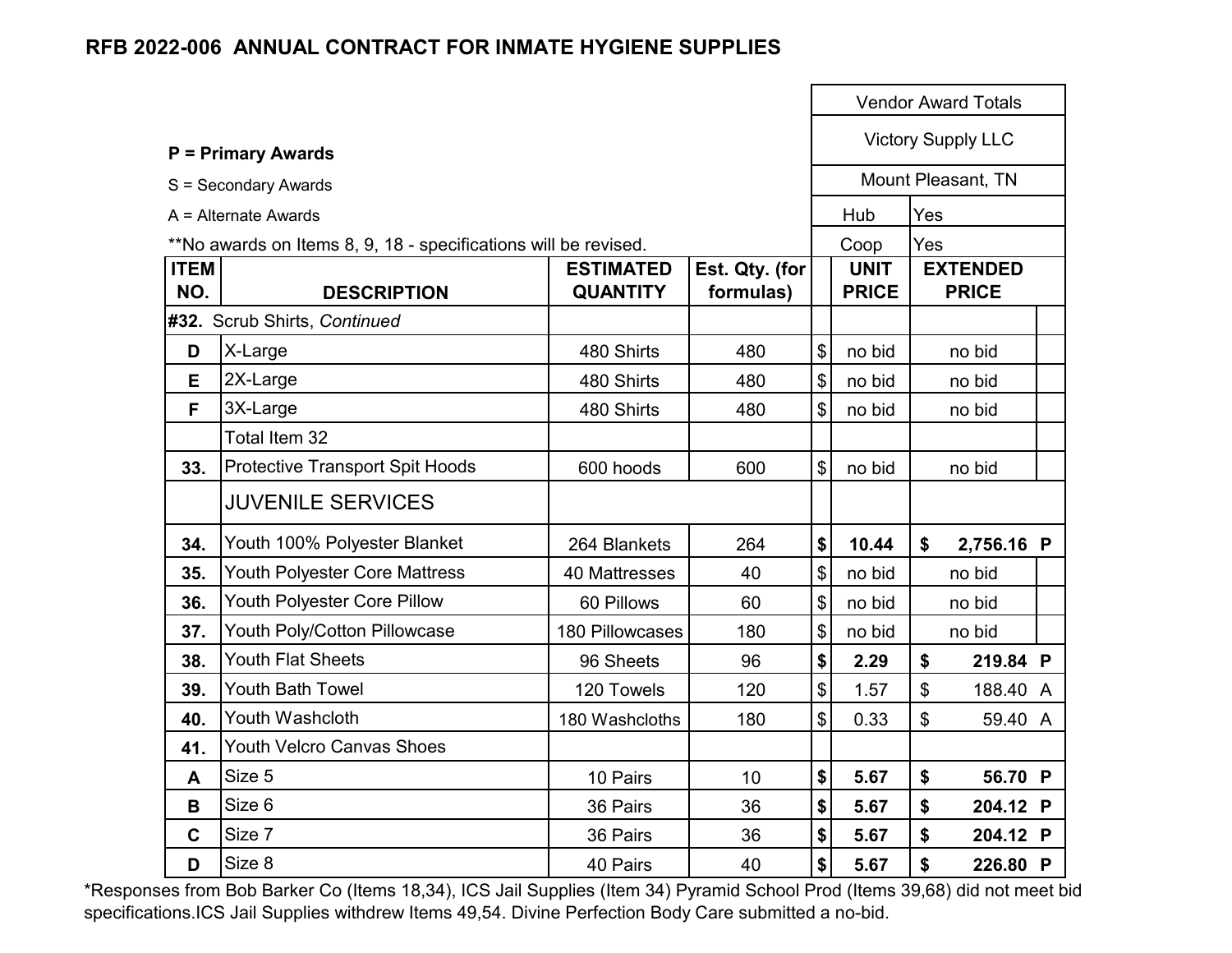# RFB 2022-006 ANNUAL CONTRACT FOR INMATE HYGIENE SUPPLIES

**P = Primary Awards**

S = Secondary Awards

A = Alternate Awards

**No awards on Items 8, 9, 18 - specifications will be revised.

| | | | | Vendor Award Totals | | | |
|---|---|---|---|---|---|---|---|
| | | | | Victory Supply LLC | | | |
| | | | | Mount Pleasant, TN | | | |
| | | | | Hub | Yes | | |
| | | | | Coop | Yes | | |
| **ITEM NO.** | **DESCRIPTION** | **ESTIMATED QUANTITY** | **Est. Qty. (for formulas)** | | **UNIT PRICE** | **EXTENDED PRICE** | |
| **#32.** | Scrub Shirts, *Continued* | | | | | | |
| **D** | X-Large | 480 Shirts | 480 | $ | no bid | no bid | |
| **E** | 2X-Large | 480 Shirts | 480 | $ | no bid | no bid | |
| **F** | 3X-Large | 480 Shirts | 480 | $ | no bid | no bid | |
| | Total Item 32 | | | | | | |
| **33.** | Protective Transport Spit Hoods | 600 hoods | 600 | $ | no bid | no bid | |
| | JUVENILE SERVICES | | | | | | |
| **34.** | Youth 100% Polyester Blanket | 264 Blankets | 264 | **$** | **10.44** | **$ 2,756.16** | **P** |
| **35.** | Youth Polyester Core Mattress | 40 Mattresses | 40 | $ | no bid | no bid | |
| **36.** | Youth Polyester Core Pillow | 60 Pillows | 60 | $ | no bid | no bid | |
| **37.** | Youth Poly/Cotton Pillowcase | 180 Pillowcases | 180 | $ | no bid | no bid | |
| **38.** | Youth Flat Sheets | 96 Sheets | 96 | **$** | **2.29** | **$ 219.84** | **P** |
| **39.** | Youth Bath Towel | 120 Towels | 120 | $ | 1.57 | $ 188.40 | A |
| **40.** | Youth Washcloth | 180 Washcloths | 180 | $ | 0.33 | $ 59.40 | A |
| **41.** | Youth Velcro Canvas Shoes | | | | | | |
| **A** | Size 5 | 10 Pairs | 10 | **$** | **5.67** | **$ 56.70** | **P** |
| **B** | Size 6 | 36 Pairs | 36 | **$** | **5.67** | **$ 204.12** | **P** |
| **C** | Size 7 | 36 Pairs | 36 | **$** | **5.67** | **$ 204.12** | **P** |
| **D** | Size 8 | 40 Pairs | 40 | **$** | **5.67** | **$ 226.80** | **P** |

*Responses from Bob Barker Co (Items 18,34), ICS Jail Supplies (Item 34) Pyramid School Prod (Items 39,68) did not meet bid specifications.ICS Jail Supplies withdrew Items 49,54. Divine Perfection Body Care submitted a no-bid.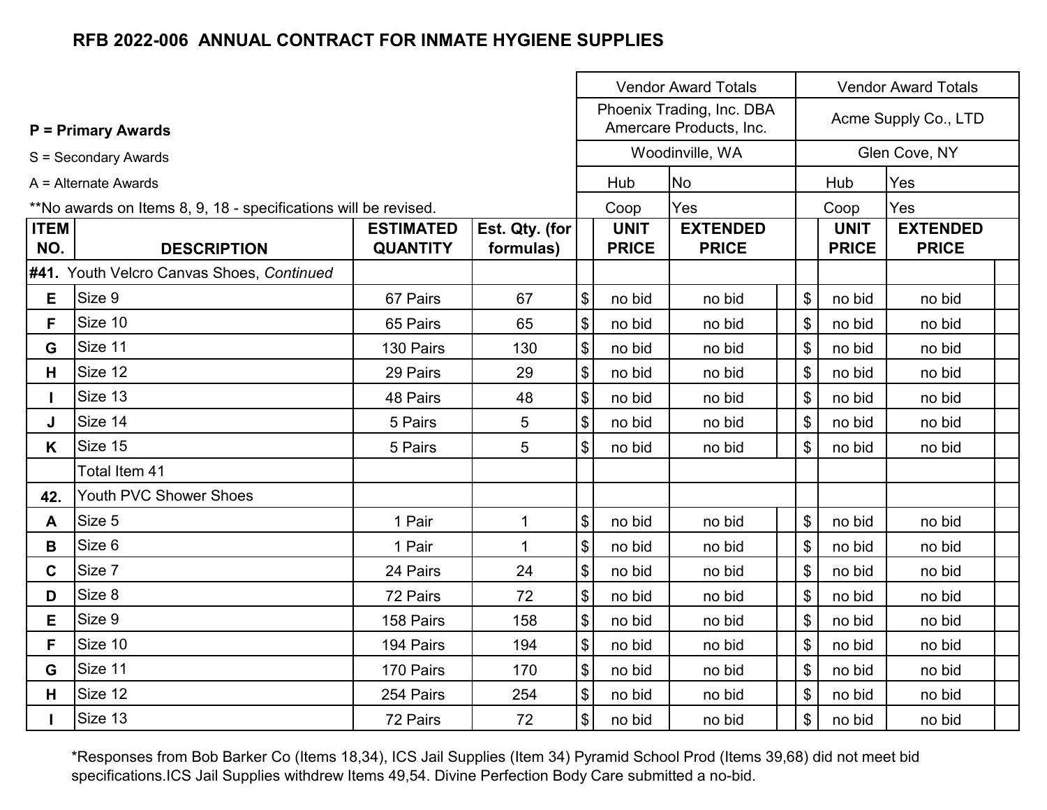## RFB 2022-006 ANNUAL CONTRACT FOR INMATE HYGIENE SUPPLIES

**P = Primary Awards**

S = Secondary Awards

A = Alternate Awards

**No awards on Items 8, 9, 18 - specifications will be revised.

| | | | | Vendor Award Totals | | | Vendor Award Totals | | |
|---|---|---|---|---|---|---|---|---|---|
| | | | | Phoenix Trading, Inc. DBA Amercare Products, Inc. | | | Acme Supply Co., LTD | | |
| | | | | Woodinville, WA | | | Glen Cove, NY | | |
| | | | | Hub | No | | Hub | Yes | |
| | | | | Coop | Yes | | Coop | Yes | |
| **ITEM NO.** | **DESCRIPTION** | **ESTIMATED QUANTITY** | **Est. Qty. (for formulas)** | | **UNIT PRICE** | **EXTENDED PRICE** | | **UNIT PRICE** | **EXTENDED PRICE** |
| **#41.** | Youth Velcro Canvas Shoes, *Continued* | | | | | | | | |
| **E** | Size 9 | 67 Pairs | 67 | $ | no bid | no bid | $ | no bid | no bid |
| **F** | Size 10 | 65 Pairs | 65 | $ | no bid | no bid | $ | no bid | no bid |
| **G** | Size 11 | 130 Pairs | 130 | $ | no bid | no bid | $ | no bid | no bid |
| **H** | Size 12 | 29 Pairs | 29 | $ | no bid | no bid | $ | no bid | no bid |
| **I** | Size 13 | 48 Pairs | 48 | $ | no bid | no bid | $ | no bid | no bid |
| **J** | Size 14 | 5 Pairs | 5 | $ | no bid | no bid | $ | no bid | no bid |
| **K** | Size 15 | 5 Pairs | 5 | $ | no bid | no bid | $ | no bid | no bid |
| | Total Item 41 | | | | | | | | |
| **42.** | Youth PVC Shower Shoes | | | | | | | | |
| **A** | Size 5 | 1 Pair | 1 | $ | no bid | no bid | $ | no bid | no bid |
| **B** | Size 6 | 1 Pair | 1 | $ | no bid | no bid | $ | no bid | no bid |
| **C** | Size 7 | 24 Pairs | 24 | $ | no bid | no bid | $ | no bid | no bid |
| **D** | Size 8 | 72 Pairs | 72 | $ | no bid | no bid | $ | no bid | no bid |
| **E** | Size 9 | 158 Pairs | 158 | $ | no bid | no bid | $ | no bid | no bid |
| **F** | Size 10 | 194 Pairs | 194 | $ | no bid | no bid | $ | no bid | no bid |
| **G** | Size 11 | 170 Pairs | 170 | $ | no bid | no bid | $ | no bid | no bid |
| **H** | Size 12 | 254 Pairs | 254 | $ | no bid | no bid | $ | no bid | no bid |
| **I** | Size 13 | 72 Pairs | 72 | $ | no bid | no bid | $ | no bid | no bid |

*Responses from Bob Barker Co (Items 18,34), ICS Jail Supplies (Item 34) Pyramid School Prod (Items 39,68) did not meet bid specifications.ICS Jail Supplies withdrew Items 49,54. Divine Perfection Body Care submitted a no-bid.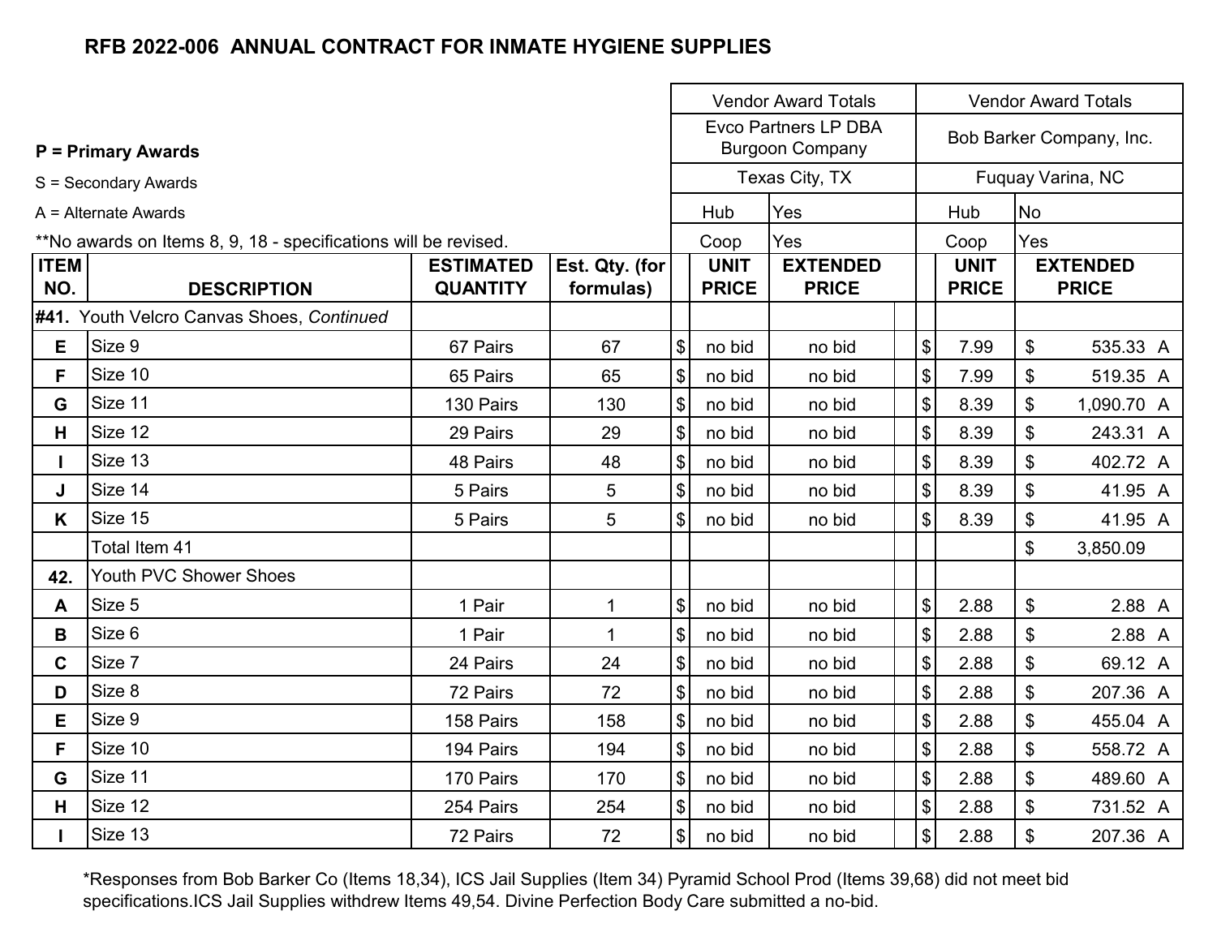# RFB 2022-006 ANNUAL CONTRACT FOR INMATE HYGIENE SUPPLIES

**P = Primary Awards**

S = Secondary Awards

A = Alternate Awards

**No awards on Items 8, 9, 18 - specifications will be revised.

| ITEM NO. | DESCRIPTION | ESTIMATED QUANTITY | Est. Qty. (for formulas) | Vendor Award Totals | | | | Vendor Award Totals | | | |
|---|---|---|---|---|---|---|---|---|---|---|---|
| | | | | Evco Partners LP DBA Burgoon Company | | | | Bob Barker Company, Inc. | | | |
| | | | | Texas City, TX | | | | Fuquay Varina, NC | | | |
| | | | | Hub | Yes | | | Hub | No | | |
| | | | | Coop | Yes | | | Coop | Yes | | |
| | | | | | UNIT PRICE | EXTENDED PRICE | | | UNIT PRICE | EXTENDED PRICE | |
| **#41.** | Youth Velcro Canvas Shoes, *Continued* | | | | | | | | | | |
| E | Size 9 | 67 Pairs | 67 | $ | no bid | no bid | | $ | 7.99 | $ 535.33 | A |
| F | Size 10 | 65 Pairs | 65 | $ | no bid | no bid | | $ | 7.99 | $ 519.35 | A |
| G | Size 11 | 130 Pairs | 130 | $ | no bid | no bid | | $ | 8.39 | $ 1,090.70 | A |
| H | Size 12 | 29 Pairs | 29 | $ | no bid | no bid | | $ | 8.39 | $ 243.31 | A |
| I | Size 13 | 48 Pairs | 48 | $ | no bid | no bid | | $ | 8.39 | $ 402.72 | A |
| J | Size 14 | 5 Pairs | 5 | $ | no bid | no bid | | $ | 8.39 | $ 41.95 | A |
| K | Size 15 | 5 Pairs | 5 | $ | no bid | no bid | | $ | 8.39 | $ 41.95 | A |
| | Total Item 41 | | | | | | | | | $ 3,850.09 | |
| **42.** | Youth PVC Shower Shoes | | | | | | | | | | |
| A | Size 5 | 1 Pair | 1 | $ | no bid | no bid | | $ | 2.88 | $ 2.88 | A |
| B | Size 6 | 1 Pair | 1 | $ | no bid | no bid | | $ | 2.88 | $ 2.88 | A |
| C | Size 7 | 24 Pairs | 24 | $ | no bid | no bid | | $ | 2.88 | $ 69.12 | A |
| D | Size 8 | 72 Pairs | 72 | $ | no bid | no bid | | $ | 2.88 | $ 207.36 | A |
| E | Size 9 | 158 Pairs | 158 | $ | no bid | no bid | | $ | 2.88 | $ 455.04 | A |
| F | Size 10 | 194 Pairs | 194 | $ | no bid | no bid | | $ | 2.88 | $ 558.72 | A |
| G | Size 11 | 170 Pairs | 170 | $ | no bid | no bid | | $ | 2.88 | $ 489.60 | A |
| H | Size 12 | 254 Pairs | 254 | $ | no bid | no bid | | $ | 2.88 | $ 731.52 | A |
| I | Size 13 | 72 Pairs | 72 | $ | no bid | no bid | | $ | 2.88 | $ 207.36 | A |

*Responses from Bob Barker Co (Items 18,34), ICS Jail Supplies (Item 34) Pyramid School Prod (Items 39,68) did not meet bid specifications.ICS Jail Supplies withdrew Items 49,54. Divine Perfection Body Care submitted a no-bid.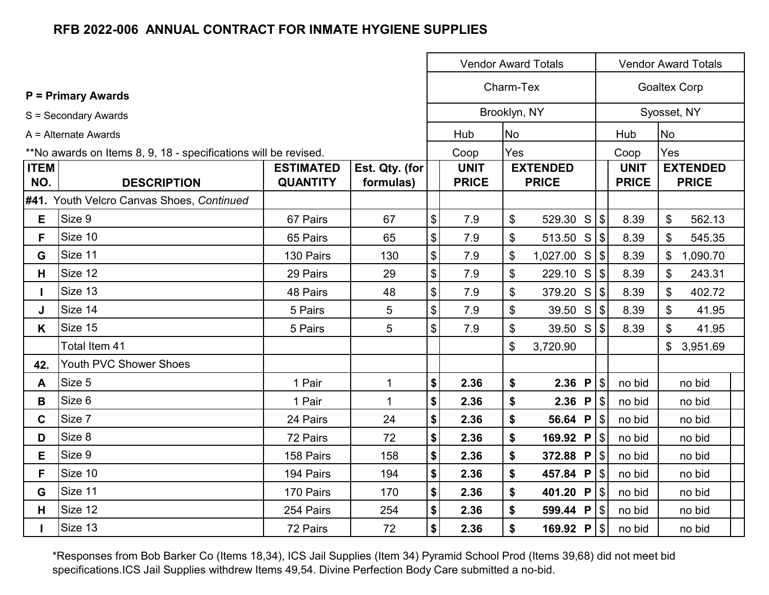# RFB 2022-006 ANNUAL CONTRACT FOR INMATE HYGIENE SUPPLIES

**P = Primary Awards**

S = Secondary Awards

A = Alternate Awards

**No awards on Items 8, 9, 18 - specifications will be revised.

| | | | | Vendor Award Totals | | | | Vendor Award Totals | | |
|---|---|---|---|---|---|---|---|---|---|---|
| | | | | Charm-Tex | | | | Goaltex Corp | | |
| | | | | Brooklyn, NY | | | | Syosset, NY | | |
| | | | | Hub | No | | | Hub | No | |
| | | | | Coop | Yes | | | Coop | Yes | |
| ITEM NO. | DESCRIPTION | ESTIMATED QUANTITY | Est. Qty. (for formulas) | UNIT PRICE | EXTENDED PRICE | | | UNIT PRICE | EXTENDED PRICE | |
| #41. | Youth Velcro Canvas Shoes, *Continued* | | | | | | | | | |
| E | Size 9 | 67 Pairs | 67 | $ 7.9 | $ 529.30 | S | $ | 8.39 | $ 562.13 | |
| F | Size 10 | 65 Pairs | 65 | $ 7.9 | $ 513.50 | S | $ | 8.39 | $ 545.35 | |
| G | Size 11 | 130 Pairs | 130 | $ 7.9 | $ 1,027.00 | S | $ | 8.39 | $ 1,090.70 | |
| H | Size 12 | 29 Pairs | 29 | $ 7.9 | $ 229.10 | S | $ | 8.39 | $ 243.31 | |
| I | Size 13 | 48 Pairs | 48 | $ 7.9 | $ 379.20 | S | $ | 8.39 | $ 402.72 | |
| J | Size 14 | 5 Pairs | 5 | $ 7.9 | $ 39.50 | S | $ | 8.39 | $ 41.95 | |
| K | Size 15 | 5 Pairs | 5 | $ 7.9 | $ 39.50 | S | $ | 8.39 | $ 41.95 | |
| | Total Item 41 | | | | $ 3,720.90 | | | | $ 3,951.69 | |
| 42. | Youth PVC Shower Shoes | | | | | | | | | |
| A | Size 5 | 1 Pair | 1 | **$ 2.36** | **$ 2.36** | **P** | $ | no bid | no bid | |
| B | Size 6 | 1 Pair | 1 | **$ 2.36** | **$ 2.36** | **P** | $ | no bid | no bid | |
| C | Size 7 | 24 Pairs | 24 | **$ 2.36** | **$ 56.64** | **P** | $ | no bid | no bid | |
| D | Size 8 | 72 Pairs | 72 | **$ 2.36** | **$ 169.92** | **P** | $ | no bid | no bid | |
| E | Size 9 | 158 Pairs | 158 | **$ 2.36** | **$ 372.88** | **P** | $ | no bid | no bid | |
| F | Size 10 | 194 Pairs | 194 | **$ 2.36** | **$ 457.84** | **P** | $ | no bid | no bid | |
| G | Size 11 | 170 Pairs | 170 | **$ 2.36** | **$ 401.20** | **P** | $ | no bid | no bid | |
| H | Size 12 | 254 Pairs | 254 | **$ 2.36** | **$ 599.44** | **P** | $ | no bid | no bid | |
| I | Size 13 | 72 Pairs | 72 | **$ 2.36** | **$ 169.92** | **P** | $ | no bid | no bid | |

*Responses from Bob Barker Co (Items 18,34), ICS Jail Supplies (Item 34) Pyramid School Prod (Items 39,68) did not meet bid specifications.ICS Jail Supplies withdrew Items 49,54. Divine Perfection Body Care submitted a no-bid.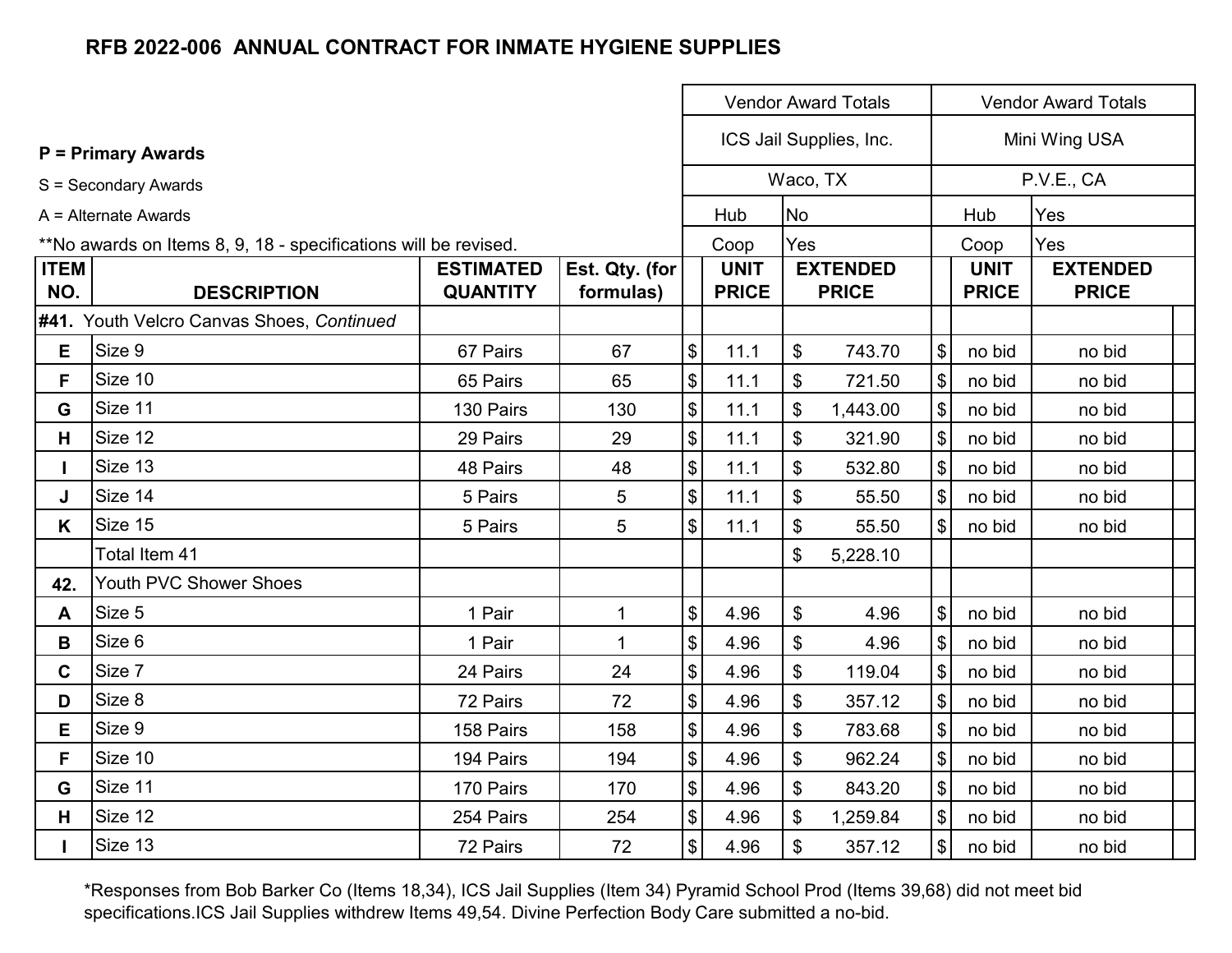## RFB 2022-006 ANNUAL CONTRACT FOR INMATE HYGIENE SUPPLIES

**P = Primary Awards**

S = Secondary Awards

A = Alternate Awards

**No awards on Items 8, 9, 18 - specifications will be revised.

| ITEM NO. | DESCRIPTION | ESTIMATED QUANTITY | Est. Qty. (for formulas) | Vendor Award Totals | | | | Vendor Award Totals | | | |
|---|---|---|---|---|---|---|---|---|---|---|---|
| | | | | ICS Jail Supplies, Inc. | | | | Mini Wing USA | | | |
| | | | | Waco, TX | | | | P.V.E., CA | | | |
| | | | | Hub | No | | | Hub | Yes | | |
| | | | | Coop | Yes | | | Coop | Yes | | |
| | | | | | UNIT PRICE | | EXTENDED PRICE | | UNIT PRICE | | EXTENDED PRICE |
| **#41.** | Youth Velcro Canvas Shoes, *Continued* | | | | | | | | | | |
| E | Size 9 | 67 Pairs | 67 | $ | 11.1 | $ | 743.70 | $ | no bid | | no bid |
| F | Size 10 | 65 Pairs | 65 | $ | 11.1 | $ | 721.50 | $ | no bid | | no bid |
| G | Size 11 | 130 Pairs | 130 | $ | 11.1 | $ | 1,443.00 | $ | no bid | | no bid |
| H | Size 12 | 29 Pairs | 29 | $ | 11.1 | $ | 321.90 | $ | no bid | | no bid |
| I | Size 13 | 48 Pairs | 48 | $ | 11.1 | $ | 532.80 | $ | no bid | | no bid |
| J | Size 14 | 5 Pairs | 5 | $ | 11.1 | $ | 55.50 | $ | no bid | | no bid |
| K | Size 15 | 5 Pairs | 5 | $ | 11.1 | $ | 55.50 | $ | no bid | | no bid |
| | Total Item 41 | | | | | $ | 5,228.10 | | | | |
| **42.** | Youth PVC Shower Shoes | | | | | | | | | | |
| A | Size 5 | 1 Pair | 1 | $ | 4.96 | $ | 4.96 | $ | no bid | | no bid |
| B | Size 6 | 1 Pair | 1 | $ | 4.96 | $ | 4.96 | $ | no bid | | no bid |
| C | Size 7 | 24 Pairs | 24 | $ | 4.96 | $ | 119.04 | $ | no bid | | no bid |
| D | Size 8 | 72 Pairs | 72 | $ | 4.96 | $ | 357.12 | $ | no bid | | no bid |
| E | Size 9 | 158 Pairs | 158 | $ | 4.96 | $ | 783.68 | $ | no bid | | no bid |
| F | Size 10 | 194 Pairs | 194 | $ | 4.96 | $ | 962.24 | $ | no bid | | no bid |
| G | Size 11 | 170 Pairs | 170 | $ | 4.96 | $ | 843.20 | $ | no bid | | no bid |
| H | Size 12 | 254 Pairs | 254 | $ | 4.96 | $ | 1,259.84 | $ | no bid | | no bid |
| I | Size 13 | 72 Pairs | 72 | $ | 4.96 | $ | 357.12 | $ | no bid | | no bid |

*Responses from Bob Barker Co (Items 18,34), ICS Jail Supplies (Item 34) Pyramid School Prod (Items 39,68) did not meet bid specifications.ICS Jail Supplies withdrew Items 49,54. Divine Perfection Body Care submitted a no-bid.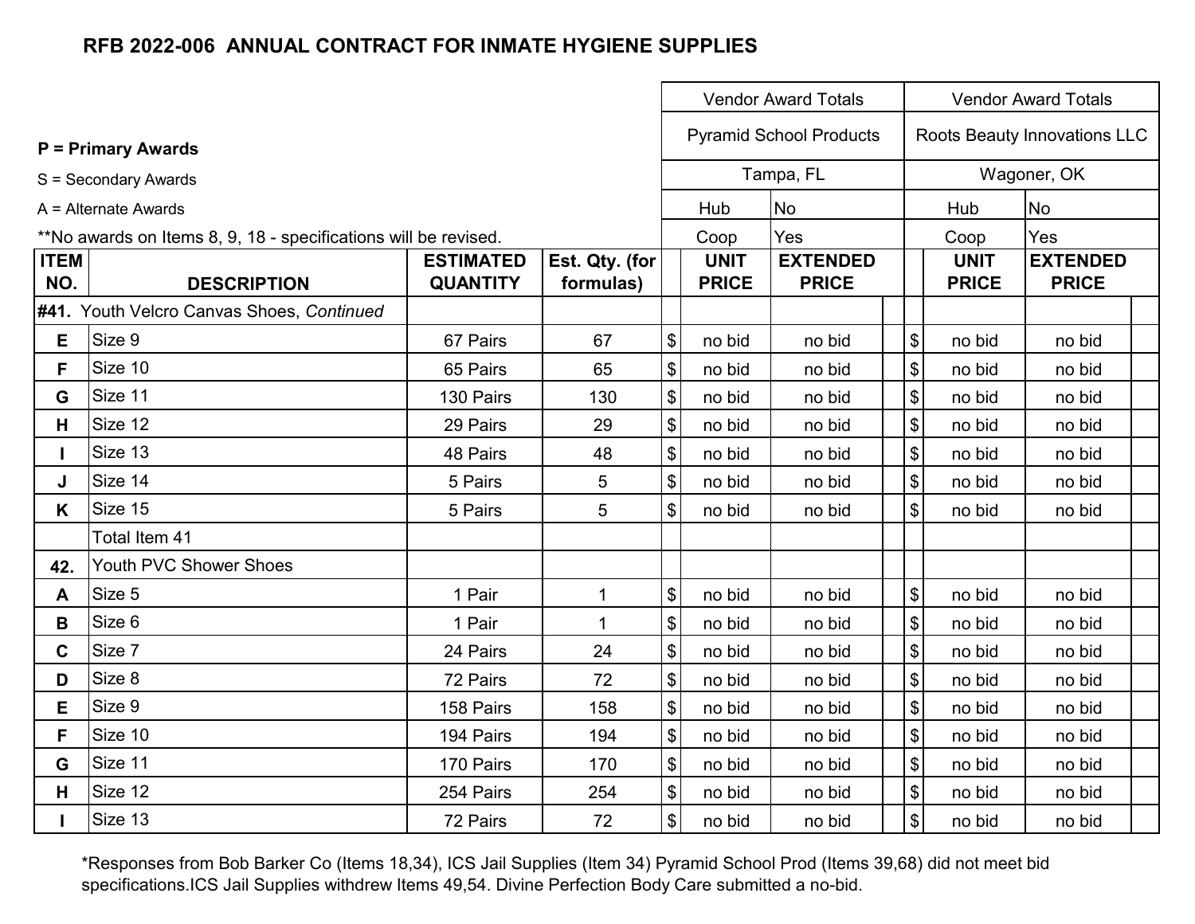## RFB 2022-006 ANNUAL CONTRACT FOR INMATE HYGIENE SUPPLIES

**P = Primary Awards**

S = Secondary Awards

A = Alternate Awards

**No awards on Items 8, 9, 18 - specifications will be revised.

| ITEM NO. | DESCRIPTION | ESTIMATED QUANTITY | Est. Qty. (for formulas) | Vendor Award Totals | | | | Vendor Award Totals | | | |
|---|---|---|---|---|---|---|---|---|---|---|---|
| | | | | Pyramid School Products | | | | Roots Beauty Innovations LLC | | | |
| | | | | Tampa, FL | | | | Wagoner, OK | | | |
| | | | | Hub | No | | | Hub | No | | |
| | | | | Coop | Yes | | | Coop | Yes | | |
| | | | | | UNIT PRICE | EXTENDED PRICE | | | UNIT PRICE | EXTENDED PRICE | |
| **#41.** | Youth Velcro Canvas Shoes, *Continued* | | | | | | | | | | |
| E | Size 9 | 67 Pairs | 67 | $ | no bid | no bid | | $ | no bid | no bid | |
| F | Size 10 | 65 Pairs | 65 | $ | no bid | no bid | | $ | no bid | no bid | |
| G | Size 11 | 130 Pairs | 130 | $ | no bid | no bid | | $ | no bid | no bid | |
| H | Size 12 | 29 Pairs | 29 | $ | no bid | no bid | | $ | no bid | no bid | |
| I | Size 13 | 48 Pairs | 48 | $ | no bid | no bid | | $ | no bid | no bid | |
| J | Size 14 | 5 Pairs | 5 | $ | no bid | no bid | | $ | no bid | no bid | |
| K | Size 15 | 5 Pairs | 5 | $ | no bid | no bid | | $ | no bid | no bid | |
| | Total Item 41 | | | | | | | | | | |
| **42.** | Youth PVC Shower Shoes | | | | | | | | | | |
| A | Size 5 | 1 Pair | 1 | $ | no bid | no bid | | $ | no bid | no bid | |
| B | Size 6 | 1 Pair | 1 | $ | no bid | no bid | | $ | no bid | no bid | |
| C | Size 7 | 24 Pairs | 24 | $ | no bid | no bid | | $ | no bid | no bid | |
| D | Size 8 | 72 Pairs | 72 | $ | no bid | no bid | | $ | no bid | no bid | |
| E | Size 9 | 158 Pairs | 158 | $ | no bid | no bid | | $ | no bid | no bid | |
| F | Size 10 | 194 Pairs | 194 | $ | no bid | no bid | | $ | no bid | no bid | |
| G | Size 11 | 170 Pairs | 170 | $ | no bid | no bid | | $ | no bid | no bid | |
| H | Size 12 | 254 Pairs | 254 | $ | no bid | no bid | | $ | no bid | no bid | |
| I | Size 13 | 72 Pairs | 72 | $ | no bid | no bid | | $ | no bid | no bid | |

*Responses from Bob Barker Co (Items 18,34), ICS Jail Supplies (Item 34) Pyramid School Prod (Items 39,68) did not meet bid specifications.ICS Jail Supplies withdrew Items 49,54. Divine Perfection Body Care submitted a no-bid.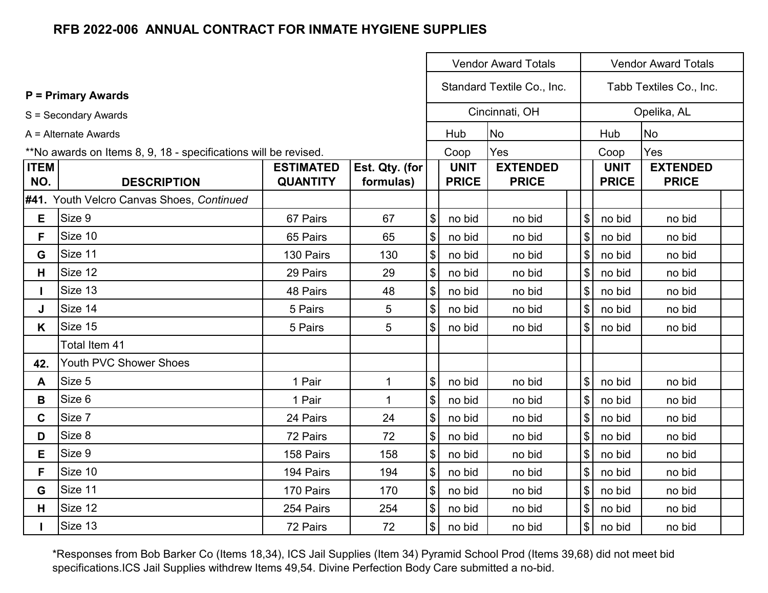# RFB 2022-006 ANNUAL CONTRACT FOR INMATE HYGIENE SUPPLIES

**P = Primary Awards**

S = Secondary Awards

A = Alternate Awards

**No awards on Items 8, 9, 18 - specifications will be revised.

| ITEM NO. | DESCRIPTION | ESTIMATED QUANTITY | Est. Qty. (for formulas) | Vendor Award Totals | | | Vendor Award Totals | | |
|---|---|---|---|---|---|---|---|---|---|
| | | | | Standard Textile Co., Inc. | | | Tabb Textiles Co., Inc. | | |
| | | | | Cincinnati, OH | | | Opelika, AL | | |
| | | | | Hub | No | | Hub | No | |
| | | | | Coop | Yes | | Coop | Yes | |
| | | | | | UNIT PRICE | EXTENDED PRICE | | UNIT PRICE | EXTENDED PRICE |
| **#41.** | Youth Velcro Canvas Shoes, *Continued* | | | | | | | | |
| **E** | Size 9 | 67 Pairs | 67 | $ | no bid | no bid | $ | no bid | no bid |
| **F** | Size 10 | 65 Pairs | 65 | $ | no bid | no bid | $ | no bid | no bid |
| **G** | Size 11 | 130 Pairs | 130 | $ | no bid | no bid | $ | no bid | no bid |
| **H** | Size 12 | 29 Pairs | 29 | $ | no bid | no bid | $ | no bid | no bid |
| **I** | Size 13 | 48 Pairs | 48 | $ | no bid | no bid | $ | no bid | no bid |
| **J** | Size 14 | 5 Pairs | 5 | $ | no bid | no bid | $ | no bid | no bid |
| **K** | Size 15 | 5 Pairs | 5 | $ | no bid | no bid | $ | no bid | no bid |
| | Total Item 41 | | | | | | | | |
| **42.** | Youth PVC Shower Shoes | | | | | | | | |
| **A** | Size 5 | 1 Pair | 1 | $ | no bid | no bid | $ | no bid | no bid |
| **B** | Size 6 | 1 Pair | 1 | $ | no bid | no bid | $ | no bid | no bid |
| **C** | Size 7 | 24 Pairs | 24 | $ | no bid | no bid | $ | no bid | no bid |
| **D** | Size 8 | 72 Pairs | 72 | $ | no bid | no bid | $ | no bid | no bid |
| **E** | Size 9 | 158 Pairs | 158 | $ | no bid | no bid | $ | no bid | no bid |
| **F** | Size 10 | 194 Pairs | 194 | $ | no bid | no bid | $ | no bid | no bid |
| **G** | Size 11 | 170 Pairs | 170 | $ | no bid | no bid | $ | no bid | no bid |
| **H** | Size 12 | 254 Pairs | 254 | $ | no bid | no bid | $ | no bid | no bid |
| **I** | Size 13 | 72 Pairs | 72 | $ | no bid | no bid | $ | no bid | no bid |

*Responses from Bob Barker Co (Items 18,34), ICS Jail Supplies (Item 34) Pyramid School Prod (Items 39,68) did not meet bid specifications.ICS Jail Supplies withdrew Items 49,54. Divine Perfection Body Care submitted a no-bid.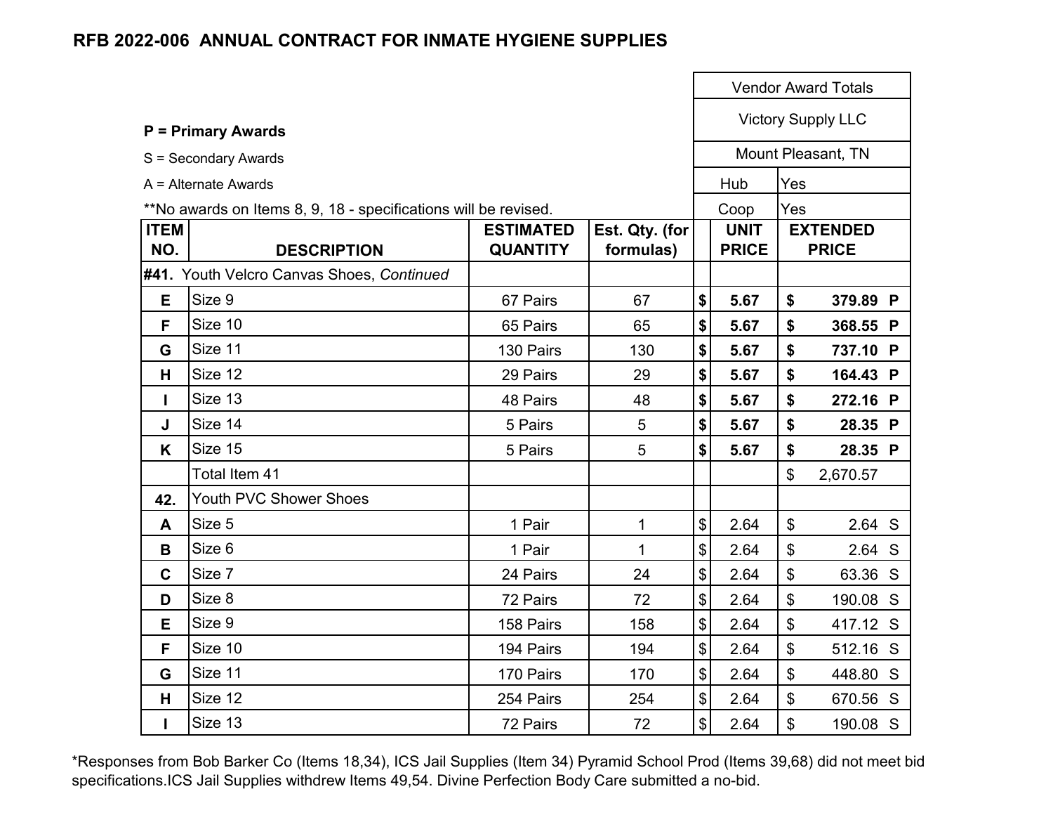**RFB 2022-006 ANNUAL CONTRACT FOR INMATE HYGIENE SUPPLIES**

**P = Primary Awards**

S = Secondary Awards

A = Alternate Awards

**No awards on Items 8, 9, 18 - specifications will be revised.

| ITEM NO. | DESCRIPTION | ESTIMATED QUANTITY | Est. Qty. (for formulas) | Vendor Award Totals<br>Victory Supply LLC<br>Mount Pleasant, TN<br>Hub: Yes<br>Coop: Yes<br>UNIT PRICE | EXTENDED PRICE |
|---|---|---|---|---|---|
| **#41.** | Youth Velcro Canvas Shoes, *Continued* | | | | |
| **E** | Size 9 | 67 Pairs | 67 | **$ 5.67** | **$ 379.89 P** |
| **F** | Size 10 | 65 Pairs | 65 | **$ 5.67** | **$ 368.55 P** |
| **G** | Size 11 | 130 Pairs | 130 | **$ 5.67** | **$ 737.10 P** |
| **H** | Size 12 | 29 Pairs | 29 | **$ 5.67** | **$ 164.43 P** |
| **I** | Size 13 | 48 Pairs | 48 | **$ 5.67** | **$ 272.16 P** |
| **J** | Size 14 | 5 Pairs | 5 | **$ 5.67** | **$ 28.35 P** |
| **K** | Size 15 | 5 Pairs | 5 | **$ 5.67** | **$ 28.35 P** |
| | Total Item 41 | | | | $ 2,670.57 |
| **42.** | Youth PVC Shower Shoes | | | | |
| **A** | Size 5 | 1 Pair | 1 | $ 2.64 | $ 2.64 S |
| **B** | Size 6 | 1 Pair | 1 | $ 2.64 | $ 2.64 S |
| **C** | Size 7 | 24 Pairs | 24 | $ 2.64 | $ 63.36 S |
| **D** | Size 8 | 72 Pairs | 72 | $ 2.64 | $ 190.08 S |
| **E** | Size 9 | 158 Pairs | 158 | $ 2.64 | $ 417.12 S |
| **F** | Size 10 | 194 Pairs | 194 | $ 2.64 | $ 512.16 S |
| **G** | Size 11 | 170 Pairs | 170 | $ 2.64 | $ 448.80 S |
| **H** | Size 12 | 254 Pairs | 254 | $ 2.64 | $ 670.56 S |
| **I** | Size 13 | 72 Pairs | 72 | $ 2.64 | $ 190.08 S |

*Responses from Bob Barker Co (Items 18,34), ICS Jail Supplies (Item 34) Pyramid School Prod (Items 39,68) did not meet bid specifications.ICS Jail Supplies withdrew Items 49,54. Divine Perfection Body Care submitted a no-bid.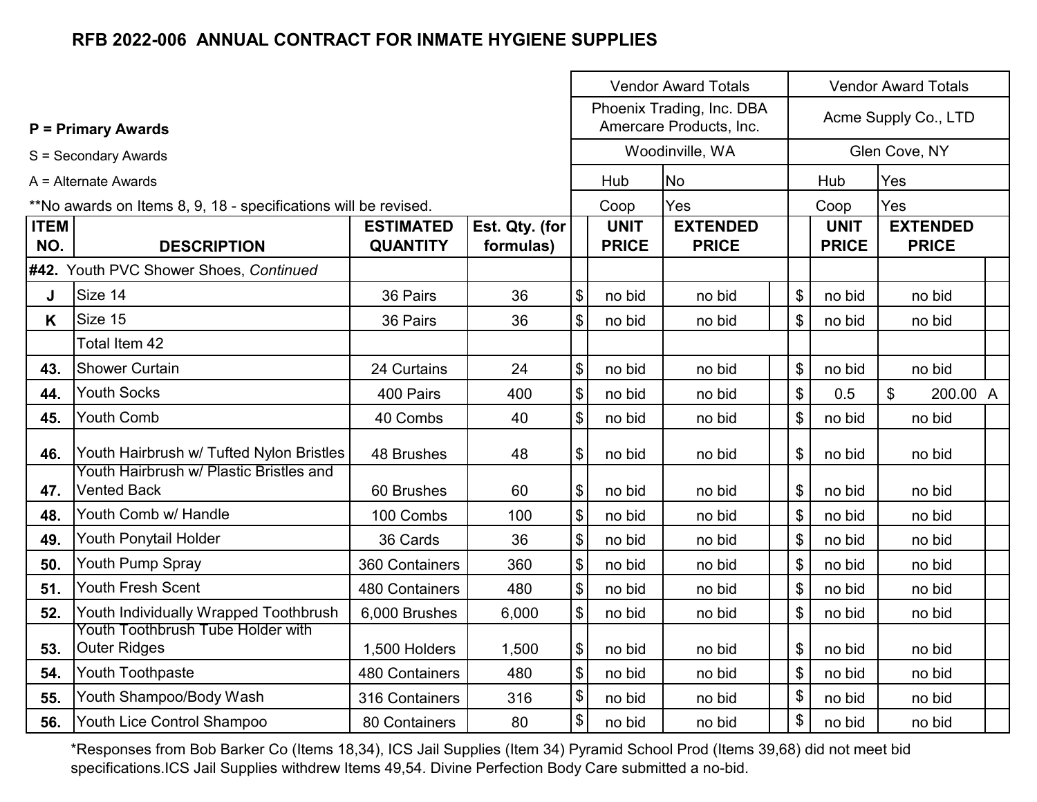# RFB 2022-006 ANNUAL CONTRACT FOR INMATE HYGIENE SUPPLIES

**P = Primary Awards**

S = Secondary Awards

A = Alternate Awards

**No awards on Items 8, 9, 18 - specifications will be revised.

| ITEM NO. | DESCRIPTION | ESTIMATED QUANTITY | Est. Qty. (for formulas) | Vendor Award Totals | | | Vendor Award Totals | | | |
|---|---|---|---|---|---|---|---|---|---|---|
| | | | | Phoenix Trading, Inc. DBA Amercare Products, Inc. | | | Acme Supply Co., LTD | | | |
| | | | | Woodinville, WA | | | Glen Cove, NY | | | |
| | | | | Hub | No | | Hub | Yes | | |
| | | | | Coop | Yes | | Coop | Yes | | |
| | | | | | UNIT PRICE | EXTENDED PRICE | | UNIT PRICE | EXTENDED PRICE | |
| **#42.** Youth PVC Shower Shoes, *Continued* | | | | | | | | | | |
| J | Size 14 | 36 Pairs | 36 | $ | no bid | no bid | $ | no bid | no bid | |
| K | Size 15 | 36 Pairs | 36 | $ | no bid | no bid | $ | no bid | no bid | |
| | Total Item 42 | | | | | | | | | |
| 43. | Shower Curtain | 24 Curtains | 24 | $ | no bid | no bid | $ | no bid | no bid | |
| 44. | Youth Socks | 400 Pairs | 400 | $ | no bid | no bid | $ | 0.5 | $ 200.00 | A |
| 45. | Youth Comb | 40 Combs | 40 | $ | no bid | no bid | $ | no bid | no bid | |
| 46. | Youth Hairbrush w/ Tufted Nylon Bristles | 48 Brushes | 48 | $ | no bid | no bid | $ | no bid | no bid | |
| 47. | Youth Hairbrush w/ Plastic Bristles and Vented Back | 60 Brushes | 60 | $ | no bid | no bid | $ | no bid | no bid | |
| 48. | Youth Comb w/ Handle | 100 Combs | 100 | $ | no bid | no bid | $ | no bid | no bid | |
| 49. | Youth Ponytail Holder | 36 Cards | 36 | $ | no bid | no bid | $ | no bid | no bid | |
| 50. | Youth Pump Spray | 360 Containers | 360 | $ | no bid | no bid | $ | no bid | no bid | |
| 51. | Youth Fresh Scent | 480 Containers | 480 | $ | no bid | no bid | $ | no bid | no bid | |
| 52. | Youth Individually Wrapped Toothbrush | 6,000 Brushes | 6,000 | $ | no bid | no bid | $ | no bid | no bid | |
| 53. | Youth Toothbrush Tube Holder with Outer Ridges | 1,500 Holders | 1,500 | $ | no bid | no bid | $ | no bid | no bid | |
| 54. | Youth Toothpaste | 480 Containers | 480 | $ | no bid | no bid | $ | no bid | no bid | |
| 55. | Youth Shampoo/Body Wash | 316 Containers | 316 | $ | no bid | no bid | $ | no bid | no bid | |
| 56. | Youth Lice Control Shampoo | 80 Containers | 80 | $ | no bid | no bid | $ | no bid | no bid | |

*Responses from Bob Barker Co (Items 18,34), ICS Jail Supplies (Item 34) Pyramid School Prod (Items 39,68) did not meet bid specifications.ICS Jail Supplies withdrew Items 49,54. Divine Perfection Body Care submitted a no-bid.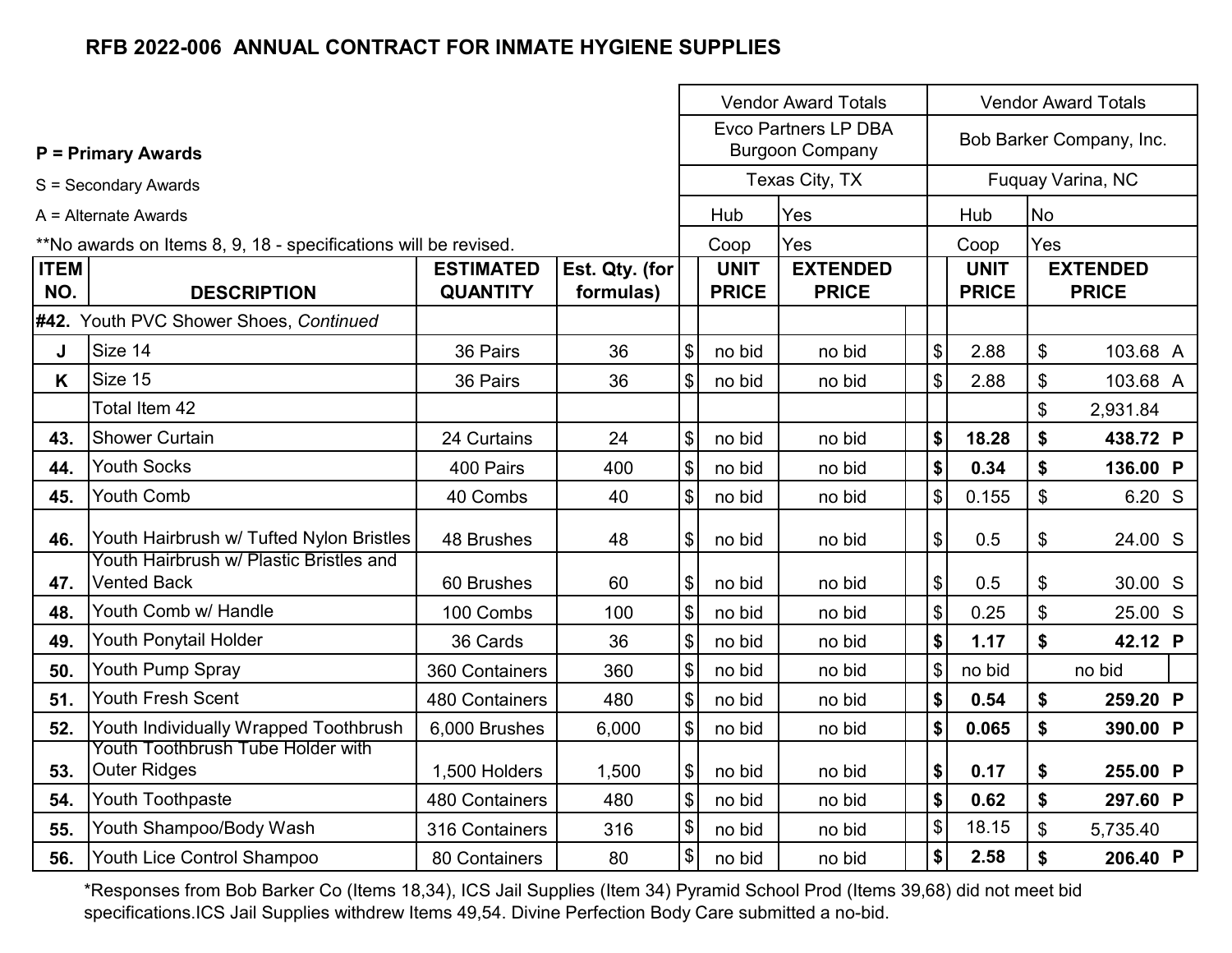# RFB 2022-006 ANNUAL CONTRACT FOR INMATE HYGIENE SUPPLIES

**P = Primary Awards**

S = Secondary Awards

A = Alternate Awards

**No awards on Items 8, 9, 18 - specifications will be revised.

| ITEM NO. | DESCRIPTION | ESTIMATED QUANTITY | Est. Qty. (for formulas) | Evco Partners LP DBA Burgoon Company, Texas City, TX (Hub: Yes; Coop: Yes) UNIT PRICE | EXTENDED PRICE | | Bob Barker Company, Inc., Fuquay Varina, NC (Hub: No; Coop: Yes) UNIT PRICE | EXTENDED PRICE | |
|---|---|---|---|---|---|---|---|---|---|
| **#42.** | Youth PVC Shower Shoes, *Continued* | | | | | | | | |
| J | Size 14 | 36 Pairs | 36 | $ no bid | no bid | | $ 2.88 | $ 103.68 | A |
| K | Size 15 | 36 Pairs | 36 | $ no bid | no bid | | $ 2.88 | $ 103.68 | A |
| | Total Item 42 | | | | | | | $ 2,931.84 | |
| **43.** | Shower Curtain | 24 Curtains | 24 | $ no bid | no bid | | **$ 18.28** | **$ 438.72** | **P** |
| **44.** | Youth Socks | 400 Pairs | 400 | $ no bid | no bid | | **$ 0.34** | **$ 136.00** | **P** |
| **45.** | Youth Comb | 40 Combs | 40 | $ no bid | no bid | | $ 0.155 | $ 6.20 | S |
| **46.** | Youth Hairbrush w/ Tufted Nylon Bristles | 48 Brushes | 48 | $ no bid | no bid | | $ 0.5 | $ 24.00 | S |
| **47.** | Youth Hairbrush w/ Plastic Bristles and Vented Back | 60 Brushes | 60 | $ no bid | no bid | | $ 0.5 | $ 30.00 | S |
| **48.** | Youth Comb w/ Handle | 100 Combs | 100 | $ no bid | no bid | | $ 0.25 | $ 25.00 | S |
| **49.** | Youth Ponytail Holder | 36 Cards | 36 | $ no bid | no bid | | **$ 1.17** | **$ 42.12** | **P** |
| **50.** | Youth Pump Spray | 360 Containers | 360 | $ no bid | no bid | | $ no bid | no bid | |
| **51.** | Youth Fresh Scent | 480 Containers | 480 | $ no bid | no bid | | **$ 0.54** | **$ 259.20** | **P** |
| **52.** | Youth Individually Wrapped Toothbrush | 6,000 Brushes | 6,000 | $ no bid | no bid | | **$ 0.065** | **$ 390.00** | **P** |
| **53.** | Youth Toothbrush Tube Holder with Outer Ridges | 1,500 Holders | 1,500 | $ no bid | no bid | | **$ 0.17** | **$ 255.00** | **P** |
| **54.** | Youth Toothpaste | 480 Containers | 480 | $ no bid | no bid | | **$ 0.62** | **$ 297.60** | **P** |
| **55.** | Youth Shampoo/Body Wash | 316 Containers | 316 | $ no bid | no bid | | $ 18.15 | $ 5,735.40 | |
| **56.** | Youth Lice Control Shampoo | 80 Containers | 80 | $ no bid | no bid | | **$ 2.58** | **$ 206.40** | **P** |

*Responses from Bob Barker Co (Items 18,34), ICS Jail Supplies (Item 34) Pyramid School Prod (Items 39,68) did not meet bid specifications.ICS Jail Supplies withdrew Items 49,54. Divine Perfection Body Care submitted a no-bid.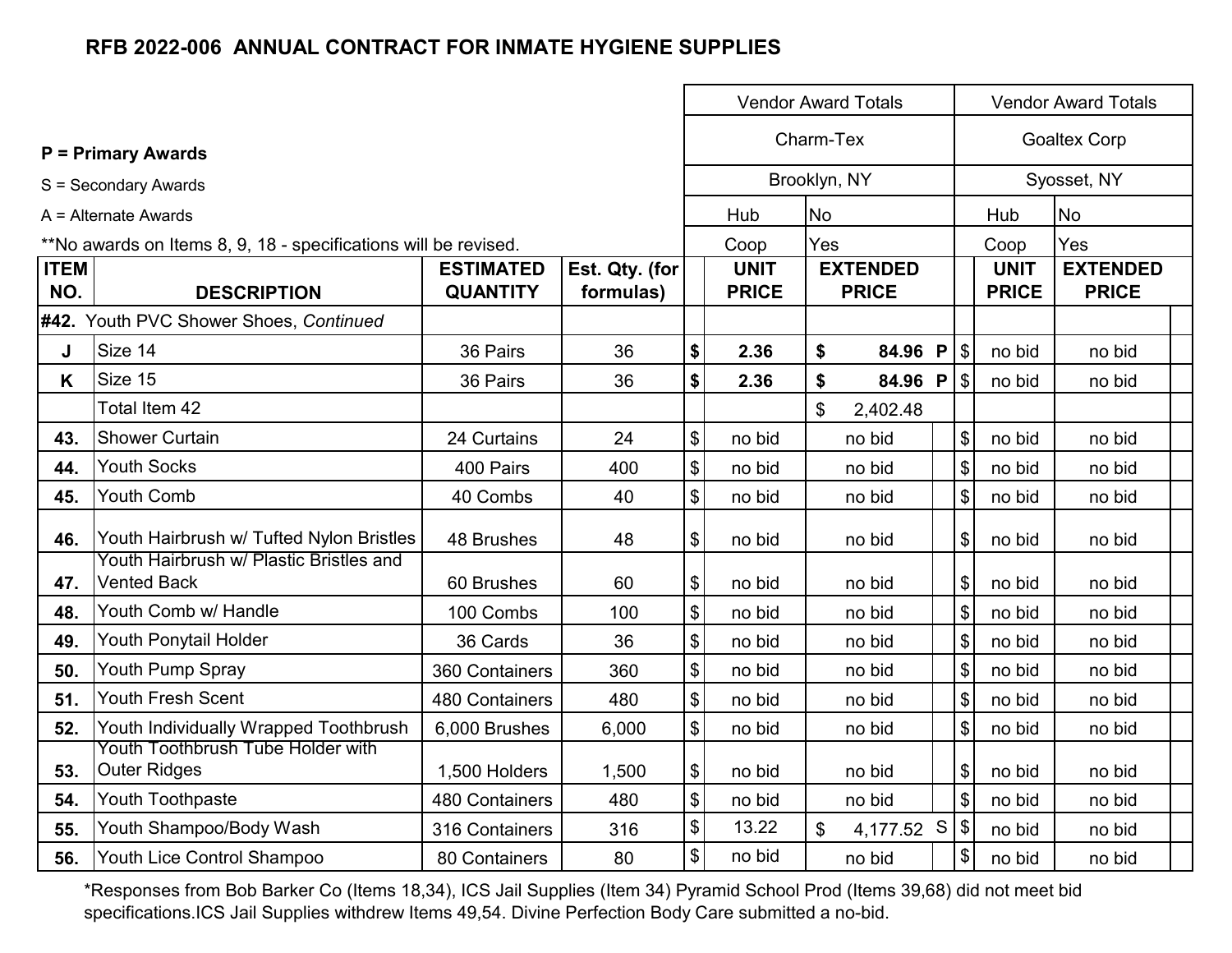# RFB 2022-006 ANNUAL CONTRACT FOR INMATE HYGIENE SUPPLIES

**P = Primary Awards**

S = Secondary Awards

A = Alternate Awards

**No awards on Items 8, 9, 18 - specifications will be revised.

| ITEM NO. | DESCRIPTION | ESTIMATED QUANTITY | Est. Qty. (for formulas) | Vendor Award Totals | | Vendor Award Totals | |
|---|---|---|---|---|---|---|---|
| | | | | Charm-Tex | | Goaltex Corp | |
| | | | | Brooklyn, NY | | Syosset, NY | |
| | | | | Hub | No | Hub | No |
| | | | | Coop | Yes | Coop | Yes |
| | | | | UNIT PRICE | EXTENDED PRICE | UNIT PRICE | EXTENDED PRICE |
| **#42.** | Youth PVC Shower Shoes, *Continued* | | | | | | |
| J | Size 14 | 36 Pairs | 36 | **$ 2.36** | **$ 84.96 P** | $ no bid | no bid |
| K | Size 15 | 36 Pairs | 36 | **$ 2.36** | **$ 84.96 P** | $ no bid | no bid |
| | Total Item 42 | | | | $ 2,402.48 | | |
| **43.** | Shower Curtain | 24 Curtains | 24 | $ no bid | no bid | $ no bid | no bid |
| **44.** | Youth Socks | 400 Pairs | 400 | $ no bid | no bid | $ no bid | no bid |
| **45.** | Youth Comb | 40 Combs | 40 | $ no bid | no bid | $ no bid | no bid |
| **46.** | Youth Hairbrush w/ Tufted Nylon Bristles | 48 Brushes | 48 | $ no bid | no bid | $ no bid | no bid |
| **47.** | Youth Hairbrush w/ Plastic Bristles and Vented Back | 60 Brushes | 60 | $ no bid | no bid | $ no bid | no bid |
| **48.** | Youth Comb w/ Handle | 100 Combs | 100 | $ no bid | no bid | $ no bid | no bid |
| **49.** | Youth Ponytail Holder | 36 Cards | 36 | $ no bid | no bid | $ no bid | no bid |
| **50.** | Youth Pump Spray | 360 Containers | 360 | $ no bid | no bid | $ no bid | no bid |
| **51.** | Youth Fresh Scent | 480 Containers | 480 | $ no bid | no bid | $ no bid | no bid |
| **52.** | Youth Individually Wrapped Toothbrush | 6,000 Brushes | 6,000 | $ no bid | no bid | $ no bid | no bid |
| **53.** | Youth Toothbrush Tube Holder with Outer Ridges | 1,500 Holders | 1,500 | $ no bid | no bid | $ no bid | no bid |
| **54.** | Youth Toothpaste | 480 Containers | 480 | $ no bid | no bid | $ no bid | no bid |
| **55.** | Youth Shampoo/Body Wash | 316 Containers | 316 | $ 13.22 | $ 4,177.52 S | $ no bid | no bid |
| **56.** | Youth Lice Control Shampoo | 80 Containers | 80 | $ no bid | no bid | $ no bid | no bid |

*Responses from Bob Barker Co (Items 18,34), ICS Jail Supplies (Item 34) Pyramid School Prod (Items 39,68) did not meet bid specifications.ICS Jail Supplies withdrew Items 49,54. Divine Perfection Body Care submitted a no-bid.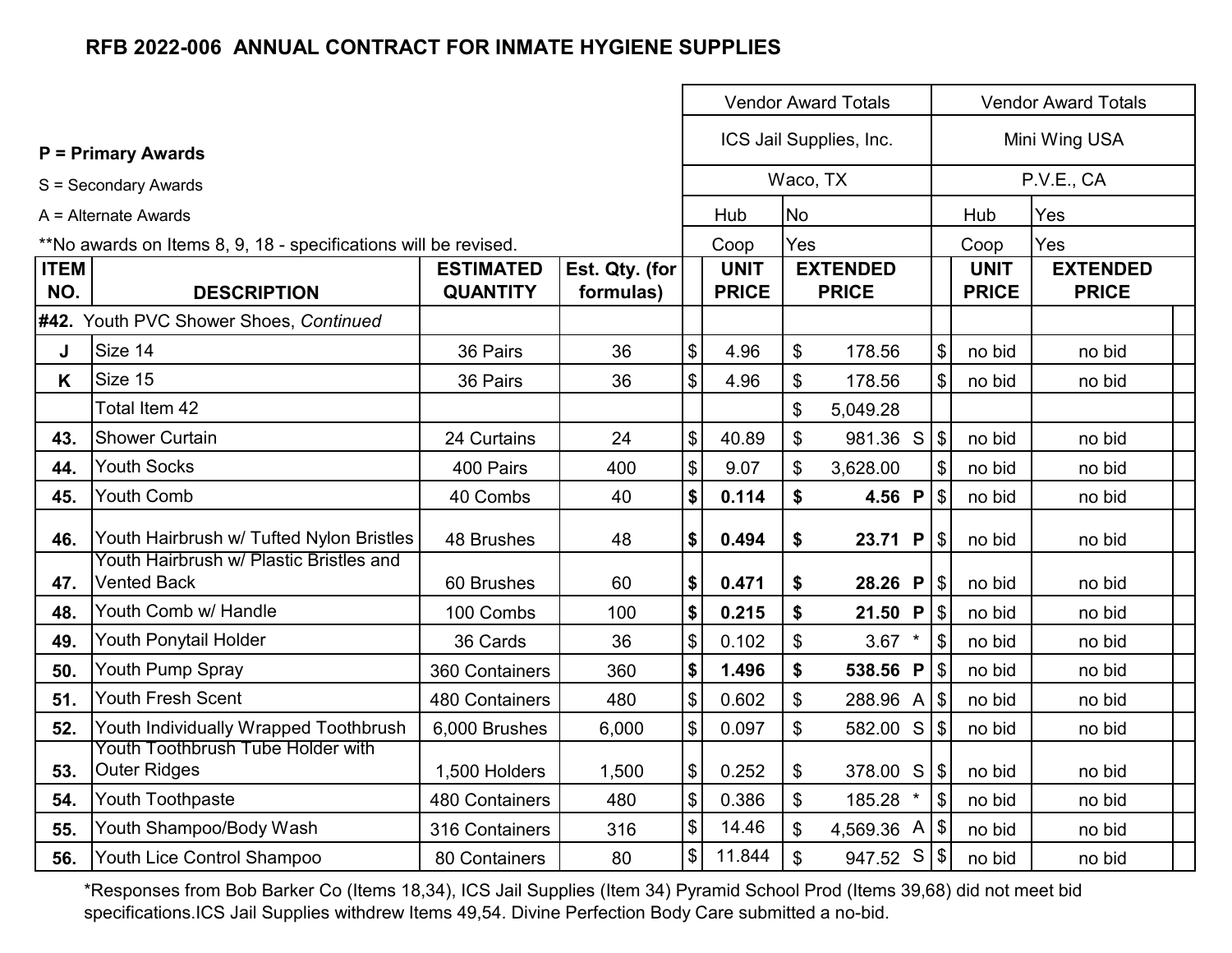# RFB 2022-006 ANNUAL CONTRACT FOR INMATE HYGIENE SUPPLIES

**P = Primary Awards**

S = Secondary Awards

A = Alternate Awards

**No awards on Items 8, 9, 18 - specifications will be revised.

| | | | | Vendor Award Totals | | | | Vendor Award Totals | | |
|---|---|---|---|---|---|---|---|---|---|---|
| | | | | ICS Jail Supplies, Inc. | | | | Mini Wing USA | | |
| | | | | Waco, TX | | | | P.V.E., CA | | |
| | | | | Hub | No | | | Hub | Yes | |
| | | | | Coop | Yes | | | Coop | Yes | |
| **ITEM NO.** | **DESCRIPTION** | **ESTIMATED QUANTITY** | **Est. Qty. (for formulas)** | **UNIT PRICE** | **EXTENDED PRICE** | | | **UNIT PRICE** | **EXTENDED PRICE** | |
| **#42.** | Youth PVC Shower Shoes, *Continued* | | | | | | | | | |
| **J** | Size 14 | 36 Pairs | 36 | $ 4.96 | $ 178.56 | | | $ no bid | no bid | |
| **K** | Size 15 | 36 Pairs | 36 | $ 4.96 | $ 178.56 | | | $ no bid | no bid | |
| | Total Item 42 | | | | $ 5,049.28 | | | | | |
| **43.** | Shower Curtain | 24 Curtains | 24 | $ 40.89 | $ 981.36 | S | | $ no bid | no bid | |
| **44.** | Youth Socks | 400 Pairs | 400 | $ 9.07 | $ 3,628.00 | | | $ no bid | no bid | |
| **45.** | Youth Comb | 40 Combs | 40 | **$ 0.114** | **$ 4.56** | **P** | | $ no bid | no bid | |
| **46.** | Youth Hairbrush w/ Tufted Nylon Bristles | 48 Brushes | 48 | **$ 0.494** | **$ 23.71** | **P** | | $ no bid | no bid | |
| **47.** | Youth Hairbrush w/ Plastic Bristles and Vented Back | 60 Brushes | 60 | **$ 0.471** | **$ 28.26** | **P** | | $ no bid | no bid | |
| **48.** | Youth Comb w/ Handle | 100 Combs | 100 | **$ 0.215** | **$ 21.50** | **P** | | $ no bid | no bid | |
| **49.** | Youth Ponytail Holder | 36 Cards | 36 | $ 0.102 | $ 3.67 | * | | $ no bid | no bid | |
| **50.** | Youth Pump Spray | 360 Containers | 360 | **$ 1.496** | **$ 538.56** | **P** | | $ no bid | no bid | |
| **51.** | Youth Fresh Scent | 480 Containers | 480 | $ 0.602 | $ 288.96 | A | | $ no bid | no bid | |
| **52.** | Youth Individually Wrapped Toothbrush | 6,000 Brushes | 6,000 | $ 0.097 | $ 582.00 | S | | $ no bid | no bid | |
| **53.** | Youth Toothbrush Tube Holder with Outer Ridges | 1,500 Holders | 1,500 | $ 0.252 | $ 378.00 | S | | $ no bid | no bid | |
| **54.** | Youth Toothpaste | 480 Containers | 480 | $ 0.386 | $ 185.28 | * | | $ no bid | no bid | |
| **55.** | Youth Shampoo/Body Wash | 316 Containers | 316 | $ 14.46 | $ 4,569.36 | A | | $ no bid | no bid | |
| **56.** | Youth Lice Control Shampoo | 80 Containers | 80 | $ 11.844 | $ 947.52 | S | | $ no bid | no bid | |

*Responses from Bob Barker Co (Items 18,34), ICS Jail Supplies (Item 34) Pyramid School Prod (Items 39,68) did not meet bid specifications.ICS Jail Supplies withdrew Items 49,54. Divine Perfection Body Care submitted a no-bid.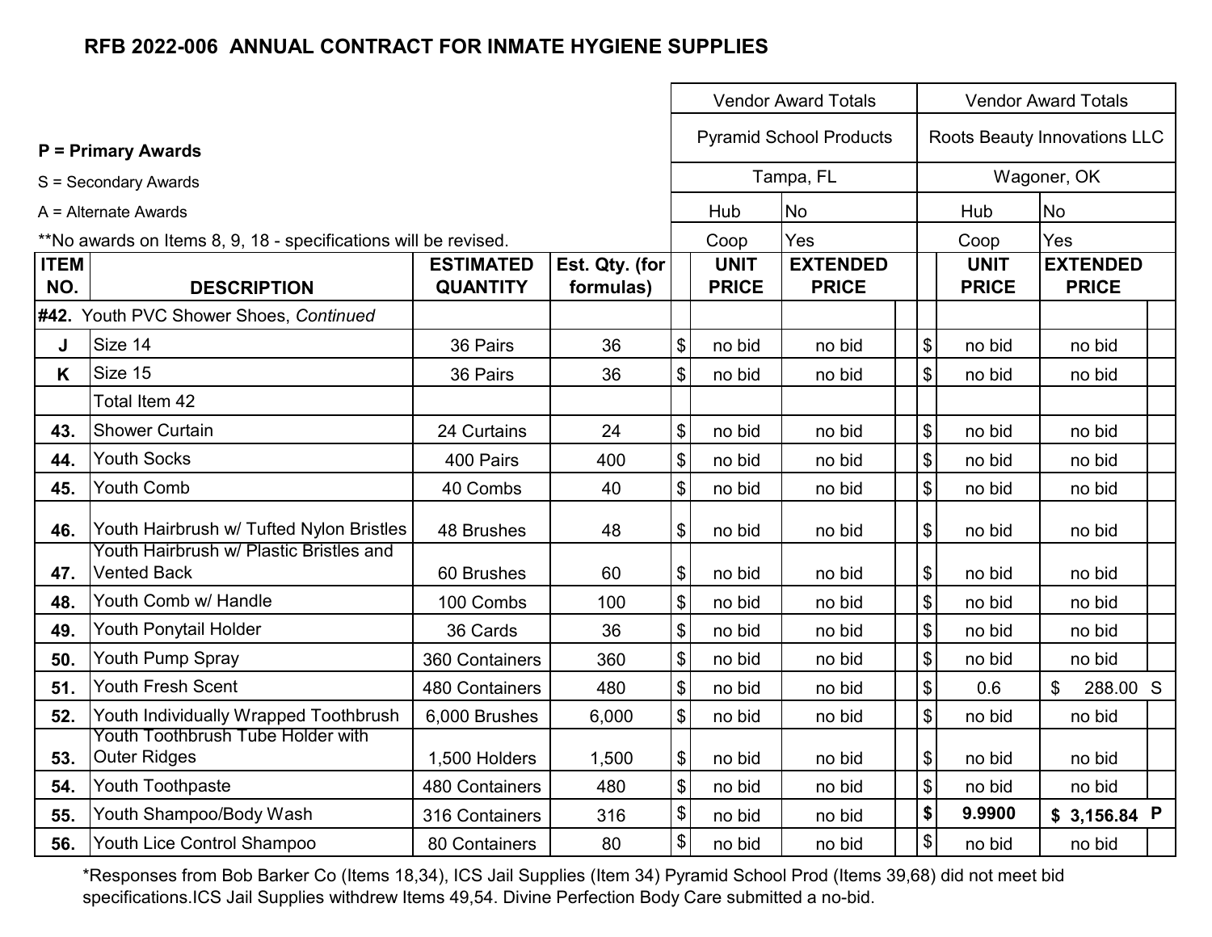## RFB 2022-006 ANNUAL CONTRACT FOR INMATE HYGIENE SUPPLIES

**P = Primary Awards**

S = Secondary Awards

A = Alternate Awards

**No awards on Items 8, 9, 18 - specifications will be revised.

| | | | | Vendor Award Totals | | | | Vendor Award Totals | | | |
|---|---|---|---|---|---|---|---|---|---|---|---|
| | | | | Pyramid School Products | | | | Roots Beauty Innovations LLC | | | |
| | | | | Tampa, FL | | | | Wagoner, OK | | | |
| | | | | Hub Coop | No Yes | | | Hub Coop | No Yes | | |
| **ITEM NO.** | **DESCRIPTION** | **ESTIMATED QUANTITY** | **Est. Qty. (for formulas)** | | **UNIT PRICE** | **EXTENDED PRICE** | | | **UNIT PRICE** | **EXTENDED PRICE** | |
| **#42.** | Youth PVC Shower Shoes, *Continued* | | | | | | | | | | |
| **J** | Size 14 | 36 Pairs | 36 | $ | no bid | no bid | | $ | no bid | no bid | |
| **K** | Size 15 | 36 Pairs | 36 | $ | no bid | no bid | | $ | no bid | no bid | |
| | Total Item 42 | | | | | | | | | | |
| **43.** | Shower Curtain | 24 Curtains | 24 | $ | no bid | no bid | | $ | no bid | no bid | |
| **44.** | Youth Socks | 400 Pairs | 400 | $ | no bid | no bid | | $ | no bid | no bid | |
| **45.** | Youth Comb | 40 Combs | 40 | $ | no bid | no bid | | $ | no bid | no bid | |
| **46.** | Youth Hairbrush w/ Tufted Nylon Bristles | 48 Brushes | 48 | $ | no bid | no bid | | $ | no bid | no bid | |
| **47.** | Youth Hairbrush w/ Plastic Bristles and Vented Back | 60 Brushes | 60 | $ | no bid | no bid | | $ | no bid | no bid | |
| **48.** | Youth Comb w/ Handle | 100 Combs | 100 | $ | no bid | no bid | | $ | no bid | no bid | |
| **49.** | Youth Ponytail Holder | 36 Cards | 36 | $ | no bid | no bid | | $ | no bid | no bid | |
| **50.** | Youth Pump Spray | 360 Containers | 360 | $ | no bid | no bid | | $ | no bid | no bid | |
| **51.** | Youth Fresh Scent | 480 Containers | 480 | $ | no bid | no bid | | $ | 0.6 | $ 288.00 | S |
| **52.** | Youth Individually Wrapped Toothbrush | 6,000 Brushes | 6,000 | $ | no bid | no bid | | $ | no bid | no bid | |
| **53.** | Youth Toothbrush Tube Holder with Outer Ridges | 1,500 Holders | 1,500 | $ | no bid | no bid | | $ | no bid | no bid | |
| **54.** | Youth Toothpaste | 480 Containers | 480 | $ | no bid | no bid | | $ | no bid | no bid | |
| **55.** | Youth Shampoo/Body Wash | 316 Containers | 316 | $ | no bid | no bid | | **$** | **9.9900** | **$ 3,156.84** | **P** |
| **56.** | Youth Lice Control Shampoo | 80 Containers | 80 | $ | no bid | no bid | | $ | no bid | no bid | |

*Responses from Bob Barker Co (Items 18,34), ICS Jail Supplies (Item 34) Pyramid School Prod (Items 39,68) did not meet bid specifications.ICS Jail Supplies withdrew Items 49,54. Divine Perfection Body Care submitted a no-bid.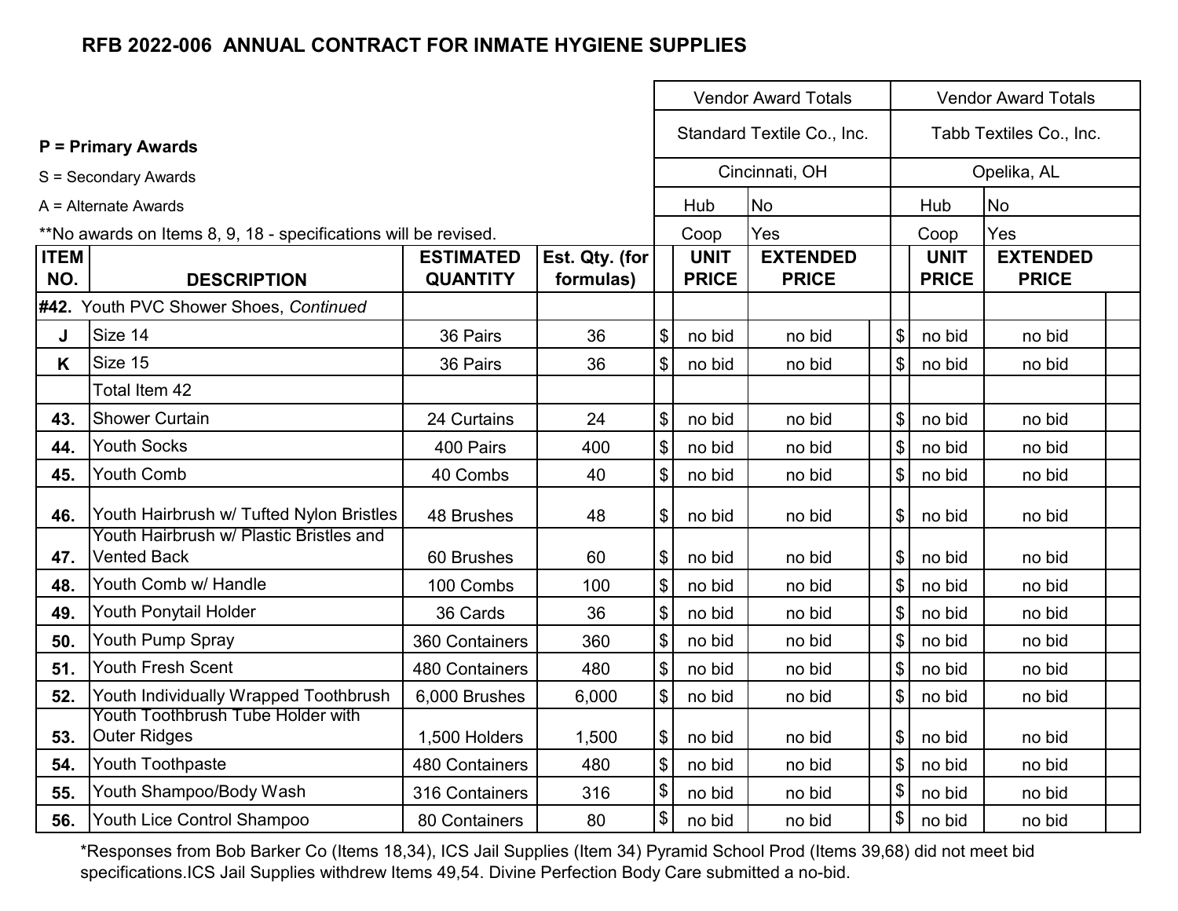## RFB 2022-006 ANNUAL CONTRACT FOR INMATE HYGIENE SUPPLIES

**P = Primary Awards**

S = Secondary Awards

A = Alternate Awards

**No awards on Items 8, 9, 18 - specifications will be revised.

| ITEM NO. | DESCRIPTION | ESTIMATED QUANTITY | Est. Qty. (for formulas) | Vendor Award Totals | | | | Vendor Award Totals | | | |
|---|---|---|---|---|---|---|---|---|---|---|---|
| | | | | Standard Textile Co., Inc. | | | | Tabb Textiles Co., Inc. | | | |
| | | | | Cincinnati, OH | | | | Opelika, AL | | | |
| | | | | | Hub | No | | | Hub | No | |
| | | | | | Coop | Yes | | | Coop | Yes | |
| | | | | | UNIT PRICE | EXTENDED PRICE | | | UNIT PRICE | EXTENDED PRICE | |
| **#42.** | Youth PVC Shower Shoes, *Continued* | | | | | | | | | | |
| **J** | Size 14 | 36 Pairs | 36 | $ | no bid | no bid | | $ | no bid | no bid | |
| **K** | Size 15 | 36 Pairs | 36 | $ | no bid | no bid | | $ | no bid | no bid | |
| | Total Item 42 | | | | | | | | | | |
| **43.** | Shower Curtain | 24 Curtains | 24 | $ | no bid | no bid | | $ | no bid | no bid | |
| **44.** | Youth Socks | 400 Pairs | 400 | $ | no bid | no bid | | $ | no bid | no bid | |
| **45.** | Youth Comb | 40 Combs | 40 | $ | no bid | no bid | | $ | no bid | no bid | |
| **46.** | Youth Hairbrush w/ Tufted Nylon Bristles | 48 Brushes | 48 | $ | no bid | no bid | | $ | no bid | no bid | |
| **47.** | Youth Hairbrush w/ Plastic Bristles and Vented Back | 60 Brushes | 60 | $ | no bid | no bid | | $ | no bid | no bid | |
| **48.** | Youth Comb w/ Handle | 100 Combs | 100 | $ | no bid | no bid | | $ | no bid | no bid | |
| **49.** | Youth Ponytail Holder | 36 Cards | 36 | $ | no bid | no bid | | $ | no bid | no bid | |
| **50.** | Youth Pump Spray | 360 Containers | 360 | $ | no bid | no bid | | $ | no bid | no bid | |
| **51.** | Youth Fresh Scent | 480 Containers | 480 | $ | no bid | no bid | | $ | no bid | no bid | |
| **52.** | Youth Individually Wrapped Toothbrush | 6,000 Brushes | 6,000 | $ | no bid | no bid | | $ | no bid | no bid | |
| **53.** | Youth Toothbrush Tube Holder with Outer Ridges | 1,500 Holders | 1,500 | $ | no bid | no bid | | $ | no bid | no bid | |
| **54.** | Youth Toothpaste | 480 Containers | 480 | $ | no bid | no bid | | $ | no bid | no bid | |
| **55.** | Youth Shampoo/Body Wash | 316 Containers | 316 | $ | no bid | no bid | | $ | no bid | no bid | |
| **56.** | Youth Lice Control Shampoo | 80 Containers | 80 | $ | no bid | no bid | | $ | no bid | no bid | |

*Responses from Bob Barker Co (Items 18,34), ICS Jail Supplies (Item 34) Pyramid School Prod (Items 39,68) did not meet bid specifications.ICS Jail Supplies withdrew Items 49,54. Divine Perfection Body Care submitted a no-bid.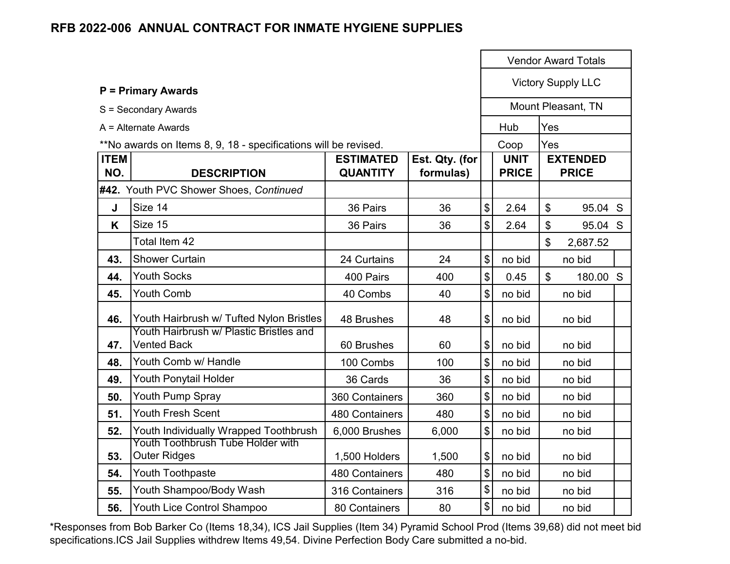## RFB 2022-006 ANNUAL CONTRACT FOR INMATE HYGIENE SUPPLIES

**P = Primary Awards**

S = Secondary Awards

A = Alternate Awards

**No awards on Items 8, 9, 18 - specifications will be revised.

| | | | | Vendor Award Totals | | |
|---|---|---|---|---|---|---|
| | | | | Victory Supply LLC | | |
| | | | | Mount Pleasant, TN | | |
| | | | | Hub | Yes | |
| | | | | Coop | Yes | |
| **ITEM NO.** | **DESCRIPTION** | **ESTIMATED QUANTITY** | **Est. Qty. (for formulas)** | **UNIT PRICE** | **EXTENDED PRICE** | |
| **#42.** | Youth PVC Shower Shoes, *Continued* | | | | | |
| **J** | Size 14 | 36 Pairs | 36 | $ 2.64 | $ 95.04 | S |
| **K** | Size 15 | 36 Pairs | 36 | $ 2.64 | $ 95.04 | S |
| | Total Item 42 | | | | $ 2,687.52 | |
| **43.** | Shower Curtain | 24 Curtains | 24 | $ no bid | no bid | |
| **44.** | Youth Socks | 400 Pairs | 400 | $ 0.45 | $ 180.00 | S |
| **45.** | Youth Comb | 40 Combs | 40 | $ no bid | no bid | |
| **46.** | Youth Hairbrush w/ Tufted Nylon Bristles | 48 Brushes | 48 | $ no bid | no bid | |
| **47.** | Youth Hairbrush w/ Plastic Bristles and Vented Back | 60 Brushes | 60 | $ no bid | no bid | |
| **48.** | Youth Comb w/ Handle | 100 Combs | 100 | $ no bid | no bid | |
| **49.** | Youth Ponytail Holder | 36 Cards | 36 | $ no bid | no bid | |
| **50.** | Youth Pump Spray | 360 Containers | 360 | $ no bid | no bid | |
| **51.** | Youth Fresh Scent | 480 Containers | 480 | $ no bid | no bid | |
| **52.** | Youth Individually Wrapped Toothbrush | 6,000 Brushes | 6,000 | $ no bid | no bid | |
| **53.** | Youth Toothbrush Tube Holder with Outer Ridges | 1,500 Holders | 1,500 | $ no bid | no bid | |
| **54.** | Youth Toothpaste | 480 Containers | 480 | $ no bid | no bid | |
| **55.** | Youth Shampoo/Body Wash | 316 Containers | 316 | $ no bid | no bid | |
| **56.** | Youth Lice Control Shampoo | 80 Containers | 80 | $ no bid | no bid | |

*Responses from Bob Barker Co (Items 18,34), ICS Jail Supplies (Item 34) Pyramid School Prod (Items 39,68) did not meet bid specifications.ICS Jail Supplies withdrew Items 49,54. Divine Perfection Body Care submitted a no-bid.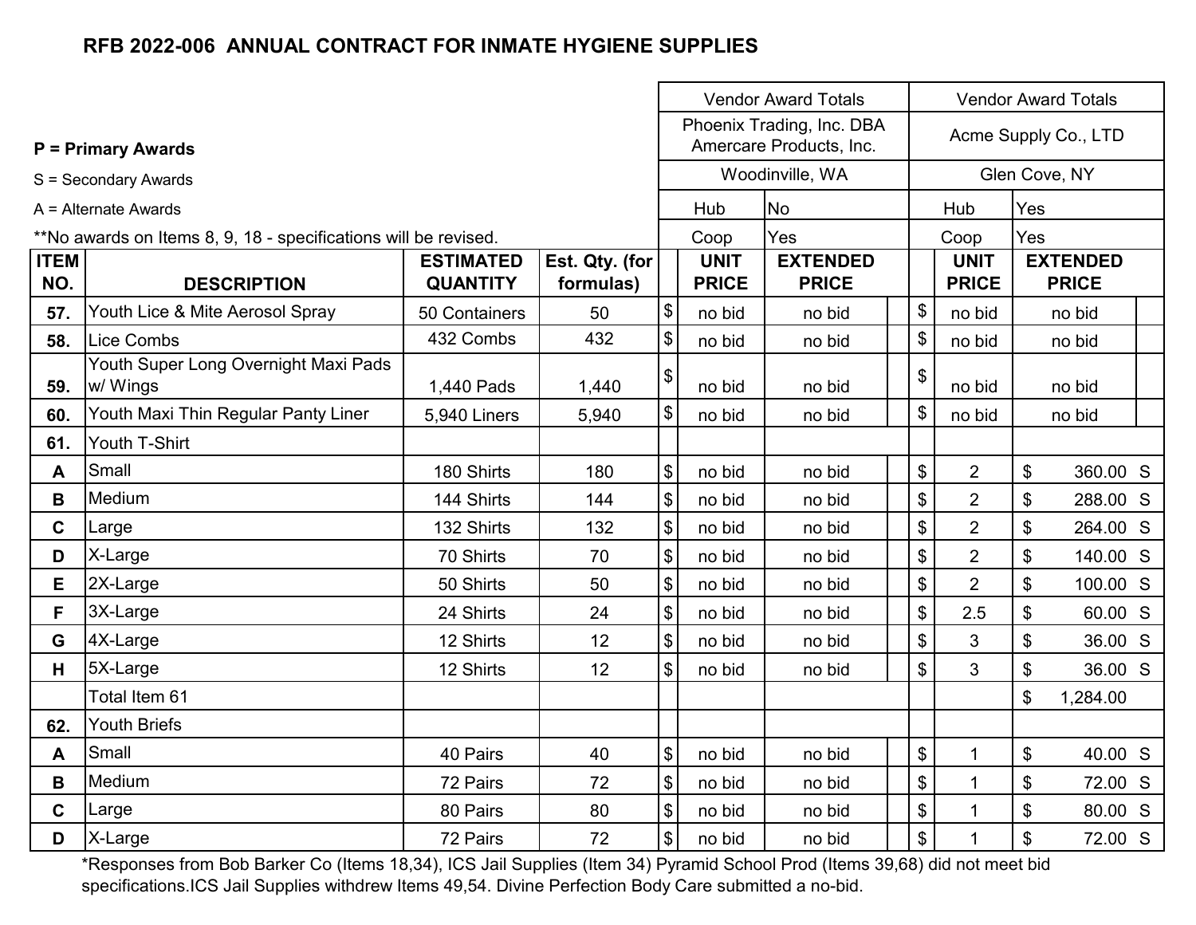**RFB 2022-006 ANNUAL CONTRACT FOR INMATE HYGIENE SUPPLIES**

**P = Primary Awards**

S = Secondary Awards

A = Alternate Awards

**No awards on Items 8, 9, 18 - specifications will be revised.

| | | | | Vendor Award Totals | | | Vendor Award Totals | |
|---|---|---|---|---|---|---|---|---|
| | | | | Phoenix Trading, Inc. DBA Amercare Products, Inc. | | | Acme Supply Co., LTD | |
| | | | | Woodinville, WA | | | Glen Cove, NY | |
| | | | | Hub | No | | Hub | Yes |
| | | | | Coop | Yes | | Coop | Yes |
| **ITEM NO.** | **DESCRIPTION** | **ESTIMATED QUANTITY** | **Est. Qty. (for formulas)** | **UNIT PRICE** | **EXTENDED PRICE** | | **UNIT PRICE** | **EXTENDED PRICE** |
| **57.** | Youth Lice & Mite Aerosol Spray | 50 Containers | 50 | $ no bid | no bid | | $ no bid | no bid |
| **58.** | Lice Combs | 432 Combs | 432 | $ no bid | no bid | | $ no bid | no bid |
| **59.** | Youth Super Long Overnight Maxi Pads w/ Wings | 1,440 Pads | 1,440 | $ no bid | no bid | | $ no bid | no bid |
| **60.** | Youth Maxi Thin Regular Panty Liner | 5,940 Liners | 5,940 | $ no bid | no bid | | $ no bid | no bid |
| **61.** | Youth T-Shirt | | | | | | | |
| **A** | Small | 180 Shirts | 180 | $ no bid | no bid | | $ 2 | $ 360.00 S |
| **B** | Medium | 144 Shirts | 144 | $ no bid | no bid | | $ 2 | $ 288.00 S |
| **C** | Large | 132 Shirts | 132 | $ no bid | no bid | | $ 2 | $ 264.00 S |
| **D** | X-Large | 70 Shirts | 70 | $ no bid | no bid | | $ 2 | $ 140.00 S |
| **E** | 2X-Large | 50 Shirts | 50 | $ no bid | no bid | | $ 2 | $ 100.00 S |
| **F** | 3X-Large | 24 Shirts | 24 | $ no bid | no bid | | $ 2.5 | $ 60.00 S |
| **G** | 4X-Large | 12 Shirts | 12 | $ no bid | no bid | | $ 3 | $ 36.00 S |
| **H** | 5X-Large | 12 Shirts | 12 | $ no bid | no bid | | $ 3 | $ 36.00 S |
| | Total Item 61 | | | | | | | $ 1,284.00 |
| **62.** | Youth Briefs | | | | | | | |
| **A** | Small | 40 Pairs | 40 | $ no bid | no bid | | $ 1 | $ 40.00 S |
| **B** | Medium | 72 Pairs | 72 | $ no bid | no bid | | $ 1 | $ 72.00 S |
| **C** | Large | 80 Pairs | 80 | $ no bid | no bid | | $ 1 | $ 80.00 S |
| **D** | X-Large | 72 Pairs | 72 | $ no bid | no bid | | $ 1 | $ 72.00 S |

*Responses from Bob Barker Co (Items 18,34), ICS Jail Supplies (Item 34) Pyramid School Prod (Items 39,68) did not meet bid specifications.ICS Jail Supplies withdrew Items 49,54. Divine Perfection Body Care submitted a no-bid.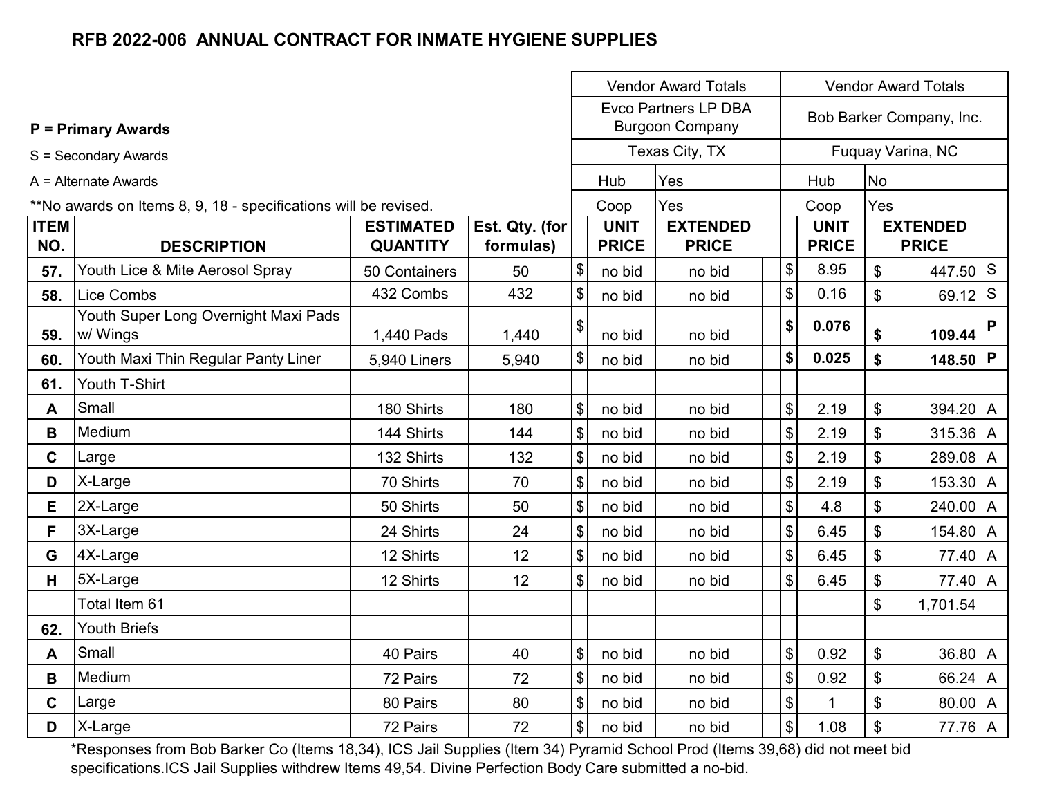# RFB 2022-006 ANNUAL CONTRACT FOR INMATE HYGIENE SUPPLIES

**P = Primary Awards**

S = Secondary Awards

A = Alternate Awards

**No awards on Items 8, 9, 18 - specifications will be revised.

| ITEM NO. | DESCRIPTION | ESTIMATED QUANTITY | Est. Qty. (for formulas) | Vendor Award Totals | | | | Vendor Award Totals | | | | |
|---|---|---|---|---|---|---|---|---|---|---|---|---|
| | | | | Evco Partners LP DBA Burgoon Company | | | | Bob Barker Company, Inc. | | | | |
| | | | | Texas City, TX | | | | Fuquay Varina, NC | | | | |
| | | | | Hub | Yes | | | Hub | No | | | |
| | | | | Coop | Yes | | | Coop | Yes | | | |
| | | | | | UNIT PRICE | EXTENDED PRICE | | | UNIT PRICE | | EXTENDED PRICE | |
| 57. | Youth Lice & Mite Aerosol Spray | 50 Containers | 50 | $ | no bid | no bid | | $ | 8.95 | $ | 447.50 | S |
| 58. | Lice Combs | 432 Combs | 432 | $ | no bid | no bid | | $ | 0.16 | $ | 69.12 | S |
| 59. | Youth Super Long Overnight Maxi Pads w/ Wings | 1,440 Pads | 1,440 | $ | no bid | no bid | | **$** | **0.076** | **$** | **109.44** | **P** |
| 60. | Youth Maxi Thin Regular Panty Liner | 5,940 Liners | 5,940 | $ | no bid | no bid | | **$** | **0.025** | **$** | **148.50** | **P** |
| 61. | Youth T-Shirt | | | | | | | | | | | |
| A | Small | 180 Shirts | 180 | $ | no bid | no bid | | $ | 2.19 | $ | 394.20 | A |
| B | Medium | 144 Shirts | 144 | $ | no bid | no bid | | $ | 2.19 | $ | 315.36 | A |
| C | Large | 132 Shirts | 132 | $ | no bid | no bid | | $ | 2.19 | $ | 289.08 | A |
| D | X-Large | 70 Shirts | 70 | $ | no bid | no bid | | $ | 2.19 | $ | 153.30 | A |
| E | 2X-Large | 50 Shirts | 50 | $ | no bid | no bid | | $ | 4.8 | $ | 240.00 | A |
| F | 3X-Large | 24 Shirts | 24 | $ | no bid | no bid | | $ | 6.45 | $ | 154.80 | A |
| G | 4X-Large | 12 Shirts | 12 | $ | no bid | no bid | | $ | 6.45 | $ | 77.40 | A |
| H | 5X-Large | 12 Shirts | 12 | $ | no bid | no bid | | $ | 6.45 | $ | 77.40 | A |
| | Total Item 61 | | | | | | | | | $ | 1,701.54 | |
| 62. | Youth Briefs | | | | | | | | | | | |
| A | Small | 40 Pairs | 40 | $ | no bid | no bid | | $ | 0.92 | $ | 36.80 | A |
| B | Medium | 72 Pairs | 72 | $ | no bid | no bid | | $ | 0.92 | $ | 66.24 | A |
| C | Large | 80 Pairs | 80 | $ | no bid | no bid | | $ | 1 | $ | 80.00 | A |
| D | X-Large | 72 Pairs | 72 | $ | no bid | no bid | | $ | 1.08 | $ | 77.76 | A |

*Responses from Bob Barker Co (Items 18,34), ICS Jail Supplies (Item 34) Pyramid School Prod (Items 39,68) did not meet bid specifications.ICS Jail Supplies withdrew Items 49,54. Divine Perfection Body Care submitted a no-bid.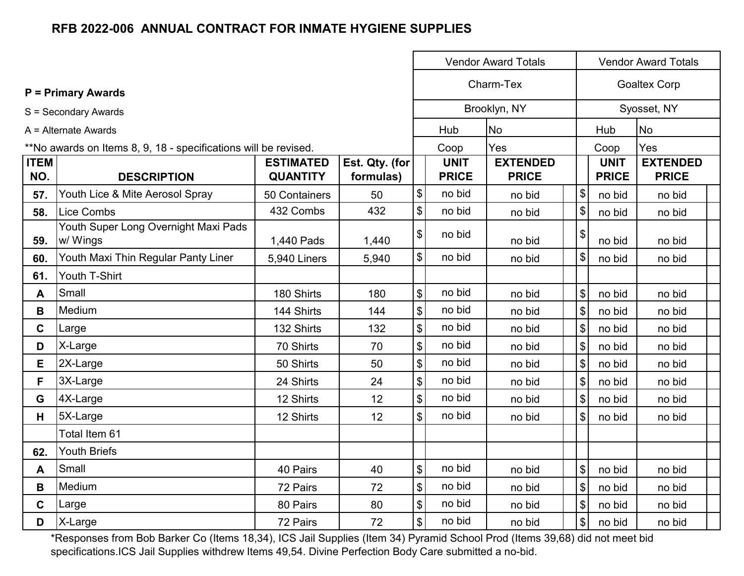# RFB 2022-006 ANNUAL CONTRACT FOR INMATE HYGIENE SUPPLIES

**P = Primary Awards**

S = Secondary Awards

A = Alternate Awards

**No awards on Items 8, 9, 18 - specifications will be revised.

| | | | | Vendor Award Totals | | | | Vendor Award Totals | | |
|---|---|---|---|---|---|---|---|---|---|---|
| | | | | Charm-Tex | | | | Goaltex Corp | | |
| | | | | Brooklyn, NY | | | | Syosset, NY | | |
| | | | | Hub | No | | | Hub | No | |
| | | | | Coop | Yes | | | Coop | Yes | |
| **ITEM NO.** | **DESCRIPTION** | **ESTIMATED QUANTITY** | **Est. Qty. (for formulas)** | | **UNIT PRICE** | **EXTENDED PRICE** | | **UNIT PRICE** | **EXTENDED PRICE** | |
| **57.** | Youth Lice & Mite Aerosol Spray | 50 Containers | 50 | $ | no bid | no bid | $ | no bid | no bid | |
| **58.** | Lice Combs | 432 Combs | 432 | $ | no bid | no bid | $ | no bid | no bid | |
| **59.** | Youth Super Long Overnight Maxi Pads w/ Wings | 1,440 Pads | 1,440 | $ | no bid | no bid | $ | no bid | no bid | |
| **60.** | Youth Maxi Thin Regular Panty Liner | 5,940 Liners | 5,940 | $ | no bid | no bid | $ | no bid | no bid | |
| **61.** | Youth T-Shirt | | | | | | | | | |
| **A** | Small | 180 Shirts | 180 | $ | no bid | no bid | $ | no bid | no bid | |
| **B** | Medium | 144 Shirts | 144 | $ | no bid | no bid | $ | no bid | no bid | |
| **C** | Large | 132 Shirts | 132 | $ | no bid | no bid | $ | no bid | no bid | |
| **D** | X-Large | 70 Shirts | 70 | $ | no bid | no bid | $ | no bid | no bid | |
| **E** | 2X-Large | 50 Shirts | 50 | $ | no bid | no bid | $ | no bid | no bid | |
| **F** | 3X-Large | 24 Shirts | 24 | $ | no bid | no bid | $ | no bid | no bid | |
| **G** | 4X-Large | 12 Shirts | 12 | $ | no bid | no bid | $ | no bid | no bid | |
| **H** | 5X-Large | 12 Shirts | 12 | $ | no bid | no bid | $ | no bid | no bid | |
| | Total Item 61 | | | | | | | | | |
| **62.** | Youth Briefs | | | | | | | | | |
| **A** | Small | 40 Pairs | 40 | $ | no bid | no bid | $ | no bid | no bid | |
| **B** | Medium | 72 Pairs | 72 | $ | no bid | no bid | $ | no bid | no bid | |
| **C** | Large | 80 Pairs | 80 | $ | no bid | no bid | $ | no bid | no bid | |
| **D** | X-Large | 72 Pairs | 72 | $ | no bid | no bid | $ | no bid | no bid | |

*Responses from Bob Barker Co (Items 18,34), ICS Jail Supplies (Item 34) Pyramid School Prod (Items 39,68) did not meet bid specifications.ICS Jail Supplies withdrew Items 49,54. Divine Perfection Body Care submitted a no-bid.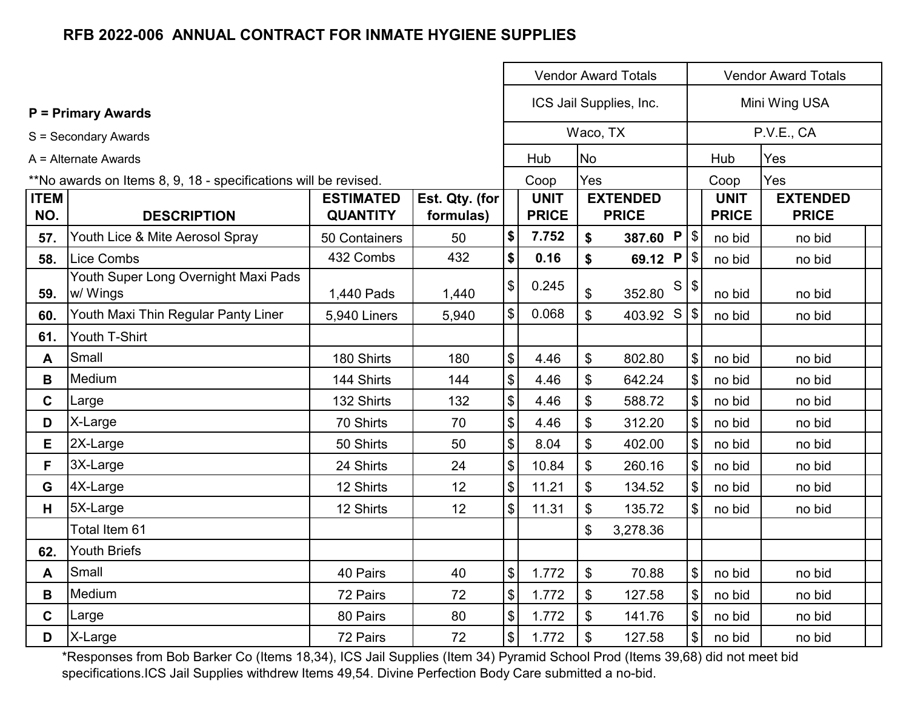## RFB 2022-006 ANNUAL CONTRACT FOR INMATE HYGIENE SUPPLIES

**P = Primary Awards**

S = Secondary Awards

A = Alternate Awards

**No awards on Items 8, 9, 18 - specifications will be revised.

| ITEM NO. | DESCRIPTION | ESTIMATED QUANTITY | Est. Qty. (for formulas) | ICS Jail Supplies, Inc. — Waco, TX — Hub: No, Coop: Yes — UNIT PRICE | ICS Jail Supplies, Inc. — EXTENDED PRICE | | Mini Wing USA — P.V.E., CA — Hub: Yes, Coop: Yes — UNIT PRICE | Mini Wing USA — EXTENDED PRICE |
|---|---|---|---|---|---|---|---|---|
| **57.** | Youth Lice & Mite Aerosol Spray | 50 Containers | 50 | **$ 7.752** | **$ 387.60** | **P** | $ no bid | no bid |
| **58.** | Lice Combs | 432 Combs | 432 | **$ 0.16** | **$ 69.12** | **P** | $ no bid | no bid |
| **59.** | Youth Super Long Overnight Maxi Pads w/ Wings | 1,440 Pads | 1,440 | $ 0.245 | $ 352.80 | S | $ no bid | no bid |
| **60.** | Youth Maxi Thin Regular Panty Liner | 5,940 Liners | 5,940 | $ 0.068 | $ 403.92 | S | $ no bid | no bid |
| **61.** | Youth T-Shirt | | | | | | | |
| **A** | Small | 180 Shirts | 180 | $ 4.46 | $ 802.80 | | $ no bid | no bid |
| **B** | Medium | 144 Shirts | 144 | $ 4.46 | $ 642.24 | | $ no bid | no bid |
| **C** | Large | 132 Shirts | 132 | $ 4.46 | $ 588.72 | | $ no bid | no bid |
| **D** | X-Large | 70 Shirts | 70 | $ 4.46 | $ 312.20 | | $ no bid | no bid |
| **E** | 2X-Large | 50 Shirts | 50 | $ 8.04 | $ 402.00 | | $ no bid | no bid |
| **F** | 3X-Large | 24 Shirts | 24 | $ 10.84 | $ 260.16 | | $ no bid | no bid |
| **G** | 4X-Large | 12 Shirts | 12 | $ 11.21 | $ 134.52 | | $ no bid | no bid |
| **H** | 5X-Large | 12 Shirts | 12 | $ 11.31 | $ 135.72 | | $ no bid | no bid |
| | Total Item 61 | | | | $ 3,278.36 | | | |
| **62.** | Youth Briefs | | | | | | | |
| **A** | Small | 40 Pairs | 40 | $ 1.772 | $ 70.88 | | $ no bid | no bid |
| **B** | Medium | 72 Pairs | 72 | $ 1.772 | $ 127.58 | | $ no bid | no bid |
| **C** | Large | 80 Pairs | 80 | $ 1.772 | $ 141.76 | | $ no bid | no bid |
| **D** | X-Large | 72 Pairs | 72 | $ 1.772 | $ 127.58 | | $ no bid | no bid |

*Responses from Bob Barker Co (Items 18,34), ICS Jail Supplies (Item 34) Pyramid School Prod (Items 39,68) did not meet bid specifications.ICS Jail Supplies withdrew Items 49,54. Divine Perfection Body Care submitted a no-bid.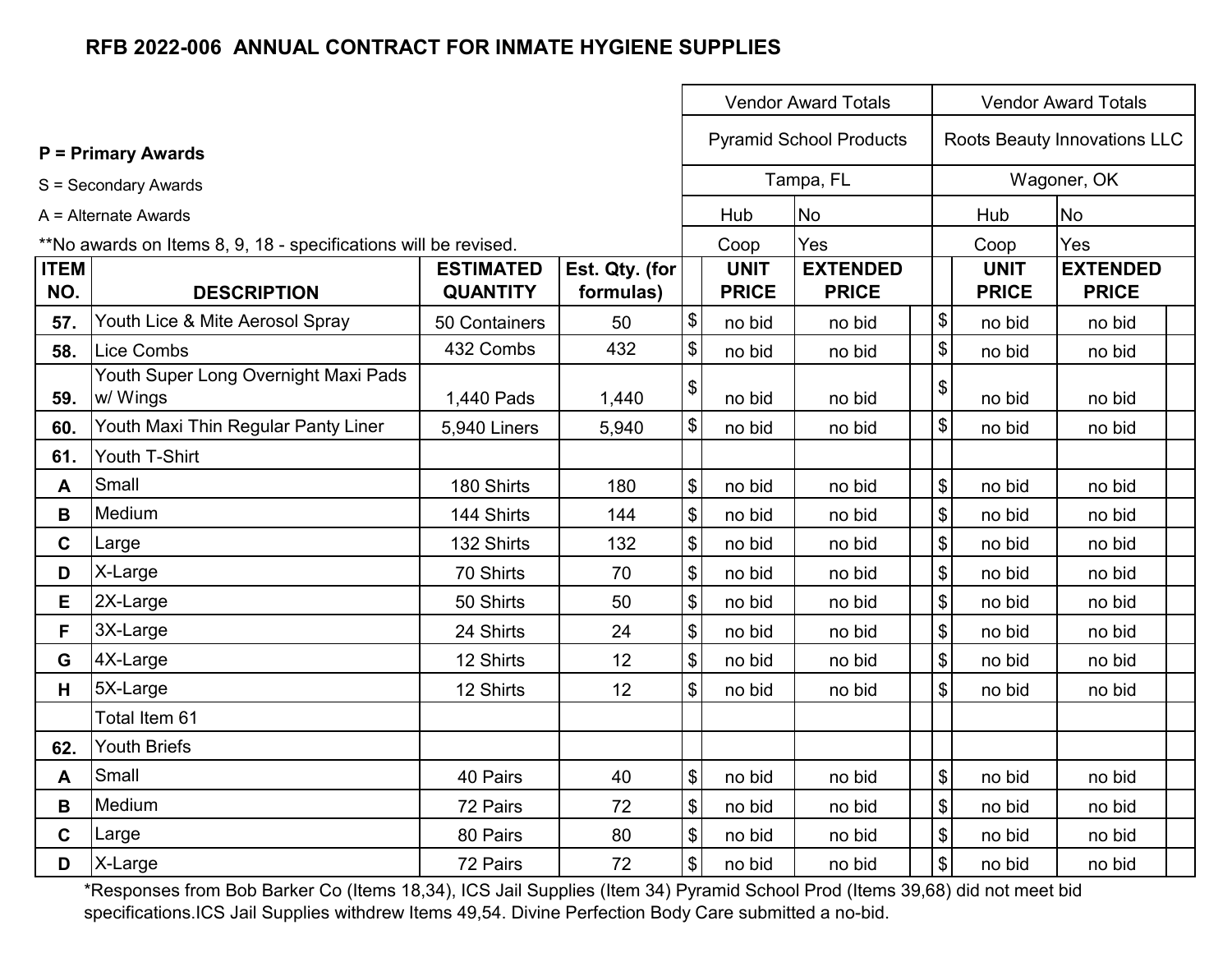# RFB 2022-006 ANNUAL CONTRACT FOR INMATE HYGIENE SUPPLIES

**P = Primary Awards**

S = Secondary Awards

A = Alternate Awards

**No awards on Items 8, 9, 18 - specifications will be revised.

| ITEM NO. | DESCRIPTION | ESTIMATED QUANTITY | Est. Qty. (for formulas) | | Vendor Award Totals | | | | Vendor Award Totals | | |
|---|---|---|---|---|---|---|---|---|---|---|---|
| | | | | | Pyramid School Products | | | | Roots Beauty Innovations LLC | | |
| | | | | | Tampa, FL | | | | Wagoner, OK | | |
| | | | | | Hub | No | | | Hub | No | |
| | | | | | Coop | Yes | | | Coop | Yes | |
| | | | | | UNIT PRICE | EXTENDED PRICE | | | UNIT PRICE | EXTENDED PRICE | |
| 57. | Youth Lice & Mite Aerosol Spray | 50 Containers | 50 | $ | no bid | no bid | | $ | no bid | no bid | |
| 58. | Lice Combs | 432 Combs | 432 | $ | no bid | no bid | | $ | no bid | no bid | |
| 59. | Youth Super Long Overnight Maxi Pads w/ Wings | 1,440 Pads | 1,440 | $ | no bid | no bid | | $ | no bid | no bid | |
| 60. | Youth Maxi Thin Regular Panty Liner | 5,940 Liners | 5,940 | $ | no bid | no bid | | $ | no bid | no bid | |
| 61. | Youth T-Shirt | | | | | | | | | | |
| A | Small | 180 Shirts | 180 | $ | no bid | no bid | | $ | no bid | no bid | |
| B | Medium | 144 Shirts | 144 | $ | no bid | no bid | | $ | no bid | no bid | |
| C | Large | 132 Shirts | 132 | $ | no bid | no bid | | $ | no bid | no bid | |
| D | X-Large | 70 Shirts | 70 | $ | no bid | no bid | | $ | no bid | no bid | |
| E | 2X-Large | 50 Shirts | 50 | $ | no bid | no bid | | $ | no bid | no bid | |
| F | 3X-Large | 24 Shirts | 24 | $ | no bid | no bid | | $ | no bid | no bid | |
| G | 4X-Large | 12 Shirts | 12 | $ | no bid | no bid | | $ | no bid | no bid | |
| H | 5X-Large | 12 Shirts | 12 | $ | no bid | no bid | | $ | no bid | no bid | |
| | Total Item 61 | | | | | | | | | | |
| 62. | Youth Briefs | | | | | | | | | | |
| A | Small | 40 Pairs | 40 | $ | no bid | no bid | | $ | no bid | no bid | |
| B | Medium | 72 Pairs | 72 | $ | no bid | no bid | | $ | no bid | no bid | |
| C | Large | 80 Pairs | 80 | $ | no bid | no bid | | $ | no bid | no bid | |
| D | X-Large | 72 Pairs | 72 | $ | no bid | no bid | | $ | no bid | no bid | |

*Responses from Bob Barker Co (Items 18,34), ICS Jail Supplies (Item 34) Pyramid School Prod (Items 39,68) did not meet bid specifications.ICS Jail Supplies withdrew Items 49,54. Divine Perfection Body Care submitted a no-bid.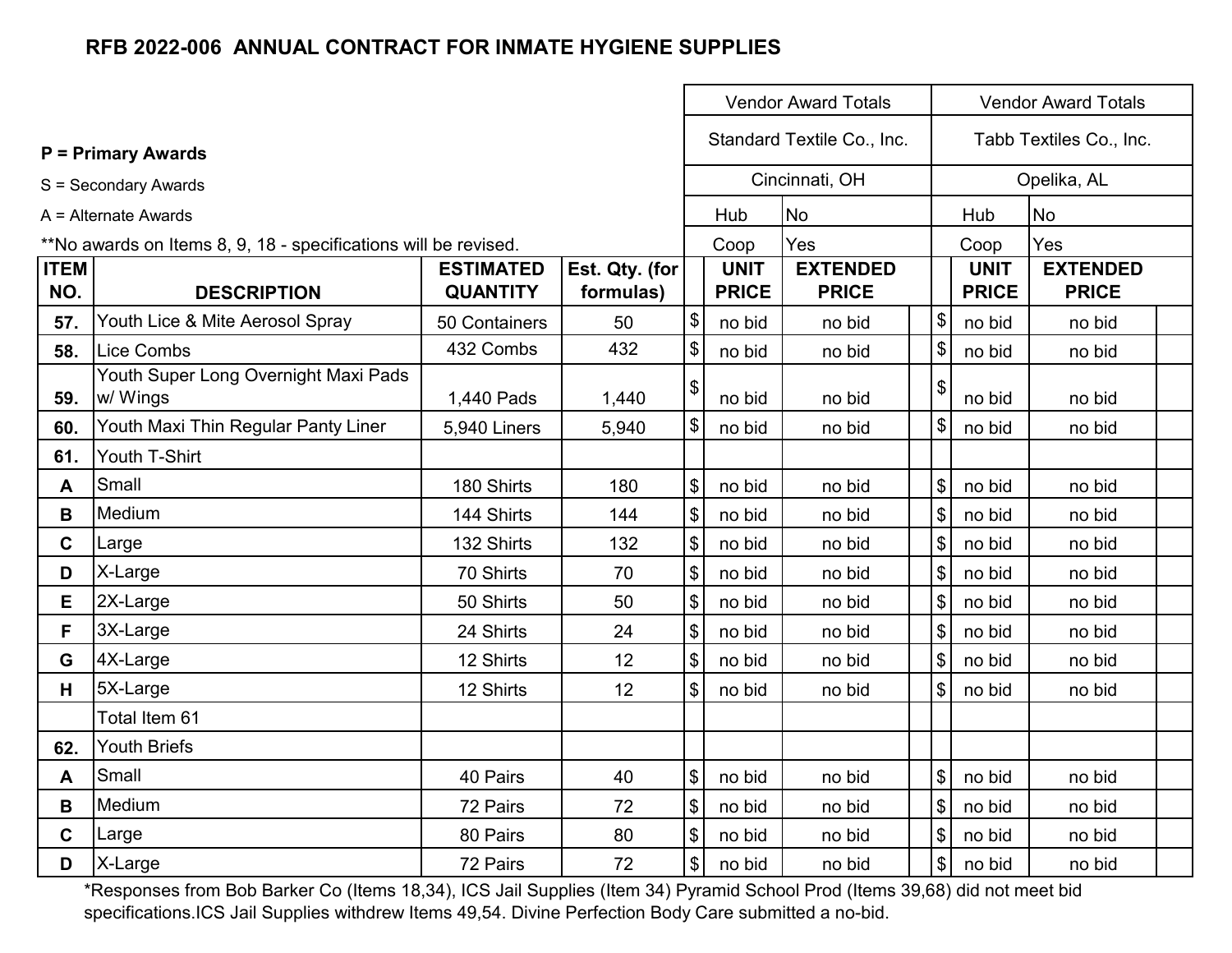# RFB 2022-006 ANNUAL CONTRACT FOR INMATE HYGIENE SUPPLIES

**P = Primary Awards**

S = Secondary Awards

A = Alternate Awards

**No awards on Items 8, 9, 18 - specifications will be revised.

| ITEM NO. | DESCRIPTION | ESTIMATED QUANTITY | Est. Qty. (for formulas) | Vendor Award Totals | | | Vendor Award Totals | | |
|---|---|---|---|---|---|---|---|---|---|
| | | | | Standard Textile Co., Inc. | | | Tabb Textiles Co., Inc. | | |
| | | | | Cincinnati, OH | | | Opelika, AL | | |
| | | | | Hub | No | | Hub | No | |
| | | | | Coop | Yes | | Coop | Yes | |
| | | | | UNIT PRICE | EXTENDED PRICE | | UNIT PRICE | EXTENDED PRICE | |
| 57. | Youth Lice & Mite Aerosol Spray | 50 Containers | 50 | $ no bid | no bid | | $ no bid | no bid | |
| 58. | Lice Combs | 432 Combs | 432 | $ no bid | no bid | | $ no bid | no bid | |
| 59. | Youth Super Long Overnight Maxi Pads w/ Wings | 1,440 Pads | 1,440 | $ no bid | no bid | | $ no bid | no bid | |
| 60. | Youth Maxi Thin Regular Panty Liner | 5,940 Liners | 5,940 | $ no bid | no bid | | $ no bid | no bid | |
| 61. | Youth T-Shirt | | | | | | | | |
| A | Small | 180 Shirts | 180 | $ no bid | no bid | | $ no bid | no bid | |
| B | Medium | 144 Shirts | 144 | $ no bid | no bid | | $ no bid | no bid | |
| C | Large | 132 Shirts | 132 | $ no bid | no bid | | $ no bid | no bid | |
| D | X-Large | 70 Shirts | 70 | $ no bid | no bid | | $ no bid | no bid | |
| E | 2X-Large | 50 Shirts | 50 | $ no bid | no bid | | $ no bid | no bid | |
| F | 3X-Large | 24 Shirts | 24 | $ no bid | no bid | | $ no bid | no bid | |
| G | 4X-Large | 12 Shirts | 12 | $ no bid | no bid | | $ no bid | no bid | |
| H | 5X-Large | 12 Shirts | 12 | $ no bid | no bid | | $ no bid | no bid | |
| | Total Item 61 | | | | | | | | |
| 62. | Youth Briefs | | | | | | | | |
| A | Small | 40 Pairs | 40 | $ no bid | no bid | | $ no bid | no bid | |
| B | Medium | 72 Pairs | 72 | $ no bid | no bid | | $ no bid | no bid | |
| C | Large | 80 Pairs | 80 | $ no bid | no bid | | $ no bid | no bid | |
| D | X-Large | 72 Pairs | 72 | $ no bid | no bid | | $ no bid | no bid | |

*Responses from Bob Barker Co (Items 18,34), ICS Jail Supplies (Item 34) Pyramid School Prod (Items 39,68) did not meet bid specifications.ICS Jail Supplies withdrew Items 49,54. Divine Perfection Body Care submitted a no-bid.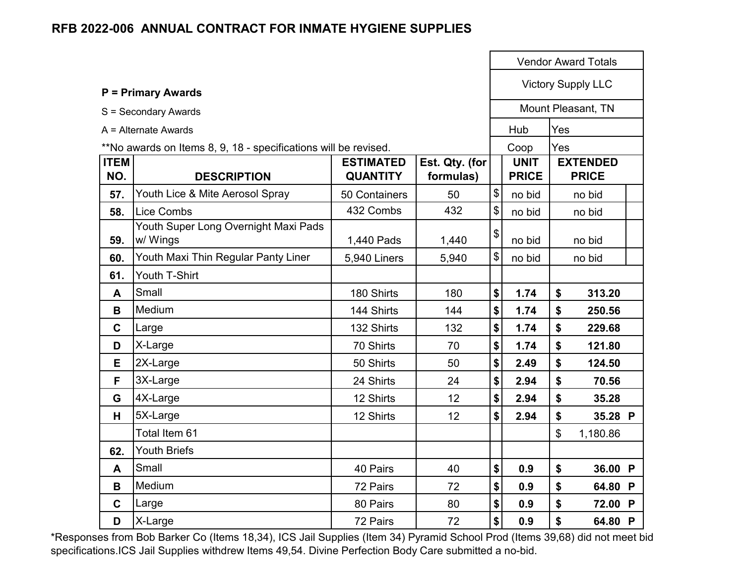# RFB 2022-006 ANNUAL CONTRACT FOR INMATE HYGIENE SUPPLIES

**P = Primary Awards**

S = Secondary Awards

A = Alternate Awards

**No awards on Items 8, 9, 18 - specifications will be revised.

| ITEM NO. | DESCRIPTION | ESTIMATED QUANTITY | Est. Qty. (for formulas) | Vendor Award Totals: Victory Supply LLC, Mount Pleasant, TN (Hub: Yes; Coop: Yes) UNIT PRICE | EXTENDED PRICE | |
|---|---|---|---|---|---|---|
| 57. | Youth Lice & Mite Aerosol Spray | 50 Containers | 50 | $ no bid | no bid | |
| 58. | Lice Combs | 432 Combs | 432 | $ no bid | no bid | |
| 59. | Youth Super Long Overnight Maxi Pads w/ Wings | 1,440 Pads | 1,440 | $ no bid | no bid | |
| 60. | Youth Maxi Thin Regular Panty Liner | 5,940 Liners | 5,940 | $ no bid | no bid | |
| 61. | Youth T-Shirt | | | | | |
| A | Small | 180 Shirts | 180 | **$ 1.74** | **$ 313.20** | |
| B | Medium | 144 Shirts | 144 | **$ 1.74** | **$ 250.56** | |
| C | Large | 132 Shirts | 132 | **$ 1.74** | **$ 229.68** | |
| D | X-Large | 70 Shirts | 70 | **$ 1.74** | **$ 121.80** | |
| E | 2X-Large | 50 Shirts | 50 | **$ 2.49** | **$ 124.50** | |
| F | 3X-Large | 24 Shirts | 24 | **$ 2.94** | **$ 70.56** | |
| G | 4X-Large | 12 Shirts | 12 | **$ 2.94** | **$ 35.28** | |
| H | 5X-Large | 12 Shirts | 12 | **$ 2.94** | **$ 35.28** | **P** |
| | Total Item 61 | | | | $ 1,180.86 | |
| 62. | Youth Briefs | | | | | |
| A | Small | 40 Pairs | 40 | **$ 0.9** | **$ 36.00** | **P** |
| B | Medium | 72 Pairs | 72 | **$ 0.9** | **$ 64.80** | **P** |
| C | Large | 80 Pairs | 80 | **$ 0.9** | **$ 72.00** | **P** |
| D | X-Large | 72 Pairs | 72 | **$ 0.9** | **$ 64.80** | **P** |

*Responses from Bob Barker Co (Items 18,34), ICS Jail Supplies (Item 34) Pyramid School Prod (Items 39,68) did not meet bid specifications.ICS Jail Supplies withdrew Items 49,54. Divine Perfection Body Care submitted a no-bid.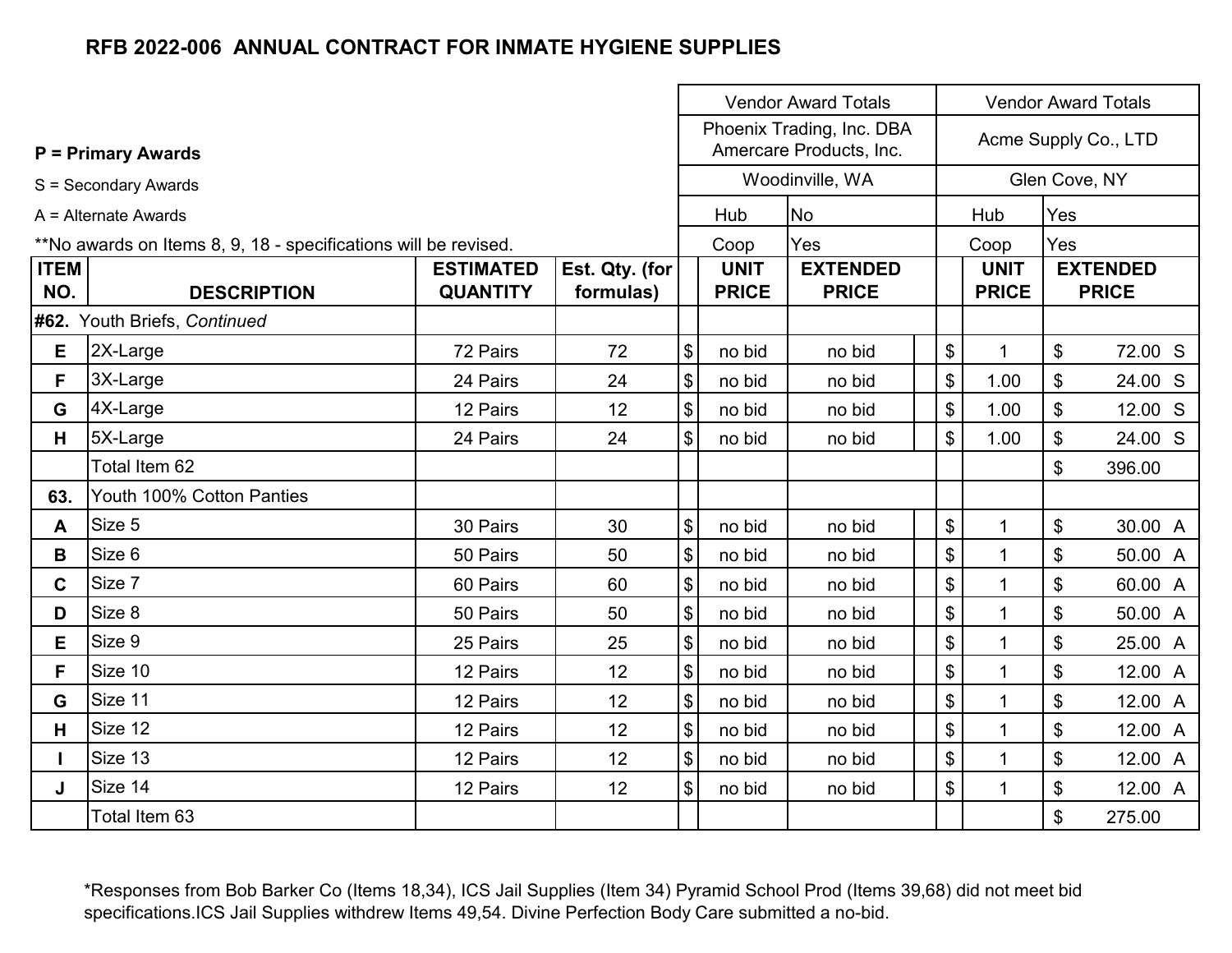## RFB 2022-006 ANNUAL CONTRACT FOR INMATE HYGIENE SUPPLIES

**P = Primary Awards**

S = Secondary Awards

A = Alternate Awards

**No awards on Items 8, 9, 18 - specifications will be revised.

| ITEM NO. | DESCRIPTION | ESTIMATED QUANTITY | Est. Qty. (for formulas) | Vendor Award Totals | | | | Vendor Award Totals | | | |
|---|---|---|---|---|---|---|---|---|---|---|---|
| | | | | Phoenix Trading, Inc. DBA Amercare Products, Inc. | | | | Acme Supply Co., LTD | | | |
| | | | | Woodinville, WA | | | | Glen Cove, NY | | | |
| | | | | Hub | No | | | Hub | Yes | | |
| | | | | Coop | Yes | | | Coop | Yes | | |
| | | | | | UNIT PRICE | EXTENDED PRICE | | | UNIT PRICE | EXTENDED PRICE | |
| **#62.** | Youth Briefs, *Continued* | | | | | | | | | | |
| **E** | 2X-Large | 72 Pairs | 72 | $ | no bid | no bid | | $ | 1 | $ 72.00 | S |
| **F** | 3X-Large | 24 Pairs | 24 | $ | no bid | no bid | | $ | 1.00 | $ 24.00 | S |
| **G** | 4X-Large | 12 Pairs | 12 | $ | no bid | no bid | | $ | 1.00 | $ 12.00 | S |
| **H** | 5X-Large | 24 Pairs | 24 | $ | no bid | no bid | | $ | 1.00 | $ 24.00 | S |
| | Total Item 62 | | | | | | | | | $ 396.00 | |
| **63.** | Youth 100% Cotton Panties | | | | | | | | | | |
| **A** | Size 5 | 30 Pairs | 30 | $ | no bid | no bid | | $ | 1 | $ 30.00 | A |
| **B** | Size 6 | 50 Pairs | 50 | $ | no bid | no bid | | $ | 1 | $ 50.00 | A |
| **C** | Size 7 | 60 Pairs | 60 | $ | no bid | no bid | | $ | 1 | $ 60.00 | A |
| **D** | Size 8 | 50 Pairs | 50 | $ | no bid | no bid | | $ | 1 | $ 50.00 | A |
| **E** | Size 9 | 25 Pairs | 25 | $ | no bid | no bid | | $ | 1 | $ 25.00 | A |
| **F** | Size 10 | 12 Pairs | 12 | $ | no bid | no bid | | $ | 1 | $ 12.00 | A |
| **G** | Size 11 | 12 Pairs | 12 | $ | no bid | no bid | | $ | 1 | $ 12.00 | A |
| **H** | Size 12 | 12 Pairs | 12 | $ | no bid | no bid | | $ | 1 | $ 12.00 | A |
| **I** | Size 13 | 12 Pairs | 12 | $ | no bid | no bid | | $ | 1 | $ 12.00 | A |
| **J** | Size 14 | 12 Pairs | 12 | $ | no bid | no bid | | $ | 1 | $ 12.00 | A |
| | Total Item 63 | | | | | | | | | $ 275.00 | |

*Responses from Bob Barker Co (Items 18,34), ICS Jail Supplies (Item 34) Pyramid School Prod (Items 39,68) did not meet bid specifications.ICS Jail Supplies withdrew Items 49,54. Divine Perfection Body Care submitted a no-bid.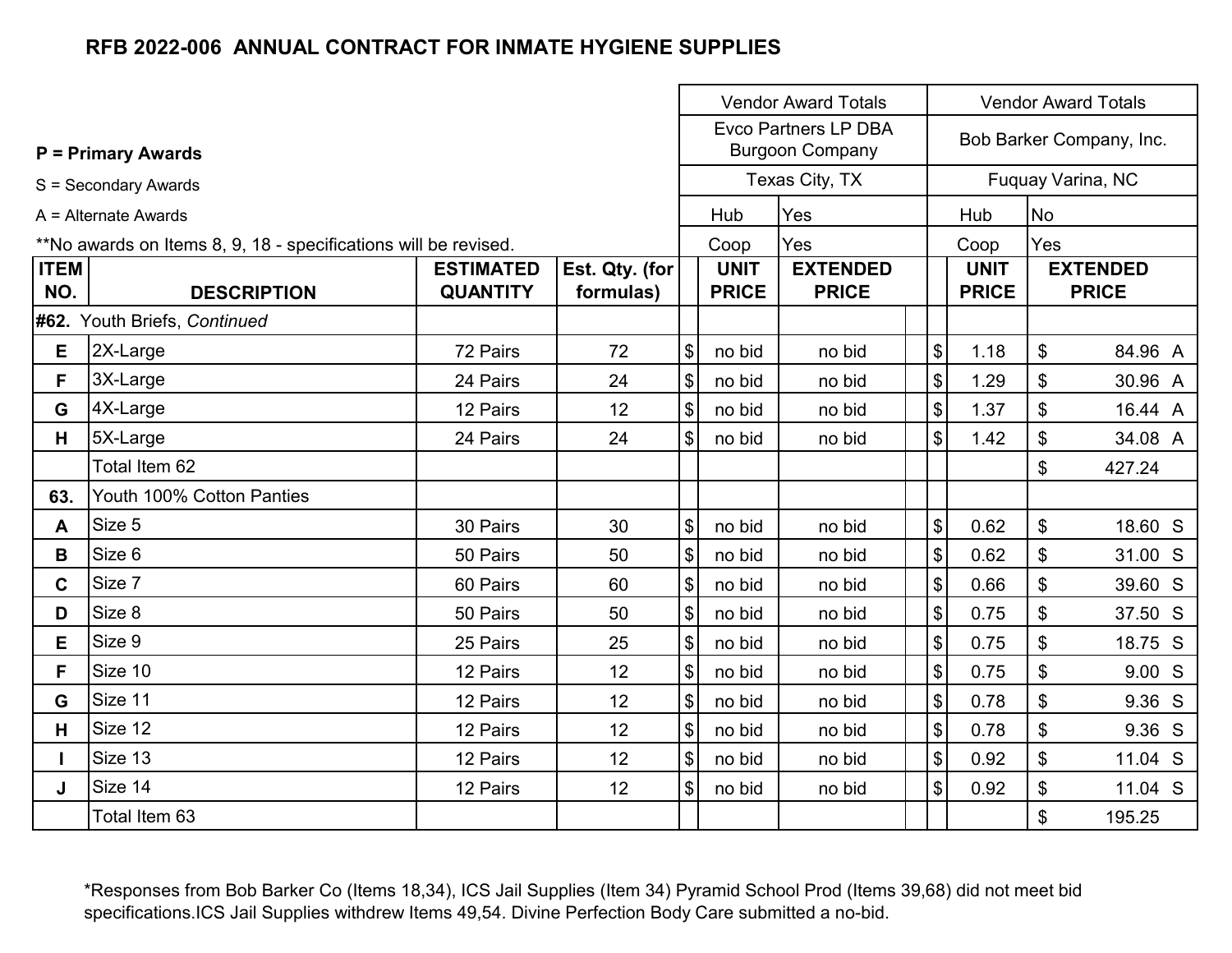## RFB 2022-006 ANNUAL CONTRACT FOR INMATE HYGIENE SUPPLIES

**P = Primary Awards**

S = Secondary Awards

A = Alternate Awards

**No awards on Items 8, 9, 18 - specifications will be revised.

| ITEM NO. | DESCRIPTION | ESTIMATED QUANTITY | Est. Qty. (for formulas) | Vendor Award Totals | | | Vendor Award Totals | | |
|---|---|---|---|---|---|---|---|---|---|
| | | | | Evco Partners LP DBA Burgoon Company | | | Bob Barker Company, Inc. | | |
| | | | | Texas City, TX | | | Fuquay Varina, NC | | |
| | | | | Hub | Yes | | Hub | No | |
| | | | | Coop | Yes | | Coop | Yes | |
| | | | | UNIT PRICE | EXTENDED PRICE | | UNIT PRICE | EXTENDED PRICE | |
| **#62.** | Youth Briefs, *Continued* | | | | | | | | |
| E | 2X-Large | 72 Pairs | 72 | $ no bid | no bid | | $ 1.18 | $ 84.96 | A |
| F | 3X-Large | 24 Pairs | 24 | $ no bid | no bid | | $ 1.29 | $ 30.96 | A |
| G | 4X-Large | 12 Pairs | 12 | $ no bid | no bid | | $ 1.37 | $ 16.44 | A |
| H | 5X-Large | 24 Pairs | 24 | $ no bid | no bid | | $ 1.42 | $ 34.08 | A |
| | Total Item 62 | | | | | | | $ 427.24 | |
| **63.** | Youth 100% Cotton Panties | | | | | | | | |
| A | Size 5 | 30 Pairs | 30 | $ no bid | no bid | | $ 0.62 | $ 18.60 | S |
| B | Size 6 | 50 Pairs | 50 | $ no bid | no bid | | $ 0.62 | $ 31.00 | S |
| C | Size 7 | 60 Pairs | 60 | $ no bid | no bid | | $ 0.66 | $ 39.60 | S |
| D | Size 8 | 50 Pairs | 50 | $ no bid | no bid | | $ 0.75 | $ 37.50 | S |
| E | Size 9 | 25 Pairs | 25 | $ no bid | no bid | | $ 0.75 | $ 18.75 | S |
| F | Size 10 | 12 Pairs | 12 | $ no bid | no bid | | $ 0.75 | $ 9.00 | S |
| G | Size 11 | 12 Pairs | 12 | $ no bid | no bid | | $ 0.78 | $ 9.36 | S |
| H | Size 12 | 12 Pairs | 12 | $ no bid | no bid | | $ 0.78 | $ 9.36 | S |
| I | Size 13 | 12 Pairs | 12 | $ no bid | no bid | | $ 0.92 | $ 11.04 | S |
| J | Size 14 | 12 Pairs | 12 | $ no bid | no bid | | $ 0.92 | $ 11.04 | S |
| | Total Item 63 | | | | | | | $ 195.25 | |

*Responses from Bob Barker Co (Items 18,34), ICS Jail Supplies (Item 34) Pyramid School Prod (Items 39,68) did not meet bid specifications.ICS Jail Supplies withdrew Items 49,54. Divine Perfection Body Care submitted a no-bid.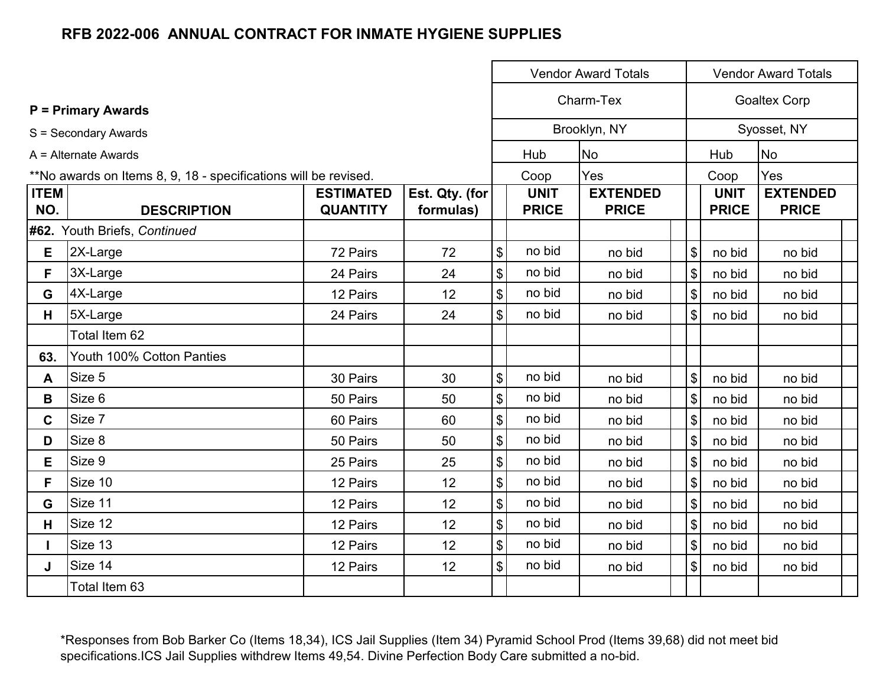## RFB 2022-006 ANNUAL CONTRACT FOR INMATE HYGIENE SUPPLIES

**P = Primary Awards**

S = Secondary Awards

A = Alternate Awards

**No awards on Items 8, 9, 18 - specifications will be revised.

| | | | | Vendor Award Totals | | | | Vendor Award Totals | | |
|---|---|---|---|---|---|---|---|---|---|---|
| | | | | Charm-Tex | | | | Goaltex Corp | | |
| | | | | Brooklyn, NY | | | | Syosset, NY | | |
| | | | | Hub | No | | | Hub | No | |
| | | | | Coop | Yes | | | Coop | Yes | |
| **ITEM NO.** | **DESCRIPTION** | **ESTIMATED QUANTITY** | **Est. Qty. (for formulas)** | | **UNIT PRICE** | **EXTENDED PRICE** | | **UNIT PRICE** | **EXTENDED PRICE** | |
| **#62.** | Youth Briefs, *Continued* | | | | | | | | | |
| **E** | 2X-Large | 72 Pairs | 72 | $ | no bid | no bid | $ | no bid | no bid | |
| **F** | 3X-Large | 24 Pairs | 24 | $ | no bid | no bid | $ | no bid | no bid | |
| **G** | 4X-Large | 12 Pairs | 12 | $ | no bid | no bid | $ | no bid | no bid | |
| **H** | 5X-Large | 24 Pairs | 24 | $ | no bid | no bid | $ | no bid | no bid | |
| | Total Item 62 | | | | | | | | | |
| **63.** | Youth 100% Cotton Panties | | | | | | | | | |
| **A** | Size 5 | 30 Pairs | 30 | $ | no bid | no bid | $ | no bid | no bid | |
| **B** | Size 6 | 50 Pairs | 50 | $ | no bid | no bid | $ | no bid | no bid | |
| **C** | Size 7 | 60 Pairs | 60 | $ | no bid | no bid | $ | no bid | no bid | |
| **D** | Size 8 | 50 Pairs | 50 | $ | no bid | no bid | $ | no bid | no bid | |
| **E** | Size 9 | 25 Pairs | 25 | $ | no bid | no bid | $ | no bid | no bid | |
| **F** | Size 10 | 12 Pairs | 12 | $ | no bid | no bid | $ | no bid | no bid | |
| **G** | Size 11 | 12 Pairs | 12 | $ | no bid | no bid | $ | no bid | no bid | |
| **H** | Size 12 | 12 Pairs | 12 | $ | no bid | no bid | $ | no bid | no bid | |
| **I** | Size 13 | 12 Pairs | 12 | $ | no bid | no bid | $ | no bid | no bid | |
| **J** | Size 14 | 12 Pairs | 12 | $ | no bid | no bid | $ | no bid | no bid | |
| | Total Item 63 | | | | | | | | | |

*Responses from Bob Barker Co (Items 18,34), ICS Jail Supplies (Item 34) Pyramid School Prod (Items 39,68) did not meet bid specifications.ICS Jail Supplies withdrew Items 49,54. Divine Perfection Body Care submitted a no-bid.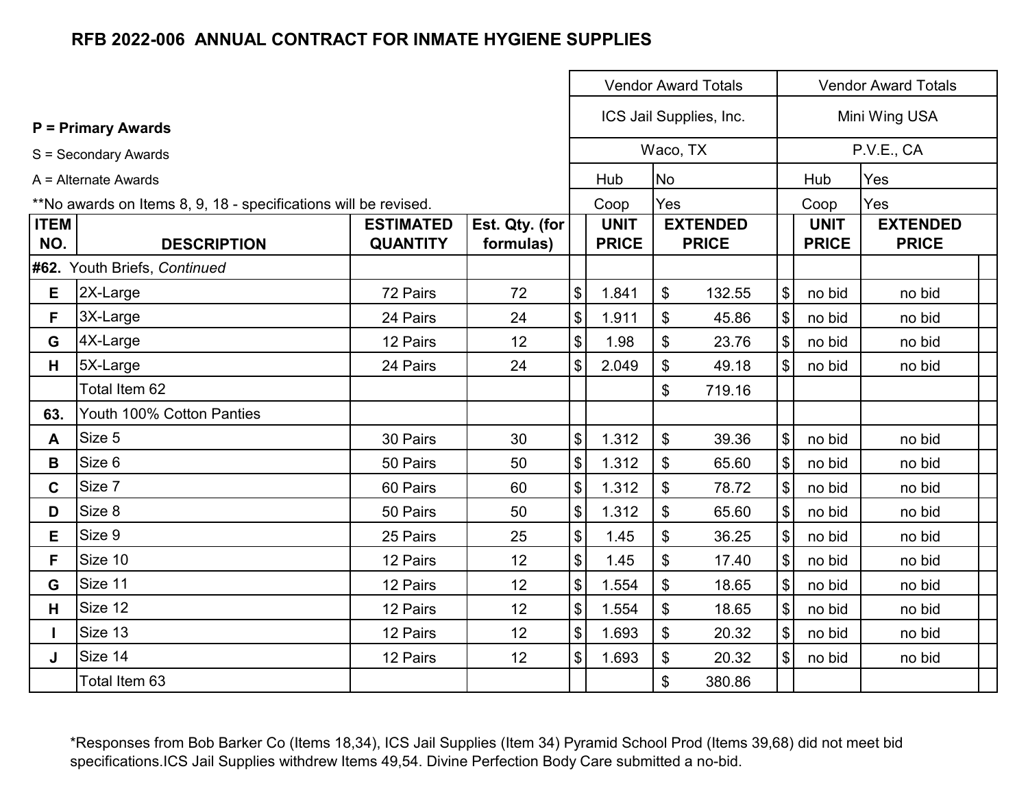## RFB 2022-006 ANNUAL CONTRACT FOR INMATE HYGIENE SUPPLIES

**P = Primary Awards**

S = Secondary Awards

A = Alternate Awards

**No awards on Items 8, 9, 18 - specifications will be revised.

| | | | | Vendor Award Totals | | Vendor Award Totals | |
|---|---|---|---|---|---|---|---|
| | | | | ICS Jail Supplies, Inc. | | Mini Wing USA | |
| | | | | Waco, TX | | P.V.E., CA | |
| | | | | Hub | No | Hub | Yes |
| | | | | Coop | Yes | Coop | Yes |
| **ITEM NO.** | **DESCRIPTION** | **ESTIMATED QUANTITY** | **Est. Qty. (for formulas)** | **UNIT PRICE** | **EXTENDED PRICE** | **UNIT PRICE** | **EXTENDED PRICE** |
| **#62.** | Youth Briefs, *Continued* | | | | | | |
| E | 2X-Large | 72 Pairs | 72 | $ 1.841 | $ 132.55 | $ no bid | no bid |
| F | 3X-Large | 24 Pairs | 24 | $ 1.911 | $ 45.86 | $ no bid | no bid |
| G | 4X-Large | 12 Pairs | 12 | $ 1.98 | $ 23.76 | $ no bid | no bid |
| H | 5X-Large | 24 Pairs | 24 | $ 2.049 | $ 49.18 | $ no bid | no bid |
| | Total Item 62 | | | | $ 719.16 | | |
| **63.** | Youth 100% Cotton Panties | | | | | | |
| A | Size 5 | 30 Pairs | 30 | $ 1.312 | $ 39.36 | $ no bid | no bid |
| B | Size 6 | 50 Pairs | 50 | $ 1.312 | $ 65.60 | $ no bid | no bid |
| C | Size 7 | 60 Pairs | 60 | $ 1.312 | $ 78.72 | $ no bid | no bid |
| D | Size 8 | 50 Pairs | 50 | $ 1.312 | $ 65.60 | $ no bid | no bid |
| E | Size 9 | 25 Pairs | 25 | $ 1.45 | $ 36.25 | $ no bid | no bid |
| F | Size 10 | 12 Pairs | 12 | $ 1.45 | $ 17.40 | $ no bid | no bid |
| G | Size 11 | 12 Pairs | 12 | $ 1.554 | $ 18.65 | $ no bid | no bid |
| H | Size 12 | 12 Pairs | 12 | $ 1.554 | $ 18.65 | $ no bid | no bid |
| I | Size 13 | 12 Pairs | 12 | $ 1.693 | $ 20.32 | $ no bid | no bid |
| J | Size 14 | 12 Pairs | 12 | $ 1.693 | $ 20.32 | $ no bid | no bid |
| | Total Item 63 | | | | $ 380.86 | | |

*Responses from Bob Barker Co (Items 18,34), ICS Jail Supplies (Item 34) Pyramid School Prod (Items 39,68) did not meet bid specifications.ICS Jail Supplies withdrew Items 49,54. Divine Perfection Body Care submitted a no-bid.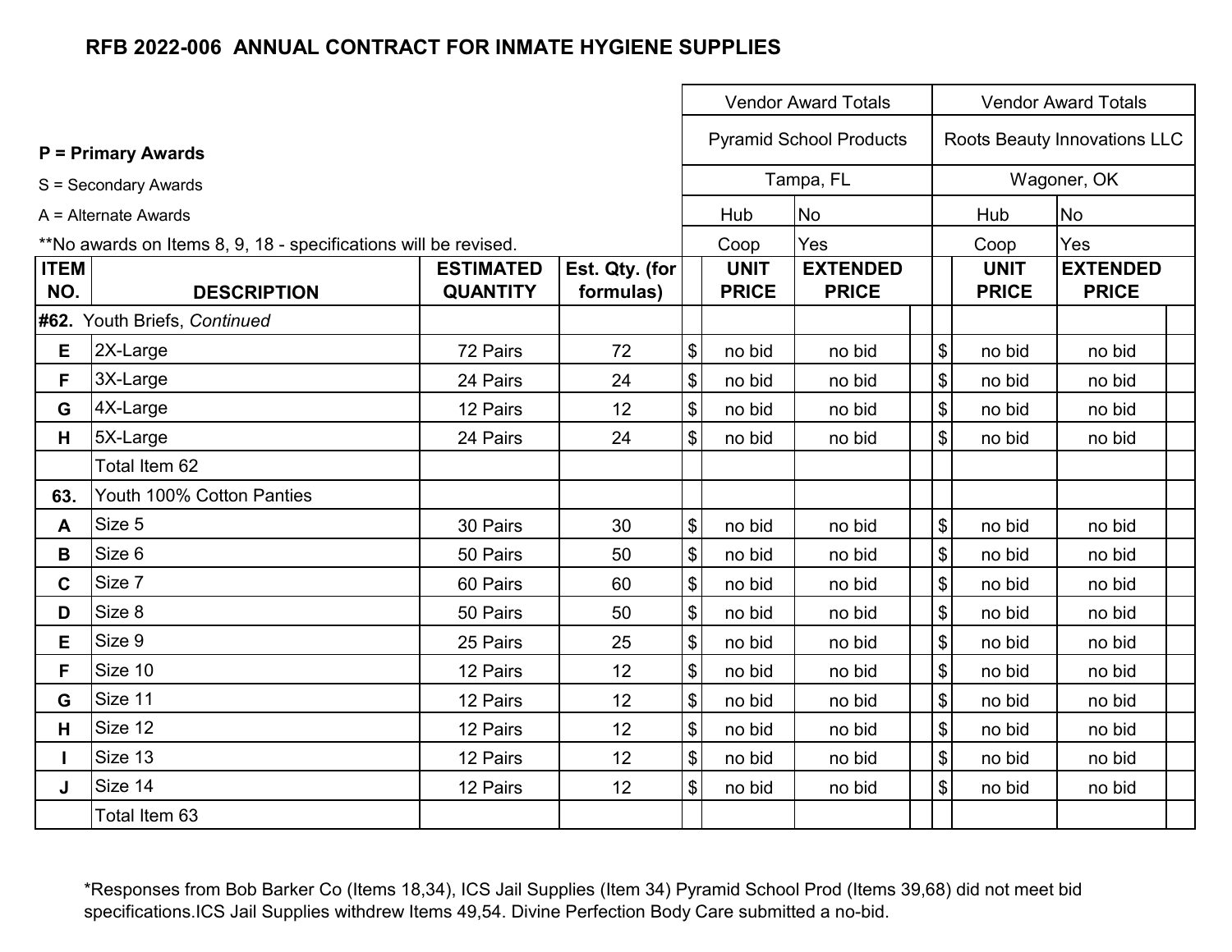## RFB 2022-006 ANNUAL CONTRACT FOR INMATE HYGIENE SUPPLIES

**P = Primary Awards**

S = Secondary Awards

A = Alternate Awards

**No awards on Items 8, 9, 18 - specifications will be revised.

| | | | | Vendor Award Totals | | | | Vendor Award Totals | | | |
|---|---|---|---|---|---|---|---|---|---|---|---|
| | | | | Pyramid School Products | | | | Roots Beauty Innovations LLC | | | |
| | | | | Tampa, FL | | | | Wagoner, OK | | | |
| | | | | Hub | No | | | Hub | No | | |
| | | | | Coop | Yes | | | Coop | Yes | | |
| **ITEM NO.** | **DESCRIPTION** | **ESTIMATED QUANTITY** | **Est. Qty. (for formulas)** | | **UNIT PRICE** | **EXTENDED PRICE** | | | **UNIT PRICE** | **EXTENDED PRICE** | |
| **#62.** | Youth Briefs, *Continued* | | | | | | | | | | |
| **E** | 2X-Large | 72 Pairs | 72 | $ | no bid | no bid | | $ | no bid | no bid | |
| **F** | 3X-Large | 24 Pairs | 24 | $ | no bid | no bid | | $ | no bid | no bid | |
| **G** | 4X-Large | 12 Pairs | 12 | $ | no bid | no bid | | $ | no bid | no bid | |
| **H** | 5X-Large | 24 Pairs | 24 | $ | no bid | no bid | | $ | no bid | no bid | |
| | Total Item 62 | | | | | | | | | | |
| **63.** | Youth 100% Cotton Panties | | | | | | | | | | |
| **A** | Size 5 | 30 Pairs | 30 | $ | no bid | no bid | | $ | no bid | no bid | |
| **B** | Size 6 | 50 Pairs | 50 | $ | no bid | no bid | | $ | no bid | no bid | |
| **C** | Size 7 | 60 Pairs | 60 | $ | no bid | no bid | | $ | no bid | no bid | |
| **D** | Size 8 | 50 Pairs | 50 | $ | no bid | no bid | | $ | no bid | no bid | |
| **E** | Size 9 | 25 Pairs | 25 | $ | no bid | no bid | | $ | no bid | no bid | |
| **F** | Size 10 | 12 Pairs | 12 | $ | no bid | no bid | | $ | no bid | no bid | |
| **G** | Size 11 | 12 Pairs | 12 | $ | no bid | no bid | | $ | no bid | no bid | |
| **H** | Size 12 | 12 Pairs | 12 | $ | no bid | no bid | | $ | no bid | no bid | |
| **I** | Size 13 | 12 Pairs | 12 | $ | no bid | no bid | | $ | no bid | no bid | |
| **J** | Size 14 | 12 Pairs | 12 | $ | no bid | no bid | | $ | no bid | no bid | |
| | Total Item 63 | | | | | | | | | | |

*Responses from Bob Barker Co (Items 18,34), ICS Jail Supplies (Item 34) Pyramid School Prod (Items 39,68) did not meet bid specifications.ICS Jail Supplies withdrew Items 49,54. Divine Perfection Body Care submitted a no-bid.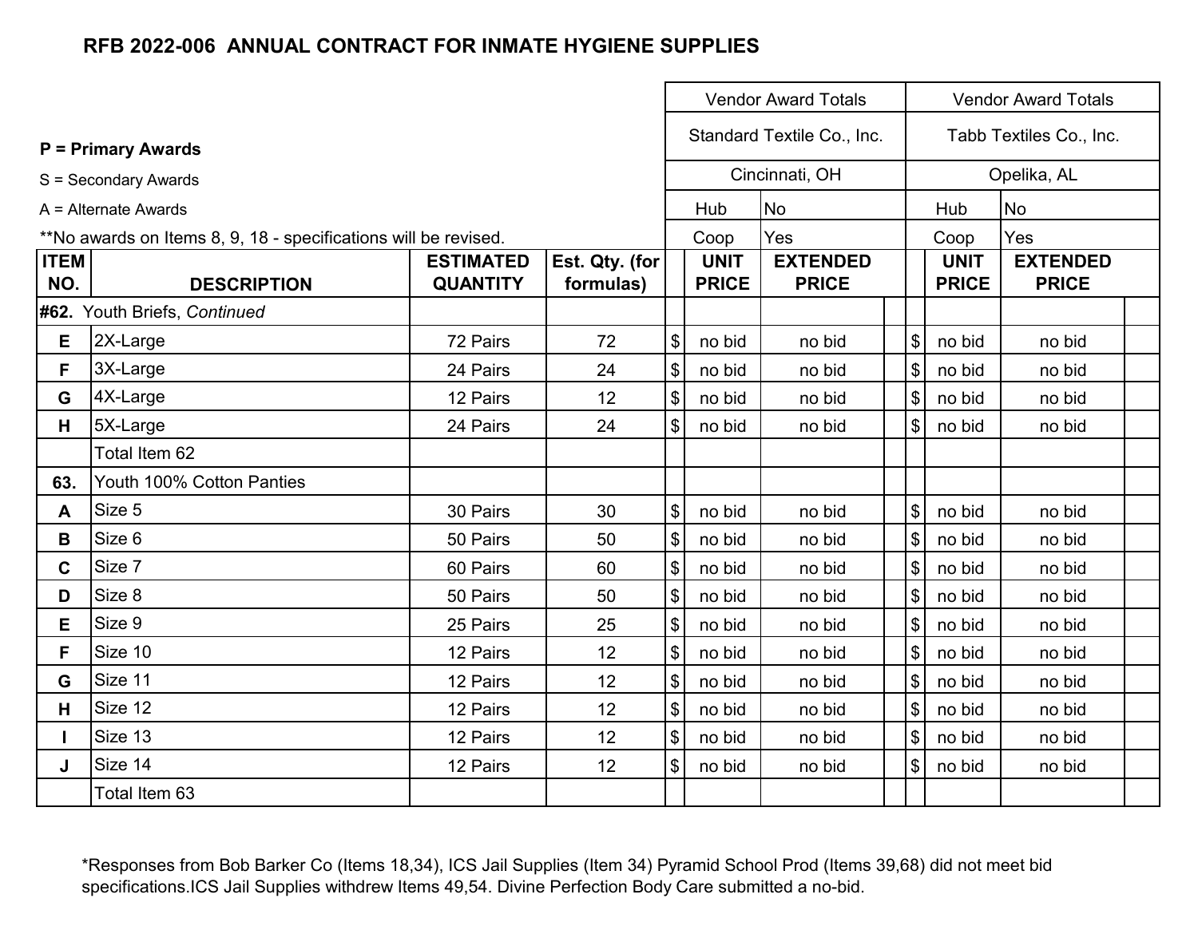**RFB 2022-006 ANNUAL CONTRACT FOR INMATE HYGIENE SUPPLIES**

**P = Primary Awards**

S = Secondary Awards

A = Alternate Awards

**No awards on Items 8, 9, 18 - specifications will be revised.

| | | | | Vendor Award Totals | | | | Vendor Award Totals | | |
|---|---|---|---|---|---|---|---|---|---|---|
| | | | | Standard Textile Co., Inc. | | | | Tabb Textiles Co., Inc. | | |
| | | | | Cincinnati, OH | | | | Opelika, AL | | |
| | | | | Hub | No | | | Hub | No | |
| | | | | Coop | Yes | | | Coop | Yes | |
| **ITEM NO.** | **DESCRIPTION** | **ESTIMATED QUANTITY** | **Est. Qty. (for formulas)** | **UNIT PRICE** | **EXTENDED PRICE** | | | **UNIT PRICE** | **EXTENDED PRICE** | |
| **#62.** | Youth Briefs, *Continued* | | | | | | | | | |
| **E** | 2X-Large | 72 Pairs | 72 | $ no bid | no bid | | | $ no bid | no bid | |
| **F** | 3X-Large | 24 Pairs | 24 | $ no bid | no bid | | | $ no bid | no bid | |
| **G** | 4X-Large | 12 Pairs | 12 | $ no bid | no bid | | | $ no bid | no bid | |
| **H** | 5X-Large | 24 Pairs | 24 | $ no bid | no bid | | | $ no bid | no bid | |
| | Total Item 62 | | | | | | | | | |
| **63.** | Youth 100% Cotton Panties | | | | | | | | | |
| **A** | Size 5 | 30 Pairs | 30 | $ no bid | no bid | | | $ no bid | no bid | |
| **B** | Size 6 | 50 Pairs | 50 | $ no bid | no bid | | | $ no bid | no bid | |
| **C** | Size 7 | 60 Pairs | 60 | $ no bid | no bid | | | $ no bid | no bid | |
| **D** | Size 8 | 50 Pairs | 50 | $ no bid | no bid | | | $ no bid | no bid | |
| **E** | Size 9 | 25 Pairs | 25 | $ no bid | no bid | | | $ no bid | no bid | |
| **F** | Size 10 | 12 Pairs | 12 | $ no bid | no bid | | | $ no bid | no bid | |
| **G** | Size 11 | 12 Pairs | 12 | $ no bid | no bid | | | $ no bid | no bid | |
| **H** | Size 12 | 12 Pairs | 12 | $ no bid | no bid | | | $ no bid | no bid | |
| **I** | Size 13 | 12 Pairs | 12 | $ no bid | no bid | | | $ no bid | no bid | |
| **J** | Size 14 | 12 Pairs | 12 | $ no bid | no bid | | | $ no bid | no bid | |
| | Total Item 63 | | | | | | | | | |

*Responses from Bob Barker Co (Items 18,34), ICS Jail Supplies (Item 34) Pyramid School Prod (Items 39,68) did not meet bid specifications.ICS Jail Supplies withdrew Items 49,54. Divine Perfection Body Care submitted a no-bid.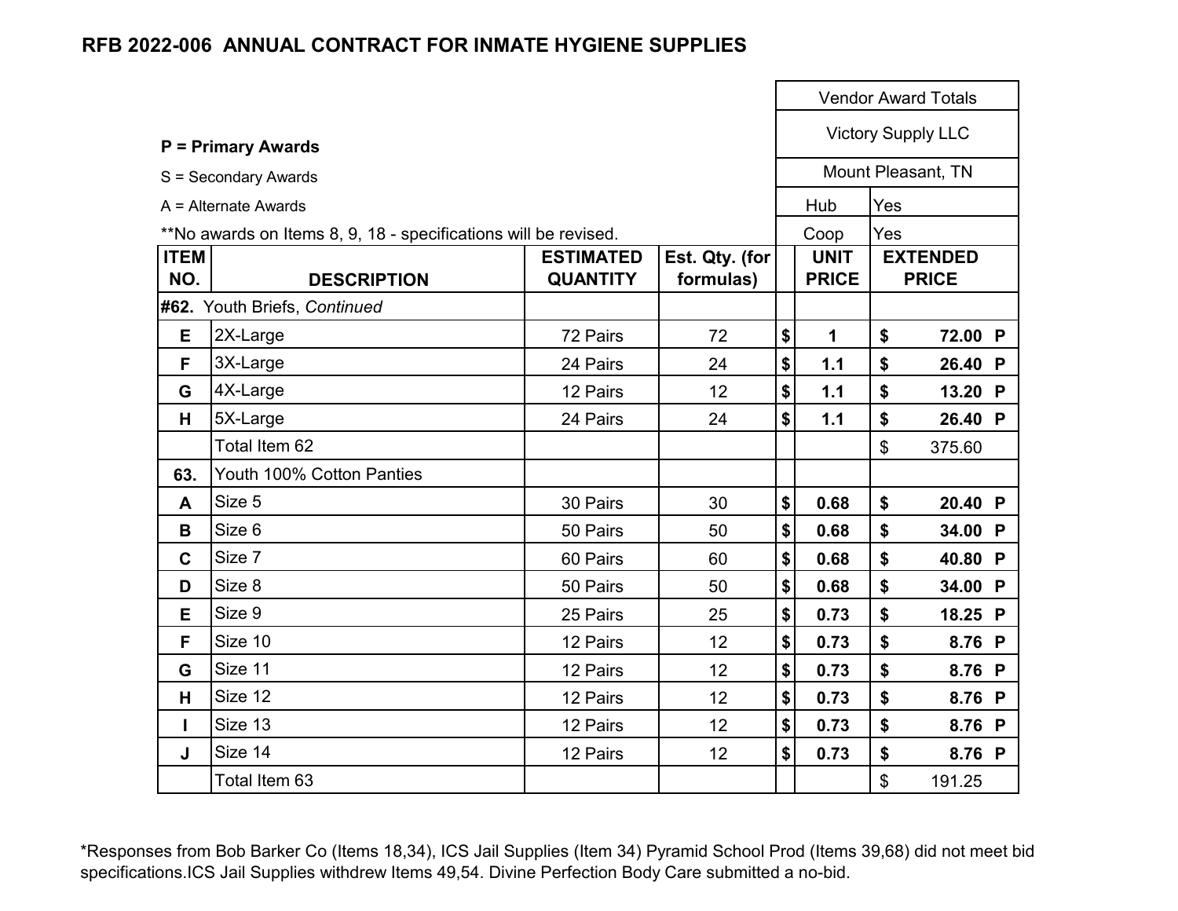## RFB 2022-006 ANNUAL CONTRACT FOR INMATE HYGIENE SUPPLIES

**P = Primary Awards**

S = Secondary Awards

A = Alternate Awards

**No awards on Items 8, 9, 18 - specifications will be revised.

| | | | | Vendor Award Totals | | |
|---|---|---|---|---|---|---|
| | | | | Victory Supply LLC | | |
| | | | | Mount Pleasant, TN | | |
| | | | | Hub | Yes | |
| | | | | Coop | Yes | |
| **ITEM NO.** | **DESCRIPTION** | **ESTIMATED QUANTITY** | **Est. Qty. (for formulas)** | **UNIT PRICE** | **EXTENDED PRICE** | |
| **#62.** | Youth Briefs, *Continued* | | | | | |
| **E** | 2X-Large | 72 Pairs | 72 | **$ 1** | **$ 72.00** | **P** |
| **F** | 3X-Large | 24 Pairs | 24 | **$ 1.1** | **$ 26.40** | **P** |
| **G** | 4X-Large | 12 Pairs | 12 | **$ 1.1** | **$ 13.20** | **P** |
| **H** | 5X-Large | 24 Pairs | 24 | **$ 1.1** | **$ 26.40** | **P** |
| | Total Item 62 | | | | $ 375.60 | |
| **63.** | Youth 100% Cotton Panties | | | | | |
| **A** | Size 5 | 30 Pairs | 30 | **$ 0.68** | **$ 20.40** | **P** |
| **B** | Size 6 | 50 Pairs | 50 | **$ 0.68** | **$ 34.00** | **P** |
| **C** | Size 7 | 60 Pairs | 60 | **$ 0.68** | **$ 40.80** | **P** |
| **D** | Size 8 | 50 Pairs | 50 | **$ 0.68** | **$ 34.00** | **P** |
| **E** | Size 9 | 25 Pairs | 25 | **$ 0.73** | **$ 18.25** | **P** |
| **F** | Size 10 | 12 Pairs | 12 | **$ 0.73** | **$ 8.76** | **P** |
| **G** | Size 11 | 12 Pairs | 12 | **$ 0.73** | **$ 8.76** | **P** |
| **H** | Size 12 | 12 Pairs | 12 | **$ 0.73** | **$ 8.76** | **P** |
| **I** | Size 13 | 12 Pairs | 12 | **$ 0.73** | **$ 8.76** | **P** |
| **J** | Size 14 | 12 Pairs | 12 | **$ 0.73** | **$ 8.76** | **P** |
| | Total Item 63 | | | | $ 191.25 | |

*Responses from Bob Barker Co (Items 18,34), ICS Jail Supplies (Item 34) Pyramid School Prod (Items 39,68) did not meet bid specifications.ICS Jail Supplies withdrew Items 49,54. Divine Perfection Body Care submitted a no-bid.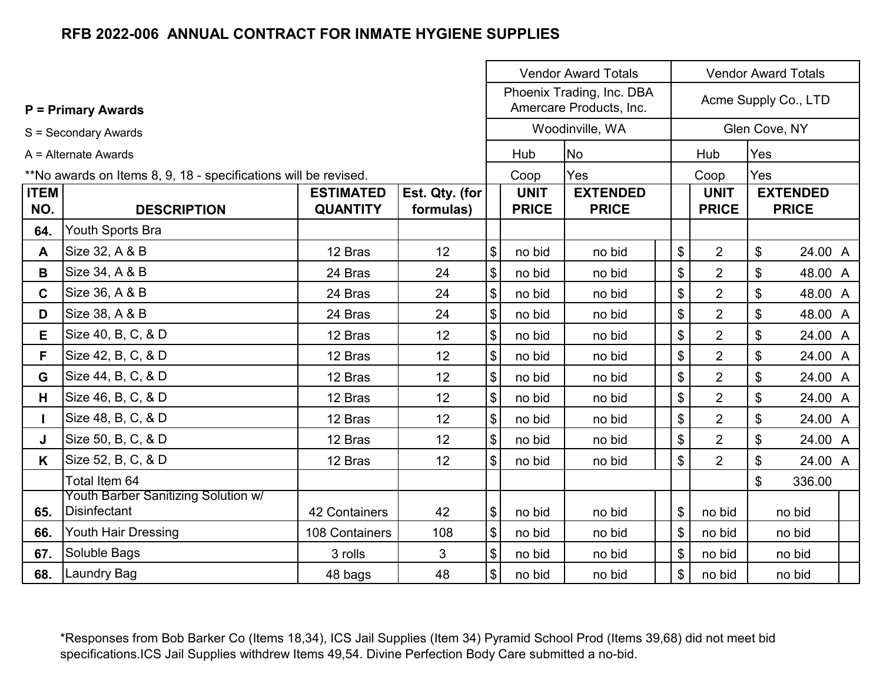# RFB 2022-006 ANNUAL CONTRACT FOR INMATE HYGIENE SUPPLIES

**P = Primary Awards**

S = Secondary Awards

A = Alternate Awards

**No awards on Items 8, 9, 18 - specifications will be revised.

| ITEM NO. | DESCRIPTION | ESTIMATED QUANTITY | Est. Qty. (for formulas) | Vendor Award Totals | | | | Vendor Award Totals | | | |
|---|---|---|---|---|---|---|---|---|---|---|---|
| | | | | Phoenix Trading, Inc. DBA Amercare Products, Inc. | | | | Acme Supply Co., LTD | | | |
| | | | | Woodinville, WA | | | | Glen Cove, NY | | | |
| | | | | Hub | No | | | Hub | Yes | | |
| | | | | Coop | Yes | | | Coop | Yes | | |
| | | | | | UNIT PRICE | EXTENDED PRICE | | | UNIT PRICE | EXTENDED PRICE | |
| 64. | Youth Sports Bra | | | | | | | | | | |
| A | Size 32, A & B | 12 Bras | 12 | $ | no bid | no bid | | $ | 2 | $ 24.00 | A |
| B | Size 34, A & B | 24 Bras | 24 | $ | no bid | no bid | | $ | 2 | $ 48.00 | A |
| C | Size 36, A & B | 24 Bras | 24 | $ | no bid | no bid | | $ | 2 | $ 48.00 | A |
| D | Size 38, A & B | 24 Bras | 24 | $ | no bid | no bid | | $ | 2 | $ 48.00 | A |
| E | Size 40, B, C, & D | 12 Bras | 12 | $ | no bid | no bid | | $ | 2 | $ 24.00 | A |
| F | Size 42, B, C, & D | 12 Bras | 12 | $ | no bid | no bid | | $ | 2 | $ 24.00 | A |
| G | Size 44, B, C, & D | 12 Bras | 12 | $ | no bid | no bid | | $ | 2 | $ 24.00 | A |
| H | Size 46, B, C, & D | 12 Bras | 12 | $ | no bid | no bid | | $ | 2 | $ 24.00 | A |
| I | Size 48, B, C, & D | 12 Bras | 12 | $ | no bid | no bid | | $ | 2 | $ 24.00 | A |
| J | Size 50, B, C, & D | 12 Bras | 12 | $ | no bid | no bid | | $ | 2 | $ 24.00 | A |
| K | Size 52, B, C, & D | 12 Bras | 12 | $ | no bid | no bid | | $ | 2 | $ 24.00 | A |
| | Total Item 64 | | | | | | | | | $ 336.00 | |
| 65. | Youth Barber Sanitizing Solution w/ Disinfectant | 42 Containers | 42 | $ | no bid | no bid | | $ | no bid | no bid | |
| 66. | Youth Hair Dressing | 108 Containers | 108 | $ | no bid | no bid | | $ | no bid | no bid | |
| 67. | Soluble Bags | 3 rolls | 3 | $ | no bid | no bid | | $ | no bid | no bid | |
| 68. | Laundry Bag | 48 bags | 48 | $ | no bid | no bid | | $ | no bid | no bid | |

*Responses from Bob Barker Co (Items 18,34), ICS Jail Supplies (Item 34) Pyramid School Prod (Items 39,68) did not meet bid specifications.ICS Jail Supplies withdrew Items 49,54. Divine Perfection Body Care submitted a no-bid.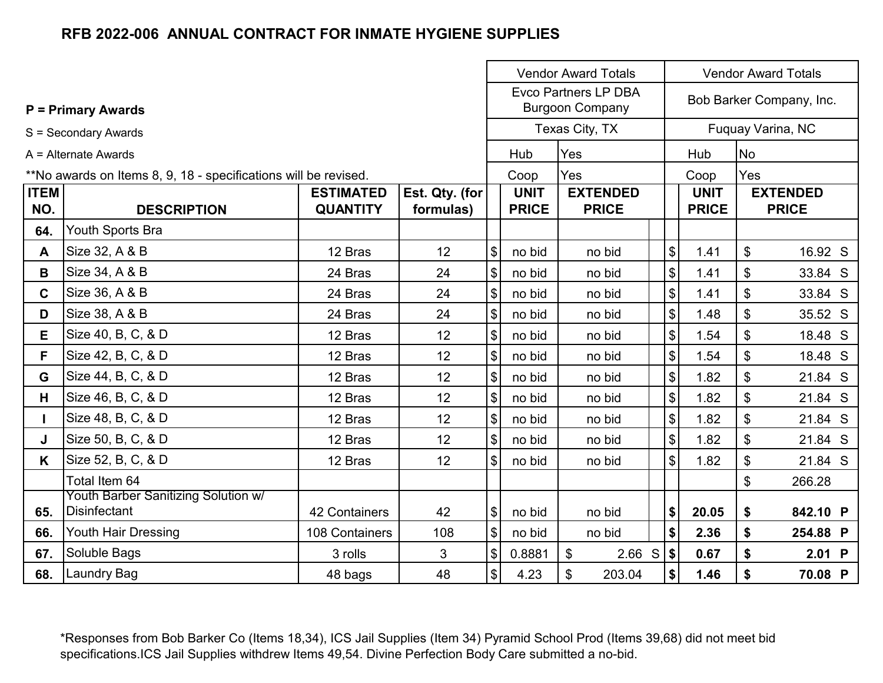# RFB 2022-006 ANNUAL CONTRACT FOR INMATE HYGIENE SUPPLIES

**P = Primary Awards**

S = Secondary Awards

A = Alternate Awards

**No awards on Items 8, 9, 18 - specifications will be revised.

| | | | | Vendor Award Totals | | | Vendor Award Totals | | |
|---|---|---|---|---|---|---|---|---|---|
| | | | | Evco Partners LP DBA Burgoon Company | | | Bob Barker Company, Inc. | | |
| | | | | Texas City, TX | | | Fuquay Varina, NC | | |
| | | | | Hub | Yes | | Hub | No | |
| | | | | Coop | Yes | | Coop | Yes | |
| **ITEM NO.** | **DESCRIPTION** | **ESTIMATED QUANTITY** | **Est. Qty. (for formulas)** | **UNIT PRICE** | **EXTENDED PRICE** | | **UNIT PRICE** | **EXTENDED PRICE** | |
| **64.** | Youth Sports Bra | | | | | | | | |
| **A** | Size 32, A & B | 12 Bras | 12 | $ no bid | no bid | | $ 1.41 | $ 16.92 | S |
| **B** | Size 34, A & B | 24 Bras | 24 | $ no bid | no bid | | $ 1.41 | $ 33.84 | S |
| **C** | Size 36, A & B | 24 Bras | 24 | $ no bid | no bid | | $ 1.41 | $ 33.84 | S |
| **D** | Size 38, A & B | 24 Bras | 24 | $ no bid | no bid | | $ 1.48 | $ 35.52 | S |
| **E** | Size 40, B, C, & D | 12 Bras | 12 | $ no bid | no bid | | $ 1.54 | $ 18.48 | S |
| **F** | Size 42, B, C, & D | 12 Bras | 12 | $ no bid | no bid | | $ 1.54 | $ 18.48 | S |
| **G** | Size 44, B, C, & D | 12 Bras | 12 | $ no bid | no bid | | $ 1.82 | $ 21.84 | S |
| **H** | Size 46, B, C, & D | 12 Bras | 12 | $ no bid | no bid | | $ 1.82 | $ 21.84 | S |
| **I** | Size 48, B, C, & D | 12 Bras | 12 | $ no bid | no bid | | $ 1.82 | $ 21.84 | S |
| **J** | Size 50, B, C, & D | 12 Bras | 12 | $ no bid | no bid | | $ 1.82 | $ 21.84 | S |
| **K** | Size 52, B, C, & D | 12 Bras | 12 | $ no bid | no bid | | $ 1.82 | $ 21.84 | S |
| | Total Item 64 | | | | | | | $ 266.28 | |
| **65.** | Youth Barber Sanitizing Solution w/ Disinfectant | 42 Containers | 42 | $ no bid | no bid | | **$ 20.05** | **$ 842.10** | **P** |
| **66.** | Youth Hair Dressing | 108 Containers | 108 | $ no bid | no bid | | **$ 2.36** | **$ 254.88** | **P** |
| **67.** | Soluble Bags | 3 rolls | 3 | $ 0.8881 | $ 2.66 | S | **$ 0.67** | **$ 2.01** | **P** |
| **68.** | Laundry Bag | 48 bags | 48 | $ 4.23 | $ 203.04 | | **$ 1.46** | **$ 70.08** | **P** |

*Responses from Bob Barker Co (Items 18,34), ICS Jail Supplies (Item 34) Pyramid School Prod (Items 39,68) did not meet bid specifications.ICS Jail Supplies withdrew Items 49,54. Divine Perfection Body Care submitted a no-bid.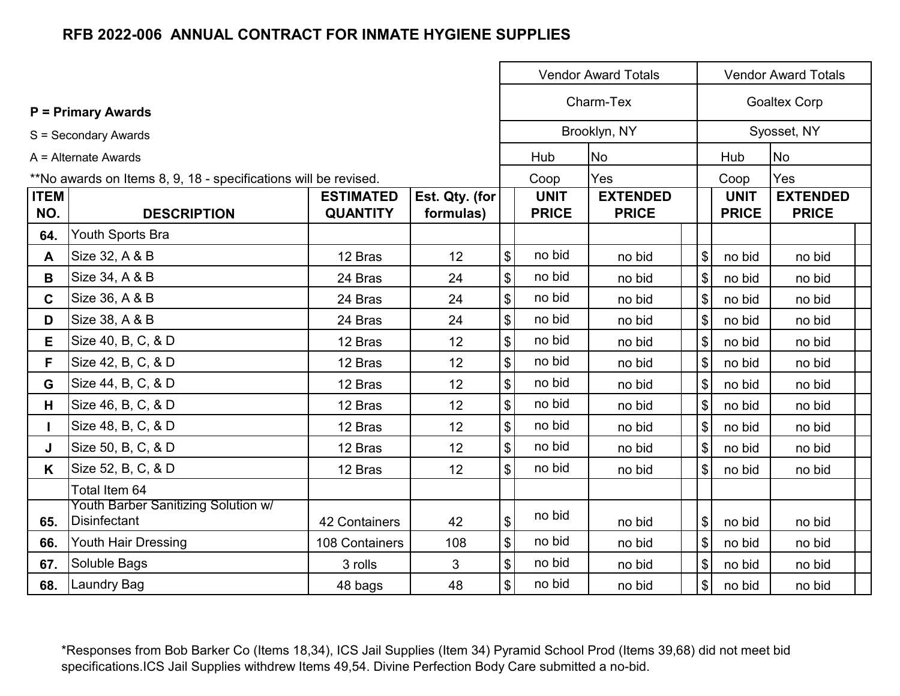# RFB 2022-006 ANNUAL CONTRACT FOR INMATE HYGIENE SUPPLIES

**P = Primary Awards**

S = Secondary Awards

A = Alternate Awards

**No awards on Items 8, 9, 18 - specifications will be revised.

| ITEM NO. | DESCRIPTION | ESTIMATED QUANTITY | Est. Qty. (for formulas) | Vendor Award Totals | | | | Vendor Award Totals | | | |
|---|---|---|---|---|---|---|---|---|---|---|---|
| | | | | Charm-Tex | | | | Goaltex Corp | | | |
| | | | | Brooklyn, NY | | | | Syosset, NY | | | |
| | | | | Hub | No | | | Hub | No | | |
| | | | | Coop | Yes | | | Coop | Yes | | |
| | | | | | UNIT PRICE | EXTENDED PRICE | | | UNIT PRICE | EXTENDED PRICE | |
| **64.** | Youth Sports Bra | | | | | | | | | | |
| **A** | Size 32, A & B | 12 Bras | 12 | $ | no bid | no bid | | $ | no bid | no bid | |
| **B** | Size 34, A & B | 24 Bras | 24 | $ | no bid | no bid | | $ | no bid | no bid | |
| **C** | Size 36, A & B | 24 Bras | 24 | $ | no bid | no bid | | $ | no bid | no bid | |
| **D** | Size 38, A & B | 24 Bras | 24 | $ | no bid | no bid | | $ | no bid | no bid | |
| **E** | Size 40, B, C, & D | 12 Bras | 12 | $ | no bid | no bid | | $ | no bid | no bid | |
| **F** | Size 42, B, C, & D | 12 Bras | 12 | $ | no bid | no bid | | $ | no bid | no bid | |
| **G** | Size 44, B, C, & D | 12 Bras | 12 | $ | no bid | no bid | | $ | no bid | no bid | |
| **H** | Size 46, B, C, & D | 12 Bras | 12 | $ | no bid | no bid | | $ | no bid | no bid | |
| **I** | Size 48, B, C, & D | 12 Bras | 12 | $ | no bid | no bid | | $ | no bid | no bid | |
| **J** | Size 50, B, C, & D | 12 Bras | 12 | $ | no bid | no bid | | $ | no bid | no bid | |
| **K** | Size 52, B, C, & D | 12 Bras | 12 | $ | no bid | no bid | | $ | no bid | no bid | |
| | Total Item 64 | | | | | | | | | | |
| **65.** | Youth Barber Sanitizing Solution w/ Disinfectant | 42 Containers | 42 | $ | no bid | no bid | | $ | no bid | no bid | |
| **66.** | Youth Hair Dressing | 108 Containers | 108 | $ | no bid | no bid | | $ | no bid | no bid | |
| **67.** | Soluble Bags | 3 rolls | 3 | $ | no bid | no bid | | $ | no bid | no bid | |
| **68.** | Laundry Bag | 48 bags | 48 | $ | no bid | no bid | | $ | no bid | no bid | |

*Responses from Bob Barker Co (Items 18,34), ICS Jail Supplies (Item 34) Pyramid School Prod (Items 39,68) did not meet bid specifications.ICS Jail Supplies withdrew Items 49,54. Divine Perfection Body Care submitted a no-bid.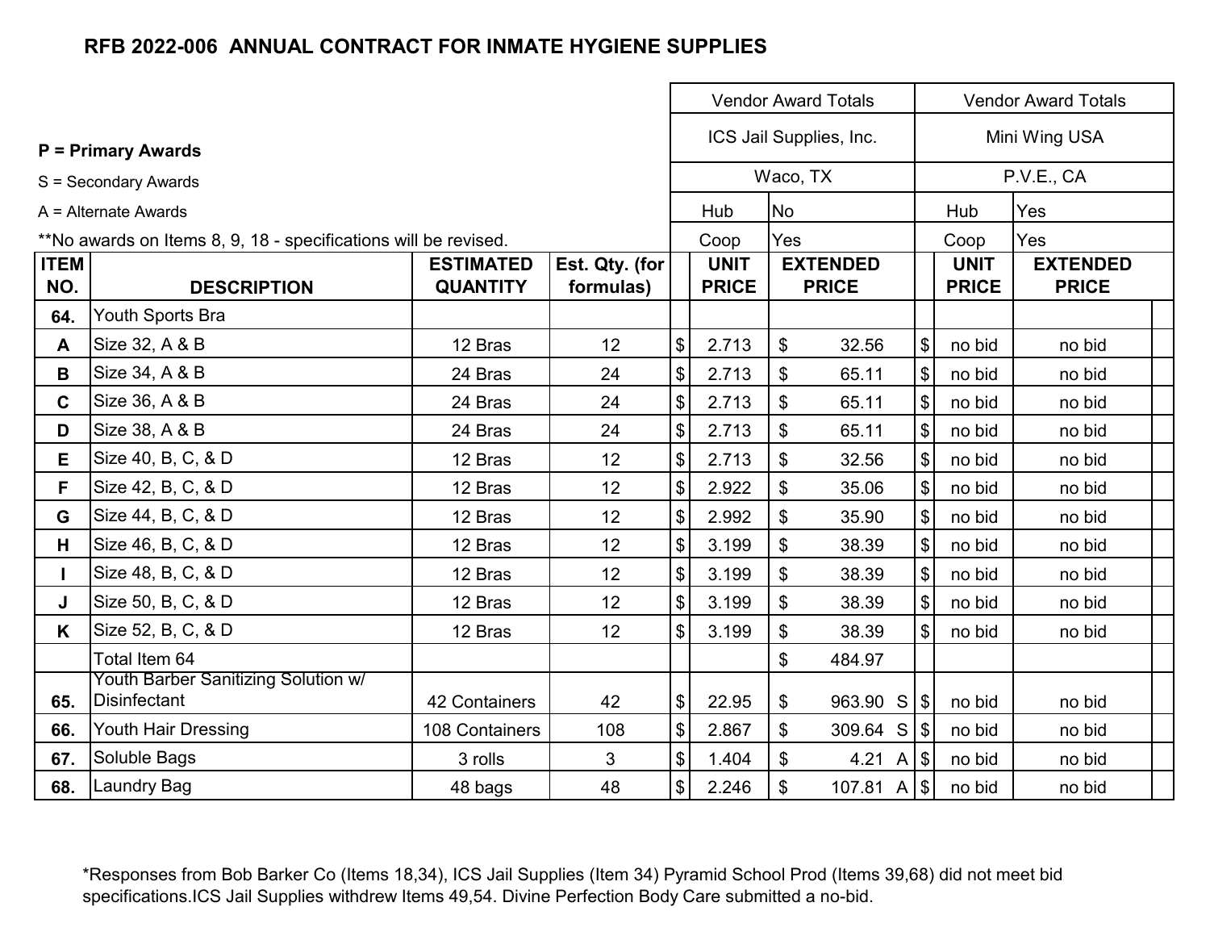## RFB 2022-006 ANNUAL CONTRACT FOR INMATE HYGIENE SUPPLIES

**P = Primary Awards**

S = Secondary Awards

A = Alternate Awards

**No awards on Items 8, 9, 18 - specifications will be revised.

| ITEM NO. | DESCRIPTION | ESTIMATED QUANTITY | Est. Qty. (for formulas) | Vendor Award Totals | | | Vendor Award Totals | |
|---|---|---|---|---|---|---|---|---|
| | | | | ICS Jail Supplies, Inc. | | | Mini Wing USA | |
| | | | | Waco, TX | | | P.V.E., CA | |
| | | | | Hub | No | | Hub | Yes |
| | | | | Coop | Yes | | Coop | Yes |
| | | | | UNIT PRICE | EXTENDED PRICE | | UNIT PRICE | EXTENDED PRICE |
| 64. | Youth Sports Bra | | | | | | | |
| A | Size 32, A & B | 12 Bras | 12 | $ 2.713 | $ 32.56 | | $ no bid | no bid |
| B | Size 34, A & B | 24 Bras | 24 | $ 2.713 | $ 65.11 | | $ no bid | no bid |
| C | Size 36, A & B | 24 Bras | 24 | $ 2.713 | $ 65.11 | | $ no bid | no bid |
| D | Size 38, A & B | 24 Bras | 24 | $ 2.713 | $ 65.11 | | $ no bid | no bid |
| E | Size 40, B, C, & D | 12 Bras | 12 | $ 2.713 | $ 32.56 | | $ no bid | no bid |
| F | Size 42, B, C, & D | 12 Bras | 12 | $ 2.922 | $ 35.06 | | $ no bid | no bid |
| G | Size 44, B, C, & D | 12 Bras | 12 | $ 2.992 | $ 35.90 | | $ no bid | no bid |
| H | Size 46, B, C, & D | 12 Bras | 12 | $ 3.199 | $ 38.39 | | $ no bid | no bid |
| I | Size 48, B, C, & D | 12 Bras | 12 | $ 3.199 | $ 38.39 | | $ no bid | no bid |
| J | Size 50, B, C, & D | 12 Bras | 12 | $ 3.199 | $ 38.39 | | $ no bid | no bid |
| K | Size 52, B, C, & D | 12 Bras | 12 | $ 3.199 | $ 38.39 | | $ no bid | no bid |
| | Total Item 64 | | | | $ 484.97 | | | |
| 65. | Youth Barber Sanitizing Solution w/ Disinfectant | 42 Containers | 42 | $ 22.95 | $ 963.90 | S | $ no bid | no bid |
| 66. | Youth Hair Dressing | 108 Containers | 108 | $ 2.867 | $ 309.64 | S | $ no bid | no bid |
| 67. | Soluble Bags | 3 rolls | 3 | $ 1.404 | $ 4.21 | A | $ no bid | no bid |
| 68. | Laundry Bag | 48 bags | 48 | $ 2.246 | $ 107.81 | A | $ no bid | no bid |

*Responses from Bob Barker Co (Items 18,34), ICS Jail Supplies (Item 34) Pyramid School Prod (Items 39,68) did not meet bid specifications.ICS Jail Supplies withdrew Items 49,54. Divine Perfection Body Care submitted a no-bid.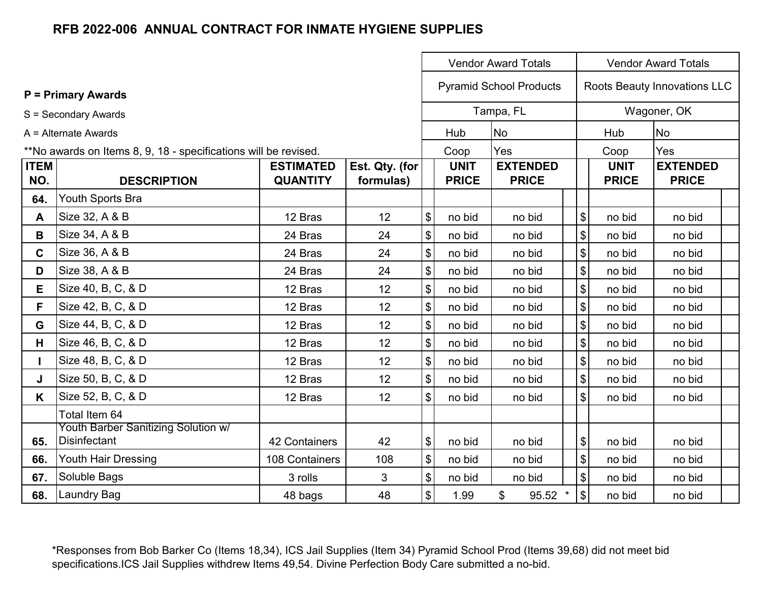# RFB 2022-006 ANNUAL CONTRACT FOR INMATE HYGIENE SUPPLIES

**P = Primary Awards**

S = Secondary Awards

A = Alternate Awards

**No awards on Items 8, 9, 18 - specifications will be revised.

| | | | | Vendor Award Totals | | | | Vendor Award Totals | | |
|---|---|---|---|---|---|---|---|---|---|---|
| | | | | Pyramid School Products | | | | Roots Beauty Innovations LLC | | |
| | | | | Tampa, FL | | | | Wagoner, OK | | |
| | | | | Hub | No | | | Hub | No | |
| | | | | Coop | Yes | | | Coop | Yes | |
| **ITEM NO.** | **DESCRIPTION** | **ESTIMATED QUANTITY** | **Est. Qty. (for formulas)** | | **UNIT PRICE** | **EXTENDED PRICE** | | **UNIT PRICE** | **EXTENDED PRICE** | |
| **64.** | Youth Sports Bra | | | | | | | | | |
| **A** | Size 32, A & B | 12 Bras | 12 | $ | no bid | no bid | $ | no bid | no bid | |
| **B** | Size 34, A & B | 24 Bras | 24 | $ | no bid | no bid | $ | no bid | no bid | |
| **C** | Size 36, A & B | 24 Bras | 24 | $ | no bid | no bid | $ | no bid | no bid | |
| **D** | Size 38, A & B | 24 Bras | 24 | $ | no bid | no bid | $ | no bid | no bid | |
| **E** | Size 40, B, C, & D | 12 Bras | 12 | $ | no bid | no bid | $ | no bid | no bid | |
| **F** | Size 42, B, C, & D | 12 Bras | 12 | $ | no bid | no bid | $ | no bid | no bid | |
| **G** | Size 44, B, C, & D | 12 Bras | 12 | $ | no bid | no bid | $ | no bid | no bid | |
| **H** | Size 46, B, C, & D | 12 Bras | 12 | $ | no bid | no bid | $ | no bid | no bid | |
| **I** | Size 48, B, C, & D | 12 Bras | 12 | $ | no bid | no bid | $ | no bid | no bid | |
| **J** | Size 50, B, C, & D | 12 Bras | 12 | $ | no bid | no bid | $ | no bid | no bid | |
| **K** | Size 52, B, C, & D | 12 Bras | 12 | $ | no bid | no bid | $ | no bid | no bid | |
| | Total Item 64 | | | | | | | | | |
| **65.** | Youth Barber Sanitizing Solution w/ Disinfectant | 42 Containers | 42 | $ | no bid | no bid | $ | no bid | no bid | |
| **66.** | Youth Hair Dressing | 108 Containers | 108 | $ | no bid | no bid | $ | no bid | no bid | |
| **67.** | Soluble Bags | 3 rolls | 3 | $ | no bid | no bid | $ | no bid | no bid | |
| **68.** | Laundry Bag | 48 bags | 48 | $ | 1.99 | $ 95.52 * | $ | no bid | no bid | |

*Responses from Bob Barker Co (Items 18,34), ICS Jail Supplies (Item 34) Pyramid School Prod (Items 39,68) did not meet bid specifications.ICS Jail Supplies withdrew Items 49,54. Divine Perfection Body Care submitted a no-bid.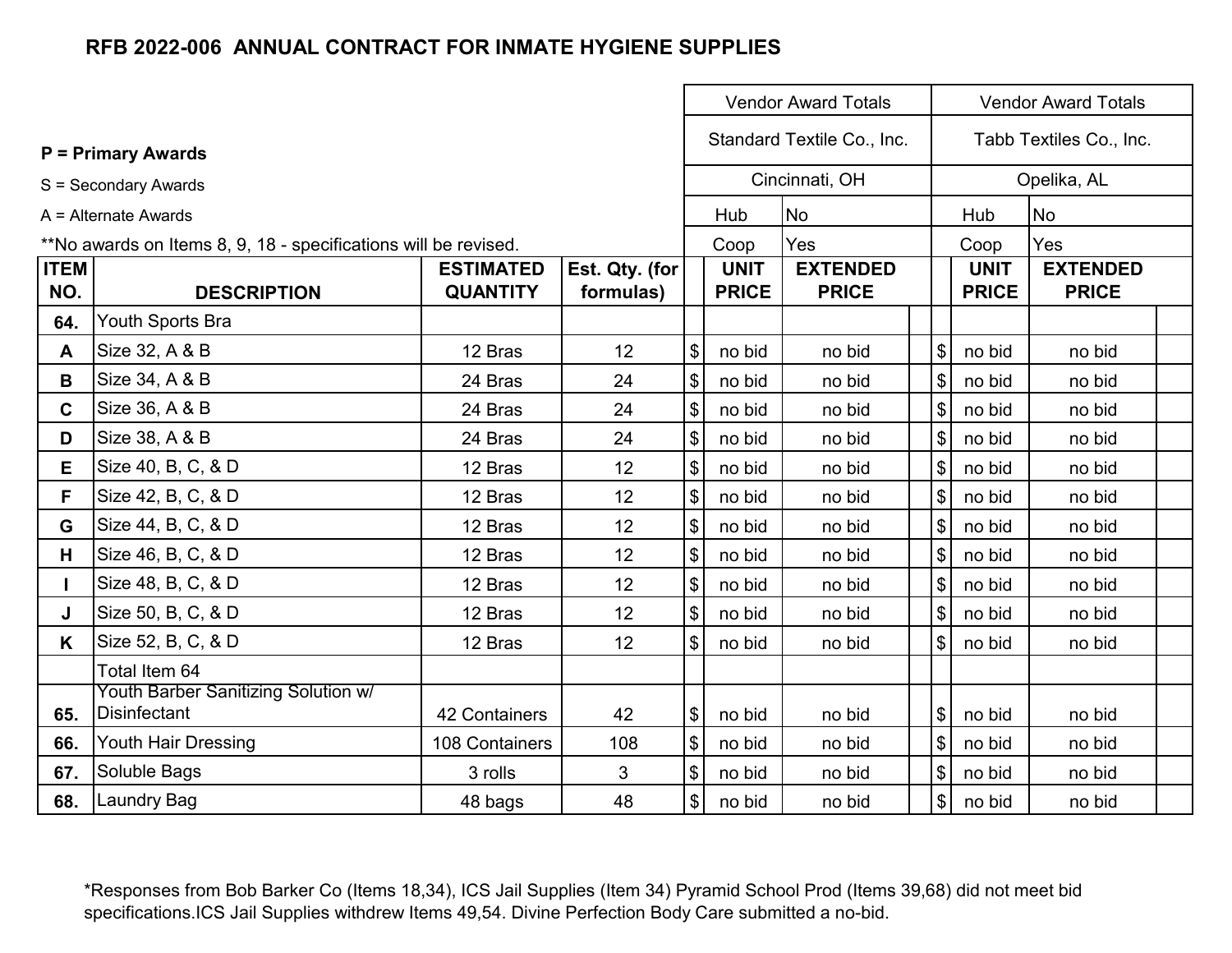**RFB 2022-006 ANNUAL CONTRACT FOR INMATE HYGIENE SUPPLIES**

**P = Primary Awards**

S = Secondary Awards

A = Alternate Awards

**No awards on Items 8, 9, 18 - specifications will be revised.

| | | | | Vendor Award Totals | | Vendor Award Totals | |
|---|---|---|---|---|---|---|---|
| | | | | Standard Textile Co., Inc. | | Tabb Textiles Co., Inc. | |
| | | | | Cincinnati, OH | | Opelika, AL | |
| | | | | Hub | No | Hub | No |
| | | | | Coop | Yes | Coop | Yes |
| **ITEM NO.** | **DESCRIPTION** | **ESTIMATED QUANTITY** | **Est. Qty. (for formulas)** | **UNIT PRICE** | **EXTENDED PRICE** | **UNIT PRICE** | **EXTENDED PRICE** |
| **64.** | Youth Sports Bra | | | | | | |
| **A** | Size 32, A & B | 12 Bras | 12 | $ no bid | no bid | $ no bid | no bid |
| **B** | Size 34, A & B | 24 Bras | 24 | $ no bid | no bid | $ no bid | no bid |
| **C** | Size 36, A & B | 24 Bras | 24 | $ no bid | no bid | $ no bid | no bid |
| **D** | Size 38, A & B | 24 Bras | 24 | $ no bid | no bid | $ no bid | no bid |
| **E** | Size 40, B, C, & D | 12 Bras | 12 | $ no bid | no bid | $ no bid | no bid |
| **F** | Size 42, B, C, & D | 12 Bras | 12 | $ no bid | no bid | $ no bid | no bid |
| **G** | Size 44, B, C, & D | 12 Bras | 12 | $ no bid | no bid | $ no bid | no bid |
| **H** | Size 46, B, C, & D | 12 Bras | 12 | $ no bid | no bid | $ no bid | no bid |
| **I** | Size 48, B, C, & D | 12 Bras | 12 | $ no bid | no bid | $ no bid | no bid |
| **J** | Size 50, B, C, & D | 12 Bras | 12 | $ no bid | no bid | $ no bid | no bid |
| **K** | Size 52, B, C, & D | 12 Bras | 12 | $ no bid | no bid | $ no bid | no bid |
| | Total Item 64 | | | | | | |
| **65.** | Youth Barber Sanitizing Solution w/ Disinfectant | 42 Containers | 42 | $ no bid | no bid | $ no bid | no bid |
| **66.** | Youth Hair Dressing | 108 Containers | 108 | $ no bid | no bid | $ no bid | no bid |
| **67.** | Soluble Bags | 3 rolls | 3 | $ no bid | no bid | $ no bid | no bid |
| **68.** | Laundry Bag | 48 bags | 48 | $ no bid | no bid | $ no bid | no bid |

*Responses from Bob Barker Co (Items 18,34), ICS Jail Supplies (Item 34) Pyramid School Prod (Items 39,68) did not meet bid specifications.ICS Jail Supplies withdrew Items 49,54. Divine Perfection Body Care submitted a no-bid.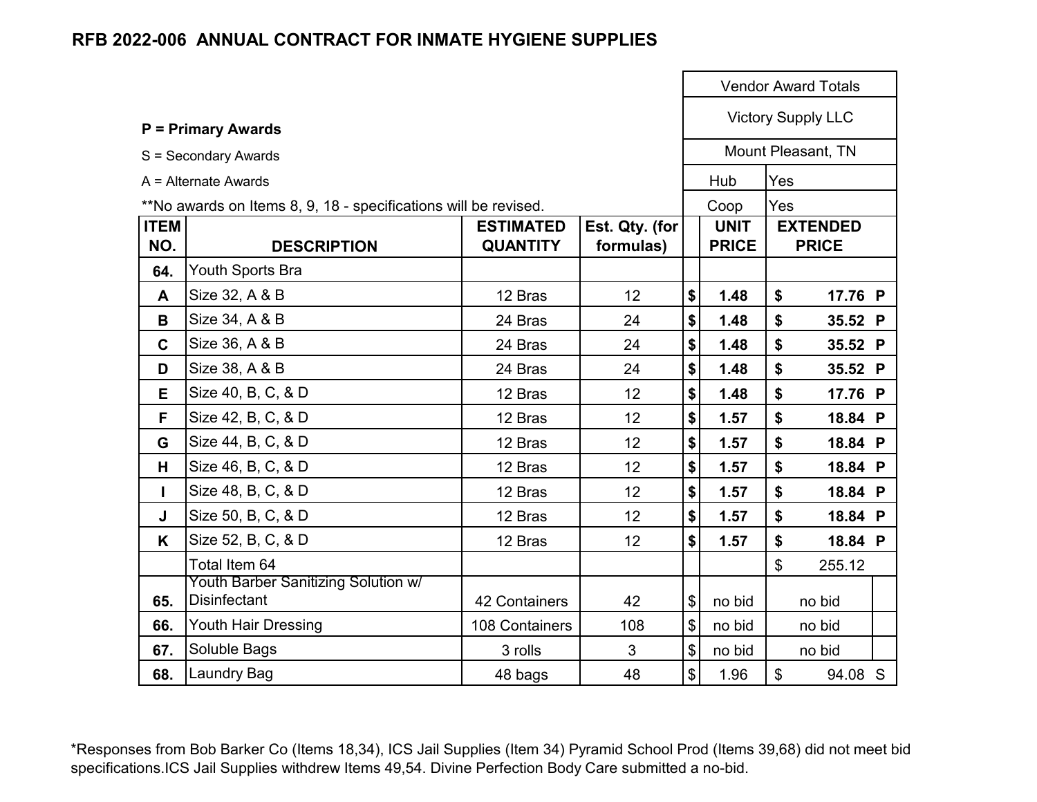# RFB 2022-006 ANNUAL CONTRACT FOR INMATE HYGIENE SUPPLIES

**P = Primary Awards**

S = Secondary Awards

A = Alternate Awards

**No awards on Items 8, 9, 18 - specifications will be revised.

| | | | | Vendor Award Totals | |
|---|---|---|---|---|---|
| | | | | Victory Supply LLC | |
| | | | | Mount Pleasant, TN | |
| | | | | Hub | Yes |
| | | | | Coop | Yes |
| **ITEM NO.** | **DESCRIPTION** | **ESTIMATED QUANTITY** | **Est. Qty. (for formulas)** | **UNIT PRICE** | **EXTENDED PRICE** |
| **64.** | Youth Sports Bra | | | | |
| **A** | Size 32, A & B | 12 Bras | 12 | **$ 1.48** | **$ 17.76 P** |
| **B** | Size 34, A & B | 24 Bras | 24 | **$ 1.48** | **$ 35.52 P** |
| **C** | Size 36, A & B | 24 Bras | 24 | **$ 1.48** | **$ 35.52 P** |
| **D** | Size 38, A & B | 24 Bras | 24 | **$ 1.48** | **$ 35.52 P** |
| **E** | Size 40, B, C, & D | 12 Bras | 12 | **$ 1.48** | **$ 17.76 P** |
| **F** | Size 42, B, C, & D | 12 Bras | 12 | **$ 1.57** | **$ 18.84 P** |
| **G** | Size 44, B, C, & D | 12 Bras | 12 | **$ 1.57** | **$ 18.84 P** |
| **H** | Size 46, B, C, & D | 12 Bras | 12 | **$ 1.57** | **$ 18.84 P** |
| **I** | Size 48, B, C, & D | 12 Bras | 12 | **$ 1.57** | **$ 18.84 P** |
| **J** | Size 50, B, C, & D | 12 Bras | 12 | **$ 1.57** | **$ 18.84 P** |
| **K** | Size 52, B, C, & D | 12 Bras | 12 | **$ 1.57** | **$ 18.84 P** |
| | Total Item 64 | | | | $ 255.12 |
| **65.** | Youth Barber Sanitizing Solution w/ Disinfectant | 42 Containers | 42 | $ no bid | no bid |
| **66.** | Youth Hair Dressing | 108 Containers | 108 | $ no bid | no bid |
| **67.** | Soluble Bags | 3 rolls | 3 | $ no bid | no bid |
| **68.** | Laundry Bag | 48 bags | 48 | $ 1.96 | $ 94.08 S |

*Responses from Bob Barker Co (Items 18,34), ICS Jail Supplies (Item 34) Pyramid School Prod (Items 39,68) did not meet bid specifications.ICS Jail Supplies withdrew Items 49,54. Divine Perfection Body Care submitted a no-bid.